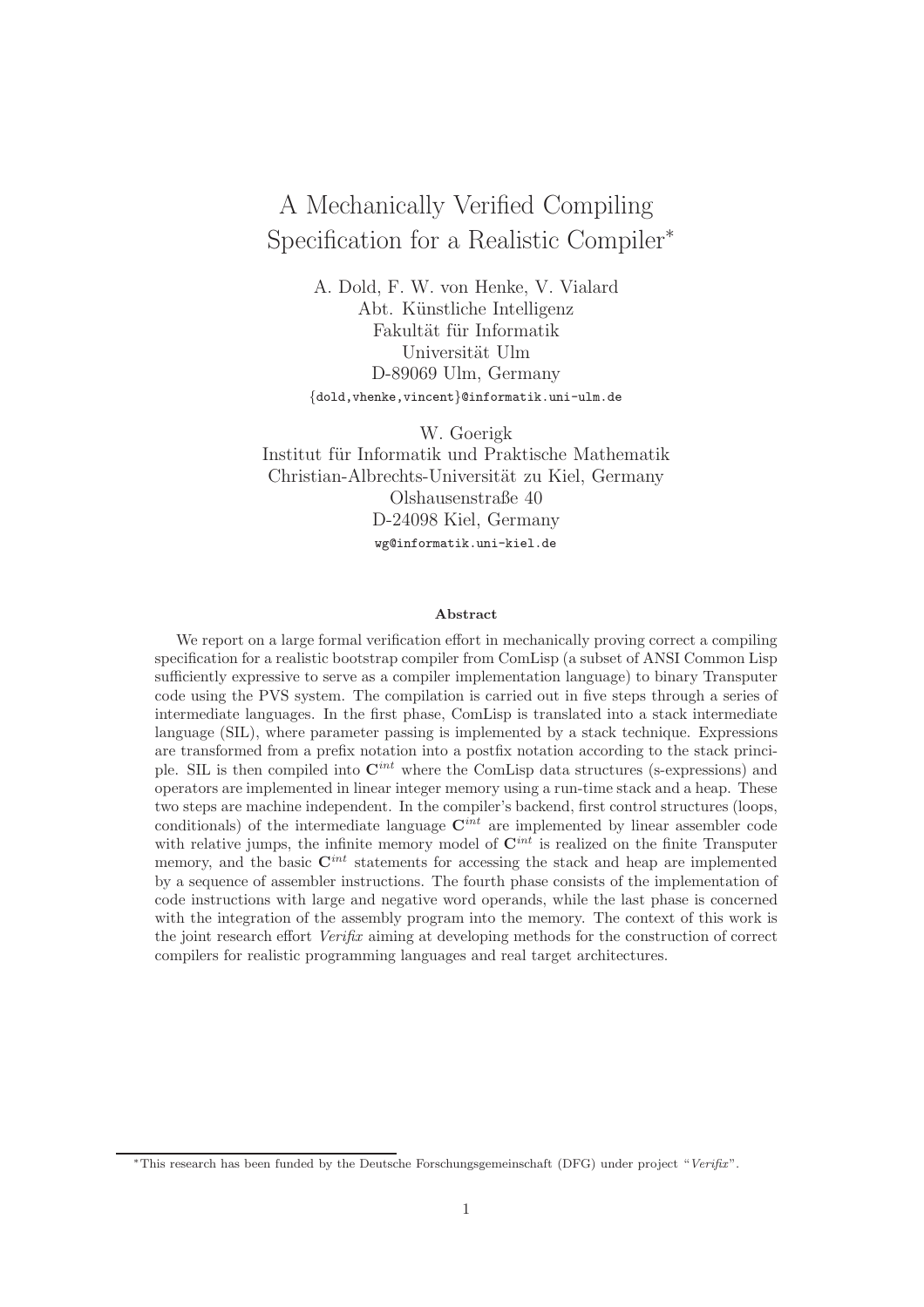# A Mechanically Verified Compiling Specification for a Realistic Compiler*

A. Dold, F. W. von Henke, V. Vialard
Abt. Künstliche Intelligenz
Fakultät für Informatik
Universität Ulm
D-89069 Ulm, Germany
{dold,vhenke,vincent}@informatik.uni-ulm.de

W. Goerigk
Institut für Informatik und Praktische Mathematik
Christian-Albrechts-Universität zu Kiel, Germany
Olshausenstraße 40
D-24098 Kiel, Germany
wg@informatik.uni-kiel.de

**Abstract**

We report on a large formal verification effort in mechanically proving correct a compiling specification for a realistic bootstrap compiler from ComLisp (a subset of ANSI Common Lisp sufficiently expressive to serve as a compiler implementation language) to binary Transputer code using the PVS system. The compilation is carried out in five steps through a series of intermediate languages. In the first phase, ComLisp is translated into a stack intermediate language (SIL), where parameter passing is implemented by a stack technique. Expressions are transformed from a prefix notation into a postfix notation according to the stack principle. SIL is then compiled into $\mathbf{C}^{int}$ where the ComLisp data structures (s-expressions) and operators are implemented in linear integer memory using a run-time stack and a heap. These two steps are machine independent. In the compiler's backend, first control structures (loops, conditionals) of the intermediate language $\mathbf{C}^{int}$ are implemented by linear assembler code with relative jumps, the infinite memory model of $\mathbf{C}^{int}$ is realized on the finite Transputer memory, and the basic $\mathbf{C}^{int}$ statements for accessing the stack and heap are implemented by a sequence of assembler instructions. The fourth phase consists of the implementation of code instructions with large and negative word operands, while the last phase is concerned with the integration of the assembly program into the memory. The context of this work is the joint research effort *Verifix* aiming at developing methods for the construction of correct compilers for realistic programming languages and real target architectures.

---

*This research has been funded by the Deutsche Forschungsgemeinschaft (DFG) under project "*Verifix*".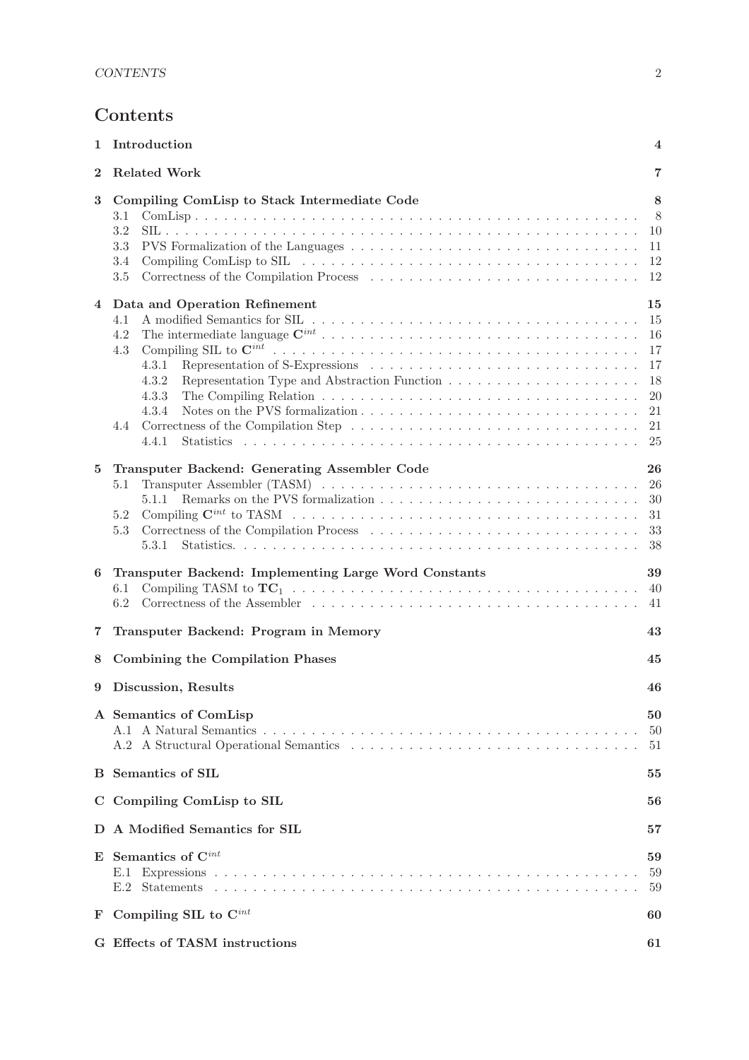# Contents

1 Introduction 4

2 Related Work 7

3 Compiling ComLisp to Stack Intermediate Code 8
- 3.1 ComLisp 8
- 3.2 SIL 10
- 3.3 PVS Formalization of the Languages 11
- 3.4 Compiling ComLisp to SIL 12
- 3.5 Correctness of the Compilation Process 12

4 Data and Operation Refinement 15
- 4.1 A modified Semantics for SIL 15
- 4.2 The intermediate language $\mathbf{C}^{int}$ 16
- 4.3 Compiling SIL to $\mathbf{C}^{int}$ 17
  - 4.3.1 Representation of S-Expressions 17
  - 4.3.2 Representation Type and Abstraction Function 18
  - 4.3.3 The Compiling Relation 20
  - 4.3.4 Notes on the PVS formalization 21
- 4.4 Correctness of the Compilation Step 21
  - 4.4.1 Statistics 25

5 Transputer Backend: Generating Assembler Code 26
- 5.1 Transputer Assembler (TASM) 26
  - 5.1.1 Remarks on the PVS formalization 30
- 5.2 Compiling $\mathbf{C}^{int}$ to TASM 31
- 5.3 Correctness of the Compilation Process 33
  - 5.3.1 Statistics. 38

6 Transputer Backend: Implementing Large Word Constants 39
- 6.1 Compiling TASM to $\mathbf{TC}_1$ 40
- 6.2 Correctness of the Assembler 41

7 Transputer Backend: Program in Memory 43

8 Combining the Compilation Phases 45

9 Discussion, Results 46

A Semantics of ComLisp 50
- A.1 A Natural Semantics 50
- A.2 A Structural Operational Semantics 51

B Semantics of SIL 55

C Compiling ComLisp to SIL 56

D A Modified Semantics for SIL 57

E Semantics of $\mathbf{C}^{int}$ 59
- E.1 Expressions 59
- E.2 Statements 59

F Compiling SIL to $\mathbf{C}^{int}$ 60

G Effects of TASM instructions 61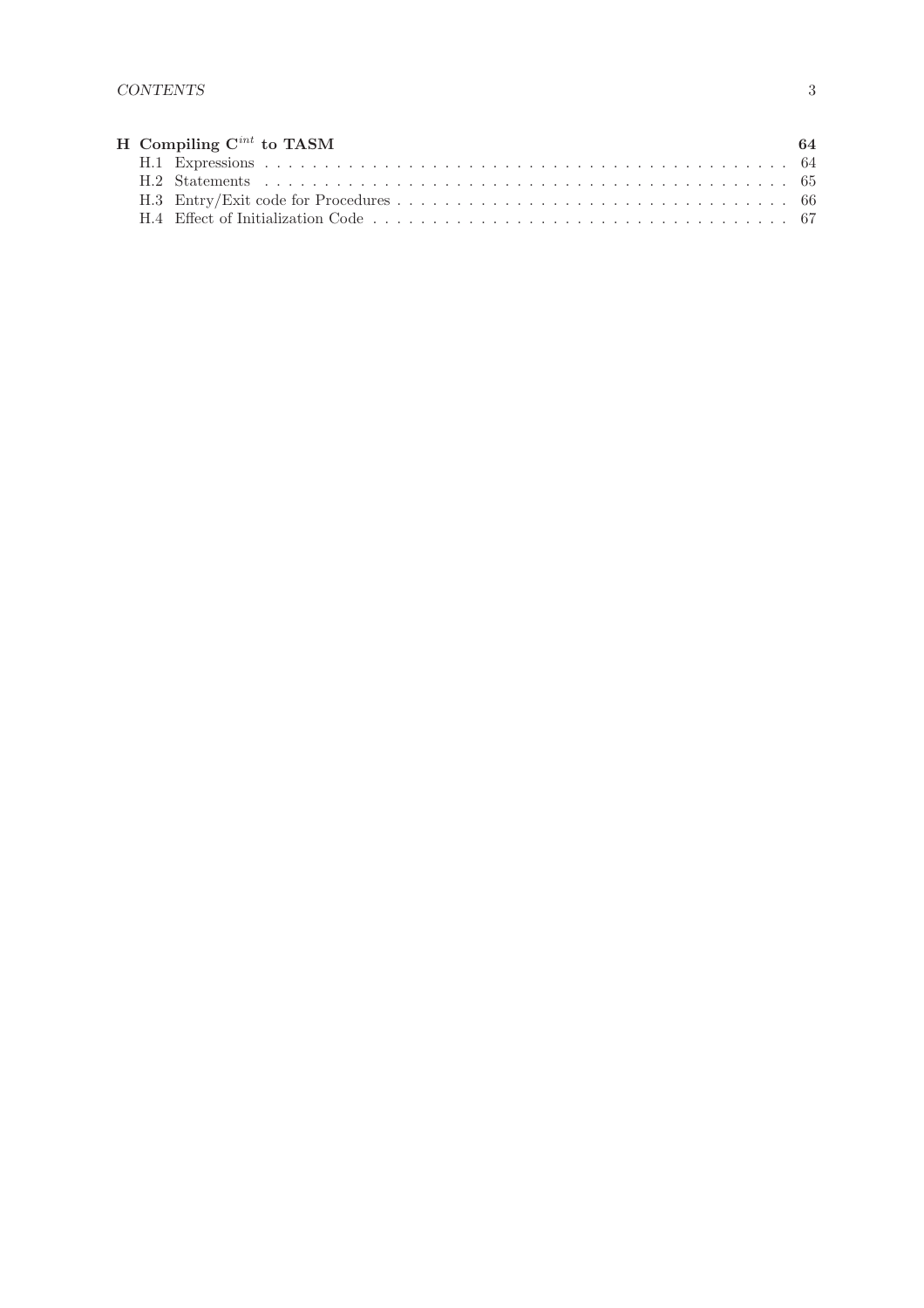**H Compiling $C^{int}$ to TASM** 64

- H.1 Expressions 64
- H.2 Statements 65
- H.3 Entry/Exit code for Procedures 66
- H.4 Effect of Initialization Code 67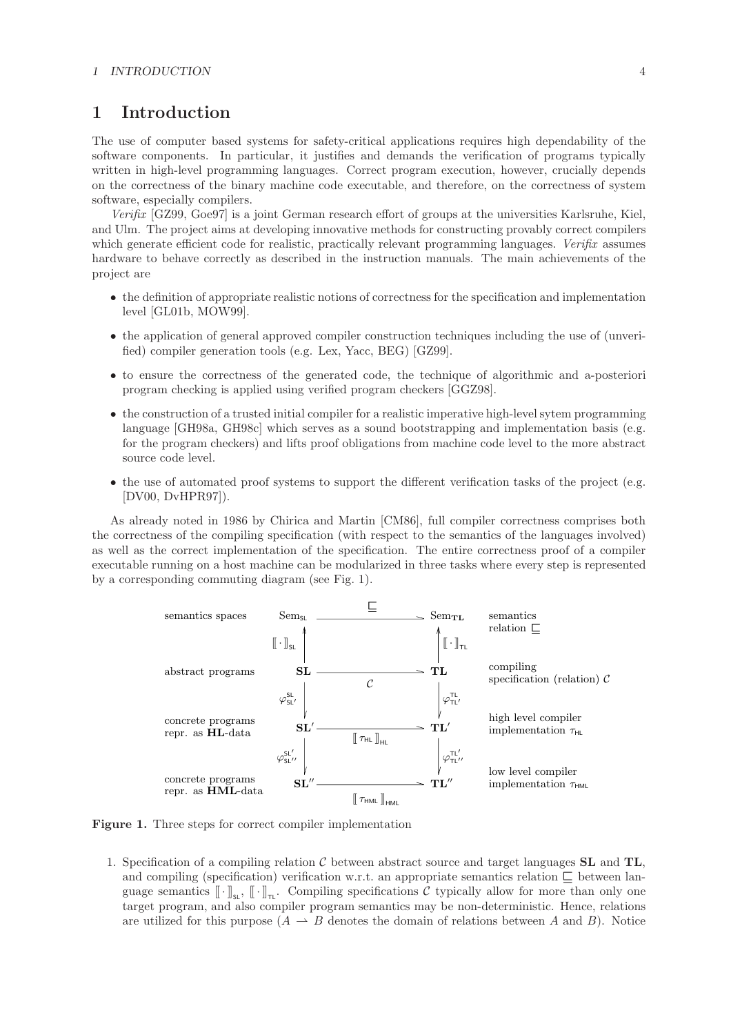// 1 Introduction

The use of computer based systems for safety-critical applications requires high dependability of the software components. In particular, it justifies and demands the verification of programs typically written in high-level programming languages. Correct program execution, however, crucially depends on the correctness of the binary machine code executable, and therefore, on the correctness of system software, especially compilers.

*Verifix* [GZ99, Goe97] is a joint German research effort of groups at the universities Karlsruhe, Kiel, and Ulm. The project aims at developing innovative methods for constructing provably correct compilers which generate efficient code for realistic, practically relevant programming languages. *Verifix* assumes hardware to behave correctly as described in the instruction manuals. The main achievements of the project are

- the definition of appropriate realistic notions of correctness for the specification and implementation level [GL01b, MOW99].
- the application of general approved compiler construction techniques including the use of (unverified) compiler generation tools (e.g. Lex, Yacc, BEG) [GZ99].
- to ensure the correctness of the generated code, the technique of algorithmic and a-posteriori program checking is applied using verified program checkers [GGZ98].
- the construction of a trusted initial compiler for a realistic imperative high-level sytem programming language [GH98a, GH98c] which serves as a sound bootstrapping and implementation basis (e.g. for the program checkers) and lifts proof obligations from machine code level to the more abstract source code level.
- the use of automated proof systems to support the different verification tasks of the project (e.g. [DV00, DvHPR97]).

As already noted in 1986 by Chirica and Martin [CM86], full compiler correctness comprises both the correctness of the compiling specification (with respect to the semantics of the languages involved) as well as the correct implementation of the specification. The entire correctness proof of a compiler executable running on a host machine can be modularized in three tasks where every step is represented by a corresponding commuting diagram (see Fig. 1).

| | | | | |
|---|---|---|---|---|
| semantics spaces | $\mathrm{Sem}_{\mathsf{SL}}$ | $\xrightarrow{\ \sqsubseteq\ }$ | $\mathrm{Sem}_{\mathbf{TL}}$ | semantics relation $\sqsubseteq$ |
| | $\uparrow [\![\cdot]\!]_{\mathsf{SL}}$ | | $\uparrow [\![\cdot]\!]_{\mathsf{TL}}$ | |
| abstract programs | $\mathbf{SL}$ | $\xrightarrow{\ \mathcal{C}\ }$ | $\mathbf{TL}$ | compiling specification (relation) $\mathcal{C}$ |
| | $\downarrow \varphi^{\mathsf{SL}}_{\mathsf{SL}'}$ | | $\downarrow \varphi^{\mathsf{TL}}_{\mathsf{TL}'}$ | |
| concrete programs repr. as **HL**-data | $\mathbf{SL}'$ | $\xrightarrow{[\![\tau_{\mathsf{HL}}]\!]_{\mathsf{HL}}}$ | $\mathbf{TL}'$ | high level compiler implementation $\tau_{\mathsf{HL}}$ |
| | $\downarrow \varphi^{\mathsf{SL}'}_{\mathsf{SL}''}$ | | $\downarrow \varphi^{\mathsf{TL}'}_{\mathsf{TL}''}$ | |
| concrete programs repr. as **HML**-data | $\mathbf{SL}''$ | $\xrightarrow{[\![\tau_{\mathsf{HML}}]\!]_{\mathsf{HML}}}$ | $\mathbf{TL}''$ | low level compiler implementation $\tau_{\mathsf{HML}}$ |

**Figure 1.** Three steps for correct compiler implementation

1. Specification of a compiling relation $\mathcal{C}$ between abstract source and target languages **SL** and **TL**, and compiling (specification) verification w.r.t. an appropriate semantics relation $\sqsubseteq$ between language semantics $[\![\cdot]\!]_{\mathsf{SL}}$, $[\![\cdot]\!]_{\mathsf{TL}}$. Compiling specifications $\mathcal{C}$ typically allow for more than only one target program, and also compiler program semantics may be non-deterministic. Hence, relations are utilized for this purpose ($A \rightharpoonup B$ denotes the domain of relations between $A$ and $B$). Notice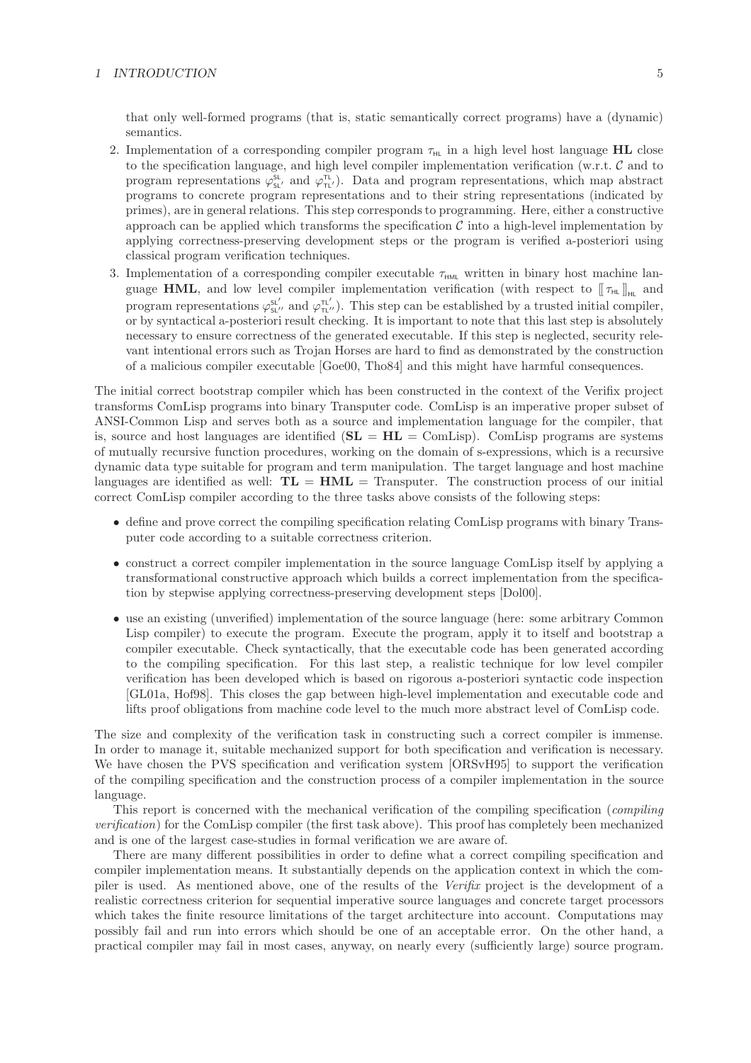that only well-formed programs (that is, static semantically correct programs) have a (dynamic) semantics.

2. Implementation of a corresponding compiler program $\tau_{\mathsf{HL}}$ in a high level host language **HL** close to the specification language, and high level compiler implementation verification (w.r.t. $\mathcal{C}$ and to program representations $\varphi^{\mathsf{SL}}_{\mathsf{SL}'}$ and $\varphi^{\mathsf{TL}}_{\mathsf{TL}'}$). Data and program representations, which map abstract programs to concrete program representations and to their string representations (indicated by primes), are in general relations. This step corresponds to programming. Here, either a constructive approach can be applied which transforms the specification $\mathcal{C}$ into a high-level implementation by applying correctness-preserving development steps or the program is verified a-posteriori using classical program verification techniques.

3. Implementation of a corresponding compiler executable $\tau_{\mathsf{HML}}$ written in binary host machine language **HML**, and low level compiler implementation verification (with respect to $[\![\, \tau_{\mathsf{HL}} \,]\!]_{\mathsf{HL}}$ and program representations $\varphi^{\mathsf{SL}'}_{\mathsf{SL}''}$ and $\varphi^{\mathsf{TL}'}_{\mathsf{TL}''}$). This step can be established by a trusted initial compiler, or by syntactical a-posteriori result checking. It is important to note that this last step is absolutely necessary to ensure correctness of the generated executable. If this step is neglected, security relevant intentional errors such as Trojan Horses are hard to find as demonstrated by the construction of a malicious compiler executable [Goe00, Tho84] and this might have harmful consequences.

The initial correct bootstrap compiler which has been constructed in the context of the Verifix project transforms ComLisp programs into binary Transputer code. ComLisp is an imperative proper subset of ANSI-Common Lisp and serves both as a source and implementation language for the compiler, that is, source and host languages are identified (**SL** = **HL** = ComLisp). ComLisp programs are systems of mutually recursive function procedures, working on the domain of s-expressions, which is a recursive dynamic data type suitable for program and term manipulation. The target language and host machine languages are identified as well: **TL** = **HML** = Transputer. The construction process of our initial correct ComLisp compiler according to the three tasks above consists of the following steps:

- define and prove correct the compiling specification relating ComLisp programs with binary Transputer code according to a suitable correctness criterion.

- construct a correct compiler implementation in the source language ComLisp itself by applying a transformational constructive approach which builds a correct implementation from the specification by stepwise applying correctness-preserving development steps [Dol00].

- use an existing (unverified) implementation of the source language (here: some arbitrary Common Lisp compiler) to execute the program. Execute the program, apply it to itself and bootstrap a compiler executable. Check syntactically, that the executable code has been generated according to the compiling specification. For this last step, a realistic technique for low level compiler verification has been developed which is based on rigorous a-posteriori syntactic code inspection [GL01a, Hof98]. This closes the gap between high-level implementation and executable code and lifts proof obligations from machine code level to the much more abstract level of ComLisp code.

The size and complexity of the verification task in constructing such a correct compiler is immense. In order to manage it, suitable mechanized support for both specification and verification is necessary. We have chosen the PVS specification and verification system [ORSvH95] to support the verification of the compiling specification and the construction process of a compiler implementation in the source language.

This report is concerned with the mechanical verification of the compiling specification (*compiling verification*) for the ComLisp compiler (the first task above). This proof has completely been mechanized and is one of the largest case-studies in formal verification we are aware of.

There are many different possibilities in order to define what a correct compiling specification and compiler implementation means. It substantially depends on the application context in which the compiler is used. As mentioned above, one of the results of the *Verifix* project is the development of a realistic correctness criterion for sequential imperative source languages and concrete target processors which takes the finite resource limitations of the target architecture into account. Computations may possibly fail and run into errors which should be one of an acceptable error. On the other hand, a practical compiler may fail in most cases, anyway, on nearly every (sufficiently large) source program.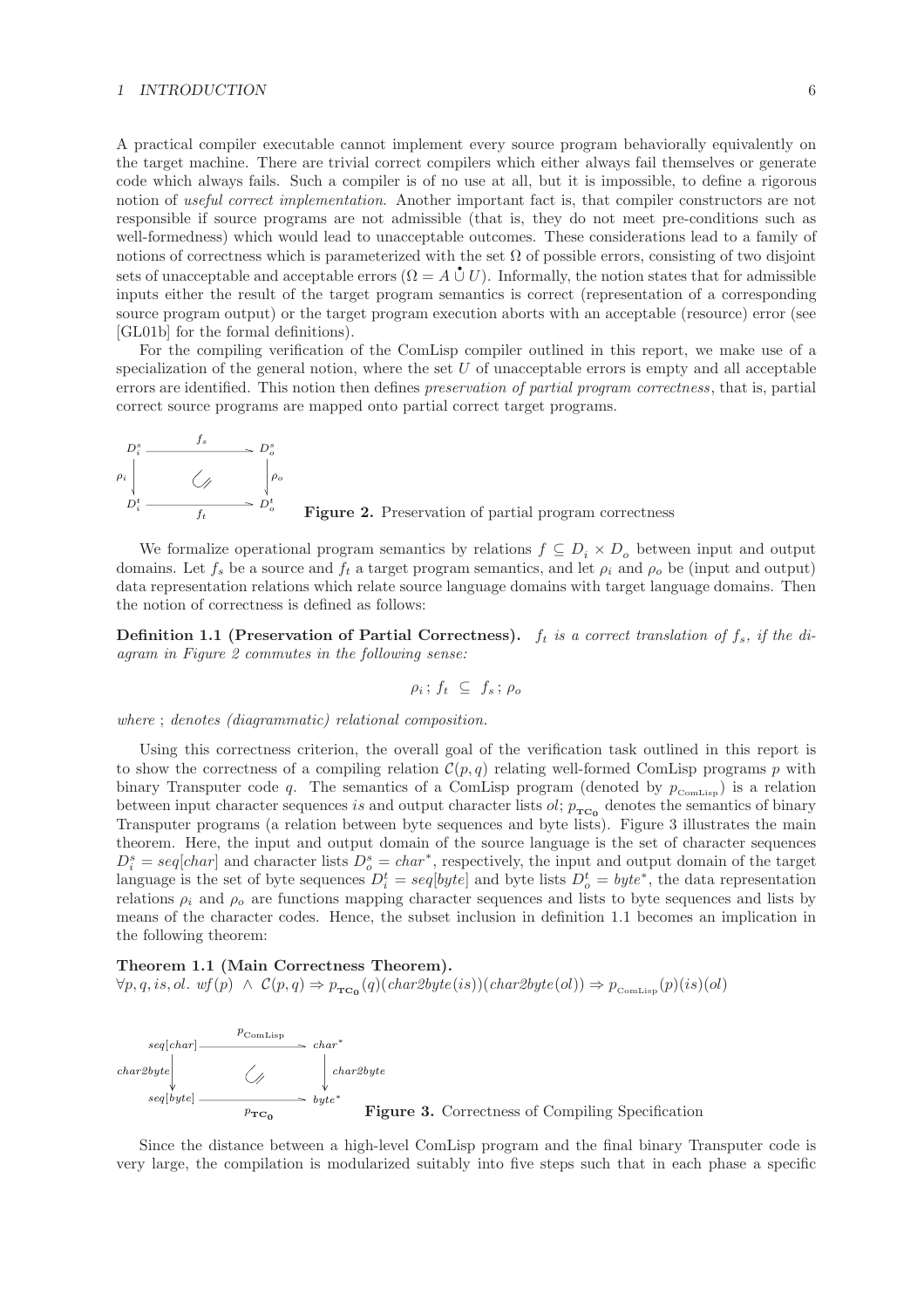A practical compiler executable cannot implement every source program behaviorally equivalently on the target machine. There are trivial correct compilers which either always fail themselves or generate code which always fails. Such a compiler is of no use at all, but it is impossible, to define a rigorous notion of *useful correct implementation*. Another important fact is, that compiler constructors are not responsible if source programs are not admissible (that is, they do not meet pre-conditions such as well-formedness) which would lead to unacceptable outcomes. These considerations lead to a family of notions of correctness which is parameterized with the set $\Omega$ of possible errors, consisting of two disjoint sets of unacceptable and acceptable errors ($\Omega = A \overset{\bullet}{\cup} U$). Informally, the notion states that for admissible inputs either the result of the target program semantics is correct (representation of a corresponding source program output) or the target program execution aborts with an acceptable (resource) error (see [GL01b] for the formal definitions).

For the compiling verification of the ComLisp compiler outlined in this report, we make use of a specialization of the general notion, where the set $U$ of unacceptable errors is empty and all acceptable errors are identified. This notion then defines *preservation of partial program correctness*, that is, partial correct source programs are mapped onto partial correct target programs.

$$
\begin{array}{ccc}
D_i^s & \xrightarrow{\quad f_s \quad} & D_o^s \\
\rho_i \big\downarrow & \circlearrowleft & \big\downarrow \rho_o \\
D_i^t & \xrightarrow[\quad f_t \quad]{} & D_o^t
\end{array}
$$

**Figure 2.** Preservation of partial program correctness

We formalize operational program semantics by relations $f \subseteq D_i \times D_o$ between input and output domains. Let $f_s$ be a source and $f_t$ a target program semantics, and let $\rho_i$ and $\rho_o$ be (input and output) data representation relations which relate source language domains with target language domains. Then the notion of correctness is defined as follows:

**Definition 1.1 (Preservation of Partial Correctness).** *$f_t$ is a correct translation of $f_s$, if the diagram in Figure 2 commutes in the following sense:*

$$\rho_i \,;\, f_t \;\subseteq\; f_s \,;\, \rho_o$$

*where* ; *denotes (diagrammatic) relational composition.*

Using this correctness criterion, the overall goal of the verification task outlined in this report is to show the correctness of a compiling relation $\mathcal{C}(p, q)$ relating well-formed ComLisp programs $p$ with binary Transputer code $q$. The semantics of a ComLisp program (denoted by $p_{\text{ComLisp}}$) is a relation between input character sequences $is$ and output character lists $ol$; $p_{\mathbf{TC_0}}$ denotes the semantics of binary Transputer programs (a relation between byte sequences and byte lists). Figure 3 illustrates the main theorem. Here, the input and output domain of the source language is the set of character sequences $D_i^s = seq[char]$ and character lists $D_o^s = char^*$, respectively, the input and output domain of the target language is the set of byte sequences $D_i^t = seq[byte]$ and byte lists $D_o^t = byte^*$, the data representation relations $\rho_i$ and $\rho_o$ are functions mapping character sequences and lists to byte sequences and lists by means of the character codes. Hence, the subset inclusion in definition 1.1 becomes an implication in the following theorem:

**Theorem 1.1 (Main Correctness Theorem).**
$\forall p, q, is, ol.\ wf(p) \ \wedge\ \mathcal{C}(p, q) \Rightarrow p_{\mathbf{TC_0}}(q)(char2byte(is))(char2byte(ol)) \Rightarrow p_{\text{ComLisp}}(p)(is)(ol)$

$$
\begin{array}{ccc}
seq[char] & \xrightarrow{\quad p_{\text{ComLisp}} \quad} & char^* \\
char2byte \big\downarrow & \circlearrowleft & \big\downarrow char2byte \\
seq[byte] & \xrightarrow[\quad p_{\mathbf{TC_0}} \quad]{} & byte^*
\end{array}
$$

**Figure 3.** Correctness of Compiling Specification

Since the distance between a high-level ComLisp program and the final binary Transputer code is very large, the compilation is modularized suitably into five steps such that in each phase a specific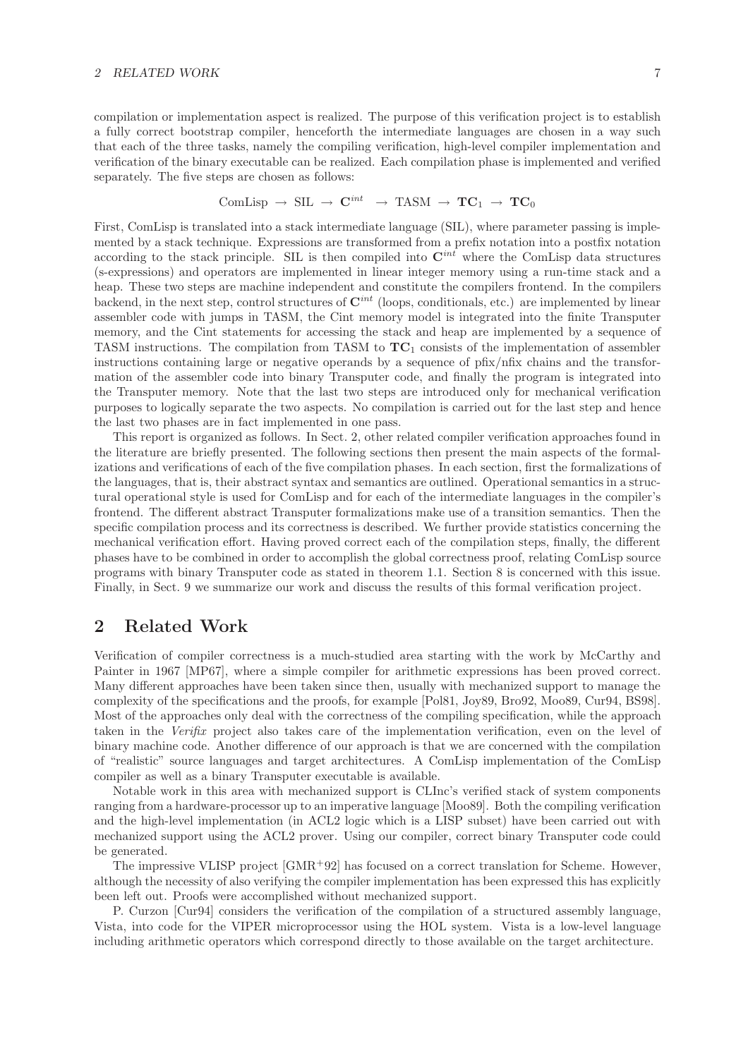compilation or implementation aspect is realized. The purpose of this verification project is to establish a fully correct bootstrap compiler, henceforth the intermediate languages are chosen in a way such that each of the three tasks, namely the compiling verification, high-level compiler implementation and verification of the binary executable can be realized. Each compilation phase is implemented and verified separately. The five steps are chosen as follows:

$$\text{ComLisp} \rightarrow \text{SIL} \rightarrow \mathbf{C}^{int} \rightarrow \text{TASM} \rightarrow \mathbf{TC}_1 \rightarrow \mathbf{TC}_0$$

First, ComLisp is translated into a stack intermediate language (SIL), where parameter passing is implemented by a stack technique. Expressions are transformed from a prefix notation into a postfix notation according to the stack principle. SIL is then compiled into $\mathbf{C}^{int}$ where the ComLisp data structures (s-expressions) and operators are implemented in linear integer memory using a run-time stack and a heap. These two steps are machine independent and constitute the compilers frontend. In the compilers backend, in the next step, control structures of $\mathbf{C}^{int}$ (loops, conditionals, etc.) are implemented by linear assembler code with jumps in TASM, the Cint memory model is integrated into the finite Transputer memory, and the Cint statements for accessing the stack and heap are implemented by a sequence of TASM instructions. The compilation from TASM to $\mathbf{TC}_1$ consists of the implementation of assembler instructions containing large or negative operands by a sequence of pfix/nfix chains and the transformation of the assembler code into binary Transputer code, and finally the program is integrated into the Transputer memory. Note that the last two steps are introduced only for mechanical verification purposes to logically separate the two aspects. No compilation is carried out for the last step and hence the last two phases are in fact implemented in one pass.

This report is organized as follows. In Sect. 2, other related compiler verification approaches found in the literature are briefly presented. The following sections then present the main aspects of the formalizations and verifications of each of the five compilation phases. In each section, first the formalizations of the languages, that is, their abstract syntax and semantics are outlined. Operational semantics in a structural operational style is used for ComLisp and for each of the intermediate languages in the compiler's frontend. The different abstract Transputer formalizations make use of a transition semantics. Then the specific compilation process and its correctness is described. We further provide statistics concerning the mechanical verification effort. Having proved correct each of the compilation steps, finally, the different phases have to be combined in order to accomplish the global correctness proof, relating ComLisp source programs with binary Transputer code as stated in theorem 1.1. Section 8 is concerned with this issue. Finally, in Sect. 9 we summarize our work and discuss the results of this formal verification project.

## 2 Related Work

Verification of compiler correctness is a much-studied area starting with the work by McCarthy and Painter in 1967 [MP67], where a simple compiler for arithmetic expressions has been proved correct. Many different approaches have been taken since then, usually with mechanized support to manage the complexity of the specifications and the proofs, for example [Pol81, Joy89, Bro92, Moo89, Cur94, BS98]. Most of the approaches only deal with the correctness of the compiling specification, while the approach taken in the *Verifix* project also takes care of the implementation verification, even on the level of binary machine code. Another difference of our approach is that we are concerned with the compilation of "realistic" source languages and target architectures. A ComLisp implementation of the ComLisp compiler as well as a binary Transputer executable is available.

Notable work in this area with mechanized support is CLInc's verified stack of system components ranging from a hardware-processor up to an imperative language [Moo89]. Both the compiling verification and the high-level implementation (in ACL2 logic which is a LISP subset) have been carried out with mechanized support using the ACL2 prover. Using our compiler, correct binary Transputer code could be generated.

The impressive VLISP project [GMR+92] has focused on a correct translation for Scheme. However, although the necessity of also verifying the compiler implementation has been expressed this has explicitly been left out. Proofs were accomplished without mechanized support.

P. Curzon [Cur94] considers the verification of the compilation of a structured assembly language, Vista, into code for the VIPER microprocessor using the HOL system. Vista is a low-level language including arithmetic operators which correspond directly to those available on the target architecture.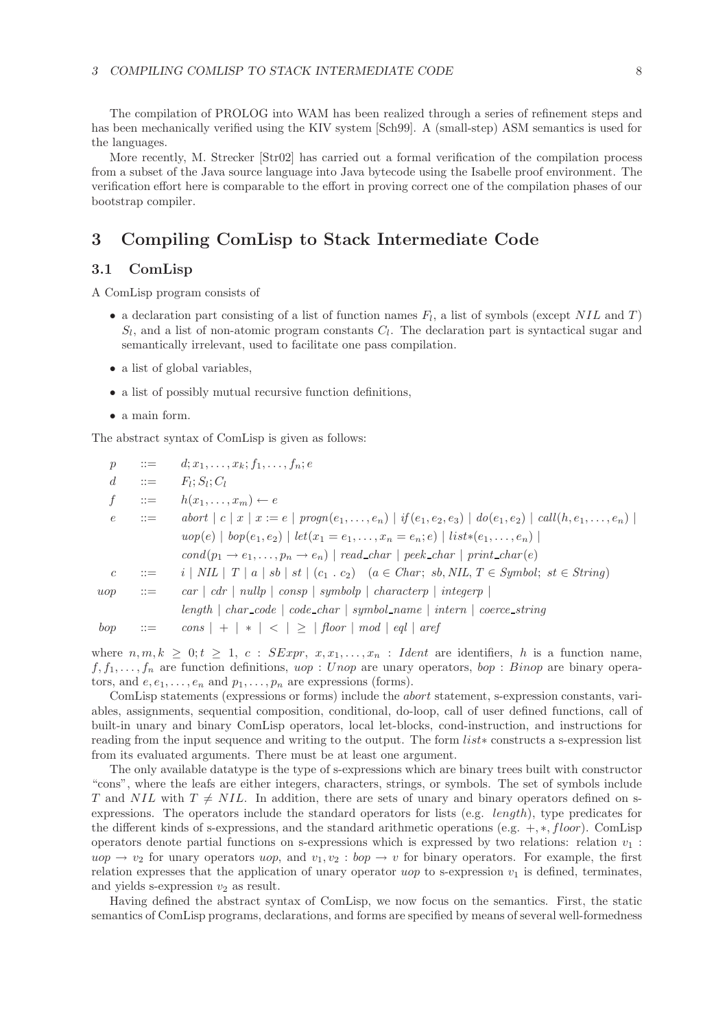The compilation of PROLOG into WAM has been realized through a series of refinement steps and has been mechanically verified using the KIV system [Sch99]. A (small-step) ASM semantics is used for the languages.

More recently, M. Strecker [Str02] has carried out a formal verification of the compilation process from a subset of the Java source language into Java bytecode using the Isabelle proof environment. The verification effort here is comparable to the effort in proving correct one of the compilation phases of our bootstrap compiler.

# 3 Compiling ComLisp to Stack Intermediate Code

## 3.1 ComLisp

A ComLisp program consists of

- a declaration part consisting of a list of function names $F_l$, a list of symbols (except $NIL$ and $T$) $S_l$, and a list of non-atomic program constants $C_l$. The declaration part is syntactical sugar and semantically irrelevant, used to facilitate one pass compilation.
- a list of global variables,
- a list of possibly mutual recursive function definitions,
- a main form.

The abstract syntax of ComLisp is given as follows:

$$
\begin{array}{lcl}
p & ::= & d; x_1, \ldots, x_k; f_1, \ldots, f_n; e \\
d & ::= & F_l; S_l; C_l \\
f & ::= & h(x_1, \ldots, x_m) \leftarrow e \\
e & ::= & abort \mid c \mid x \mid x := e \mid progn(e_1, \ldots, e_n) \mid if(e_1, e_2, e_3) \mid do(e_1, e_2) \mid call(h, e_1, \ldots, e_n) \mid \\
 & & uop(e) \mid bop(e_1, e_2) \mid let(x_1 = e_1, \ldots, x_n = e_n; e) \mid list{*}(e_1, \ldots, e_n) \mid \\
 & & cond(p_1 \rightarrow e_1, \ldots, p_n \rightarrow e_n) \mid read\_char \mid peek\_char \mid print\_char(e) \\
c & ::= & i \mid NIL \mid T \mid a \mid sb \mid st \mid (c_1 \;.\; c_2) \quad (a \in Char;\ sb, NIL, T \in Symbol;\ st \in String) \\
uop & ::= & car \mid cdr \mid nullp \mid consp \mid symbolp \mid characterp \mid integerp \mid \\
 & & length \mid char\_code \mid code\_char \mid symbol\_name \mid intern \mid coerce\_string \\
bop & ::= & cons \mid + \mid * \mid < \mid \geq \mid floor \mid mod \mid eql \mid aref
\end{array}
$$

where $n, m, k \geq 0; t \geq 1$, $c : SExpr$, $x, x_1, \ldots, x_n : Ident$ are identifiers, $h$ is a function name, $f, f_1, \ldots, f_n$ are function definitions, $uop : Unop$ are unary operators, $bop : Binop$ are binary operators, and $e, e_1, \ldots, e_n$ and $p_1, \ldots, p_n$ are expressions (forms).

ComLisp statements (expressions or forms) include the *abort* statement, s-expression constants, variables, assignments, sequential composition, conditional, do-loop, call of user defined functions, call of built-in unary and binary ComLisp operators, local let-blocks, cond-instruction, and instructions for reading from the input sequence and writing to the output. The form $list*$ constructs a s-expression list from its evaluated arguments. There must be at least one argument.

The only available datatype is the type of s-expressions which are binary trees built with constructor "cons", where the leafs are either integers, characters, strings, or symbols. The set of symbols include $T$ and $NIL$ with $T \neq NIL$. In addition, there are sets of unary and binary operators defined on s-expressions. The operators include the standard operators for lists (e.g. *length*), type predicates for the different kinds of s-expressions, and the standard arithmetic operations (e.g. $+, *, floor$). ComLisp operators denote partial functions on s-expressions which is expressed by two relations: relation $v_1 : uop \rightarrow v_2$ for unary operators $uop$, and $v_1, v_2 : bop \rightarrow v$ for binary operators. For example, the first relation expresses that the application of unary operator $uop$ to s-expression $v_1$ is defined, terminates, and yields s-expression $v_2$ as result.

Having defined the abstract syntax of ComLisp, we now focus on the semantics. First, the static semantics of ComLisp programs, declarations, and forms are specified by means of several well-formedness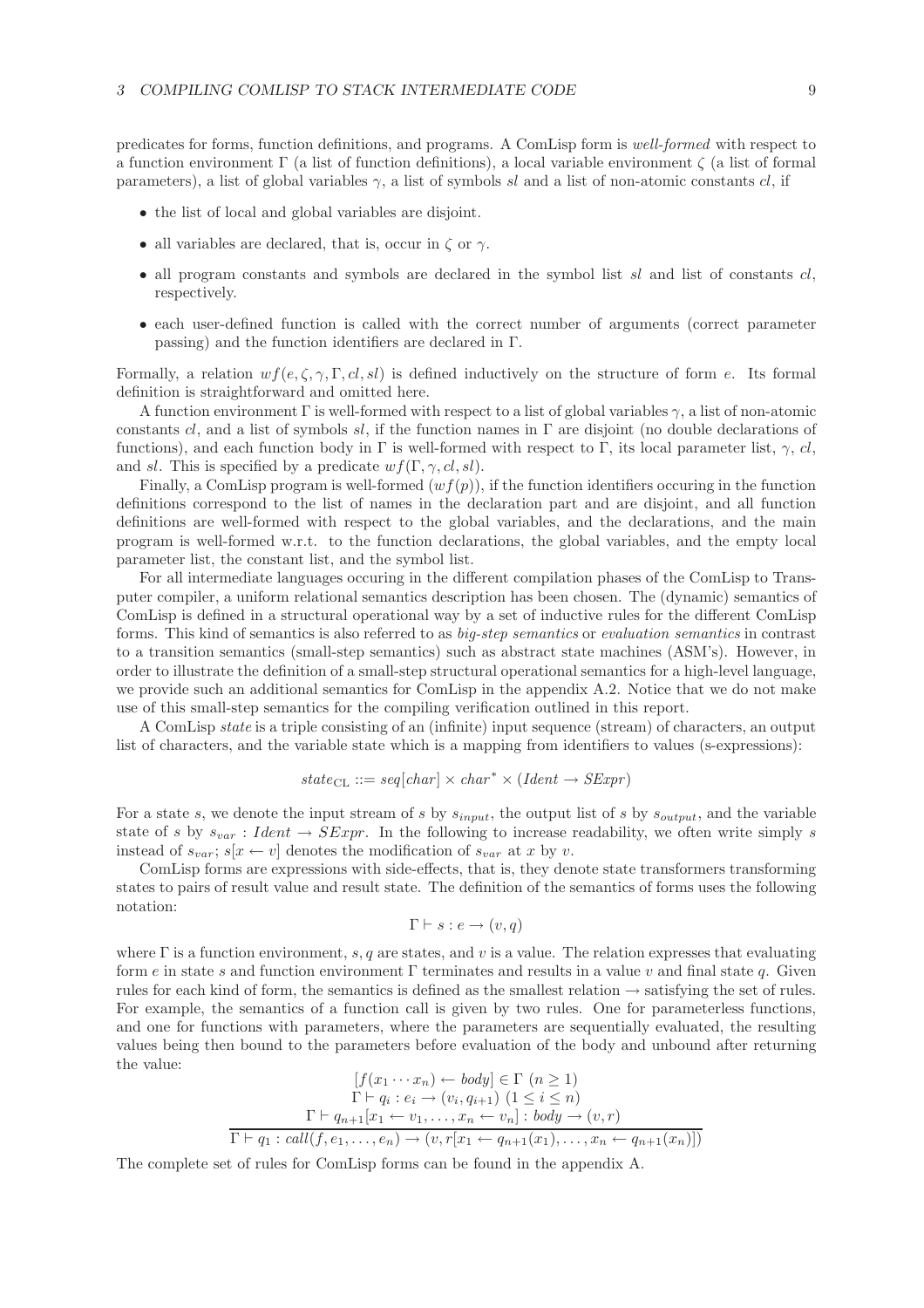predicates for forms, function definitions, and programs. A ComLisp form is *well-formed* with respect to a function environment $\Gamma$ (a list of function definitions), a local variable environment $\zeta$ (a list of formal parameters), a list of global variables $\gamma$, a list of symbols $sl$ and a list of non-atomic constants $cl$, if

- the list of local and global variables are disjoint.
- all variables are declared, that is, occur in $\zeta$ or $\gamma$.
- all program constants and symbols are declared in the symbol list $sl$ and list of constants $cl$, respectively.
- each user-defined function is called with the correct number of arguments (correct parameter passing) and the function identifiers are declared in $\Gamma$.

Formally, a relation $wf(e, \zeta, \gamma, \Gamma, cl, sl)$ is defined inductively on the structure of form $e$. Its formal definition is straightforward and omitted here.

A function environment $\Gamma$ is well-formed with respect to a list of global variables $\gamma$, a list of non-atomic constants $cl$, and a list of symbols $sl$, if the function names in $\Gamma$ are disjoint (no double declarations of functions), and each function body in $\Gamma$ is well-formed with respect to $\Gamma$, its local parameter list, $\gamma$, $cl$, and $sl$. This is specified by a predicate $wf(\Gamma, \gamma, cl, sl)$.

Finally, a ComLisp program is well-formed ($wf(p)$), if the function identifiers occuring in the function definitions correspond to the list of names in the declaration part and are disjoint, and all function definitions are well-formed with respect to the global variables, and the declarations, and the main program is well-formed w.r.t. to the function declarations, the global variables, and the empty local parameter list, the constant list, and the symbol list.

For all intermediate languages occuring in the different compilation phases of the ComLisp to Transputer compiler, a uniform relational semantics description has been chosen. The (dynamic) semantics of ComLisp is defined in a structural operational way by a set of inductive rules for the different ComLisp forms. This kind of semantics is also referred to as *big-step semantics* or *evaluation semantics* in contrast to a transition semantics (small-step semantics) such as abstract state machines (ASM's). However, in order to illustrate the definition of a small-step structural operational semantics for a high-level language, we provide such an additional semantics for ComLisp in the appendix A.2. Notice that we do not make use of this small-step semantics for the compiling verification outlined in this report.

A ComLisp *state* is a triple consisting of an (infinite) input sequence (stream) of characters, an output list of characters, and the variable state which is a mapping from identifiers to values (s-expressions):

$$state_{\mathrm{CL}} ::= seq[char] \times char^* \times (Ident \rightarrow SExpr)$$

For a state $s$, we denote the input stream of $s$ by $s_{input}$, the output list of $s$ by $s_{output}$, and the variable state of $s$ by $s_{var} : Ident \rightarrow SExpr$. In the following to increase readability, we often write simply $s$ instead of $s_{var}$; $s[x \leftarrow v]$ denotes the modification of $s_{var}$ at $x$ by $v$.

ComLisp forms are expressions with side-effects, that is, they denote state transformers transforming states to pairs of result value and result state. The definition of the semantics of forms uses the following notation:

$$\Gamma \vdash s : e \rightarrow (v, q)$$

where $\Gamma$ is a function environment, $s, q$ are states, and $v$ is a value. The relation expresses that evaluating form $e$ in state $s$ and function environment $\Gamma$ terminates and results in a value $v$ and final state $q$. Given rules for each kind of form, the semantics is defined as the smallest relation $\rightarrow$ satisfying the set of rules. For example, the semantics of a function call is given by two rules. One for parameterless functions, and one for functions with parameters, where the parameters are sequentially evaluated, the resulting values being then bound to the parameters before evaluation of the body and unbound after returning the value:

$$\frac{\begin{array}{c}[f(x_1 \cdots x_n) \leftarrow body] \in \Gamma \ (n \geq 1) \\ \Gamma \vdash q_i : e_i \rightarrow (v_i, q_{i+1}) \ (1 \leq i \leq n) \\ \Gamma \vdash q_{n+1}[x_1 \leftarrow v_1, \ldots, x_n \leftarrow v_n] : body \rightarrow (v, r)\end{array}}{\Gamma \vdash q_1 : call(f, e_1, \ldots, e_n) \rightarrow (v, r[x_1 \leftarrow q_{n+1}(x_1), \ldots, x_n \leftarrow q_{n+1}(x_n)])}$$

The complete set of rules for ComLisp forms can be found in the appendix A.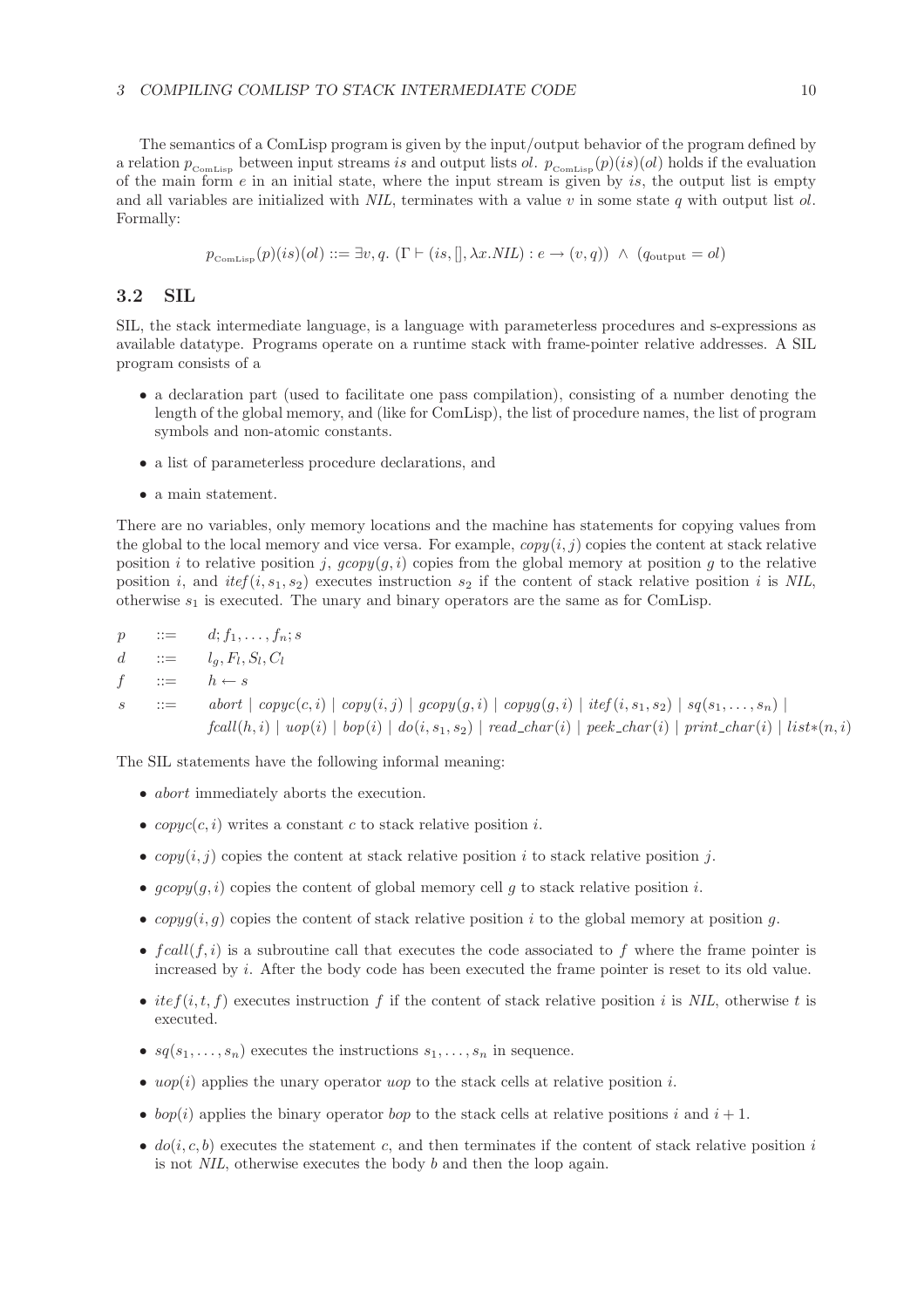The semantics of a ComLisp program is given by the input/output behavior of the program defined by a relation $p_{\text{ComLisp}}$ between input streams *is* and output lists *ol*. $p_{\text{ComLisp}}(p)(is)(ol)$ holds if the evaluation of the main form $e$ in an initial state, where the input stream is given by *is*, the output list is empty and all variables are initialized with *NIL*, terminates with a value $v$ in some state $q$ with output list *ol*. Formally:

$$p_{\text{ComLisp}}(p)(is)(ol) ::= \exists v, q.\ (\Gamma \vdash (is, [], \lambda x.NIL) : e \rightarrow (v, q)) \ \wedge\ (q_{\text{output}} = ol)$$

## 3.2 SIL

SIL, the stack intermediate language, is a language with parameterless procedures and s-expressions as available datatype. Programs operate on a runtime stack with frame-pointer relative addresses. A SIL program consists of a

- a declaration part (used to facilitate one pass compilation), consisting of a number denoting the length of the global memory, and (like for ComLisp), the list of procedure names, the list of program symbols and non-atomic constants.
- a list of parameterless procedure declarations, and
- a main statement.

There are no variables, only memory locations and the machine has statements for copying values from the global to the local memory and vice versa. For example, $copy(i, j)$ copies the content at stack relative position $i$ to relative position $j$, $gcopy(g, i)$ copies from the global memory at position $g$ to the relative position $i$, and $itef(i, s_1, s_2)$ executes instruction $s_2$ if the content of stack relative position $i$ is *NIL*, otherwise $s_1$ is executed. The unary and binary operators are the same as for ComLisp.

$$
\begin{array}{lcl}
p & ::= & d; f_1, \ldots, f_n; s \\
d & ::= & l_g, F_l, S_l, C_l \\
f & ::= & h \leftarrow s \\
s & ::= & abort \mid copyc(c, i) \mid copy(i, j) \mid gcopy(g, i) \mid copyg(g, i) \mid itef(i, s_1, s_2) \mid sq(s_1, \ldots, s_n) \mid \\
 & & fcall(h, i) \mid uop(i) \mid bop(i) \mid do(i, s_1, s_2) \mid read\_char(i) \mid peek\_char(i) \mid print\_char(i) \mid list{*}(n, i)
\end{array}
$$

The SIL statements have the following informal meaning:

- *abort* immediately aborts the execution.
- $copyc(c, i)$ writes a constant $c$ to stack relative position $i$.
- $copy(i, j)$ copies the content at stack relative position $i$ to stack relative position $j$.
- $gcopy(g, i)$ copies the content of global memory cell $g$ to stack relative position $i$.
- $copyg(i, g)$ copies the content of stack relative position $i$ to the global memory at position $g$.
- $fcall(f, i)$ is a subroutine call that executes the code associated to $f$ where the frame pointer is increased by $i$. After the body code has been executed the frame pointer is reset to its old value.
- $itef(i, t, f)$ executes instruction $f$ if the content of stack relative position $i$ is *NIL*, otherwise $t$ is executed.
- $sq(s_1, \ldots, s_n)$ executes the instructions $s_1, \ldots, s_n$ in sequence.
- $uop(i)$ applies the unary operator *uop* to the stack cells at relative position $i$.
- $bop(i)$ applies the binary operator *bop* to the stack cells at relative positions $i$ and $i + 1$.
- $do(i, c, b)$ executes the statement $c$, and then terminates if the content of stack relative position $i$ is not *NIL*, otherwise executes the body $b$ and then the loop again.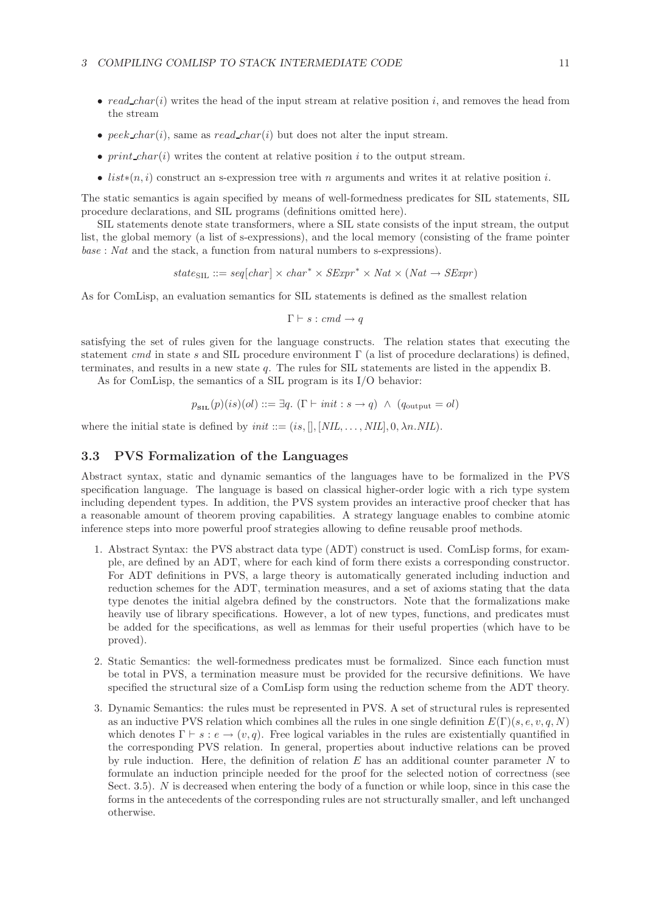- $read\_char(i)$ writes the head of the input stream at relative position $i$, and removes the head from the stream
- $peek\_char(i)$, same as $read\_char(i)$ but does not alter the input stream.
- $print\_char(i)$ writes the content at relative position $i$ to the output stream.
- $list*(n,i)$ construct an s-expression tree with $n$ arguments and writes it at relative position $i$.

The static semantics is again specified by means of well-formedness predicates for SIL statements, SIL procedure declarations, and SIL programs (definitions omitted here).

SIL statements denote state transformers, where a SIL state consists of the input stream, the output list, the global memory (a list of s-expressions), and the local memory (consisting of the frame pointer $base : Nat$ and the stack, a function from natural numbers to s-expressions).

$$state_{\mathrm{SIL}} ::= seq[char] \times char^* \times SExpr^* \times Nat \times (Nat \to SExpr)$$

As for ComLisp, an evaluation semantics for SIL statements is defined as the smallest relation

$$\Gamma \vdash s : cmd \to q$$

satisfying the set of rules given for the language constructs. The relation states that executing the statement $cmd$ in state $s$ and SIL procedure environment $\Gamma$ (a list of procedure declarations) is defined, terminates, and results in a new state $q$. The rules for SIL statements are listed in the appendix B.

As for ComLisp, the semantics of a SIL program is its I/O behavior:

$$p_{\mathbf{SIL}}(p)(is)(ol) ::= \exists q.\ (\Gamma \vdash init : s \to q)\ \wedge\ (q_{\mathrm{output}} = ol)$$

where the initial state is defined by $init ::= (is, [], [NIL, \ldots, NIL], 0, \lambda n.NIL)$.

### 3.3 PVS Formalization of the Languages

Abstract syntax, static and dynamic semantics of the languages have to be formalized in the PVS specification language. The language is based on classical higher-order logic with a rich type system including dependent types. In addition, the PVS system provides an interactive proof checker that has a reasonable amount of theorem proving capabilities. A strategy language enables to combine atomic inference steps into more powerful proof strategies allowing to define reusable proof methods.

1. Abstract Syntax: the PVS abstract data type (ADT) construct is used. ComLisp forms, for example, are defined by an ADT, where for each kind of form there exists a corresponding constructor. For ADT definitions in PVS, a large theory is automatically generated including induction and reduction schemes for the ADT, termination measures, and a set of axioms stating that the data type denotes the initial algebra defined by the constructors. Note that the formalizations make heavily use of library specifications. However, a lot of new types, functions, and predicates must be added for the specifications, as well as lemmas for their useful properties (which have to be proved).
2. Static Semantics: the well-formedness predicates must be formalized. Since each function must be total in PVS, a termination measure must be provided for the recursive definitions. We have specified the structural size of a ComLisp form using the reduction scheme from the ADT theory.
3. Dynamic Semantics: the rules must be represented in PVS. A set of structural rules is represented as an inductive PVS relation which combines all the rules in one single definition $E(\Gamma)(s, e, v, q, N)$ which denotes $\Gamma \vdash s : e \to (v, q)$. Free logical variables in the rules are existentially quantified in the corresponding PVS relation. In general, properties about inductive relations can be proved by rule induction. Here, the definition of relation $E$ has an additional counter parameter $N$ to formulate an induction principle needed for the proof for the selected notion of correctness (see Sect. 3.5). $N$ is decreased when entering the body of a function or while loop, since in this case the forms in the antecedents of the corresponding rules are not structurally smaller, and left unchanged otherwise.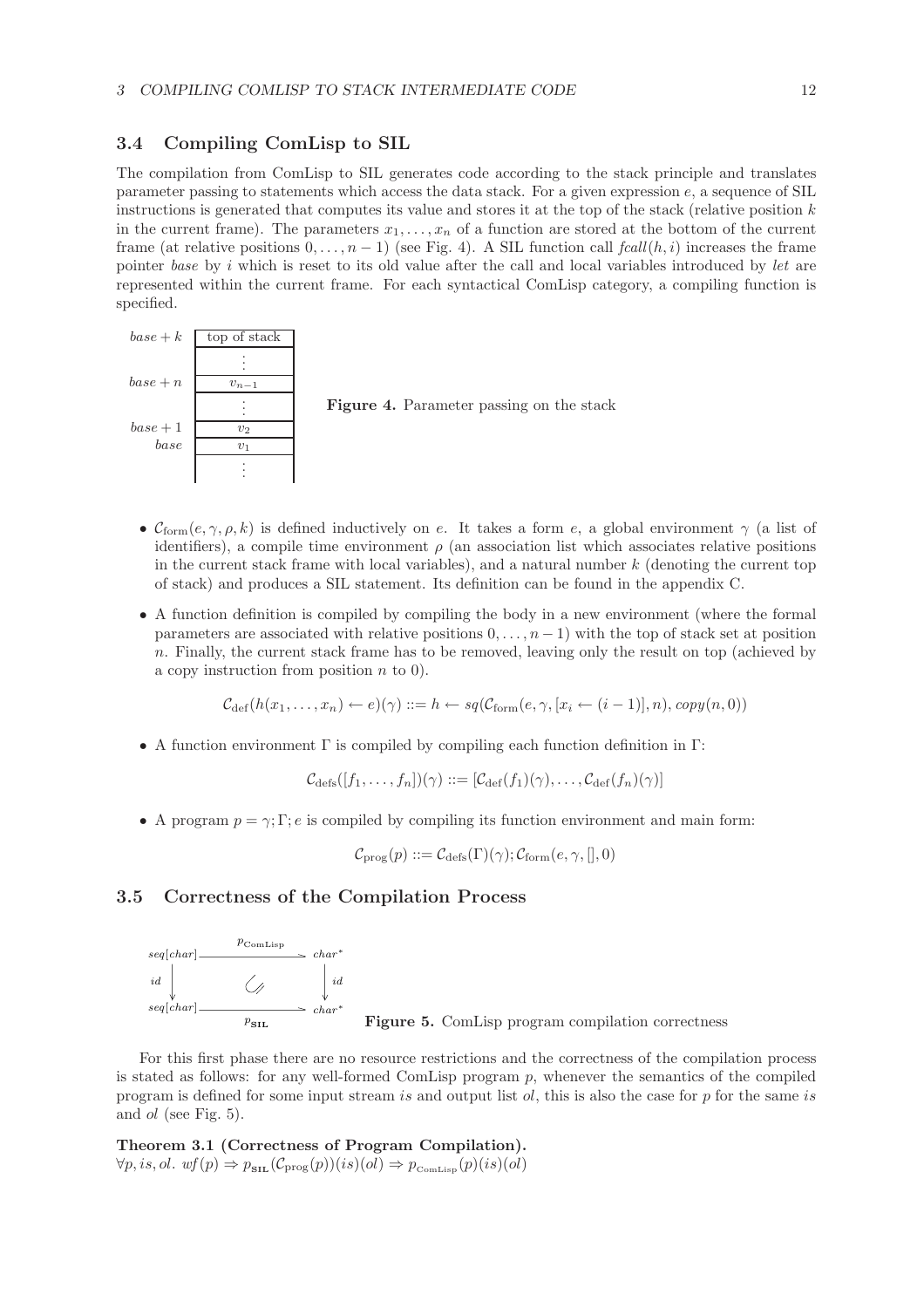## 3.4 Compiling ComLisp to SIL

The compilation from ComLisp to SIL generates code according to the stack principle and translates parameter passing to statements which access the data stack. For a given expression $e$, a sequence of SIL instructions is generated that computes its value and stores it at the top of the stack (relative position $k$ in the current frame). The parameters $x_1, \ldots, x_n$ of a function are stored at the bottom of the current frame (at relative positions $0, \ldots, n-1$) (see Fig. 4). A SIL function call $fcall(h, i)$ increases the frame pointer *base* by $i$ which is reset to its old value after the call and local variables introduced by *let* are represented within the current frame. For each syntactical ComLisp category, a compiling function is specified.

| | |
|---|---|
| $base + k$ | top of stack |
| | $\vdots$ |
| $base + n$ | $v_{n-1}$ |
| | $\vdots$ |
| $base + 1$ | $v_2$ |
| $base$ | $v_1$ |
| | $\vdots$ |

**Figure 4.** Parameter passing on the stack

- $\mathcal{C}_{\text{form}}(e, \gamma, \rho, k)$ is defined inductively on $e$. It takes a form $e$, a global environment $\gamma$ (a list of identifiers), a compile time environment $\rho$ (an association list which associates relative positions in the current stack frame with local variables), and a natural number $k$ (denoting the current top of stack) and produces a SIL statement. Its definition can be found in the appendix C.
- A function definition is compiled by compiling the body in a new environment (where the formal parameters are associated with relative positions $0, \ldots, n-1$) with the top of stack set at position $n$. Finally, the current stack frame has to be removed, leaving only the result on top (achieved by a copy instruction from position $n$ to $0$).

$$\mathcal{C}_{\text{def}}(h(x_1, \ldots, x_n) \leftarrow e)(\gamma) ::= h \leftarrow sq(\mathcal{C}_{\text{form}}(e, \gamma, [x_i \leftarrow (i-1)], n), copy(n, 0))$$

- A function environment $\Gamma$ is compiled by compiling each function definition in $\Gamma$:

$$\mathcal{C}_{\text{defs}}([f_1, \ldots, f_n])(\gamma) ::= [\mathcal{C}_{\text{def}}(f_1)(\gamma), \ldots, \mathcal{C}_{\text{def}}(f_n)(\gamma)]$$

- A program $p = \gamma; \Gamma; e$ is compiled by compiling its function environment and main form:

$$\mathcal{C}_{\text{prog}}(p) ::= \mathcal{C}_{\text{defs}}(\Gamma)(\gamma); \mathcal{C}_{\text{form}}(e, \gamma, [], 0)$$

## 3.5 Correctness of the Compilation Process

$$\begin{array}{ccc} seq[char] & \xrightarrow{p_{\text{ComLisp}}} & char^* \\ \downarrow id & & \downarrow id \\ seq[char] & \xrightarrow{p_{\text{SIL}}} & char^* \end{array}$$

**Figure 5.** ComLisp program compilation correctness

For this first phase there are no resource restrictions and the correctness of the compilation process is stated as follows: for any well-formed ComLisp program $p$, whenever the semantics of the compiled program is defined for some input stream *is* and output list *ol*, this is also the case for $p$ for the same *is* and *ol* (see Fig. 5).

**Theorem 3.1 (Correctness of Program Compilation).**
$\forall p, is, ol.\ wf(p) \Rightarrow p_{\text{SIL}}(\mathcal{C}_{\text{prog}}(p))(is)(ol) \Rightarrow p_{\text{ComLisp}}(p)(is)(ol)$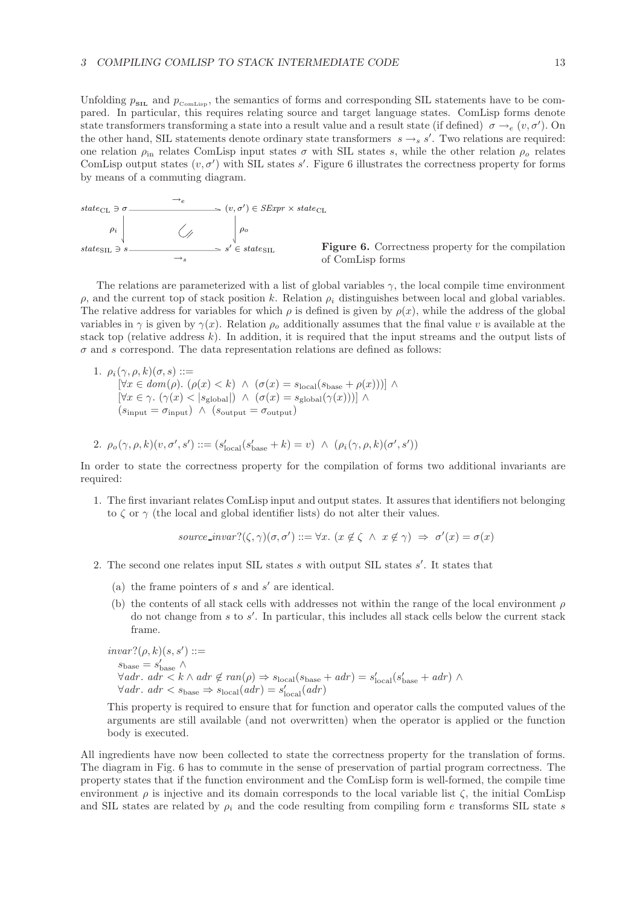Unfolding $p_{\mathbf{SIL}}$ and $p_{\mathrm{ComLisp}}$, the semantics of forms and corresponding SIL statements have to be compared. In particular, this requires relating source and target language states. ComLisp forms denote state transformers transforming a state into a result value and a result state (if defined) $\sigma \rightarrow_e (v, \sigma')$. On the other hand, SIL statements denote ordinary state transformers $s \rightarrow_s s'$. Two relations are required: one relation $\rho_{\mathrm{in}}$ relates ComLisp input states $\sigma$ with SIL states $s$, while the other relation $\rho_o$ relates ComLisp output states $(v, \sigma')$ with SIL states $s'$. Figure 6 illustrates the correctness property for forms by means of a commuting diagram.

$$
\begin{array}{ccc}
state_{\mathrm{CL}} \ni \sigma & \xrightarrow{\;\rightarrow_e\;} & (v, \sigma') \in SExpr \times state_{\mathrm{CL}} \\
\rho_i \big\downarrow & & \big\downarrow \rho_o \\
state_{\mathrm{SIL}} \ni s & \xrightarrow[\;\rightarrow_s\;]{} & s' \in state_{\mathrm{SIL}}
\end{array}
$$

**Figure 6.** Correctness property for the compilation of ComLisp forms

The relations are parameterized with a list of global variables $\gamma$, the local compile time environment $\rho$, and the current top of stack position $k$. Relation $\rho_i$ distinguishes between local and global variables. The relative address for variables for which $\rho$ is defined is given by $\rho(x)$, while the address of the global variables in $\gamma$ is given by $\gamma(x)$. Relation $\rho_o$ additionally assumes that the final value $v$ is available at the stack top (relative address $k$). In addition, it is required that the input streams and the output lists of $\sigma$ and $s$ correspond. The data representation relations are defined as follows:

1. $\rho_i(\gamma, \rho, k)(\sigma, s) ::=$
   $[\forall x \in dom(\rho).\ (\rho(x) < k) \ \wedge\ (\sigma(x) = s_{\mathrm{local}}(s_{\mathrm{base}} + \rho(x)))] \ \wedge$
   $[\forall x \in \gamma.\ (\gamma(x) < |s_{\mathrm{global}}|) \ \wedge\ (\sigma(x) = s_{\mathrm{global}}(\gamma(x)))] \ \wedge$
   $(s_{\mathrm{input}} = \sigma_{\mathrm{input}}) \ \wedge\ (s_{\mathrm{output}} = \sigma_{\mathrm{output}})$

2. $\rho_o(\gamma, \rho, k)(v, \sigma', s') ::= (s'_{\mathrm{local}}(s'_{\mathrm{base}} + k) = v) \ \wedge\ (\rho_i(\gamma, \rho, k)(\sigma', s'))$

In order to state the correctness property for the compilation of forms two additional invariants are required:

1. The first invariant relates ComLisp input and output states. It assures that identifiers not belonging to $\zeta$ or $\gamma$ (the local and global identifier lists) do not alter their values.

$$source\_invar?(\zeta, \gamma)(\sigma, \sigma') ::= \forall x.\ (x \notin \zeta \ \wedge\ x \notin \gamma) \ \Rightarrow\ \sigma'(x) = \sigma(x)$$

2. The second one relates input SIL states $s$ with output SIL states $s'$. It states that
   (a) the frame pointers of $s$ and $s'$ are identical.
   (b) the contents of all stack cells with addresses not within the range of the local environment $\rho$ do not change from $s$ to $s'$. In particular, this includes all stack cells below the current stack frame.

   $invar?(\rho, k)(s, s') ::=$
   $s_{\mathrm{base}} = s'_{\mathrm{base}} \ \wedge$
   $\forall adr.\ adr < k \wedge adr \notin ran(\rho) \Rightarrow s_{\mathrm{local}}(s_{\mathrm{base}} + adr) = s'_{\mathrm{local}}(s'_{\mathrm{base}} + adr) \ \wedge$
   $\forall adr.\ adr < s_{\mathrm{base}} \Rightarrow s_{\mathrm{local}}(adr) = s'_{\mathrm{local}}(adr)$

   This property is required to ensure that for function and operator calls the computed values of the arguments are still available (and not overwritten) when the operator is applied or the function body is executed.

All ingredients have now been collected to state the correctness property for the translation of forms. The diagram in Fig. 6 has to commute in the sense of preservation of partial program correctness. The property states that if the function environment and the ComLisp form is well-formed, the compile time environment $\rho$ is injective and its domain corresponds to the local variable list $\zeta$, the initial ComLisp and SIL states are related by $\rho_i$ and the code resulting from compiling form $e$ transforms SIL state $s$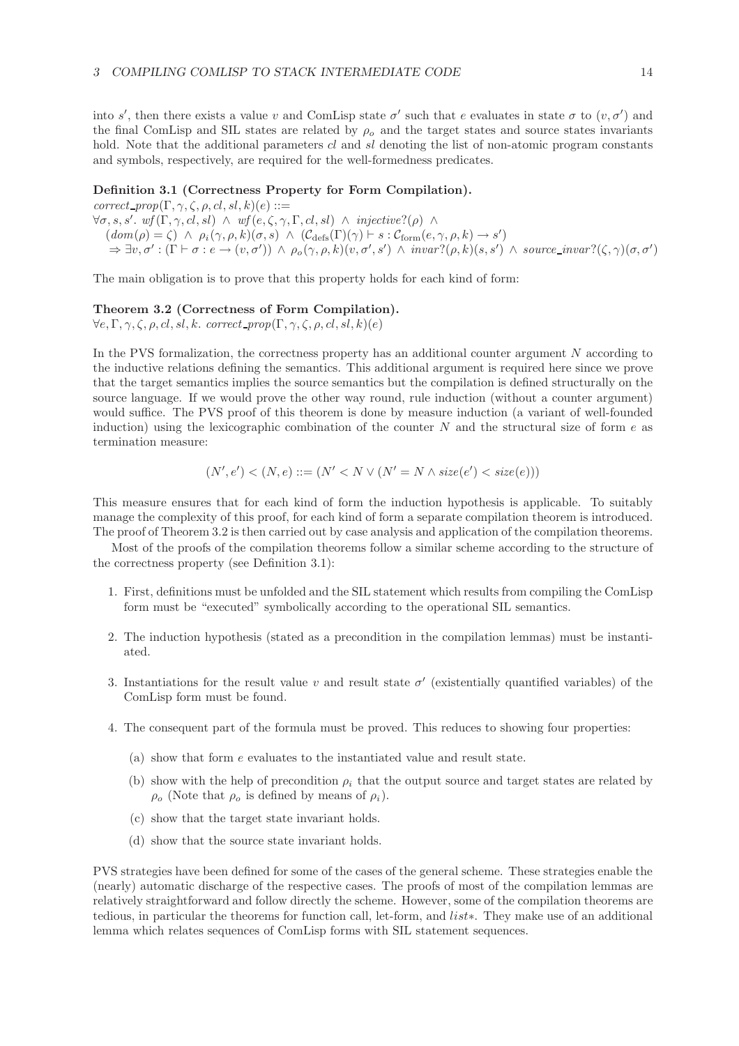into $s'$, then there exists a value $v$ and ComLisp state $\sigma'$ such that $e$ evaluates in state $\sigma$ to $(v, \sigma')$ and the final ComLisp and SIL states are related by $\rho_o$ and the target states and source states invariants hold. Note that the additional parameters $cl$ and $sl$ denoting the list of non-atomic program constants and symbols, respectively, are required for the well-formedness predicates.

**Definition 3.1 (Correctness Property for Form Compilation).**

$correct\_prop(\Gamma, \gamma, \zeta, \rho, cl, sl, k)(e) ::=$
$\forall \sigma, s, s'.\ wf(\Gamma, \gamma, cl, sl) \wedge wf(e, \zeta, \gamma, \Gamma, cl, sl) \wedge injective?(\rho) \wedge$
$\quad (dom(\rho) = \zeta) \wedge \rho_i(\gamma, \rho, k)(\sigma, s) \wedge (\mathcal{C}_{\text{defs}}(\Gamma)(\gamma) \vdash s : \mathcal{C}_{\text{form}}(e, \gamma, \rho, k) \rightarrow s')$
$\quad \Rightarrow \exists v, \sigma' : (\Gamma \vdash \sigma : e \rightarrow (v, \sigma')) \wedge \rho_o(\gamma, \rho, k)(v, \sigma', s') \wedge invar?(\rho, k)(s, s') \wedge source\_invar?(\zeta, \gamma)(\sigma, \sigma')$

The main obligation is to prove that this property holds for each kind of form:

**Theorem 3.2 (Correctness of Form Compilation).**

$\forall e, \Gamma, \gamma, \zeta, \rho, cl, sl, k.\ correct\_prop(\Gamma, \gamma, \zeta, \rho, cl, sl, k)(e)$

In the PVS formalization, the correctness property has an additional counter argument $N$ according to the inductive relations defining the semantics. This additional argument is required here since we prove that the target semantics implies the source semantics but the compilation is defined structurally on the source language. If we would prove the other way round, rule induction (without a counter argument) would suffice. The PVS proof of this theorem is done by measure induction (a variant of well-founded induction) using the lexicographic combination of the counter $N$ and the structural size of form $e$ as termination measure:

$$(N', e') < (N, e) ::= (N' < N \vee (N' = N \wedge size(e') < size(e)))$$

This measure ensures that for each kind of form the induction hypothesis is applicable. To suitably manage the complexity of this proof, for each kind of form a separate compilation theorem is introduced. The proof of Theorem 3.2 is then carried out by case analysis and application of the compilation theorems.

Most of the proofs of the compilation theorems follow a similar scheme according to the structure of the correctness property (see Definition 3.1):

1. First, definitions must be unfolded and the SIL statement which results from compiling the ComLisp form must be "executed" symbolically according to the operational SIL semantics.
2. The induction hypothesis (stated as a precondition in the compilation lemmas) must be instantiated.
3. Instantiations for the result value $v$ and result state $\sigma'$ (existentially quantified variables) of the ComLisp form must be found.
4. The consequent part of the formula must be proved. This reduces to showing four properties:
   (a) show that form $e$ evaluates to the instantiated value and result state.
   (b) show with the help of precondition $\rho_i$ that the output source and target states are related by $\rho_o$ (Note that $\rho_o$ is defined by means of $\rho_i$).
   (c) show that the target state invariant holds.
   (d) show that the source state invariant holds.

PVS strategies have been defined for some of the cases of the general scheme. These strategies enable the (nearly) automatic discharge of the respective cases. The proofs of most of the compilation lemmas are relatively straightforward and follow directly the scheme. However, some of the compilation theorems are tedious, in particular the theorems for function call, let-form, and *list∗*. They make use of an additional lemma which relates sequences of ComLisp forms with SIL statement sequences.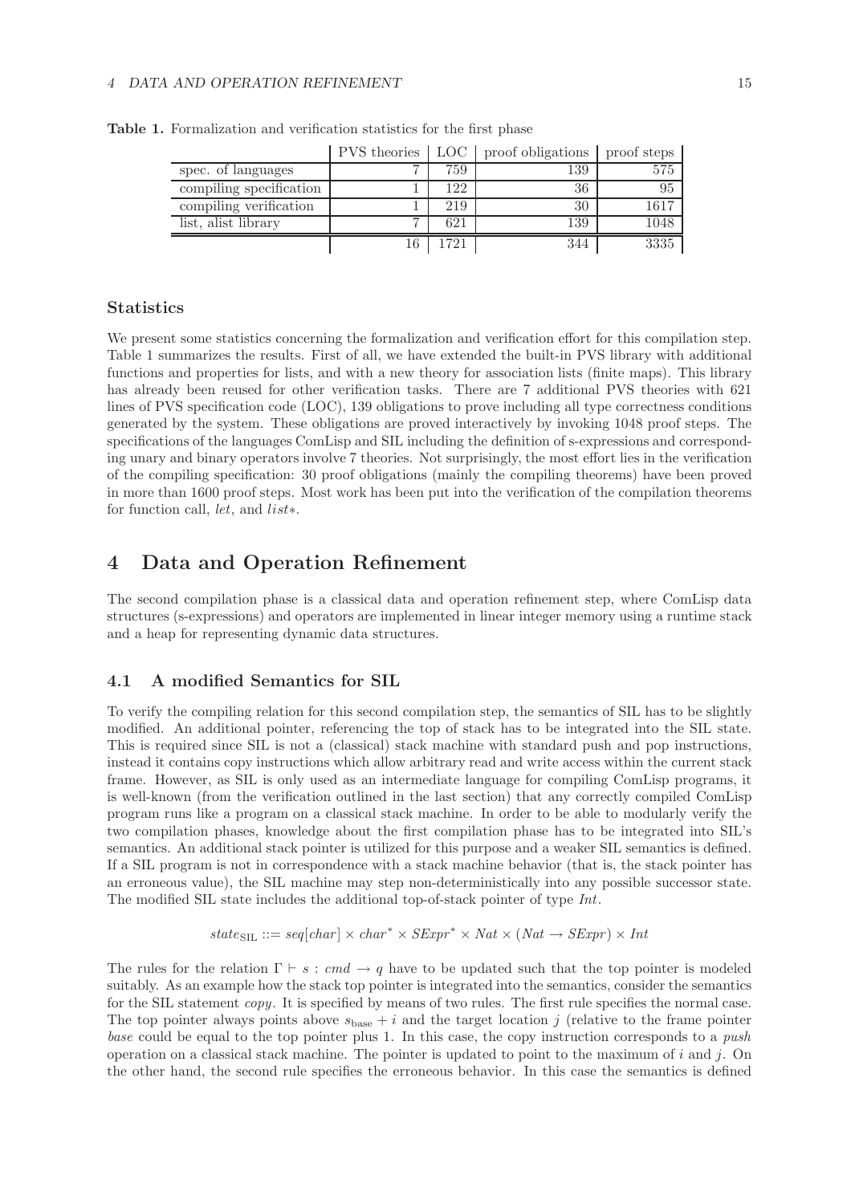**Table 1.** Formalization and verification statistics for the first phase

| | PVS theories | LOC | proof obligations | proof steps |
|---|---|---|---|---|
| spec. of languages | 7 | 759 | 139 | 575 |
| compiling specification | 1 | 122 | 36 | 95 |
| compiling verification | 1 | 219 | 30 | 1617 |
| list, alist library | 7 | 621 | 139 | 1048 |
| | 16 | 1721 | 344 | 3335 |

### Statistics

We present some statistics concerning the formalization and verification effort for this compilation step. Table 1 summarizes the results. First of all, we have extended the built-in PVS library with additional functions and properties for lists, and with a new theory for association lists (finite maps). This library has already been reused for other verification tasks. There are 7 additional PVS theories with 621 lines of PVS specification code (LOC), 139 obligations to prove including all type correctness conditions generated by the system. These obligations are proved interactively by invoking 1048 proof steps. The specifications of the languages ComLisp and SIL including the definition of s-expressions and corresponding unary and binary operators involve 7 theories. Not surprisingly, the most effort lies in the verification of the compiling specification: 30 proof obligations (mainly the compiling theorems) have been proved in more than 1600 proof steps. Most work has been put into the verification of the compilation theorems for function call, *let*, and *list∗*.

# 4 Data and Operation Refinement

The second compilation phase is a classical data and operation refinement step, where ComLisp data structures (s-expressions) and operators are implemented in linear integer memory using a runtime stack and a heap for representing dynamic data structures.

## 4.1 A modified Semantics for SIL

To verify the compiling relation for this second compilation step, the semantics of SIL has to be slightly modified. An additional pointer, referencing the top of stack has to be integrated into the SIL state. This is required since SIL is not a (classical) stack machine with standard push and pop instructions, instead it contains copy instructions which allow arbitrary read and write access within the current stack frame. However, as SIL is only used as an intermediate language for compiling ComLisp programs, it is well-known (from the verification outlined in the last section) that any correctly compiled ComLisp program runs like a program on a classical stack machine. In order to be able to modularly verify the two compilation phases, knowledge about the first compilation phase has to be integrated into SIL's semantics. An additional stack pointer is utilized for this purpose and a weaker SIL semantics is defined. If a SIL program is not in correspondence with a stack machine behavior (that is, the stack pointer has an erroneous value), the SIL machine may step non-deterministically into any possible successor state. The modified SIL state includes the additional top-of-stack pointer of type *Int*.

$$state_{\mathrm{SIL}} ::= seq[char] \times char^{*} \times SExpr^{*} \times Nat \times (Nat \rightarrow SExpr) \times Int$$

The rules for the relation $\Gamma \vdash s : cmd \rightarrow q$ have to be updated such that the top pointer is modeled suitably. As an example how the stack top pointer is integrated into the semantics, consider the semantics for the SIL statement *copy*. It is specified by means of two rules. The first rule specifies the normal case. The top pointer always points above $s_{\mathrm{base}} + i$ and the target location $j$ (relative to the frame pointer *base* could be equal to the top pointer plus 1. In this case, the copy instruction corresponds to a *push* operation on a classical stack machine. The pointer is updated to point to the maximum of $i$ and $j$. On the other hand, the second rule specifies the erroneous behavior. In this case the semantics is defined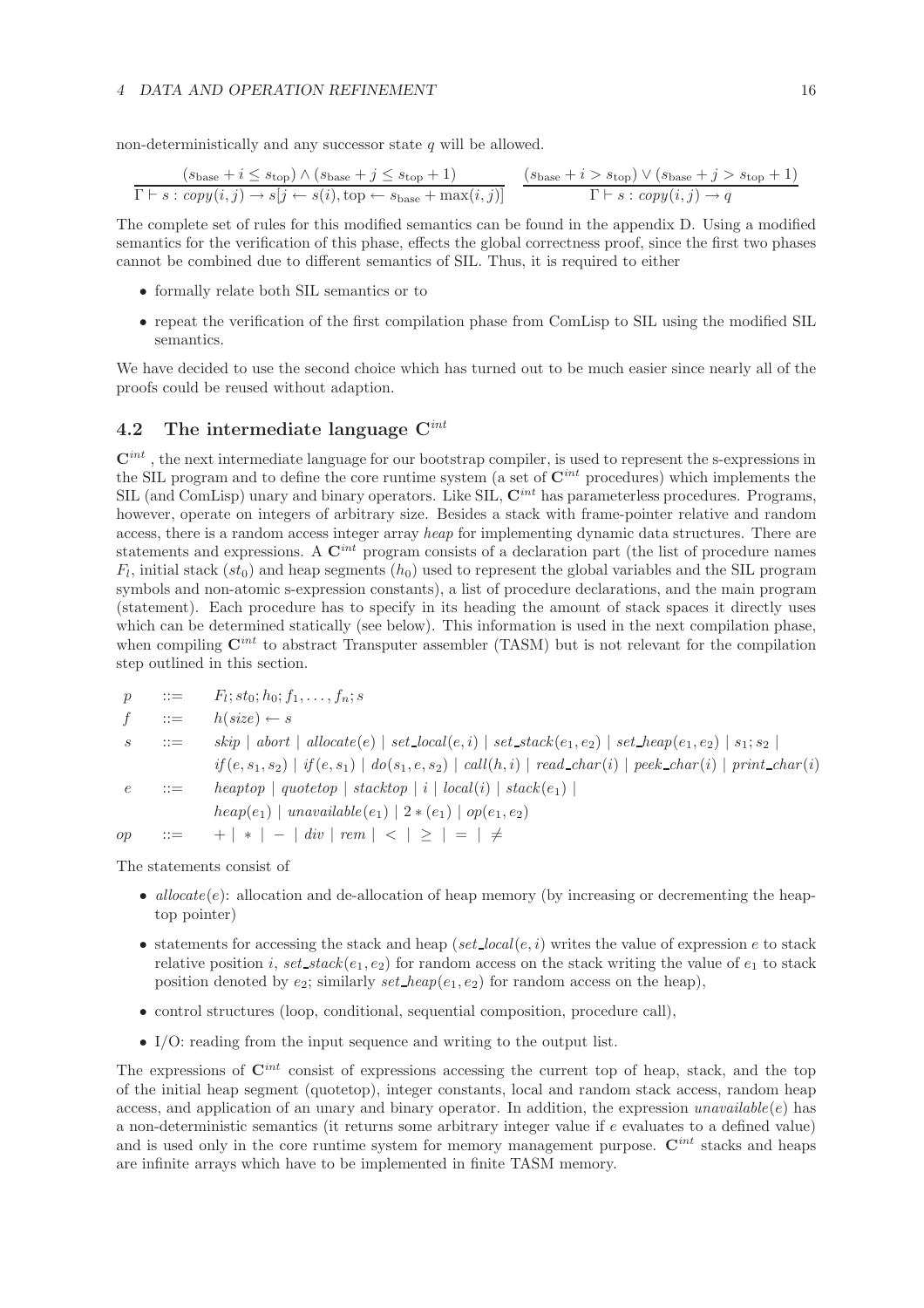non-deterministically and any successor state $q$ will be allowed.

$$\frac{(s_{\text{base}} + i \leq s_{\text{top}}) \wedge (s_{\text{base}} + j \leq s_{\text{top}} + 1)}{\Gamma \vdash s : copy(i,j) \rightarrow s[j \leftarrow s(i), \text{top} \leftarrow s_{\text{base}} + \max(i,j)]} \qquad \frac{(s_{\text{base}} + i > s_{\text{top}}) \vee (s_{\text{base}} + j > s_{\text{top}} + 1)}{\Gamma \vdash s : copy(i,j) \rightarrow q}$$

The complete set of rules for this modified semantics can be found in the appendix D. Using a modified semantics for the verification of this phase, effects the global correctness proof, since the first two phases cannot be combined due to different semantics of SIL. Thus, it is required to either

- formally relate both SIL semantics or to
- repeat the verification of the first compilation phase from ComLisp to SIL using the modified SIL semantics.

We have decided to use the second choice which has turned out to be much easier since nearly all of the proofs could be reused without adaption.

## 4.2 The intermediate language $\mathbf{C}^{int}$

$\mathbf{C}^{int}$ , the next intermediate language for our bootstrap compiler, is used to represent the s-expressions in the SIL program and to define the core runtime system (a set of $\mathbf{C}^{int}$ procedures) which implements the SIL (and ComLisp) unary and binary operators. Like SIL, $\mathbf{C}^{int}$ has parameterless procedures. Programs, however, operate on integers of arbitrary size. Besides a stack with frame-pointer relative and random access, there is a random access integer array *heap* for implementing dynamic data structures. There are statements and expressions. A $\mathbf{C}^{int}$ program consists of a declaration part (the list of procedure names $F_l$, initial stack ($st_0$) and heap segments ($h_0$) used to represent the global variables and the SIL program symbols and non-atomic s-expression constants), a list of procedure declarations, and the main program (statement). Each procedure has to specify in its heading the amount of stack spaces it directly uses which can be determined statically (see below). This information is used in the next compilation phase, when compiling $\mathbf{C}^{int}$ to abstract Transputer assembler (TASM) but is not relevant for the compilation step outlined in this section.

$$
\begin{array}{lll}
p & ::= & F_l; st_0; h_0; f_1, \ldots, f_n; s \\
f & ::= & h(size) \leftarrow s \\
s & ::= & skip \mid abort \mid allocate(e) \mid set\_local(e,i) \mid set\_stack(e_1,e_2) \mid set\_heap(e_1,e_2) \mid s_1; s_2 \mid \\
 & & if(e,s_1,s_2) \mid if(e,s_1) \mid do(s_1,e,s_2) \mid call(h,i) \mid read\_char(i) \mid peek\_char(i) \mid print\_char(i) \\
e & ::= & heaptop \mid quotetop \mid stacktop \mid i \mid local(i) \mid stack(e_1) \mid \\
 & & heap(e_1) \mid unavailable(e_1) \mid 2*(e_1) \mid op(e_1,e_2) \\
op & ::= & + \mid * \mid - \mid div \mid rem \mid < \mid \geq \mid = \mid \neq
\end{array}
$$

The statements consist of

- *allocate*($e$): allocation and de-allocation of heap memory (by increasing or decrementing the heaptop pointer)
- statements for accessing the stack and heap (*set_local*($e,i$) writes the value of expression $e$ to stack relative position $i$, *set_stack*($e_1,e_2$) for random access on the stack writing the value of $e_1$ to stack position denoted by $e_2$; similarly *set_heap*($e_1,e_2$) for random access on the heap),
- control structures (loop, conditional, sequential composition, procedure call),
- I/O: reading from the input sequence and writing to the output list.

The expressions of $\mathbf{C}^{int}$ consist of expressions accessing the current top of heap, stack, and the top of the initial heap segment (quotetop), integer constants, local and random stack access, random heap access, and application of an unary and binary operator. In addition, the expression *unavailable*($e$) has a non-deterministic semantics (it returns some arbitrary integer value if $e$ evaluates to a defined value) and is used only in the core runtime system for memory management purpose. $\mathbf{C}^{int}$ stacks and heaps are infinite arrays which have to be implemented in finite TASM memory.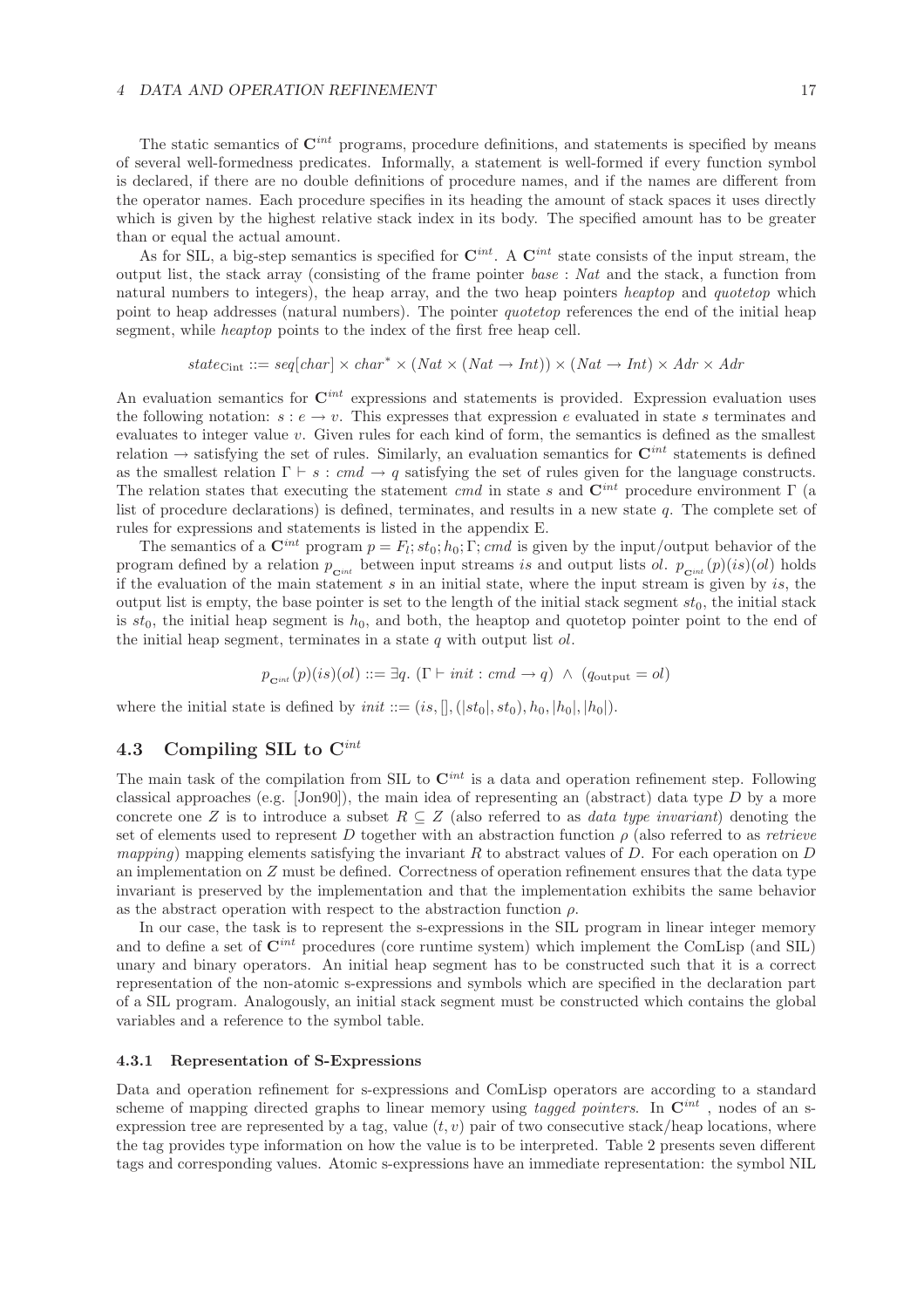The static semantics of $\mathbf{C}^{int}$ programs, procedure definitions, and statements is specified by means of several well-formedness predicates. Informally, a statement is well-formed if every function symbol is declared, if there are no double definitions of procedure names, and if the names are different from the operator names. Each procedure specifies in its heading the amount of stack spaces it uses directly which is given by the highest relative stack index in its body. The specified amount has to be greater than or equal the actual amount.

As for SIL, a big-step semantics is specified for $\mathbf{C}^{int}$. A $\mathbf{C}^{int}$ state consists of the input stream, the output list, the stack array (consisting of the frame pointer $base : Nat$ and the stack, a function from natural numbers to integers), the heap array, and the two heap pointers *heaptop* and *quotetop* which point to heap addresses (natural numbers). The pointer *quotetop* references the end of the initial heap segment, while *heaptop* points to the index of the first free heap cell.

$$state_{\text{Cint}} ::= seq[char] \times char^* \times (Nat \times (Nat \to Int)) \times (Nat \to Int) \times Adr \times Adr$$

An evaluation semantics for $\mathbf{C}^{int}$ expressions and statements is provided. Expression evaluation uses the following notation: $s : e \to v$. This expresses that expression $e$ evaluated in state $s$ terminates and evaluates to integer value $v$. Given rules for each kind of form, the semantics is defined as the smallest relation $\to$ satisfying the set of rules. Similarly, an evaluation semantics for $\mathbf{C}^{int}$ statements is defined as the smallest relation $\Gamma \vdash s : cmd \to q$ satisfying the set of rules given for the language constructs. The relation states that executing the statement $cmd$ in state $s$ and $\mathbf{C}^{int}$ procedure environment $\Gamma$ (a list of procedure declarations) is defined, terminates, and results in a new state $q$. The complete set of rules for expressions and statements is listed in the appendix E.

The semantics of a $\mathbf{C}^{int}$ program $p = F_l; st_0; h_0; \Gamma; cmd$ is given by the input/output behavior of the program defined by a relation $p_{\mathbf{C}^{int}}$ between input streams $is$ and output lists $ol$. $p_{\mathbf{C}^{int}}(p)(is)(ol)$ holds if the evaluation of the main statement $s$ in an initial state, where the input stream is given by $is$, the output list is empty, the base pointer is set to the length of the initial stack segment $st_0$, the initial stack is $st_0$, the initial heap segment is $h_0$, and both, the heaptop and quotetop pointer point to the end of the initial heap segment, terminates in a state $q$ with output list $ol$.

$$p_{\mathbf{C}^{int}}(p)(is)(ol) ::= \exists q.\ (\Gamma \vdash init : cmd \to q) \ \wedge \ (q_{\text{output}} = ol)$$

where the initial state is defined by $init ::= (is, [], (|st_0|, st_0), h_0, |h_0|, |h_0|)$.

## 4.3 Compiling SIL to $\mathbf{C}^{int}$

The main task of the compilation from SIL to $\mathbf{C}^{int}$ is a data and operation refinement step. Following classical approaches (e.g. [Jon90]), the main idea of representing an (abstract) data type $D$ by a more concrete one $Z$ is to introduce a subset $R \subseteq Z$ (also referred to as *data type invariant*) denoting the set of elements used to represent $D$ together with an abstraction function $\rho$ (also referred to as *retrieve mapping*) mapping elements satisfying the invariant $R$ to abstract values of $D$. For each operation on $D$ an implementation on $Z$ must be defined. Correctness of operation refinement ensures that the data type invariant is preserved by the implementation and that the implementation exhibits the same behavior as the abstract operation with respect to the abstraction function $\rho$.

In our case, the task is to represent the s-expressions in the SIL program in linear integer memory and to define a set of $\mathbf{C}^{int}$ procedures (core runtime system) which implement the ComLisp (and SIL) unary and binary operators. An initial heap segment has to be constructed such that it is a correct representation of the non-atomic s-expressions and symbols which are specified in the declaration part of a SIL program. Analogously, an initial stack segment must be constructed which contains the global variables and a reference to the symbol table.

### 4.3.1 Representation of S-Expressions

Data and operation refinement for s-expressions and ComLisp operators are according to a standard scheme of mapping directed graphs to linear memory using *tagged pointers*. In $\mathbf{C}^{int}$ , nodes of an s-expression tree are represented by a tag, value $(t, v)$ pair of two consecutive stack/heap locations, where the tag provides type information on how the value is to be interpreted. Table 2 presents seven different tags and corresponding values. Atomic s-expressions have an immediate representation: the symbol NIL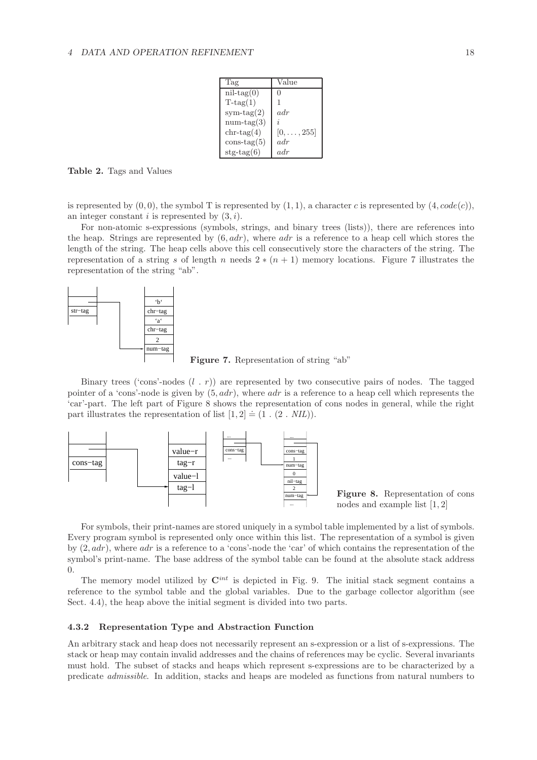| Tag | Value |
| --- | --- |
| nil-tag(0) | 0 |
| T-tag(1) | 1 |
| sym-tag(2) | $adr$ |
| num-tag(3) | $i$ |
| chr-tag(4) | $[0, \ldots, 255]$ |
| cons-tag(5) | $adr$ |
| stg-tag(6) | $adr$ |

**Table 2.** Tags and Values

is represented by $(0, 0)$, the symbol T is represented by $(1, 1)$, a character $c$ is represented by $(4, code(c))$, an integer constant $i$ is represented by $(3, i)$.

For non-atomic s-expressions (symbols, strings, and binary trees (lists)), there are references into the heap. Strings are represented by $(6, adr)$, where $adr$ is a reference to a heap cell which stores the length of the string. The heap cells above this cell consecutively store the characters of the string. The representation of a string $s$ of length $n$ needs $2 * (n + 1)$ memory locations. Figure 7 illustrates the representation of the string "ab".

**Figure 7.** Representation of string "ab"

Binary trees ('cons'-nodes $(l\ .\ r)$) are represented by two consecutive pairs of nodes. The tagged pointer of a 'cons'-node is given by $(5, adr)$, where $adr$ is a reference to a heap cell which represents the 'car'-part. The left part of Figure 8 shows the representation of cons nodes in general, while the right part illustrates the representation of list $[1, 2] \doteq (1\ .\ (2\ .\ NIL))$.

**Figure 8.** Representation of cons nodes and example list $[1, 2]$

For symbols, their print-names are stored uniquely in a symbol table implemented by a list of symbols. Every program symbol is represented only once within this list. The representation of a symbol is given by $(2, adr)$, where $adr$ is a reference to a 'cons'-node the 'car' of which contains the representation of the symbol's print-name. The base address of the symbol table can be found at the absolute stack address 0.

The memory model utilized by $\mathbf{C}^{int}$ is depicted in Fig. 9. The initial stack segment contains a reference to the symbol table and the global variables. Due to the garbage collector algorithm (see Sect. 4.4), the heap above the initial segment is divided into two parts.

### 4.3.2 Representation Type and Abstraction Function

An arbitrary stack and heap does not necessarily represent an s-expression or a list of s-expressions. The stack or heap may contain invalid addresses and the chains of references may be cyclic. Several invariants must hold. The subset of stacks and heaps which represent s-expressions are to be characterized by a predicate *admissible*. In addition, stacks and heaps are modeled as functions from natural numbers to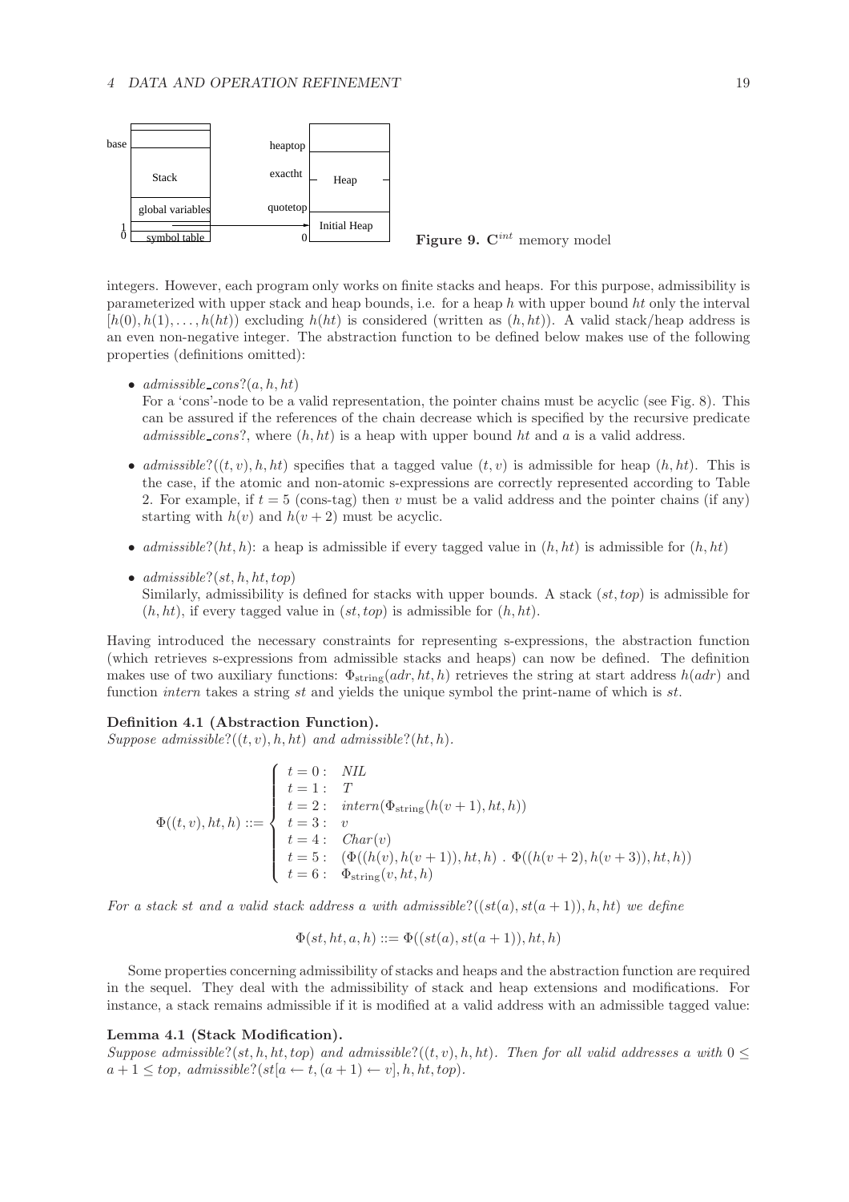**Figure 9.** $\mathbf{C}^{int}$ memory model

integers. However, each program only works on finite stacks and heaps. For this purpose, admissibility is parameterized with upper stack and heap bounds, i.e. for a heap $h$ with upper bound $ht$ only the interval $[h(0), h(1), \ldots, h(ht))$ excluding $h(ht)$ is considered (written as $(h, ht)$). A valid stack/heap address is an even non-negative integer. The abstraction function to be defined below makes use of the following properties (definitions omitted):

- *admissible_cons*$?(a, h, ht)$
  For a 'cons'-node to be a valid representation, the pointer chains must be acyclic (see Fig. 8). This can be assured if the references of the chain decrease which is specified by the recursive predicate *admissible_cons*?, where $(h, ht)$ is a heap with upper bound $ht$ and $a$ is a valid address.
- *admissible*$?((t, v), h, ht)$ specifies that a tagged value $(t, v)$ is admissible for heap $(h, ht)$. This is the case, if the atomic and non-atomic s-expressions are correctly represented according to Table 2. For example, if $t = 5$ (cons-tag) then $v$ must be a valid address and the pointer chains (if any) starting with $h(v)$ and $h(v + 2)$ must be acyclic.
- *admissible*$?(ht, h)$: a heap is admissible if every tagged value in $(h, ht)$ is admissible for $(h, ht)$
- *admissible*$?(st, h, ht, top)$
  Similarly, admissibility is defined for stacks with upper bounds. A stack $(st, top)$ is admissible for $(h, ht)$, if every tagged value in $(st, top)$ is admissible for $(h, ht)$.

Having introduced the necessary constraints for representing s-expressions, the abstraction function (which retrieves s-expressions from admissible stacks and heaps) can now be defined. The definition makes use of two auxiliary functions: $\Phi_{\text{string}}(adr, ht, h)$ retrieves the string at start address $h(adr)$ and function *intern* takes a string $st$ and yields the unique symbol the print-name of which is $st$.

**Definition 4.1 (Abstraction Function).**
*Suppose admissible*$?((t, v), h, ht)$ *and admissible*$?(ht, h)$.

$$
\Phi((t, v), ht, h) ::= \begin{cases}
t = 0: & NIL \\
t = 1: & T \\
t = 2: & intern(\Phi_{\text{string}}(h(v+1), ht, h)) \\
t = 3: & v \\
t = 4: & Char(v) \\
t = 5: & (\Phi((h(v), h(v+1)), ht, h) \ . \ \Phi((h(v+2), h(v+3)), ht, h)) \\
t = 6: & \Phi_{\text{string}}(v, ht, h)
\end{cases}
$$

*For a stack $st$ and a valid stack address $a$ with admissible*$?((st(a), st(a+1)), h, ht)$ *we define*

$$
\Phi(st, ht, a, h) ::= \Phi((st(a), st(a+1)), ht, h)
$$

Some properties concerning admissibility of stacks and heaps and the abstraction function are required in the sequel. They deal with the admissibility of stack and heap extensions and modifications. For instance, a stack remains admissible if it is modified at a valid address with an admissible tagged value:

**Lemma 4.1 (Stack Modification).**
*Suppose admissible*$?(st, h, ht, top)$ *and admissible*$?((t, v), h, ht)$. *Then for all valid addresses $a$ with $0 \leq a + 1 \leq top$, admissible*$?(st[a \leftarrow t, (a+1) \leftarrow v], h, ht, top)$.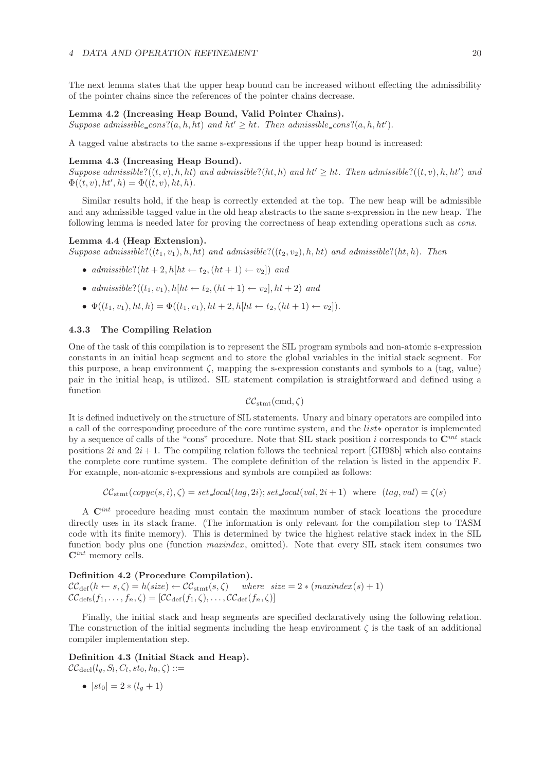The next lemma states that the upper heap bound can be increased without effecting the admissibility of the pointer chains since the references of the pointer chains decrease.

**Lemma 4.2 (Increasing Heap Bound, Valid Pointer Chains).**
*Suppose* $admissible\_cons?(a, h, ht)$ *and* $ht' \geq ht$. *Then* $admissible\_cons?(a, h, ht')$.

A tagged value abstracts to the same s-expressions if the upper heap bound is increased:

**Lemma 4.3 (Increasing Heap Bound).**
*Suppose* $admissible?((t, v), h, ht)$ *and* $admissible?(ht, h)$ *and* $ht' \geq ht$. *Then* $admissible?((t, v), h, ht')$ *and* $\Phi((t, v), ht', h) = \Phi((t, v), ht, h)$.

Similar results hold, if the heap is correctly extended at the top. The new heap will be admissible and any admissible tagged value in the old heap abstracts to the same s-expression in the new heap. The following lemma is needed later for proving the correctness of heap extending operations such as *cons*.

**Lemma 4.4 (Heap Extension).**
*Suppose* $admissible?((t_1, v_1), h, ht)$ *and* $admissible?((t_2, v_2), h, ht)$ *and* $admissible?(ht, h)$. *Then*

- $admissible?(ht + 2, h[ht \leftarrow t_2, (ht + 1) \leftarrow v_2])$ *and*
- $admissible?((t_1, v_1), h[ht \leftarrow t_2, (ht + 1) \leftarrow v_2], ht + 2)$ *and*
- $\Phi((t_1, v_1), ht, h) = \Phi((t_1, v_1), ht + 2, h[ht \leftarrow t_2, (ht + 1) \leftarrow v_2])$.

### 4.3.3 The Compiling Relation

One of the task of this compilation is to represent the SIL program symbols and non-atomic s-expression constants in an initial heap segment and to store the global variables in the initial stack segment. For this purpose, a heap environment $\zeta$, mapping the s-expression constants and symbols to a (tag, value) pair in the initial heap, is utilized. SIL statement compilation is straightforward and defined using a function

$$\mathcal{CC}_{\text{stmt}}(\text{cmd}, \zeta)$$

It is defined inductively on the structure of SIL statements. Unary and binary operators are compiled into a call of the corresponding procedure of the core runtime system, and the *list\** operator is implemented by a sequence of calls of the "cons" procedure. Note that SIL stack position $i$ corresponds to $\mathbf{C}^{int}$ stack positions $2i$ and $2i + 1$. The compiling relation follows the technical report [GH98b] which also contains the complete core runtime system. The complete definition of the relation is listed in the appendix F. For example, non-atomic s-expressions and symbols are compiled as follows:

$$\mathcal{CC}_{\text{stmt}}(copyc(s, i), \zeta) = set\_local(tag, 2i); set\_local(val, 2i + 1) \quad \text{where} \quad (tag, val) = \zeta(s)$$

A $\mathbf{C}^{int}$ procedure heading must contain the maximum number of stack locations the procedure directly uses in its stack frame. (The information is only relevant for the compilation step to TASM code with its finite memory). This is determined by twice the highest relative stack index in the SIL function body plus one (function *maxindex*, omitted). Note that every SIL stack item consumes two $\mathbf{C}^{int}$ memory cells.

**Definition 4.2 (Procedure Compilation).**
$\mathcal{CC}_{\text{def}}(h \leftarrow s, \zeta) = h(size) \leftarrow \mathcal{CC}_{\text{stmt}}(s, \zeta)$ *where* $size = 2 * (maxindex(s) + 1)$
$\mathcal{CC}_{\text{defs}}(f_1, \ldots, f_n, \zeta) = [\mathcal{CC}_{\text{def}}(f_1, \zeta), \ldots, \mathcal{CC}_{\text{def}}(f_n, \zeta)]$

Finally, the initial stack and heap segments are specified declaratively using the following relation. The construction of the initial segments including the heap environment $\zeta$ is the task of an additional compiler implementation step.

**Definition 4.3 (Initial Stack and Heap).**
$\mathcal{CC}_{\text{decl}}(l_g, S_l, C_l, st_0, h_0, \zeta) ::=$

- $|st_0| = 2 * (l_g + 1)$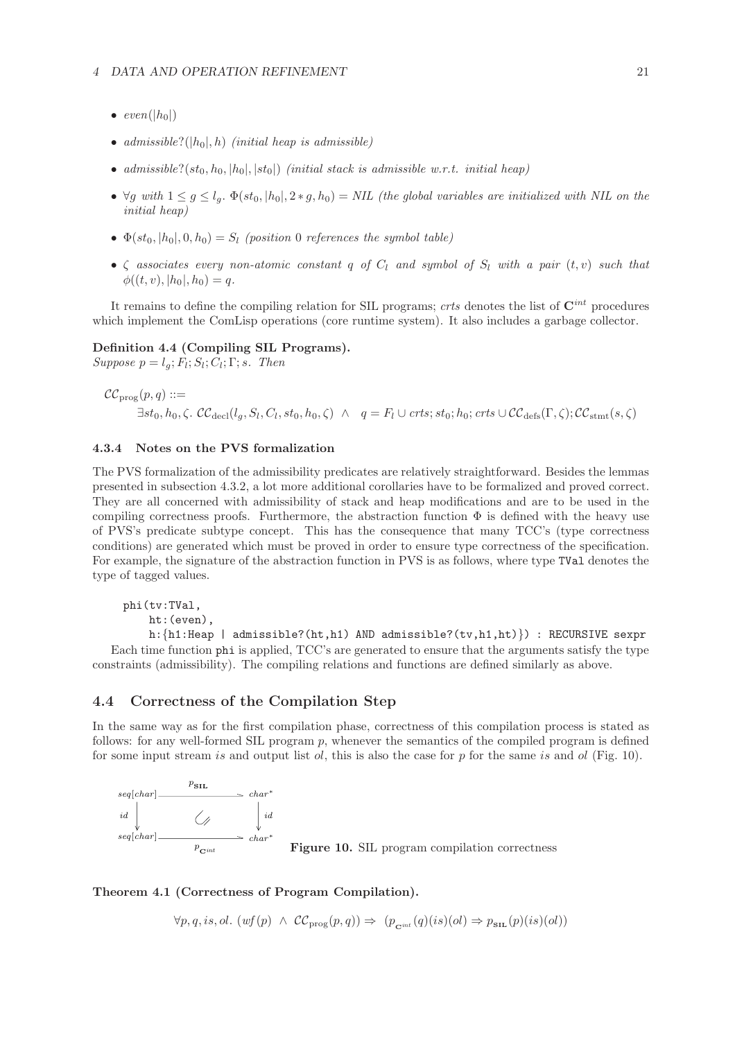- $even(|h_0|)$
- $admissible?(|h_0|, h)$ *(initial heap is admissible)*
- $admissible?(st_0, h_0, |h_0|, |st_0|)$ *(initial stack is admissible w.r.t. initial heap)*
- $\forall g$ *with* $1 \leq g \leq l_g$. $\Phi(st_0, |h_0|, 2 * g, h_0) = NIL$ *(the global variables are initialized with NIL on the initial heap)*
- $\Phi(st_0, |h_0|, 0, h_0) = S_l$ *(position 0 references the symbol table)*
- $\zeta$ *associates every non-atomic constant* $q$ *of* $C_l$ *and symbol of* $S_l$ *with a pair* $(t, v)$ *such that* $\phi((t, v), |h_0|, h_0) = q$.

It remains to define the compiling relation for SIL programs; *crts* denotes the list of $\mathbf{C}^{int}$ procedures which implement the ComLisp operations (core runtime system). It also includes a garbage collector.

**Definition 4.4 (Compiling SIL Programs).**
*Suppose* $p = l_g; F_l; S_l; C_l; \Gamma; s$. *Then*

$$\mathcal{CC}_{\text{prog}}(p, q) ::= \exists st_0, h_0, \zeta.\ \mathcal{CC}_{\text{decl}}(l_g, S_l, C_l, st_0, h_0, \zeta) \ \wedge \ \ q = F_l \cup crts; st_0; h_0; crts \cup \mathcal{CC}_{\text{defs}}(\Gamma, \zeta); \mathcal{CC}_{\text{stmt}}(s, \zeta)$$

### 4.3.4 Notes on the PVS formalization

The PVS formalization of the admissibility predicates are relatively straightforward. Besides the lemmas presented in subsection 4.3.2, a lot more additional corollaries have to be formalized and proved correct. They are all concerned with admissibility of stack and heap modifications and are to be used in the compiling correctness proofs. Furthermore, the abstraction function $\Phi$ is defined with the heavy use of PVS's predicate subtype concept. This has the consequence that many TCC's (type correctness conditions) are generated which must be proved in order to ensure type correctness of the specification. For example, the signature of the abstraction function in PVS is as follows, where type `TVal` denotes the type of tagged values.

```
phi(tv:TVal,
    ht:(even),
    h:{h1:Heap | admissible?(ht,h1) AND admissible?(tv,h1,ht)}) : RECURSIVE sexpr
```

Each time function `phi` is applied, TCC's are generated to ensure that the arguments satisfy the type constraints (admissibility). The compiling relations and functions are defined similarly as above.

## 4.4 Correctness of the Compilation Step

In the same way as for the first compilation phase, correctness of this compilation process is stated as follows: for any well-formed SIL program $p$, whenever the semantics of the compiled program is defined for some input stream $is$ and output list $ol$, this is also the case for $p$ for the same $is$ and $ol$ (Fig. 10).

$$\begin{array}{ccc} seq[char] & \xrightarrow{\ p_{\mathbf{SIL}}\ } & char^* \\ \downarrow id & & \downarrow id \\ seq[char] & \xrightarrow[\ p_{\mathbf{C}^{int}}\ ]{} & char^* \end{array}$$

**Figure 10.** SIL program compilation correctness

**Theorem 4.1 (Correctness of Program Compilation).**

$$\forall p, q, is, ol.\ (wf(p) \ \wedge \ \mathcal{CC}_{\text{prog}}(p, q)) \Rightarrow \ (p_{\mathbf{C}^{int}}(q)(is)(ol) \Rightarrow p_{\mathbf{SIL}}(p)(is)(ol))$$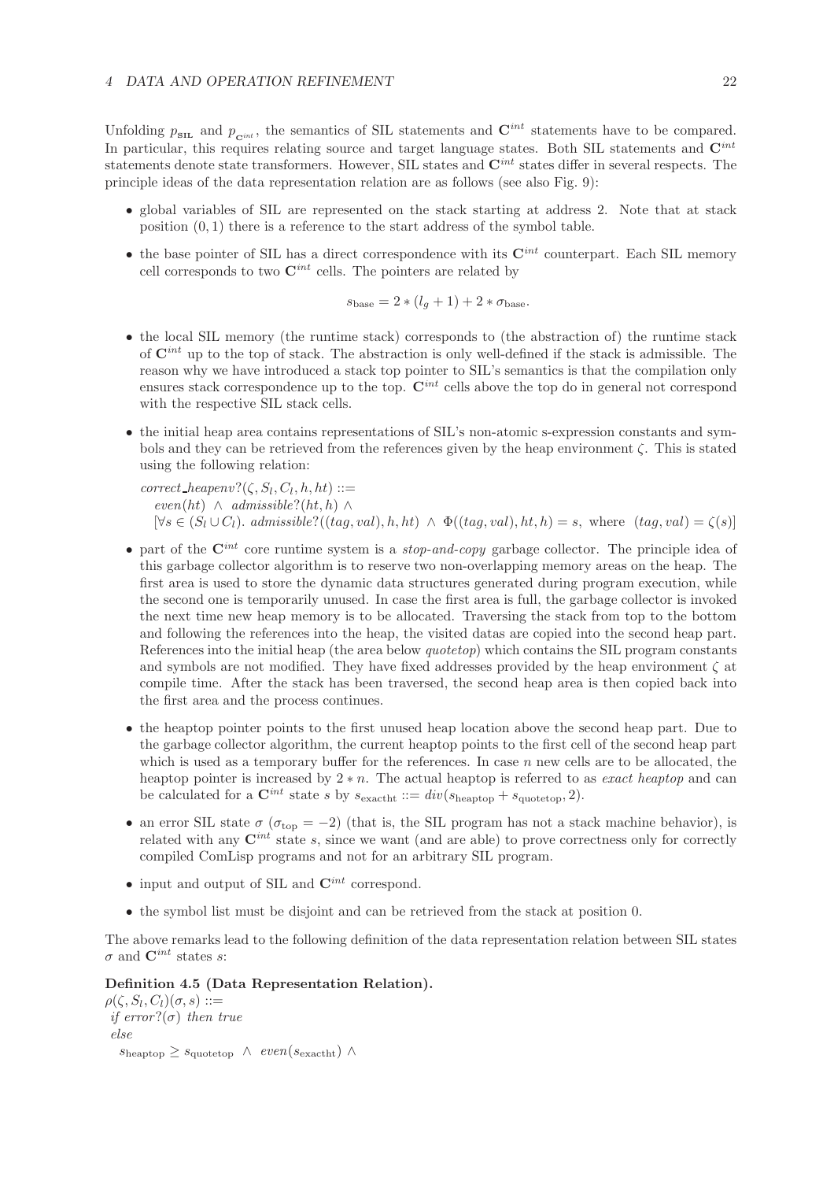Unfolding $p_{\mathbf{SIL}}$ and $p_{\mathbf{C}^{int}}$, the semantics of SIL statements and $\mathbf{C}^{int}$ statements have to be compared. In particular, this requires relating source and target language states. Both SIL statements and $\mathbf{C}^{int}$ statements denote state transformers. However, SIL states and $\mathbf{C}^{int}$ states differ in several respects. The principle ideas of the data representation relation are as follows (see also Fig. 9):

- global variables of SIL are represented on the stack starting at address 2. Note that at stack position $(0, 1)$ there is a reference to the start address of the symbol table.
- the base pointer of SIL has a direct correspondence with its $\mathbf{C}^{int}$ counterpart. Each SIL memory cell corresponds to two $\mathbf{C}^{int}$ cells. The pointers are related by

$$s_{\text{base}} = 2 * (l_g + 1) + 2 * \sigma_{\text{base}}.$$

- the local SIL memory (the runtime stack) corresponds to (the abstraction of) the runtime stack of $\mathbf{C}^{int}$ up to the top of stack. The abstraction is only well-defined if the stack is admissible. The reason why we have introduced a stack top pointer to SIL's semantics is that the compilation only ensures stack correspondence up to the top. $\mathbf{C}^{int}$ cells above the top do in general not correspond with the respective SIL stack cells.
- the initial heap area contains representations of SIL's non-atomic s-expression constants and symbols and they can be retrieved from the references given by the heap environment $\zeta$. This is stated using the following relation:

  $correct\_heapenv?(\zeta, S_l, C_l, h, ht) ::=$
  $\quad even(ht) \ \wedge \ admissible?(ht, h) \ \wedge$
  $\quad [\forall s \in (S_l \cup C_l).\ admissible?((tag, val), h, ht) \ \wedge \ \Phi((tag, val), ht, h) = s, \text{ where } \ (tag, val) = \zeta(s)]$

- part of the $\mathbf{C}^{int}$ core runtime system is a *stop-and-copy* garbage collector. The principle idea of this garbage collector algorithm is to reserve two non-overlapping memory areas on the heap. The first area is used to store the dynamic data structures generated during program execution, while the second one is temporarily unused. In case the first area is full, the garbage collector is invoked the next time new heap memory is to be allocated. Traversing the stack from top to the bottom and following the references into the heap, the visited datas are copied into the second heap part. References into the initial heap (the area below *quotetop*) which contains the SIL program constants and symbols are not modified. They have fixed addresses provided by the heap environment $\zeta$ at compile time. After the stack has been traversed, the second heap area is then copied back into the first area and the process continues.
- the heaptop pointer points to the first unused heap location above the second heap part. Due to the garbage collector algorithm, the current heaptop points to the first cell of the second heap part which is used as a temporary buffer for the references. In case $n$ new cells are to be allocated, the heaptop pointer is increased by $2 * n$. The actual heaptop is referred to as *exact heaptop* and can be calculated for a $\mathbf{C}^{int}$ state $s$ by $s_{\text{exactht}} ::= div(s_{\text{heaptop}} + s_{\text{quotetop}}, 2)$.
- an error SIL state $\sigma$ ($\sigma_{\text{top}} = -2$) (that is, the SIL program has not a stack machine behavior), is related with any $\mathbf{C}^{int}$ state $s$, since we want (and are able) to prove correctness only for correctly compiled ComLisp programs and not for an arbitrary SIL program.
- input and output of SIL and $\mathbf{C}^{int}$ correspond.
- the symbol list must be disjoint and can be retrieved from the stack at position 0.

The above remarks lead to the following definition of the data representation relation between SIL states $\sigma$ and $\mathbf{C}^{int}$ states $s$:

**Definition 4.5 (Data Representation Relation).**
$\rho(\zeta, S_l, C_l)(\sigma, s) ::=$
$\ $ *if* $error?(\sigma)$ *then true*
$\ $ *else*
$\quad s_{\text{heaptop}} \geq s_{\text{quotetop}} \ \wedge \ even(s_{\text{exactht}}) \ \wedge$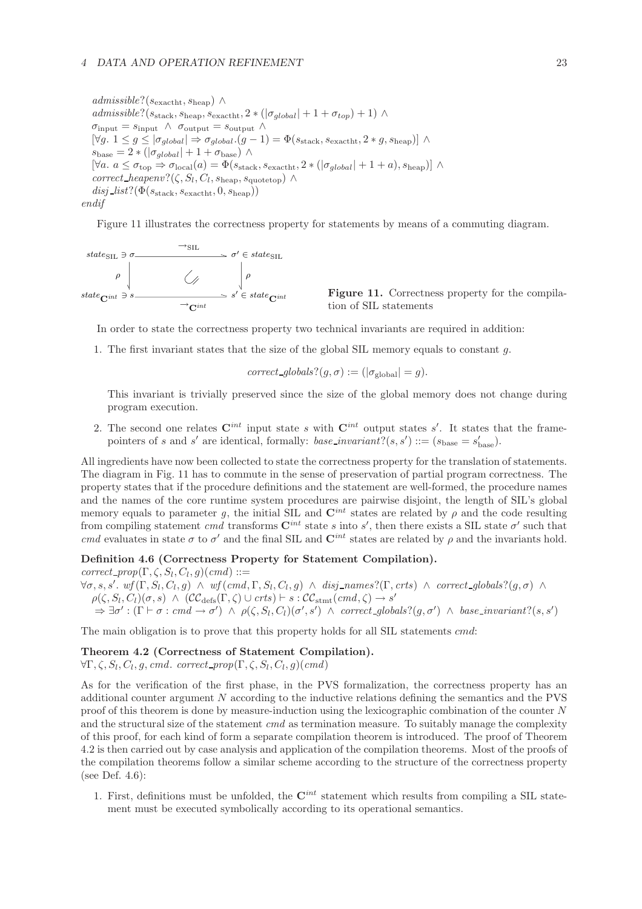$admissible?(s_{\text{exactht}}, s_{\text{heap}}) \wedge$
$admissible?(s_{\text{stack}}, s_{\text{heap}}, s_{\text{exactht}}, 2*(|\sigma_{global}| + 1 + \sigma_{top}) + 1) \wedge$
$\sigma_{\text{input}} = s_{\text{input}} \wedge \sigma_{\text{output}} = s_{\text{output}} \wedge$
$[\forall g.\ 1 \leq g \leq |\sigma_{global}| \Rightarrow \sigma_{global}.(g-1) = \Phi(s_{\text{stack}}, s_{\text{exactht}}, 2*g, s_{\text{heap}})] \wedge$
$s_{\text{base}} = 2*(|\sigma_{global}| + 1 + \sigma_{\text{base}}) \wedge$
$[\forall a.\ a \leq \sigma_{\text{top}} \Rightarrow \sigma_{\text{local}}(a) = \Phi(s_{\text{stack}}, s_{\text{exactht}}, 2*(|\sigma_{global}| + 1 + a), s_{\text{heap}})] \wedge$
$correct\_heapenv?(\zeta, S_l, C_l, s_{\text{heap}}, s_{\text{quotetop}}) \wedge$
$disj\_list?(\Phi(s_{\text{stack}}, s_{\text{exactht}}, 0, s_{\text{heap}}))$
*endif*

Figure 11 illustrates the correctness property for statements by means of a commuting diagram.

$$
\begin{array}{ccc}
state_{\text{SIL}} \ni \sigma & \xrightarrow{\ \rightarrow_{\text{SIL}}\ } & \sigma' \in state_{\text{SIL}} \\
\downarrow \rho & & \downarrow \rho \\
state_{\mathbf{C}^{int}} \ni s & \xrightarrow[\ \rightarrow_{\mathbf{C}^{int}}\ ]{} & s' \in state_{\mathbf{C}^{int}}
\end{array}
$$

**Figure 11.** Correctness property for the compilation of SIL statements

In order to state the correctness property two technical invariants are required in addition:

1. The first invariant states that the size of the global SIL memory equals to constant $g$.

   $$correct\_globals?(g, \sigma) := (|\sigma_{\text{global}}| = g).$$

   This invariant is trivially preserved since the size of the global memory does not change during program execution.

2. The second one relates $\mathbf{C}^{int}$ input state $s$ with $\mathbf{C}^{int}$ output states $s'$. It states that the framepointers of $s$ and $s'$ are identical, formally: $base\_invariant?(s, s') ::= (s_{\text{base}} = s'_{\text{base}})$.

All ingredients have now been collected to state the correctness property for the translation of statements. The diagram in Fig. 11 has to commute in the sense of preservation of partial program correctness. The property states that if the procedure definitions and the statement are well-formed, the procedure names and the names of the core runtime system procedures are pairwise disjoint, the length of SIL's global memory equals to parameter $g$, the initial SIL and $\mathbf{C}^{int}$ states are related by $\rho$ and the code resulting from compiling statement *cmd* transforms $\mathbf{C}^{int}$ state $s$ into $s'$, then there exists a SIL state $\sigma'$ such that *cmd* evaluates in state $\sigma$ to $\sigma'$ and the final SIL and $\mathbf{C}^{int}$ states are related by $\rho$ and the invariants hold.

**Definition 4.6 (Correctness Property for Statement Compilation).**

$correct\_prop(\Gamma, \zeta, S_l, C_l, g)(cmd) ::=$
$\forall \sigma, s, s'.\ wf(\Gamma, S_l, C_l, g) \wedge wf(cmd, \Gamma, S_l, C_l, g) \wedge disj\_names?(\Gamma, crts) \wedge correct\_globals?(g, \sigma) \wedge$
$\rho(\zeta, S_l, C_l)(\sigma, s) \wedge (\mathcal{CC}_{\text{defs}}(\Gamma, \zeta) \cup crts) \vdash s : \mathcal{CC}_{\text{stmt}}(cmd, \zeta) \rightarrow s'$
$\Rightarrow \exists \sigma' : (\Gamma \vdash \sigma : cmd \rightarrow \sigma') \wedge \rho(\zeta, S_l, C_l)(\sigma', s') \wedge correct\_globals?(g, \sigma') \wedge base\_invariant?(s, s')$

The main obligation is to prove that this property holds for all SIL statements *cmd*:

**Theorem 4.2 (Correctness of Statement Compilation).**
$\forall \Gamma, \zeta, S_l, C_l, g, cmd.\ correct\_prop(\Gamma, \zeta, S_l, C_l, g)(cmd)$

As for the verification of the first phase, in the PVS formalization, the correctness property has an additional counter argument $N$ according to the inductive relations defining the semantics and the PVS proof of this theorem is done by measure-induction using the lexicographic combination of the counter $N$ and the structural size of the statement *cmd* as termination measure. To suitably manage the complexity of this proof, for each kind of form a separate compilation theorem is introduced. The proof of Theorem 4.2 is then carried out by case analysis and application of the compilation theorems. Most of the proofs of the compilation theorems follow a similar scheme according to the structure of the correctness property (see Def. 4.6):

1. First, definitions must be unfolded, the $\mathbf{C}^{int}$ statement which results from compiling a SIL statement must be executed symbolically according to its operational semantics.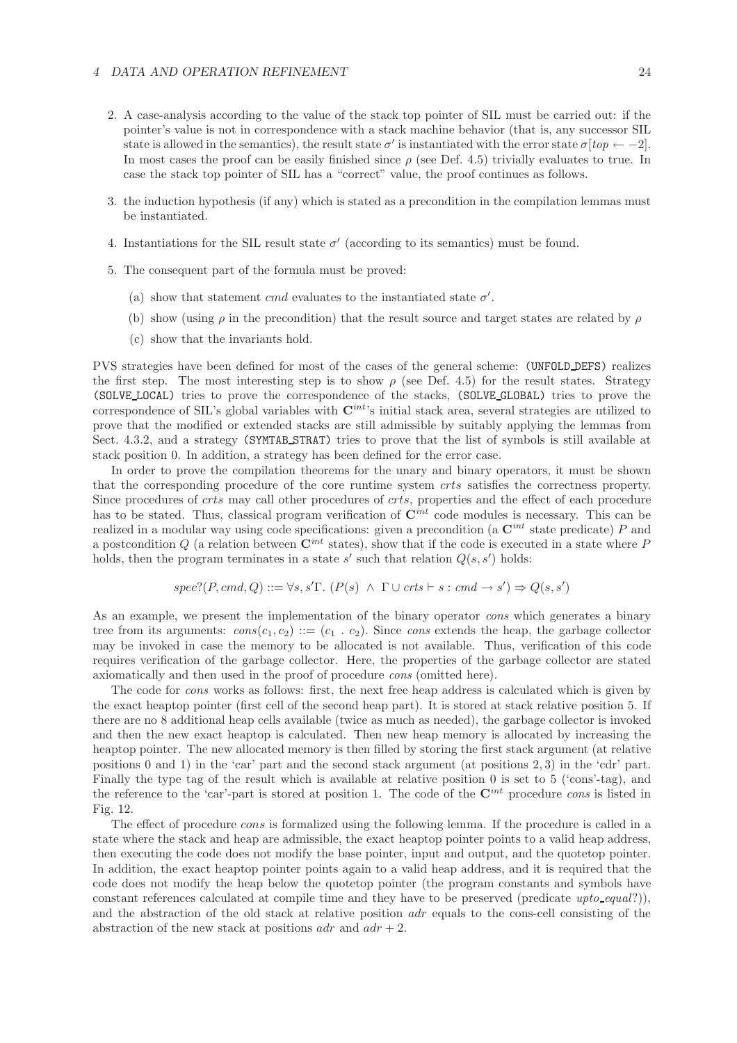2. A case-analysis according to the value of the stack top pointer of SIL must be carried out: if the pointer's value is not in correspondence with a stack machine behavior (that is, any successor SIL state is allowed in the semantics), the result state $\sigma'$ is instantiated with the error state $\sigma[top \leftarrow -2]$. In most cases the proof can be easily finished since $\rho$ (see Def. 4.5) trivially evaluates to true. In case the stack top pointer of SIL has a "correct" value, the proof continues as follows.

3. the induction hypothesis (if any) which is stated as a precondition in the compilation lemmas must be instantiated.

4. Instantiations for the SIL result state $\sigma'$ (according to its semantics) must be found.

5. The consequent part of the formula must be proved:

   (a) show that statement *cmd* evaluates to the instantiated state $\sigma'$.

   (b) show (using $\rho$ in the precondition) that the result source and target states are related by $\rho$

   (c) show that the invariants hold.

PVS strategies have been defined for most of the cases of the general scheme: `(UNFOLD_DEFS)` realizes the first step. The most interesting step is to show $\rho$ (see Def. 4.5) for the result states. Strategy `(SOLVE_LOCAL)` tries to prove the correspondence of the stacks, `(SOLVE_GLOBAL)` tries to prove the correspondence of SIL's global variables with $\mathbf{C}^{int}$'s initial stack area, several strategies are utilized to prove that the modified or extended stacks are still admissible by suitably applying the lemmas from Sect. 4.3.2, and a strategy `(SYMTAB_STRAT)` tries to prove that the list of symbols is still available at stack position 0. In addition, a strategy has been defined for the error case.

In order to prove the compilation theorems for the unary and binary operators, it must be shown that the corresponding procedure of the core runtime system *crts* satisfies the correctness property. Since procedures of *crts* may call other procedures of *crts*, properties and the effect of each procedure has to be stated. Thus, classical program verification of $\mathbf{C}^{int}$ code modules is necessary. This can be realized in a modular way using code specifications: given a precondition (a $\mathbf{C}^{int}$ state predicate) $P$ and a postcondition $Q$ (a relation between $\mathbf{C}^{int}$ states), show that if the code is executed in a state where $P$ holds, then the program terminates in a state $s'$ such that relation $Q(s, s')$ holds:

$$spec?(P, cmd, Q) ::= \forall s, s'\Gamma.\ (P(s)\ \wedge\ \Gamma \cup crts \vdash s : cmd \rightarrow s') \Rightarrow Q(s, s')$$

As an example, we present the implementation of the binary operator *cons* which generates a binary tree from its arguments: $cons(c_1, c_2) ::= (c_1\ .\ c_2)$. Since *cons* extends the heap, the garbage collector may be invoked in case the memory to be allocated is not available. Thus, verification of this code requires verification of the garbage collector. Here, the properties of the garbage collector are stated axiomatically and then used in the proof of procedure *cons* (omitted here).

The code for *cons* works as follows: first, the next free heap address is calculated which is given by the exact heaptop pointer (first cell of the second heap part). It is stored at stack relative position 5. If there are no 8 additional heap cells available (twice as much as needed), the garbage collector is invoked and then the new exact heaptop is calculated. Then new heap memory is allocated by increasing the heaptop pointer. The new allocated memory is then filled by storing the first stack argument (at relative positions 0 and 1) in the 'car' part and the second stack argument (at positions $2, 3$) in the 'cdr' part. Finally the type tag of the result which is available at relative position 0 is set to 5 ('cons'-tag), and the reference to the 'car'-part is stored at position 1. The code of the $\mathbf{C}^{int}$ procedure *cons* is listed in Fig. 12.

The effect of procedure *cons* is formalized using the following lemma. If the procedure is called in a state where the stack and heap are admissible, the exact heaptop pointer points to a valid heap address, then executing the code does not modify the base pointer, input and output, and the quotetop pointer. In addition, the exact heaptop pointer points again to a valid heap address, and it is required that the code does not modify the heap below the quotetop pointer (the program constants and symbols have constant references calculated at compile time and they have to be preserved (predicate *upto_equal?*)), and the abstraction of the old stack at relative position *adr* equals to the cons-cell consisting of the abstraction of the new stack at positions *adr* and $adr + 2$.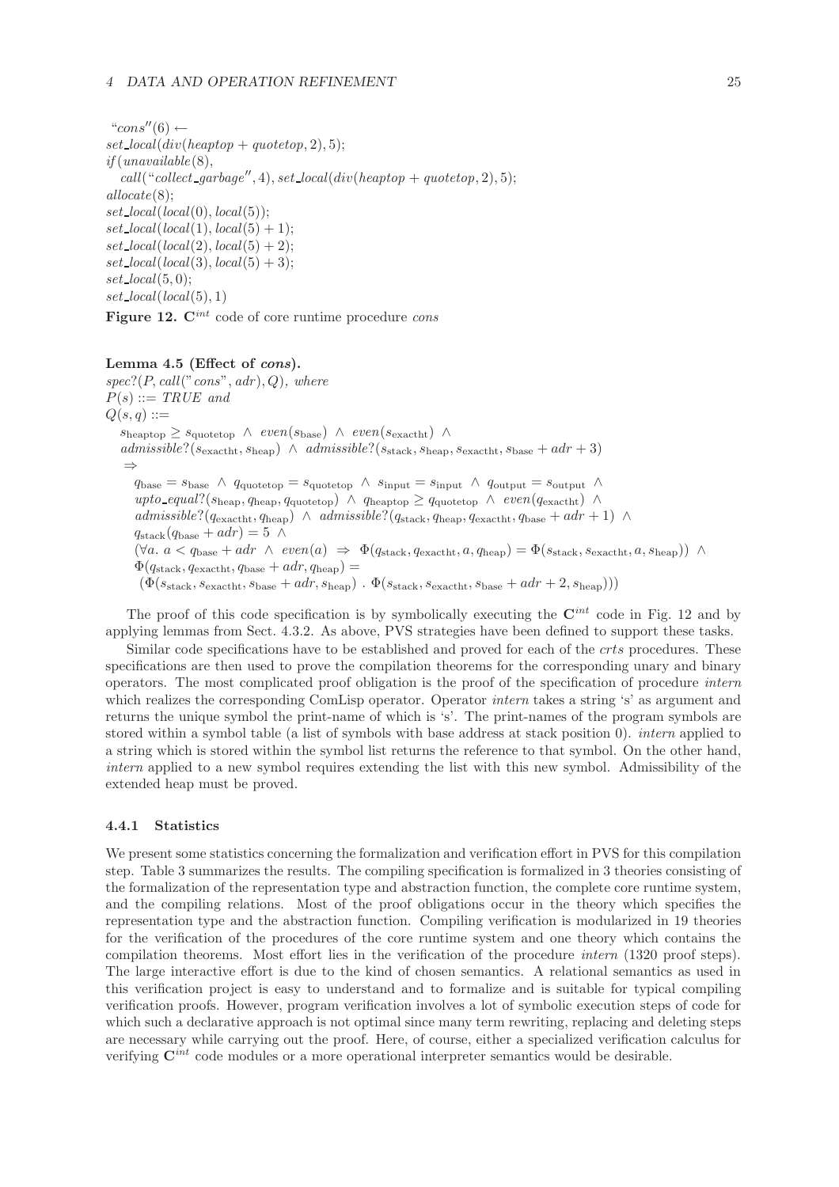"$cons$"(6) ←
$set\_local(div(heaptop + quotetop, 2), 5)$;
$if(unavailable(8),$
  $call($"$collect\_garbage$"$, 4), set\_local(div(heaptop + quotetop, 2), 5)$;
$allocate(8)$;
$set\_local(local(0), local(5))$;
$set\_local(local(1), local(5) + 1)$;
$set\_local(local(2), local(5) + 2)$;
$set\_local(local(3), local(5) + 3)$;
$set\_local(5, 0)$;
$set\_local(local(5), 1)$

**Figure 12.** $\mathbf{C}^{int}$ code of core runtime procedure *cons*

**Lemma 4.5 (Effect of *cons*).**
*$spec?(P, call($"$cons$"$, adr), Q)$, where*
*$P(s) ::= TRUE$ and*
*$Q(s, q) ::=$*

$$
\begin{aligned}
&s_{\text{heaptop}} \geq s_{\text{quotetop}} \ \wedge\ even(s_{\text{base}}) \ \wedge\ even(s_{\text{exactht}}) \ \wedge \\
&admissible?(s_{\text{exactht}}, s_{\text{heap}}) \ \wedge\ admissible?(s_{\text{stack}}, s_{\text{heap}}, s_{\text{exactht}}, s_{\text{base}} + adr + 3) \\
&\Rightarrow \\
&\quad q_{\text{base}} = s_{\text{base}} \ \wedge\ q_{\text{quotetop}} = s_{\text{quotetop}} \ \wedge\ s_{\text{input}} = s_{\text{input}} \ \wedge\ q_{\text{output}} = s_{\text{output}} \ \wedge \\
&\quad upto\_equal?(s_{\text{heap}}, q_{\text{heap}}, q_{\text{quotetop}}) \ \wedge\ q_{\text{heaptop}} \geq q_{\text{quotetop}} \ \wedge\ even(q_{\text{exactht}}) \ \wedge \\
&\quad admissible?(q_{\text{exactht}}, q_{\text{heap}}) \ \wedge\ admissible?(q_{\text{stack}}, q_{\text{heap}}, q_{\text{exactht}}, q_{\text{base}} + adr + 1) \ \wedge \\
&\quad q_{\text{stack}}(q_{\text{base}} + adr) = 5 \ \wedge \\
&\quad (\forall a.\ a < q_{\text{base}} + adr \ \wedge\ even(a) \ \Rightarrow\ \Phi(q_{\text{stack}}, q_{\text{exactht}}, a, q_{\text{heap}}) = \Phi(s_{\text{stack}}, s_{\text{exactht}}, a, s_{\text{heap}})) \ \wedge \\
&\quad \Phi(q_{\text{stack}}, q_{\text{exactht}}, q_{\text{base}} + adr, q_{\text{heap}}) = \\
&\quad\ (\Phi(s_{\text{stack}}, s_{\text{exactht}}, s_{\text{base}} + adr, s_{\text{heap}}) \ .\ \Phi(s_{\text{stack}}, s_{\text{exactht}}, s_{\text{base}} + adr + 2, s_{\text{heap}})))
\end{aligned}
$$

The proof of this code specification is by symbolically executing the $\mathbf{C}^{int}$ code in Fig. 12 and by applying lemmas from Sect. 4.3.2. As above, PVS strategies have been defined to support these tasks.

Similar code specifications have to be established and proved for each of the *crts* procedures. These specifications are then used to prove the compilation theorems for the corresponding unary and binary operators. The most complicated proof obligation is the proof of the specification of procedure *intern* which realizes the corresponding ComLisp operator. Operator *intern* takes a string 's' as argument and returns the unique symbol the print-name of which is 's'. The print-names of the program symbols are stored within a symbol table (a list of symbols with base address at stack position 0). *intern* applied to a string which is stored within the symbol list returns the reference to that symbol. On the other hand, *intern* applied to a new symbol requires extending the list with this new symbol. Admissibility of the extended heap must be proved.

### 4.4.1 Statistics

We present some statistics concerning the formalization and verification effort in PVS for this compilation step. Table 3 summarizes the results. The compiling specification is formalized in 3 theories consisting of the formalization of the representation type and abstraction function, the complete core runtime system, and the compiling relations. Most of the proof obligations occur in the theory which specifies the representation type and the abstraction function. Compiling verification is modularized in 19 theories for the verification of the procedures of the core runtime system and one theory which contains the compilation theorems. Most effort lies in the verification of the procedure *intern* (1320 proof steps). The large interactive effort is due to the kind of chosen semantics. A relational semantics as used in this verification project is easy to understand and to formalize and is suitable for typical compiling verification proofs. However, program verification involves a lot of symbolic execution steps of code for which such a declarative approach is not optimal since many term rewriting, replacing and deleting steps are necessary while carrying out the proof. Here, of course, either a specialized verification calculus for verifying $\mathbf{C}^{int}$ code modules or a more operational interpreter semantics would be desirable.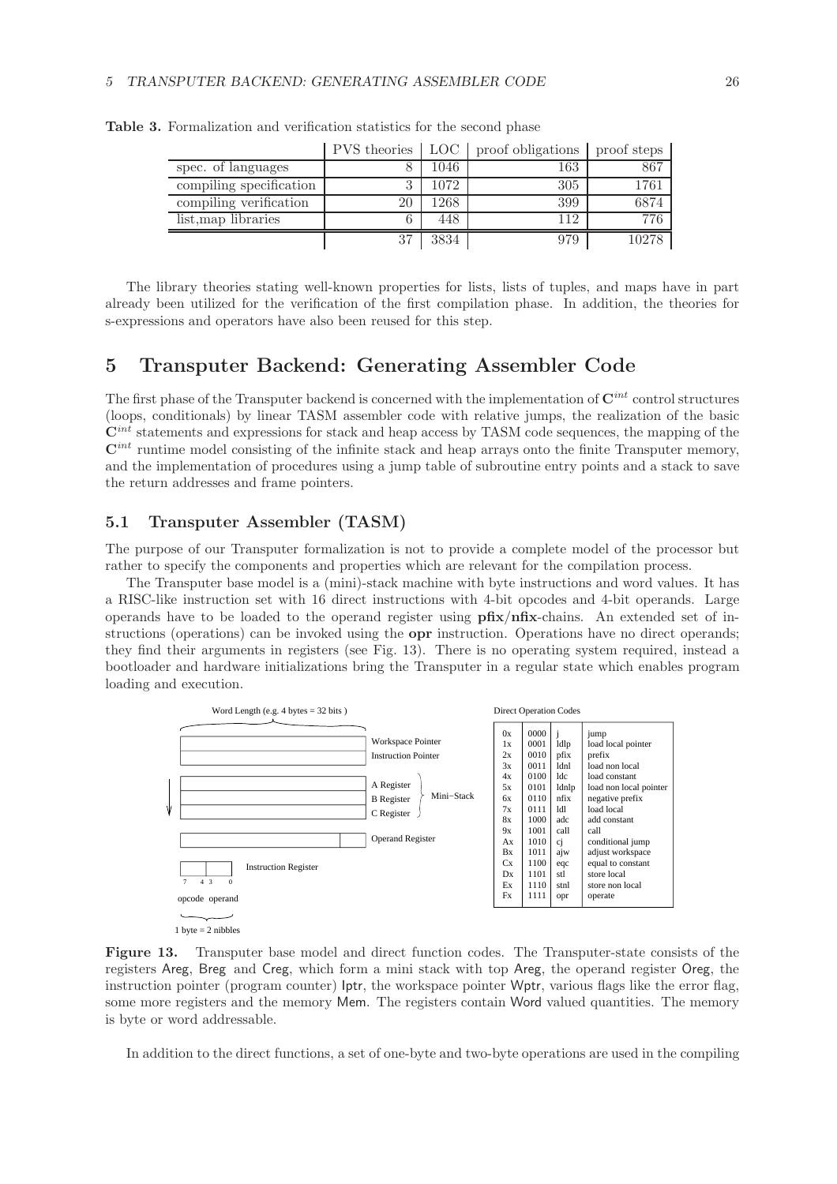**Table 3.** Formalization and verification statistics for the second phase

| | PVS theories | LOC | proof obligations | proof steps |
|---|---|---|---|---|
| spec. of languages | 8 | 1046 | 163 | 867 |
| compiling specification | 3 | 1072 | 305 | 1761 |
| compiling verification | 20 | 1268 | 399 | 6874 |
| list,map libraries | 6 | 448 | 112 | 776 |
| | 37 | 3834 | 979 | 10278 |

The library theories stating well-known properties for lists, lists of tuples, and maps have in part already been utilized for the verification of the first compilation phase. In addition, the theories for s-expressions and operators have also been reused for this step.

# 5 Transputer Backend: Generating Assembler Code

The first phase of the Transputer backend is concerned with the implementation of $\mathbf{C}^{int}$ control structures (loops, conditionals) by linear TASM assembler code with relative jumps, the realization of the basic $\mathbf{C}^{int}$ statements and expressions for stack and heap access by TASM code sequences, the mapping of the $\mathbf{C}^{int}$ runtime model consisting of the infinite stack and heap arrays onto the finite Transputer memory, and the implementation of procedures using a jump table of subroutine entry points and a stack to save the return addresses and frame pointers.

## 5.1 Transputer Assembler (TASM)

The purpose of our Transputer formalization is not to provide a complete model of the processor but rather to specify the components and properties which are relevant for the compilation process.

The Transputer base model is a (mini)-stack machine with byte instructions and word values. It has a RISC-like instruction set with 16 direct instructions with 4-bit opcodes and 4-bit operands. Large operands have to be loaded to the operand register using **pfix**/**nfix**-chains. An extended set of instructions (operations) can be invoked using the **opr** instruction. Operations have no direct operands; they find their arguments in registers (see Fig. 13). There is no operating system required, instead a bootloader and hardware initializations bring the Transputer in a regular state which enables program loading and execution.

Word Length (e.g. 4 bytes = 32 bits)

Workspace Pointer
Instruction Pointer

A Register
B Register
C Register
Mini−Stack

Operand Register

Instruction Register

7 4 3 0

opcode operand

1 byte = 2 nibbles

Direct Operation Codes

| | | | |
|---|---|---|---|
| 0x | 0000 | j | jump |
| 1x | 0001 | ldlp | load local pointer |
| 2x | 0010 | pfix | prefix |
| 3x | 0011 | ldnl | load non local |
| 4x | 0100 | ldc | load constant |
| 5x | 0101 | ldnlp | load non local pointer |
| 6x | 0110 | nfix | negative prefix |
| 7x | 0111 | ldl | load local |
| 8x | 1000 | adc | add constant |
| 9x | 1001 | call | call |
| Ax | 1010 | cj | conditional jump |
| Bx | 1011 | ajw | adjust workspace |
| Cx | 1100 | eqc | equal to constant |
| Dx | 1101 | stl | store local |
| Ex | 1110 | stnl | store non local |
| Fx | 1111 | opr | operate |

**Figure 13.** Transputer base model and direct function codes. The Transputer-state consists of the registers Areg, Breg and Creg, which form a mini stack with top Areg, the operand register Oreg, the instruction pointer (program counter) Iptr, the workspace pointer Wptr, various flags like the error flag, some more registers and the memory Mem. The registers contain Word valued quantities. The memory is byte or word addressable.

In addition to the direct functions, a set of one-byte and two-byte operations are used in the compiling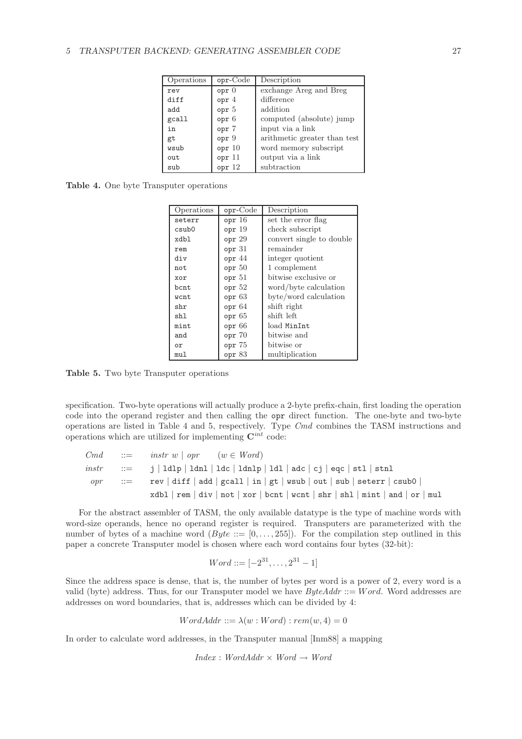| Operations | opr-Code | Description |
|---|---|---|
| rev | opr 0 | exchange Areg and Breg |
| diff | opr 4 | difference |
| add | opr 5 | addition |
| gcall | opr 6 | computed (absolute) jump |
| in | opr 7 | input via a link |
| gt | opr 9 | arithmetic greater than test |
| wsub | opr 10 | word memory subscript |
| out | opr 11 | output via a link |
| sub | opr 12 | subtraction |

**Table 4.** One byte Transputer operations

| Operations | opr-Code | Description |
|---|---|---|
| seterr | opr 16 | set the error flag |
| csub0 | opr 19 | check subscript |
| xdbl | opr 29 | convert single to double |
| rem | opr 31 | remainder |
| div | opr 44 | integer quotient |
| not | opr 50 | 1 complement |
| xor | opr 51 | bitwise exclusive or |
| bcnt | opr 52 | word/byte calculation |
| wcnt | opr 63 | byte/word calculation |
| shr | opr 64 | shift right |
| shl | opr 65 | shift left |
| mint | opr 66 | load MinInt |
| and | opr 70 | bitwise and |
| or | opr 75 | bitwise or |
| mul | opr 83 | multiplication |

**Table 5.** Two byte Transputer operations

specification. Two-byte operations will actually produce a 2-byte prefix-chain, first loading the operation code into the operand register and then calling the `opr` direct function. The one-byte and two-byte operations are listed in Table 4 and 5, respectively. Type *Cmd* combines the TASM instructions and operations which are utilized for implementing $\mathbf{C}^{int}$ code:

$$
\begin{array}{lll}
Cmd & ::= & instr\ w \mid opr \qquad (w \in Word) \\
instr & ::= & \texttt{j} \mid \texttt{ldlp} \mid \texttt{ldnl} \mid \texttt{ldc} \mid \texttt{ldnlp} \mid \texttt{ldl} \mid \texttt{adc} \mid \texttt{cj} \mid \texttt{eqc} \mid \texttt{stl} \mid \texttt{stnl} \\
opr & ::= & \texttt{rev} \mid \texttt{diff} \mid \texttt{add} \mid \texttt{gcall} \mid \texttt{in} \mid \texttt{gt} \mid \texttt{wsub} \mid \texttt{out} \mid \texttt{sub} \mid \texttt{seterr} \mid \texttt{csub0} \mid \\
 & & \texttt{xdbl} \mid \texttt{rem} \mid \texttt{div} \mid \texttt{not} \mid \texttt{xor} \mid \texttt{bcnt} \mid \texttt{wcnt} \mid \texttt{shr} \mid \texttt{shl} \mid \texttt{mint} \mid \texttt{and} \mid \texttt{or} \mid \texttt{mul}
\end{array}
$$

For the abstract assembler of TASM, the only available datatype is the type of machine words with word-size operands, hence no operand register is required. Transputers are parameterized with the number of bytes of a machine word ($Byte ::= [0, \ldots, 255]$). For the compilation step outlined in this paper a concrete Transputer model is chosen where each word contains four bytes (32-bit):

$$Word ::= [-2^{31}, \ldots, 2^{31} - 1]$$

Since the address space is dense, that is, the number of bytes per word is a power of 2, every word is a valid (byte) address. Thus, for our Transputer model we have $ByteAddr ::= Word$. Word addresses are addresses on word boundaries, that is, addresses which can be divided by 4:

$$WordAddr ::= \lambda(w : Word) : rem(w, 4) = 0$$

In order to calculate word addresses, in the Transputer manual [Inm88] a mapping

$$Index : WordAddr \times Word \rightarrow Word$$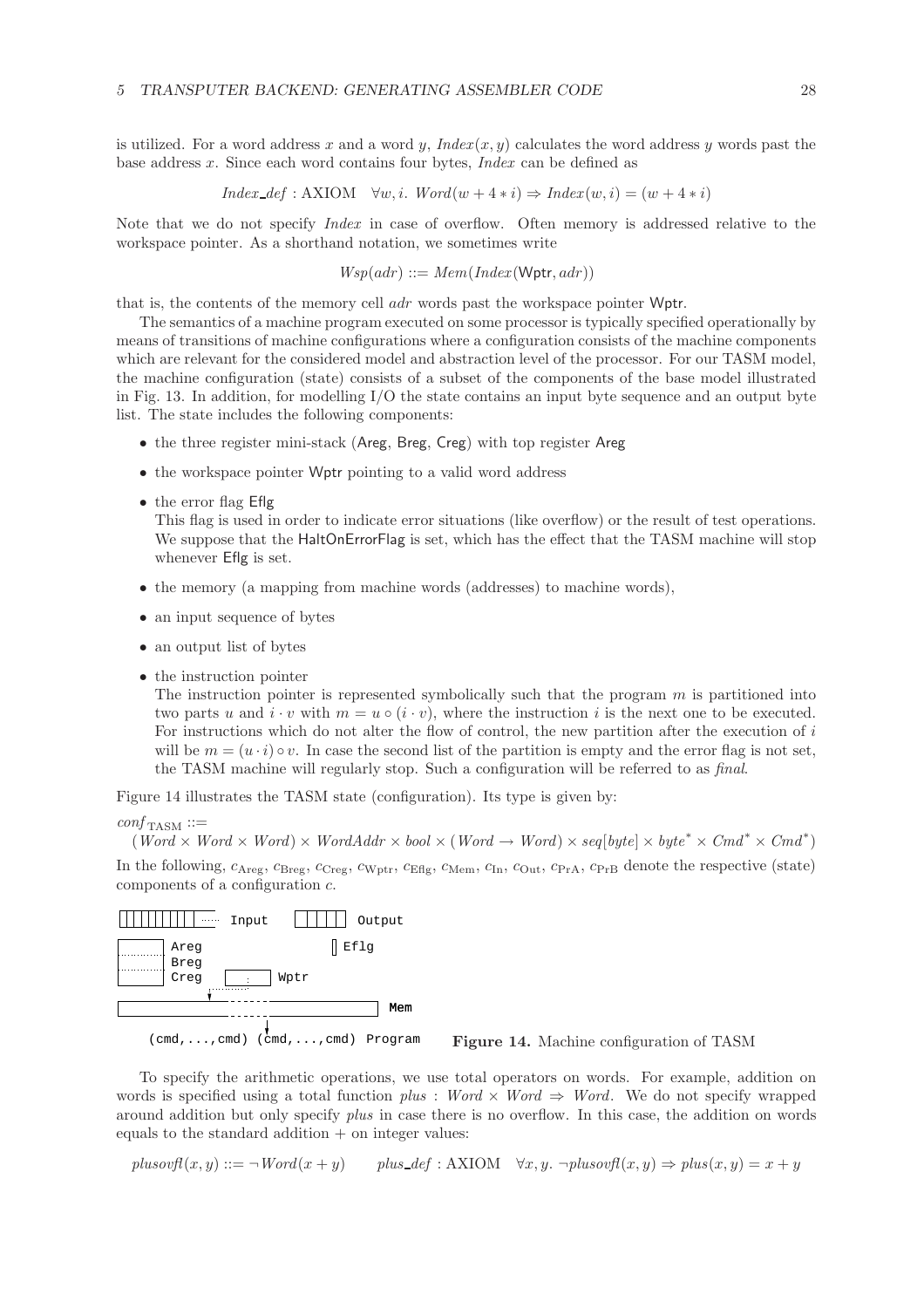is utilized. For a word address $x$ and a word $y$, $Index(x, y)$ calculates the word address $y$ words past the base address $x$. Since each word contains four bytes, $Index$ can be defined as

$$Index\_def : \text{AXIOM} \quad \forall w, i.\ Word(w + 4 * i) \Rightarrow Index(w, i) = (w + 4 * i)$$

Note that we do not specify $Index$ in case of overflow. Often memory is addressed relative to the workspace pointer. As a shorthand notation, we sometimes write

$$Wsp(adr) ::= Mem(Index(\mathsf{Wptr}, adr))$$

that is, the contents of the memory cell $adr$ words past the workspace pointer Wptr.

The semantics of a machine program executed on some processor is typically specified operationally by means of transitions of machine configurations where a configuration consists of the machine components which are relevant for the considered model and abstraction level of the processor. For our TASM model, the machine configuration (state) consists of a subset of the components of the base model illustrated in Fig. 13. In addition, for modelling I/O the state contains an input byte sequence and an output byte list. The state includes the following components:

- the three register mini-stack (Areg, Breg, Creg) with top register Areg
- the workspace pointer Wptr pointing to a valid word address
- the error flag Eflg
  This flag is used in order to indicate error situations (like overflow) or the result of test operations. We suppose that the HaltOnErrorFlag is set, which has the effect that the TASM machine will stop whenever Eflg is set.
- the memory (a mapping from machine words (addresses) to machine words),
- an input sequence of bytes
- an output list of bytes
- the instruction pointer
  The instruction pointer is represented symbolically such that the program $m$ is partitioned into two parts $u$ and $i \cdot v$ with $m = u \circ (i \cdot v)$, where the instruction $i$ is the next one to be executed. For instructions which do not alter the flow of control, the new partition after the execution of $i$ will be $m = (u \cdot i) \circ v$. In case the second list of the partition is empty and the error flag is not set, the TASM machine will regularly stop. Such a configuration will be referred to as *final*.

Figure 14 illustrates the TASM state (configuration). Its type is given by:

$conf_{\text{TASM}} ::=$

$$(Word \times Word \times Word) \times WordAddr \times bool \times (Word \to Word) \times seq[byte] \times byte^* \times Cmd^* \times Cmd^*)$$

In the following, $c_{\text{Areg}}$, $c_{\text{Breg}}$, $c_{\text{Creg}}$, $c_{\text{Wptr}}$, $c_{\text{Eflg}}$, $c_{\text{Mem}}$, $c_{\text{In}}$, $c_{\text{Out}}$, $c_{\text{PrA}}$, $c_{\text{PrB}}$ denote the respective (state) components of a configuration $c$.

```
|||||||||  ......  Input     |||||  Output

[      ] Areg                [] Eflg
[      ] Breg
[      ] Creg     [  :  ] Wptr

[------------------------------------] Mem

 (cmd,...,cmd) (cmd,...,cmd) Program
```

**Figure 14.** Machine configuration of TASM

To specify the arithmetic operations, we use total operators on words. For example, addition on words is specified using a total function $plus : Word \times Word \Rightarrow Word$. We do not specify wrapped around addition but only specify $plus$ in case there is no overflow. In this case, the addition on words equals to the standard addition $+$ on integer values:

$$plusovfl(x, y) ::= \neg Word(x + y) \qquad plus\_def : \text{AXIOM} \quad \forall x, y.\ \neg plusovfl(x, y) \Rightarrow plus(x, y) = x + y$$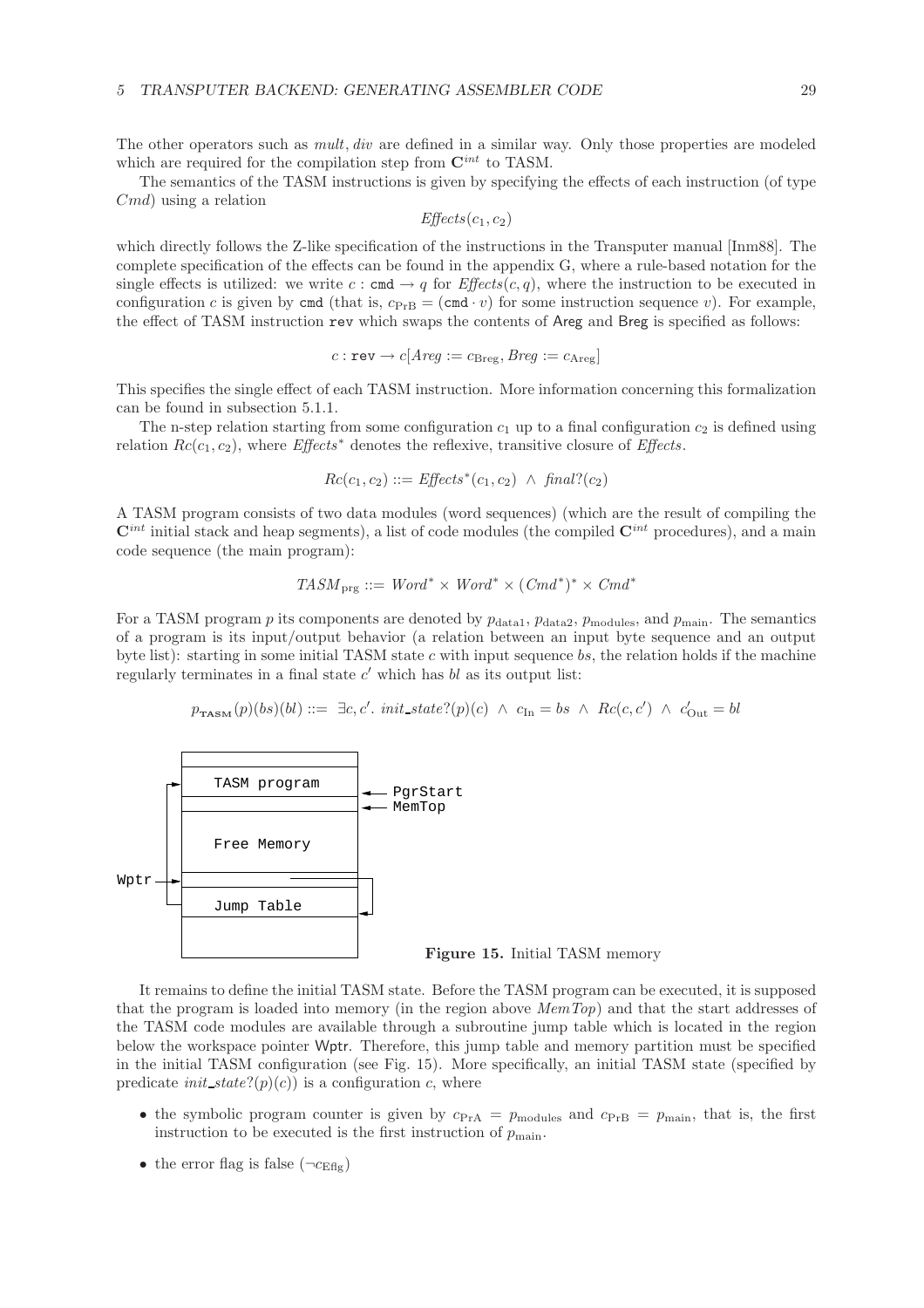The other operators such as *mult*, *div* are defined in a similar way. Only those properties are modeled which are required for the compilation step from $\mathbf{C}^{int}$ to TASM.

The semantics of the TASM instructions is given by specifying the effects of each instruction (of type *Cmd*) using a relation

$$\mathit{Effects}(c_1, c_2)$$

which directly follows the Z-like specification of the instructions in the Transputer manual [Inm88]. The complete specification of the effects can be found in the appendix G, where a rule-based notation for the single effects is utilized: we write $c : \mathtt{cmd} \rightarrow q$ for $\mathit{Effects}(c, q)$, where the instruction to be executed in configuration $c$ is given by `cmd` (that is, $c_{\mathrm{PrB}} = (\mathtt{cmd} \cdot v)$ for some instruction sequence $v$). For example, the effect of TASM instruction `rev` which swaps the contents of Areg and Breg is specified as follows:

$$c : \mathtt{rev} \rightarrow c[\mathit{Areg} := c_{\mathrm{Breg}}, \mathit{Breg} := c_{\mathrm{Areg}}]$$

This specifies the single effect of each TASM instruction. More information concerning this formalization can be found in subsection 5.1.1.

The n-step relation starting from some configuration $c_1$ up to a final configuration $c_2$ is defined using relation $Rc(c_1, c_2)$, where $\mathit{Effects}^*$ denotes the reflexive, transitive closure of *Effects*.

$$Rc(c_1, c_2) ::= \mathit{Effects}^*(c_1, c_2) \;\wedge\; \mathit{final?}(c_2)$$

A TASM program consists of two data modules (word sequences) (which are the result of compiling the $\mathbf{C}^{int}$ initial stack and heap segments), a list of code modules (the compiled $\mathbf{C}^{int}$ procedures), and a main code sequence (the main program):

$$\mathit{TASM}_{\mathrm{prg}} ::= \mathit{Word}^* \times \mathit{Word}^* \times (\mathit{Cmd}^*)^* \times \mathit{Cmd}^*$$

For a TASM program $p$ its components are denoted by $p_{\mathrm{data1}}$, $p_{\mathrm{data2}}$, $p_{\mathrm{modules}}$, and $p_{\mathrm{main}}$. The semantics of a program is its input/output behavior (a relation between an input byte sequence and an output byte list): starting in some initial TASM state $c$ with input sequence $bs$, the relation holds if the machine regularly terminates in a final state $c'$ which has $bl$ as its output list:

$$p_{\mathbf{TASM}}(p)(bs)(bl) ::= \exists c, c'.\ \mathit{init\_state?}(p)(c) \;\wedge\; c_{\mathrm{In}} = bs \;\wedge\; Rc(c, c') \;\wedge\; c'_{\mathrm{Out}} = bl$$

```
                 +------------------+
                 |                  |
                 +------------------+
            +--->|   TASM program   |<--- PgrStart
            |    +------------------+<--- MemTop
            |    |                  |
            |    |   Free Memory    |
            |    |                  |
Wptr ------>|--->+------------------+
            |    |         ---------+--+
            +----+------------------+  |
                 |   Jump Table     |<-+
                 +------------------+
                 |                  |
                 +------------------+
```

**Figure 15.** Initial TASM memory

It remains to define the initial TASM state. Before the TASM program can be executed, it is supposed that the program is loaded into memory (in the region above *MemTop*) and that the start addresses of the TASM code modules are available through a subroutine jump table which is located in the region below the workspace pointer Wptr. Therefore, this jump table and memory partition must be specified in the initial TASM configuration (see Fig. 15). More specifically, an initial TASM state (specified by predicate $\mathit{init\_state?}(p)(c)$) is a configuration $c$, where

- the symbolic program counter is given by $c_{\mathrm{PrA}} = p_{\mathrm{modules}}$ and $c_{\mathrm{PrB}} = p_{\mathrm{main}}$, that is, the first instruction to be executed is the first instruction of $p_{\mathrm{main}}$.
- the error flag is false ($\neg c_{\mathrm{Eflg}}$)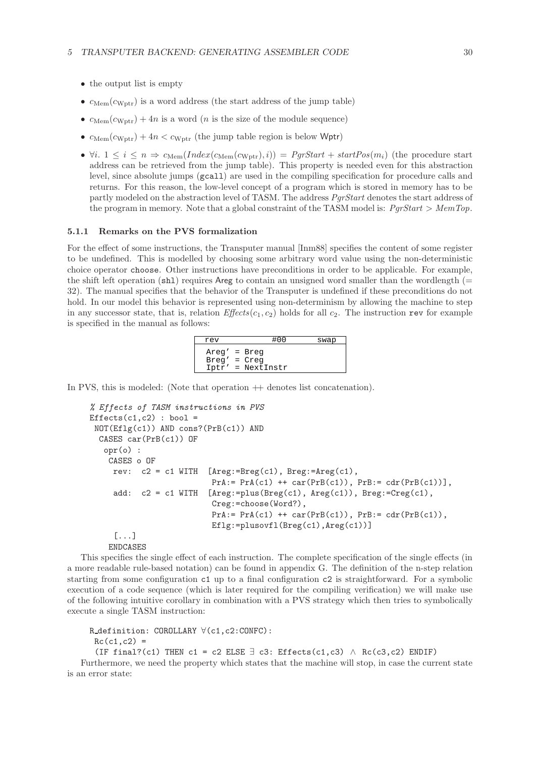- the output list is empty
- $c_{\mathrm{Mem}}(c_{\mathrm{Wptr}})$ is a word address (the start address of the jump table)
- $c_{\mathrm{Mem}}(c_{\mathrm{Wptr}}) + 4n$ is a word ($n$ is the size of the module sequence)
- $c_{\mathrm{Mem}}(c_{\mathrm{Wptr}}) + 4n < c_{\mathrm{Wptr}}$ (the jump table region is below Wptr)
- $\forall i.\ 1 \leq i \leq n \Rightarrow c_{\mathrm{Mem}}(\mathit{Index}(c_{\mathrm{Mem}}(c_{\mathrm{Wptr}}), i)) = \mathit{PgrStart} + \mathit{startPos}(m_i)$ (the procedure start address can be retrieved from the jump table). This property is needed even for this abstraction level, since absolute jumps (`gcall`) are used in the compiling specification for procedure calls and returns. For this reason, the low-level concept of a program which is stored in memory has to be partly modeled on the abstraction level of TASM. The address *PgrStart* denotes the start address of the program in memory. Note that a global constraint of the TASM model is: $\mathit{PgrStart} > \mathit{MemTop}$.

### 5.1.1 Remarks on the PVS formalization

For the effect of some instructions, the Transputer manual [Inm88] specifies the content of some register to be undefined. This is modelled by choosing some arbitrary word value using the non-deterministic choice operator `choose`. Other instructions have preconditions in order to be applicable. For example, the shift left operation (`shl`) requires Areg to contain an unsigned word smaller than the wordlength (= 32). The manual specifies that the behavior of the Transputer is undefined if these preconditions do not hold. In our model this behavior is represented using non-determinism by allowing the machine to step in any successor state, that is, relation $\mathit{Effects}(c_1, c_2)$ holds for all $c_2$. The instruction `rev` for example is specified in the manual as follows:

| rev | #00 | swap |
|---|---|---|
| Areg′ = Breg<br>Breg′ = Creg<br>Iptr′ = NextInstr | | |

In PVS, this is modeled: (Note that operation ++ denotes list concatenation).

```
% Effects of TASM instructions in PVS
Effects(c1,c2) : bool =
 NOT(Eflg(c1)) AND cons?(PrB(c1)) AND
  CASES car(PrB(c1)) OF
   opr(o) :
    CASES o OF
     rev:  c2 = c1 WITH  [Areg:=Breg(c1), Breg:=Areg(c1),
                          PrA:= PrA(c1) ++ car(PrB(c1)), PrB:= cdr(PrB(c1))],
     add:  c2 = c1 WITH  [Areg:=plus(Breg(c1), Areg(c1)), Breg:=Creg(c1),
                          Creg:=choose(Word?),
                          PrA:= PrA(c1) ++ car(PrB(c1)), PrB:= cdr(PrB(c1)),
                          Eflg:=plusovfl(Breg(c1),Areg(c1))]
     [...]
    ENDCASES
```

This specifies the single effect of each instruction. The complete specification of the single effects (in a more readable rule-based notation) can be found in appendix G. The definition of the n-step relation starting from some configuration `c1` up to a final configuration `c2` is straightforward. For a symbolic execution of a code sequence (which is later required for the compiling verification) we will make use of the following intuitive corollary in combination with a PVS strategy which then tries to symbolically execute a single TASM instruction:

```
R_definition: COROLLARY ∀(c1,c2:CONFC):
 Rc(c1,c2) =
  (IF final?(c1) THEN c1 = c2 ELSE ∃ c3: Effects(c1,c3) ∧ Rc(c3,c2) ENDIF)
```

Furthermore, we need the property which states that the machine will stop, in case the current state is an error state: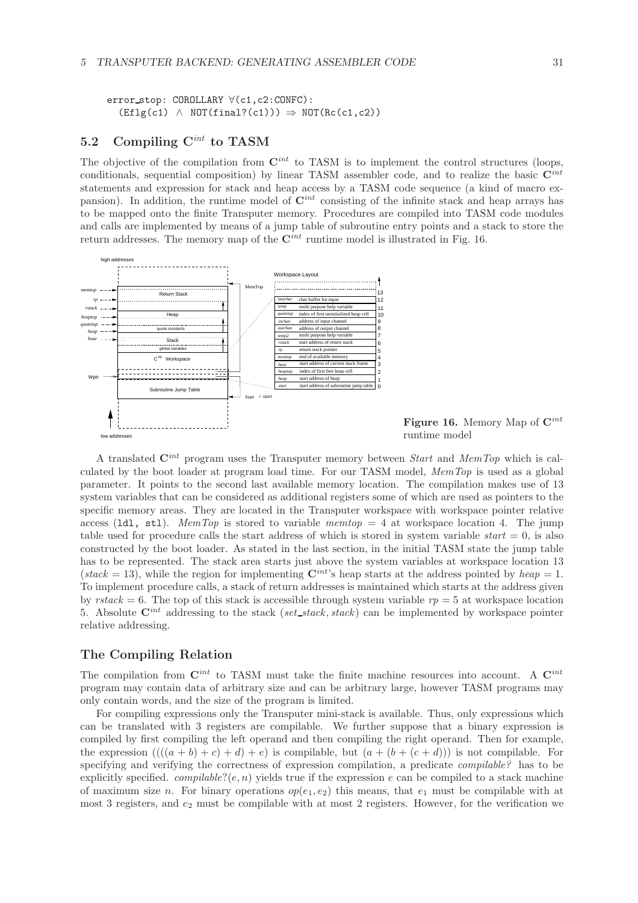```
error_stop: COROLLARY ∀(c1,c2:CONFC):
  (Eflg(c1) ∧ NOT(final?(c1))) ⇒ NOT(Rc(c1,c2))
```

## 5.2 Compiling $\mathbf{C}^{int}$ to TASM

The objective of the compilation from $\mathbf{C}^{int}$ to TASM is to implement the control structures (loops, conditionals, sequential composition) by linear TASM assembler code, and to realize the basic $\mathbf{C}^{int}$ statements and expression for stack and heap access by a TASM code sequence (a kind of macro expansion). In addition, the runtime model of $\mathbf{C}^{int}$ consisting of the infinite stack and heap arrays has to be mapped onto the finite Transputer memory. Procedures are compiled into TASM code modules and calls are implemented by means of a jump table of subroutine entry points and a stack to store the return addresses. The memory map of the $\mathbf{C}^{int}$ runtime model is illustrated in Fig. 16.

**Figure 16.** Memory Map of $\mathbf{C}^{int}$ runtime model

A translated $\mathbf{C}^{int}$ program uses the Transputer memory between *Start* and *MemTop* which is calculated by the boot loader at program load time. For our TASM model, *MemTop* is used as a global parameter. It points to the second last available memory location. The compilation makes use of 13 system variables that can be considered as additional registers some of which are used as pointers to the specific memory areas. They are located in the Transputer workspace with workspace pointer relative access (`ldl, stl`). *MemTop* is stored to variable $memtop = 4$ at workspace location 4. The jump table used for procedure calls the start address of which is stored in system variable $start = 0$, is also constructed by the boot loader. As stated in the last section, in the initial TASM state the jump table has to be represented. The stack area starts just above the system variables at workspace location 13 ($stack = 13$), while the region for implementing $\mathbf{C}^{int}$'s heap starts at the address pointed by $heap = 1$. To implement procedure calls, a stack of return addresses is maintained which starts at the address given by $rstack = 6$. The top of this stack is accessible through system variable $rp = 5$ at workspace location 5. Absolute $\mathbf{C}^{int}$ addressing to the stack ($set\_stack, stack$) can be implemented by workspace pointer relative addressing.

### The Compiling Relation

The compilation from $\mathbf{C}^{int}$ to TASM must take the finite machine resources into account. A $\mathbf{C}^{int}$ program may contain data of arbitrary size and can be arbitrary large, however TASM programs may only contain words, and the size of the program is limited.

For compiling expressions only the Transputer mini-stack is available. Thus, only expressions which can be translated with 3 registers are compilable. We further suppose that a binary expression is compiled by first compiling the left operand and then compiling the right operand. Then for example, the expression $((((a + b) + c) + d) + e)$ is compilable, but $(a + (b + (c + d)))$ is not compilable. For specifying and verifying the correctness of expression compilation, a predicate *compilable?* has to be explicitly specified. $compilable?(e, n)$ yields true if the expression $e$ can be compiled to a stack machine of maximum size $n$. For binary operations $op(e_1, e_2)$ this means, that $e_1$ must be compilable with at most 3 registers, and $e_2$ must be compilable with at most 2 registers. However, for the verification we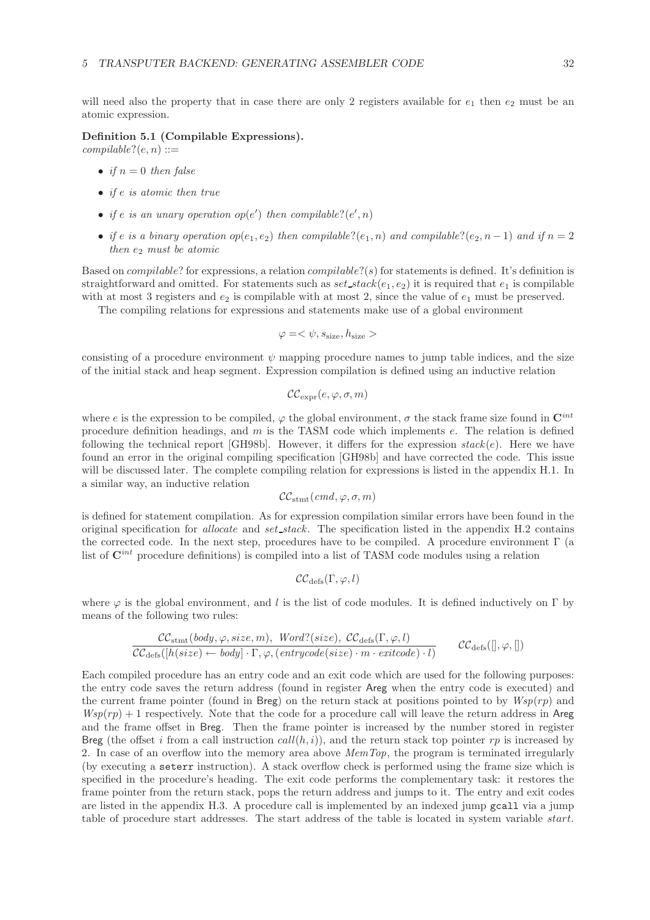will need also the property that in case there are only 2 registers available for $e_1$ then $e_2$ must be an atomic expression.

**Definition 5.1 (Compilable Expressions).**
*compilable?*$(e, n)$ ::=

- *if* $n = 0$ *then false*
- *if* $e$ *is atomic then true*
- *if* $e$ *is an unary operation* $op(e')$ *then compilable?*$(e', n)$
- *if* $e$ *is a binary operation* $op(e_1, e_2)$ *then compilable?*$(e_1, n)$ *and compilable?*$(e_2, n-1)$ *and if* $n = 2$ *then* $e_2$ *must be atomic*

Based on *compilable?* for expressions, a relation *compilable?*$(s)$ for statements is defined. It's definition is straightforward and omitted. For statements such as $set\_stack(e_1, e_2)$ it is required that $e_1$ is compilable with at most 3 registers and $e_2$ is compilable with at most 2, since the value of $e_1$ must be preserved.

The compiling relations for expressions and statements make use of a global environment

$$\varphi = <\psi, s_{\text{size}}, h_{\text{size}}>$$

consisting of a procedure environment $\psi$ mapping procedure names to jump table indices, and the size of the initial stack and heap segment. Expression compilation is defined using an inductive relation

$$\mathcal{CC}_{\text{expr}}(e, \varphi, \sigma, m)$$

where $e$ is the expression to be compiled, $\varphi$ the global environment, $\sigma$ the stack frame size found in $\mathbf{C}^{int}$ procedure definition headings, and $m$ is the TASM code which implements $e$. The relation is defined following the technical report [GH98b]. However, it differs for the expression $stack(e)$. Here we have found an error in the original compiling specification [GH98b] and have corrected the code. This issue will be discussed later. The complete compiling relation for expressions is listed in the appendix H.1. In a similar way, an inductive relation

$$\mathcal{CC}_{\text{stmt}}(cmd, \varphi, \sigma, m)$$

is defined for statement compilation. As for expression compilation similar errors have been found in the original specification for *allocate* and *set_stack*. The specification listed in the appendix H.2 contains the corrected code. In the next step, procedures have to be compiled. A procedure environment $\Gamma$ (a list of $\mathbf{C}^{int}$ procedure definitions) is compiled into a list of TASM code modules using a relation

$$\mathcal{CC}_{\text{defs}}(\Gamma, \varphi, l)$$

where $\varphi$ is the global environment, and $l$ is the list of code modules. It is defined inductively on $\Gamma$ by means of the following two rules:

$$\frac{\mathcal{CC}_{\text{stmt}}(body, \varphi, size, m),\ \ Word?(size),\ \ \mathcal{CC}_{\text{defs}}(\Gamma, \varphi, l)}{\mathcal{CC}_{\text{defs}}([h(size) \leftarrow body] \cdot \Gamma, \varphi, (entrycode(size) \cdot m \cdot exitcode) \cdot l)} \qquad \mathcal{CC}_{\text{defs}}([], \varphi, [])$$

Each compiled procedure has an entry code and an exit code which are used for the following purposes: the entry code saves the return address (found in register Areg when the entry code is executed) and the current frame pointer (found in Breg) on the return stack at positions pointed to by $Wsp(rp)$ and $Wsp(rp) + 1$ respectively. Note that the code for a procedure call will leave the return address in Areg and the frame offset in Breg. Then the frame pointer is increased by the number stored in register Breg (the offset $i$ from a call instruction $call(h, i)$), and the return stack top pointer $rp$ is increased by 2. In case of an overflow into the memory area above *MemTop*, the program is terminated irregularly (by executing a `seterr` instruction). A stack overflow check is performed using the frame size which is specified in the procedure's heading. The exit code performs the complementary task: it restores the frame pointer from the return stack, pops the return address and jumps to it. The entry and exit codes are listed in the appendix H.3. A procedure call is implemented by an indexed jump `gcall` via a jump table of procedure start addresses. The start address of the table is located in system variable *start*.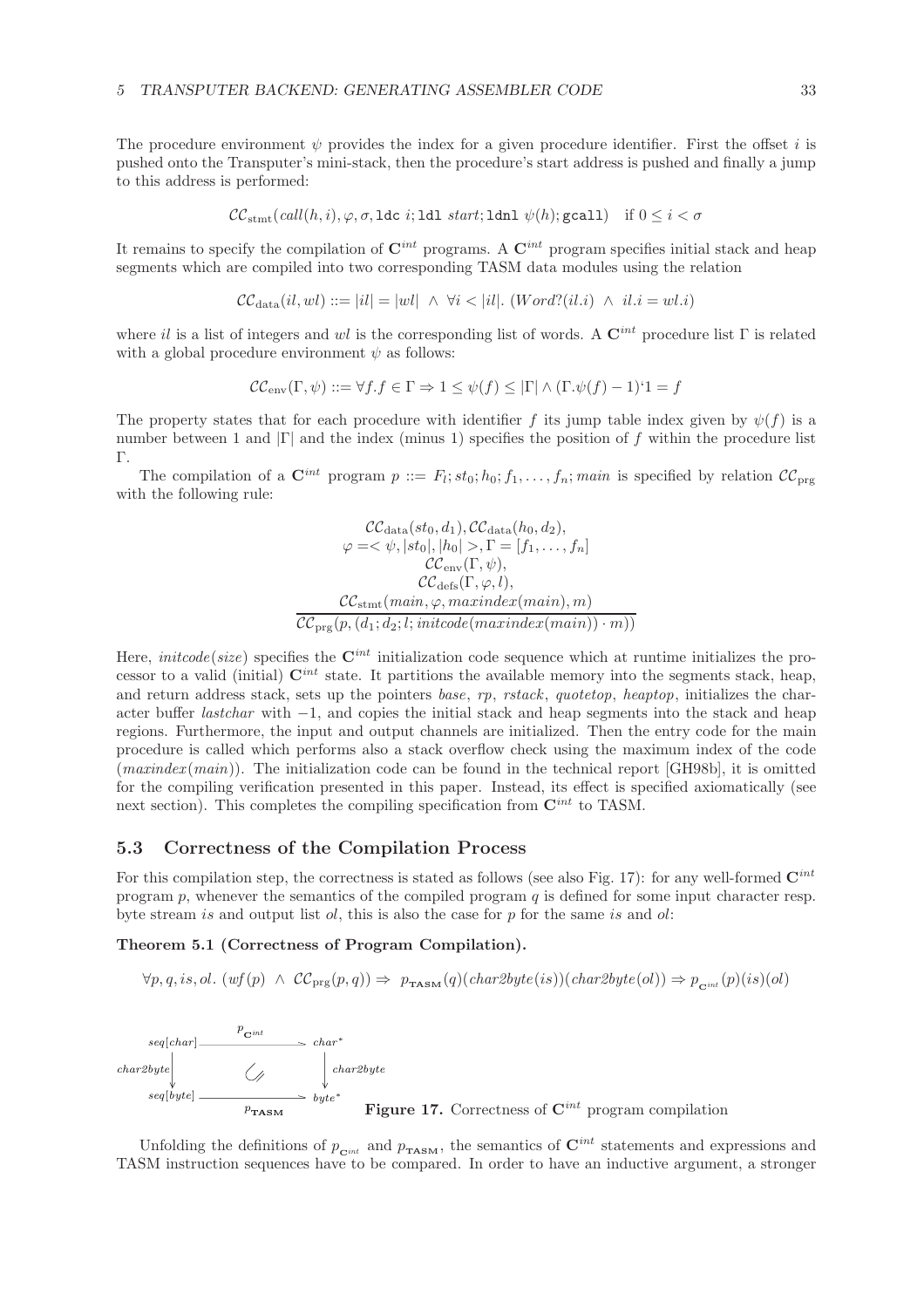The procedure environment $\psi$ provides the index for a given procedure identifier. First the offset $i$ is pushed onto the Transputer's mini-stack, then the procedure's start address is pushed and finally a jump to this address is performed:

$$\mathcal{CC}_{\text{stmt}}(call(h,i), \varphi, \sigma, \texttt{ldc}\ i; \texttt{ldl}\ start; \texttt{ldnl}\ \psi(h); \texttt{gcall}) \quad \text{if } 0 \leq i < \sigma$$

It remains to specify the compilation of $\mathbf{C}^{int}$ programs. A $\mathbf{C}^{int}$ program specifies initial stack and heap segments which are compiled into two corresponding TASM data modules using the relation

$$\mathcal{CC}_{\text{data}}(il, wl) ::= |il| = |wl| \ \wedge\ \forall i < |il|.\ (Word?(il.i) \ \wedge\ il.i = wl.i)$$

where $il$ is a list of integers and $wl$ is the corresponding list of words. A $\mathbf{C}^{int}$ procedure list $\Gamma$ is related with a global procedure environment $\psi$ as follows:

$$\mathcal{CC}_{\text{env}}(\Gamma, \psi) ::= \forall f. f \in \Gamma \Rightarrow 1 \leq \psi(f) \leq |\Gamma| \wedge (\Gamma.\psi(f) - 1)`1 = f$$

The property states that for each procedure with identifier $f$ its jump table index given by $\psi(f)$ is a number between 1 and $|\Gamma|$ and the index (minus 1) specifies the position of $f$ within the procedure list $\Gamma$.

The compilation of a $\mathbf{C}^{int}$ program $p ::= F_l; st_0; h_0; f_1, \ldots, f_n; main$ is specified by relation $\mathcal{CC}_{\text{prg}}$ with the following rule:

$$\frac{\begin{array}{c}\mathcal{CC}_{\text{data}}(st_0, d_1), \mathcal{CC}_{\text{data}}(h_0, d_2),\\ \varphi =< \psi, |st_0|, |h_0| >, \Gamma = [f_1, \ldots, f_n]\\ \mathcal{CC}_{\text{env}}(\Gamma, \psi),\\ \mathcal{CC}_{\text{defs}}(\Gamma, \varphi, l),\\ \mathcal{CC}_{\text{stmt}}(main, \varphi, maxindex(main), m)\end{array}}{\mathcal{CC}_{\text{prg}}(p, (d_1; d_2; l; initcode(maxindex(main)) \cdot m))}$$

Here, $initcode(size)$ specifies the $\mathbf{C}^{int}$ initialization code sequence which at runtime initializes the processor to a valid (initial) $\mathbf{C}^{int}$ state. It partitions the available memory into the segments stack, heap, and return address stack, sets up the pointers *base*, *rp*, *rstack*, *quotetop*, *heaptop*, initializes the character buffer *lastchar* with $-1$, and copies the initial stack and heap segments into the stack and heap regions. Furthermore, the input and output channels are initialized. Then the entry code for the main procedure is called which performs also a stack overflow check using the maximum index of the code ($maxindex(main)$). The initialization code can be found in the technical report [GH98b], it is omitted for the compiling verification presented in this paper. Instead, its effect is specified axiomatically (see next section). This completes the compiling specification from $\mathbf{C}^{int}$ to TASM.

## 5.3 Correctness of the Compilation Process

For this compilation step, the correctness is stated as follows (see also Fig. 17): for any well-formed $\mathbf{C}^{int}$ program $p$, whenever the semantics of the compiled program $q$ is defined for some input character resp. byte stream $is$ and output list $ol$, this is also the case for $p$ for the same $is$ and $ol$:

**Theorem 5.1 (Correctness of Program Compilation).**

$$\forall p, q, is, ol.\ (wf(p) \ \wedge\ \mathcal{CC}_{\text{prg}}(p,q)) \Rightarrow\ p_{\mathbf{TASM}}(q)(char2byte(is))(char2byte(ol)) \Rightarrow p_{\mathbf{C}^{int}}(p)(is)(ol)$$

$$\begin{array}{ccc} seq[char] & \xrightarrow{\ p_{\mathbf{C}^{int}}\ } & char^* \\ {\scriptstyle char2byte}\downarrow & & \downarrow{\scriptstyle char2byte} \\ seq[byte] & \xrightarrow[\ p_{\mathbf{TASM}}\ ]{} & byte^* \end{array}$$

**Figure 17.** Correctness of $\mathbf{C}^{int}$ program compilation

Unfolding the definitions of $p_{\mathbf{C}^{int}}$ and $p_{\mathbf{TASM}}$, the semantics of $\mathbf{C}^{int}$ statements and expressions and TASM instruction sequences have to be compared. In order to have an inductive argument, a stronger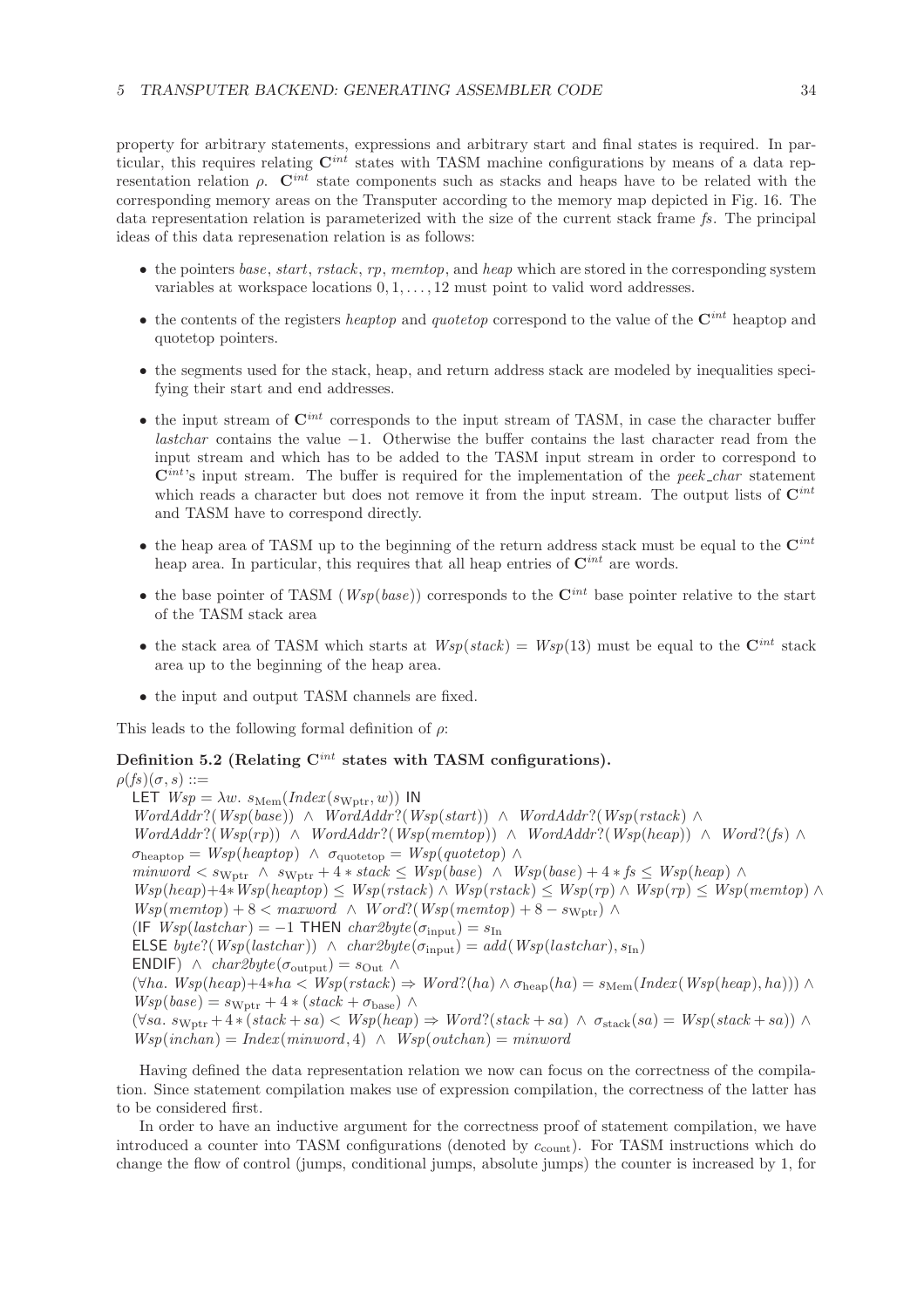property for arbitrary statements, expressions and arbitrary start and final states is required. In particular, this requires relating $\mathbf{C}^{int}$ states with TASM machine configurations by means of a data representation relation $\rho$. $\mathbf{C}^{int}$ state components such as stacks and heaps have to be related with the corresponding memory areas on the Transputer according to the memory map depicted in Fig. 16. The data representation relation is parameterized with the size of the current stack frame *fs*. The principal ideas of this data represenation relation is as follows:

- the pointers *base*, *start*, *rstack*, *rp*, *memtop*, and *heap* which are stored in the corresponding system variables at workspace locations $0, 1, \ldots, 12$ must point to valid word addresses.
- the contents of the registers *heaptop* and *quotetop* correspond to the value of the $\mathbf{C}^{int}$ heaptop and quotetop pointers.
- the segments used for the stack, heap, and return address stack are modeled by inequalities specifying their start and end addresses.
- the input stream of $\mathbf{C}^{int}$ corresponds to the input stream of TASM, in case the character buffer *lastchar* contains the value $-1$. Otherwise the buffer contains the last character read from the input stream and which has to be added to the TASM input stream in order to correspond to $\mathbf{C}^{int}$'s input stream. The buffer is required for the implementation of the *peek_char* statement which reads a character but does not remove it from the input stream. The output lists of $\mathbf{C}^{int}$ and TASM have to correspond directly.
- the heap area of TASM up to the beginning of the return address stack must be equal to the $\mathbf{C}^{int}$ heap area. In particular, this requires that all heap entries of $\mathbf{C}^{int}$ are words.
- the base pointer of TASM ($Wsp(base)$) corresponds to the $\mathbf{C}^{int}$ base pointer relative to the start of the TASM stack area
- the stack area of TASM which starts at $Wsp(stack) = Wsp(13)$ must be equal to the $\mathbf{C}^{int}$ stack area up to the beginning of the heap area.
- the input and output TASM channels are fixed.

This leads to the following formal definition of $\rho$:

**Definition 5.2 (Relating $\mathbf{C}^{int}$ states with TASM configurations).**

$$
\begin{array}{l}
\rho(fs)(\sigma, s) ::= \\
\quad \textsf{LET } Wsp = \lambda w.\ s_{\text{Mem}}(Index(s_{\text{Wptr}}, w)) \textsf{ IN} \\
\quad WordAddr?(Wsp(base)) \ \wedge\ WordAddr?(Wsp(start)) \ \wedge\ WordAddr?(Wsp(rstack) \ \wedge \\
\quad WordAddr?(Wsp(rp)) \ \wedge\ WordAddr?(Wsp(memtop)) \ \wedge\ WordAddr?(Wsp(heap)) \ \wedge\ Word?(fs) \ \wedge \\
\quad \sigma_{\text{heaptop}} = Wsp(heaptop) \ \wedge\ \sigma_{\text{quotetop}} = Wsp(quotetop) \ \wedge \\
\quad minword < s_{\text{Wptr}} \ \wedge\ s_{\text{Wptr}} + 4 * stack \leq Wsp(base) \ \wedge\ Wsp(base) + 4 * fs \leq Wsp(heap) \ \wedge \\
\quad Wsp(heap) + 4 * Wsp(heaptop) \leq Wsp(rstack) \wedge Wsp(rstack) \leq Wsp(rp) \wedge Wsp(rp) \leq Wsp(memtop) \wedge \\
\quad Wsp(memtop) + 8 < maxword \ \wedge\ Word?(Wsp(memtop) + 8 - s_{\text{Wptr}}) \ \wedge \\
\quad (\textsf{IF } Wsp(lastchar) = -1 \textsf{ THEN } char2byte(\sigma_{\text{input}}) = s_{\text{In}} \\
\quad \textsf{ELSE } byte?(Wsp(lastchar)) \ \wedge\ char2byte(\sigma_{\text{input}}) = add(Wsp(lastchar), s_{\text{In}}) \\
\quad \textsf{ENDIF}) \ \wedge\ char2byte(\sigma_{\text{output}}) = s_{\text{Out}} \ \wedge \\
\quad (\forall ha.\ Wsp(heap) + 4 * ha < Wsp(rstack) \Rightarrow Word?(ha) \wedge \sigma_{\text{heap}}(ha) = s_{\text{Mem}}(Index(Wsp(heap), ha))) \wedge \\
\quad Wsp(base) = s_{\text{Wptr}} + 4 * (stack + \sigma_{\text{base}}) \ \wedge \\
\quad (\forall sa.\ s_{\text{Wptr}} + 4 * (stack + sa) < Wsp(heap) \Rightarrow Word?(stack + sa) \ \wedge\ \sigma_{\text{stack}}(sa) = Wsp(stack + sa)) \wedge \\
\quad Wsp(inchan) = Index(minword, 4) \ \wedge\ Wsp(outchan) = minword
\end{array}
$$

Having defined the data representation relation we now can focus on the correctness of the compilation. Since statement compilation makes use of expression compilation, the correctness of the latter has to be considered first.

In order to have an inductive argument for the correctness proof of statement compilation, we have introduced a counter into TASM configurations (denoted by $c_{\text{count}}$). For TASM instructions which do change the flow of control (jumps, conditional jumps, absolute jumps) the counter is increased by 1, for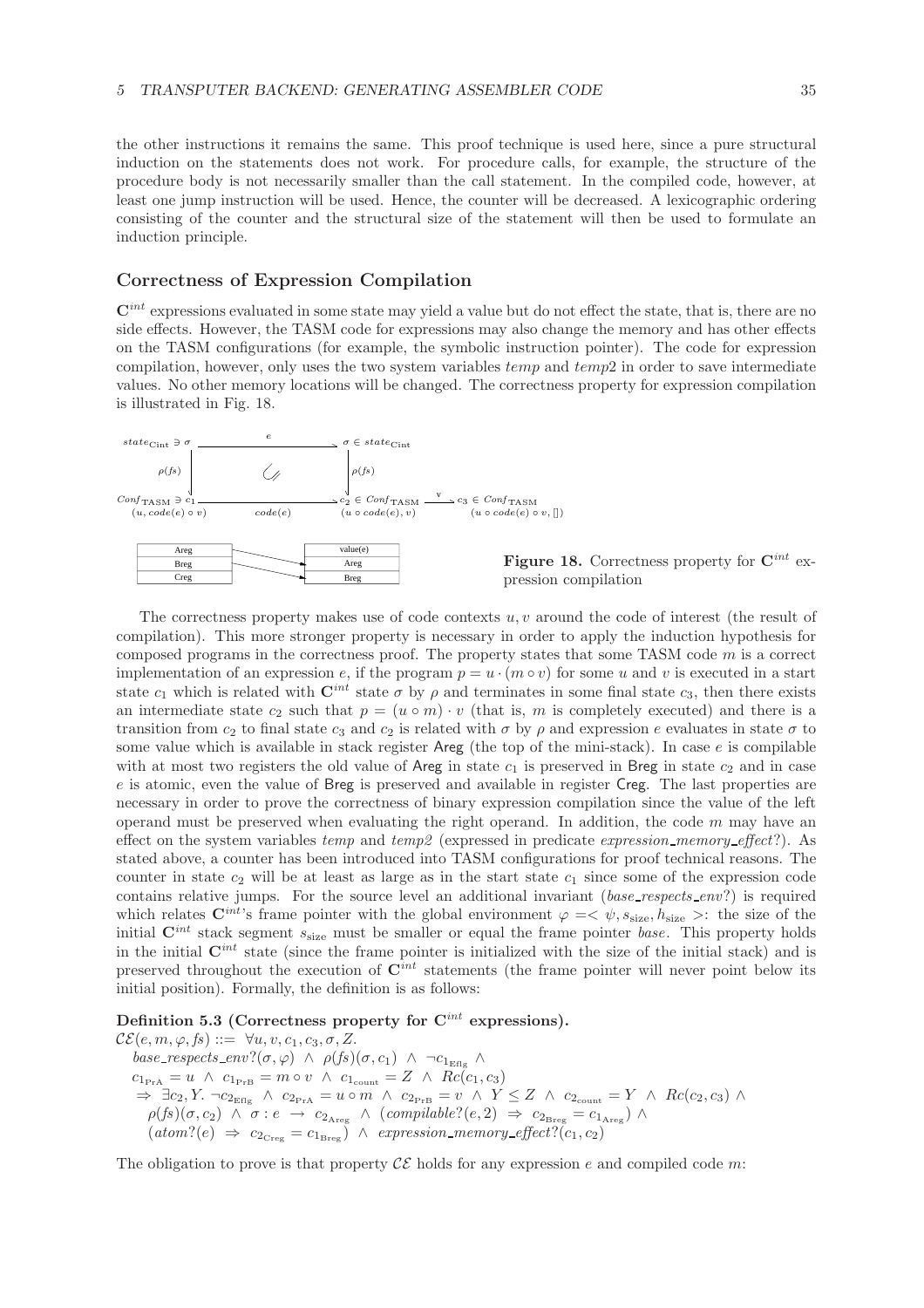the other instructions it remains the same. This proof technique is used here, since a pure structural induction on the statements does not work. For procedure calls, for example, the structure of the procedure body is not necessarily smaller than the call statement. In the compiled code, however, at least one jump instruction will be used. Hence, the counter will be decreased. A lexicographic ordering consisting of the counter and the structural size of the statement will then be used to formulate an induction principle.

## Correctness of Expression Compilation

$\mathbf{C}^{int}$ expressions evaluated in some state may yield a value but do not effect the state, that is, there are no side effects. However, the TASM code for expressions may also change the memory and has other effects on the TASM configurations (for example, the symbolic instruction pointer). The code for expression compilation, however, only uses the two system variables *temp* and *temp*2 in order to save intermediate values. No other memory locations will be changed. The correctness property for expression compilation is illustrated in Fig. 18.

**Figure 18.** Correctness property for $\mathbf{C}^{int}$ expression compilation

The correctness property makes use of code contexts $u, v$ around the code of interest (the result of compilation). This more stronger property is necessary in order to apply the induction hypothesis for composed programs in the correctness proof. The property states that some TASM code $m$ is a correct implementation of an expression $e$, if the program $p = u \cdot (m \circ v)$ for some $u$ and $v$ is executed in a start state $c_1$ which is related with $\mathbf{C}^{int}$ state $\sigma$ by $\rho$ and terminates in some final state $c_3$, then there exists an intermediate state $c_2$ such that $p = (u \circ m) \cdot v$ (that is, $m$ is completely executed) and there is a transition from $c_2$ to final state $c_3$ and $c_2$ is related with $\sigma$ by $\rho$ and expression $e$ evaluates in state $\sigma$ to some value which is available in stack register Areg (the top of the mini-stack). In case $e$ is compilable with at most two registers the old value of Areg in state $c_1$ is preserved in Breg in state $c_2$ and in case $e$ is atomic, even the value of Breg is preserved and available in register Creg. The last properties are necessary in order to prove the correctness of binary expression compilation since the value of the left operand must be preserved when evaluating the right operand. In addition, the code $m$ may have an effect on the system variables *temp* and *temp2* (expressed in predicate *expression_memory_effect?*). As stated above, a counter has been introduced into TASM configurations for proof technical reasons. The counter in state $c_2$ will be at least as large as in the start state $c_1$ since some of the expression code contains relative jumps. For the source level an additional invariant (*base_respects_env?*) is required which relates $\mathbf{C}^{int}$'s frame pointer with the global environment $\varphi = < \psi, s_{\text{size}}, h_{\text{size}} >$: the size of the initial $\mathbf{C}^{int}$ stack segment $s_{\text{size}}$ must be smaller or equal the frame pointer *base*. This property holds in the initial $\mathbf{C}^{int}$ state (since the frame pointer is initialized with the size of the initial stack) and is preserved throughout the execution of $\mathbf{C}^{int}$ statements (the frame pointer will never point below its initial position). Formally, the definition is as follows:

**Definition 5.3 (Correctness property for $\mathbf{C}^{int}$ expressions).**

$$
\begin{aligned}
&\mathcal{CE}(e, m, \varphi, fs) ::= \ \forall u, v, c_1, c_3, \sigma, Z.\\
&\quad base\_respects\_env?(\sigma, \varphi) \ \wedge \ \rho(fs)(\sigma, c_1) \ \wedge \ \neg {c_1}_{\text{Eflg}} \ \wedge\\
&\quad {c_1}_{\text{PrA}} = u \ \wedge \ {c_1}_{\text{PrB}} = m \circ v \ \wedge \ {c_1}_{\text{count}} = Z \ \wedge \ Rc(c_1, c_3)\\
&\quad \Rightarrow \ \exists c_2, Y. \ \neg {c_2}_{\text{Eflg}} \ \wedge \ {c_2}_{\text{PrA}} = u \circ m \ \wedge \ {c_2}_{\text{PrB}} = v \ \wedge \ Y \leq Z \ \wedge \ {c_2}_{\text{count}} = Y \ \wedge \ Rc(c_2, c_3) \ \wedge\\
&\qquad \rho(fs)(\sigma, c_2) \ \wedge \ \sigma : e \ \rightarrow \ {c_2}_{\text{Areg}} \ \wedge \ (compilable?(e, 2) \ \Rightarrow \ {c_2}_{\text{Breg}} = {c_1}_{\text{Areg}}) \ \wedge\\
&\qquad (atom?(e) \ \Rightarrow \ {c_2}_{\text{Creg}} = {c_1}_{\text{Breg}}) \ \wedge \ expression\_memory\_effect?(c_1, c_2)
\end{aligned}
$$

The obligation to prove is that property $\mathcal{CE}$ holds for any expression $e$ and compiled code $m$: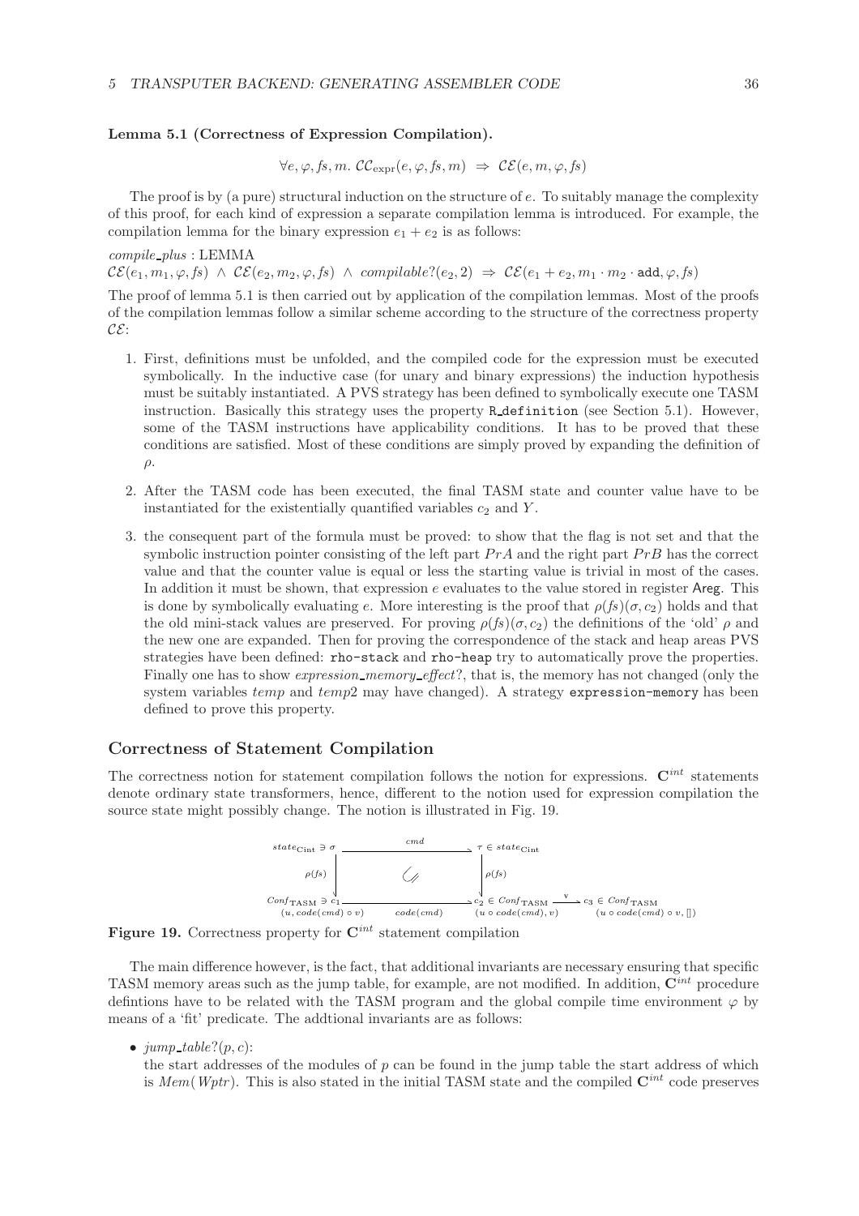**Lemma 5.1 (Correctness of Expression Compilation).**

$$\forall e, \varphi, fs, m.\ \mathcal{CC}_{\text{expr}}(e, \varphi, fs, m) \ \Rightarrow\ \mathcal{CE}(e, m, \varphi, fs)$$

The proof is by (a pure) structural induction on the structure of $e$. To suitably manage the complexity of this proof, for each kind of expression a separate compilation lemma is introduced. For example, the compilation lemma for the binary expression $e_1 + e_2$ is as follows:

*compile_plus* : LEMMA
$\mathcal{CE}(e_1, m_1, \varphi, fs) \ \wedge\ \mathcal{CE}(e_2, m_2, \varphi, fs) \ \wedge\ compilable?(e_2, 2) \ \Rightarrow\ \mathcal{CE}(e_1 + e_2, m_1 \cdot m_2 \cdot \texttt{add}, \varphi, fs)$

The proof of lemma 5.1 is then carried out by application of the compilation lemmas. Most of the proofs of the compilation lemmas follow a similar scheme according to the structure of the correctness property $\mathcal{CE}$:

1. First, definitions must be unfolded, and the compiled code for the expression must be executed symbolically. In the inductive case (for unary and binary expressions) the induction hypothesis must be suitably instantiated. A PVS strategy has been defined to symbolically execute one TASM instruction. Basically this strategy uses the property `R_definition` (see Section 5.1). However, some of the TASM instructions have applicability conditions. It has to be proved that these conditions are satisfied. Most of these conditions are simply proved by expanding the definition of $\rho$.

2. After the TASM code has been executed, the final TASM state and counter value have to be instantiated for the existentially quantified variables $c_2$ and $Y$.

3. the consequent part of the formula must be proved: to show that the flag is not set and that the symbolic instruction pointer consisting of the left part $PrA$ and the right part $PrB$ has the correct value and that the counter value is equal or less the starting value is trivial in most of the cases. In addition it must be shown, that expression $e$ evaluates to the value stored in register Areg. This is done by symbolically evaluating $e$. More interesting is the proof that $\rho(fs)(\sigma, c_2)$ holds and that the old mini-stack values are preserved. For proving $\rho(fs)(\sigma, c_2)$ the definitions of the 'old' $\rho$ and the new one are expanded. Then for proving the correspondence of the stack and heap areas PVS strategies have been defined: `rho-stack` and `rho-heap` try to automatically prove the properties. Finally one has to show *expression_memory_effect*?, that is, the memory has not changed (only the system variables *temp* and *temp*2 may have changed). A strategy `expression-memory` has been defined to prove this property.

## Correctness of Statement Compilation

The correctness notion for statement compilation follows the notion for expressions. $\mathbf{C}^{int}$ statements denote ordinary state transformers, hence, different to the notion used for expression compilation the source state might possibly change. The notion is illustrated in Fig. 19.

$$\begin{array}{ccccc}
state_{\text{Cint}} \ni \sigma & \xrightarrow{\quad cmd \quad} & \tau \in state_{\text{Cint}} & & \\
\downarrow \rho(fs) & & \downarrow \rho(fs) & & \\
Conf_{\text{TASM}} \ni c_1 & \xrightarrow{\quad code(cmd) \quad} & c_2 \in Conf_{\text{TASM}} & \xrightarrow{\ v\ } & c_3 \in Conf_{\text{TASM}} \\
(u, code(cmd) \circ v) & & (u \circ code(cmd), v) & & (u \circ code(cmd) \circ v, [])
\end{array}$$

**Figure 19.** Correctness property for $\mathbf{C}^{int}$ statement compilation

The main difference however, is the fact, that additional invariants are necessary ensuring that specific TASM memory areas such as the jump table, for example, are not modified. In addition, $\mathbf{C}^{int}$ procedure defintions have to be related with the TASM program and the global compile time environment $\varphi$ by means of a 'fit' predicate. The addtional invariants are as follows:

- *jump_table*?$(p, c)$:
  the start addresses of the modules of $p$ can be found in the jump table the start address of which is $Mem(Wptr)$. This is also stated in the initial TASM state and the compiled $\mathbf{C}^{int}$ code preserves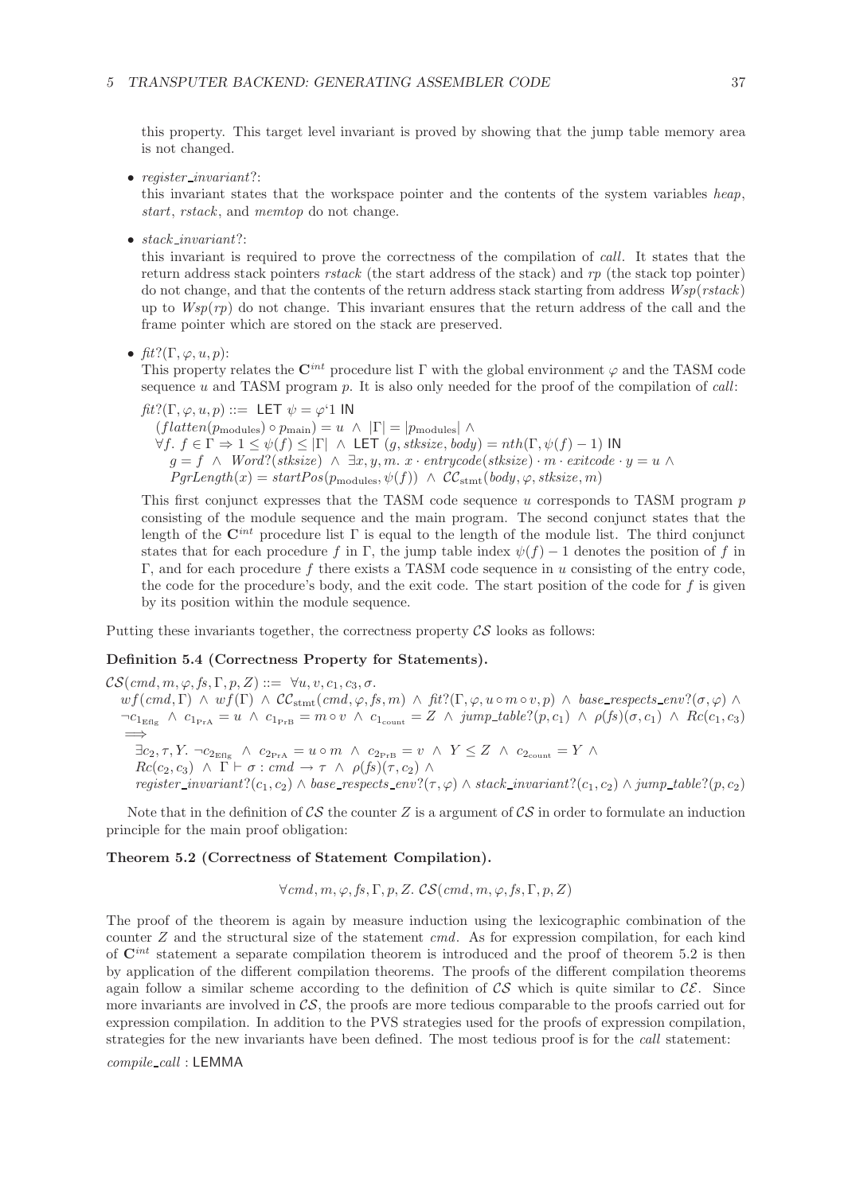this property. This target level invariant is proved by showing that the jump table memory area is not changed.

- *register_invariant?*:
  this invariant states that the workspace pointer and the contents of the system variables *heap*, *start*, *rstack*, and *memtop* do not change.

- *stack_invariant?*:
  this invariant is required to prove the correctness of the compilation of *call*. It states that the return address stack pointers *rstack* (the start address of the stack) and *rp* (the stack top pointer) do not change, and that the contents of the return address stack starting from address $Wsp(rstack)$ up to $Wsp(rp)$ do not change. This invariant ensures that the return address of the call and the frame pointer which are stored on the stack are preserved.

- $fit?(\Gamma, \varphi, u, p)$:
  This property relates the $\mathbf{C}^{int}$ procedure list $\Gamma$ with the global environment $\varphi$ and the TASM code sequence $u$ and TASM program $p$. It is also only needed for the proof of the compilation of *call*:

  $$
  \begin{array}{l}
  fit?(\Gamma, \varphi, u, p) ::= \ \mathsf{LET}\ \psi = \varphi`1\ \mathsf{IN} \\
  \quad (flatten(p_{\text{modules}}) \circ p_{\text{main}}) = u \ \wedge\ |\Gamma| = |p_{\text{modules}}| \ \wedge \\
  \quad \forall f.\ f \in \Gamma \Rightarrow 1 \leq \psi(f) \leq |\Gamma| \ \wedge\ \mathsf{LET}\ (g, stksize, body) = nth(\Gamma, \psi(f) - 1)\ \mathsf{IN} \\
  \quad\quad g = f \ \wedge\ Word?(stksize) \ \wedge\ \exists x, y, m.\ x \cdot entrycode(stksize) \cdot m \cdot exitcode \cdot y = u \ \wedge \\
  \quad\quad PgrLength(x) = startPos(p_{\text{modules}}, \psi(f)) \ \wedge\ \mathcal{CC}_{\text{stmt}}(body, \varphi, stksize, m)
  \end{array}
  $$

  This first conjunct expresses that the TASM code sequence $u$ corresponds to TASM program $p$ consisting of the module sequence and the main program. The second conjunct states that the length of the $\mathbf{C}^{int}$ procedure list $\Gamma$ is equal to the length of the module list. The third conjunct states that for each procedure $f$ in $\Gamma$, the jump table index $\psi(f) - 1$ denotes the position of $f$ in $\Gamma$, and for each procedure $f$ there exists a TASM code sequence in $u$ consisting of the entry code, the code for the procedure's body, and the exit code. The start position of the code for $f$ is given by its position within the module sequence.

Putting these invariants together, the correctness property $\mathcal{CS}$ looks as follows:

**Definition 5.4 (Correctness Property for Statements).**

$$
\begin{array}{l}
\mathcal{CS}(cmd, m, \varphi, fs, \Gamma, p, Z) ::= \ \forall u, v, c_1, c_3, \sigma. \\
\quad wf(cmd, \Gamma) \ \wedge\ wf(\Gamma) \ \wedge\ \mathcal{CC}_{\text{stmt}}(cmd, \varphi, fs, m) \ \wedge\ fit?(\Gamma, \varphi, u \circ m \circ v, p) \ \wedge\ base\_respects\_env?(\sigma, \varphi) \ \wedge \\
\quad \neg c_{1_{\text{Eflg}}} \ \wedge\ c_{1_{\text{PrA}}} = u \ \wedge\ c_{1_{\text{PrB}}} = m \circ v \ \wedge\ c_{1_{\text{count}}} = Z \ \wedge\ jump\_table?(p, c_1) \ \wedge\ \rho(fs)(\sigma, c_1) \ \wedge\ Rc(c_1, c_3) \\
\quad \Longrightarrow \\
\quad \exists c_2, \tau, Y.\ \neg c_{2_{\text{Eflg}}} \ \wedge\ c_{2_{\text{PrA}}} = u \circ m \ \wedge\ c_{2_{\text{PrB}}} = v \ \wedge\ Y \leq Z \ \wedge\ c_{2_{\text{count}}} = Y \ \wedge \\
\quad Rc(c_2, c_3) \ \wedge\ \Gamma \vdash \sigma : cmd \rightarrow \tau \ \wedge\ \rho(fs)(\tau, c_2) \ \wedge \\
\quad register\_invariant?(c_1, c_2) \wedge base\_respects\_env?(\tau, \varphi) \wedge stack\_invariant?(c_1, c_2) \wedge jump\_table?(p, c_2)
\end{array}
$$

Note that in the definition of $\mathcal{CS}$ the counter $Z$ is a argument of $\mathcal{CS}$ in order to formulate an induction principle for the main proof obligation:

**Theorem 5.2 (Correctness of Statement Compilation).**

$$\forall cmd, m, \varphi, fs, \Gamma, p, Z.\ \mathcal{CS}(cmd, m, \varphi, fs, \Gamma, p, Z)$$

The proof of the theorem is again by measure induction using the lexicographic combination of the counter $Z$ and the structural size of the statement *cmd*. As for expression compilation, for each kind of $\mathbf{C}^{int}$ statement a separate compilation theorem is introduced and the proof of theorem 5.2 is then by application of the different compilation theorems. The proofs of the different compilation theorems again follow a similar scheme according to the definition of $\mathcal{CS}$ which is quite similar to $\mathcal{CE}$. Since more invariants are involved in $\mathcal{CS}$, the proofs are more tedious comparable to the proofs carried out for expression compilation. In addition to the PVS strategies used for the proofs of expression compilation, strategies for the new invariants have been defined. The most tedious proof is for the *call* statement:

*compile_call* : LEMMA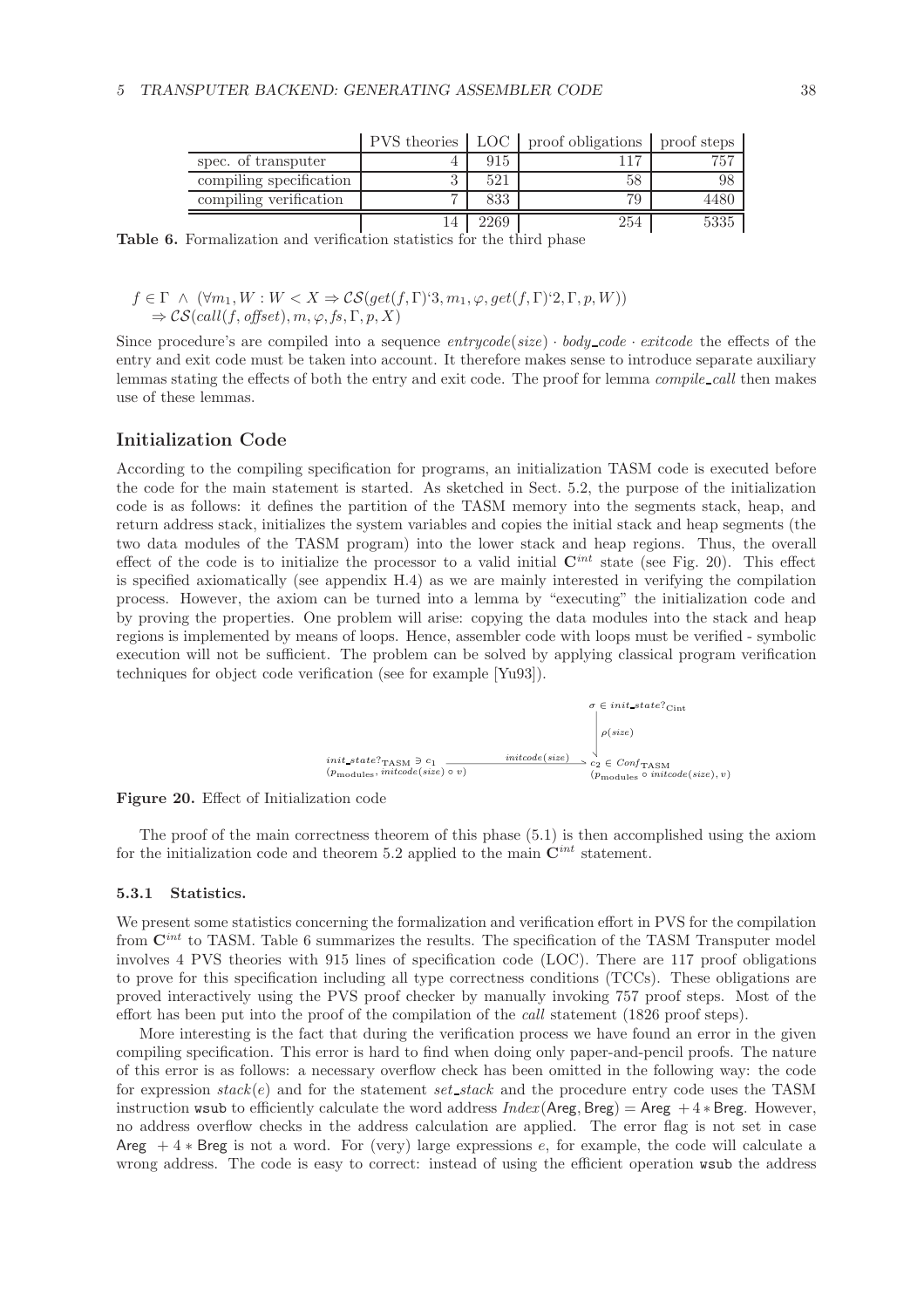| | PVS theories | LOC | proof obligations | proof steps |
|---|---|---|---|---|
| spec. of transputer | 4 | 915 | 117 | 757 |
| compiling specification | 3 | 521 | 58 | 98 |
| compiling verification | 7 | 833 | 79 | 4480 |
| | 14 | 2269 | 254 | 5335 |

**Table 6.** Formalization and verification statistics for the third phase

$$f \in \Gamma \;\wedge\; (\forall m_1, W : W < X \Rightarrow \mathcal{CS}(get(f,\Gamma)`3, m_1, \varphi, get(f,\Gamma)`2, \Gamma, p, W))$$
$$\Rightarrow \mathcal{CS}(call(f, \mathit{offset}), m, \varphi, fs, \Gamma, p, X)$$

Since procedure's are compiled into a sequence $entrycode(size) \cdot body\_code \cdot exitcode$ the effects of the entry and exit code must be taken into account. It therefore makes sense to introduce separate auxiliary lemmas stating the effects of both the entry and exit code. The proof for lemma *compile_call* then makes use of these lemmas.

## Initialization Code

According to the compiling specification for programs, an initialization TASM code is executed before the code for the main statement is started. As sketched in Sect. 5.2, the purpose of the initialization code is as follows: it defines the partition of the TASM memory into the segments stack, heap, and return address stack, initializes the system variables and copies the initial stack and heap segments (the two data modules of the TASM program) into the lower stack and heap regions. Thus, the overall effect of the code is to initialize the processor to a valid initial $\mathbf{C}^{int}$ state (see Fig. 20). This effect is specified axiomatically (see appendix H.4) as we are mainly interested in verifying the compilation process. However, the axiom can be turned into a lemma by "executing" the initialization code and by proving the properties. One problem will arise: copying the data modules into the stack and heap regions is implemented by means of loops. Hence, assembler code with loops must be verified - symbolic execution will not be sufficient. The problem can be solved by applying classical program verification techniques for object code verification (see for example [Yu93]).

$$\begin{array}{ccc}
 & & \sigma \in init\_state?_{\mathrm{Cint}} \\
 & & \uparrow \rho(size) \\
init\_state?_{\mathrm{TASM}} \ni c_1 & \xrightarrow{initcode(size)} & c_2 \in Conf_{\mathrm{TASM}} \\
(p_{\mathrm{modules}}, initcode(size) \circ v) & & (p_{\mathrm{modules}} \circ initcode(size), v)
\end{array}$$

**Figure 20.** Effect of Initialization code

The proof of the main correctness theorem of this phase (5.1) is then accomplished using the axiom for the initialization code and theorem 5.2 applied to the main $\mathbf{C}^{int}$ statement.

### 5.3.1 Statistics.

We present some statistics concerning the formalization and verification effort in PVS for the compilation from $\mathbf{C}^{int}$ to TASM. Table 6 summarizes the results. The specification of the TASM Transputer model involves 4 PVS theories with 915 lines of specification code (LOC). There are 117 proof obligations to prove for this specification including all type correctness conditions (TCCs). These obligations are proved interactively using the PVS proof checker by manually invoking 757 proof steps. Most of the effort has been put into the proof of the compilation of the *call* statement (1826 proof steps).

More interesting is the fact that during the verification process we have found an error in the given compiling specification. This error is hard to find when doing only paper-and-pencil proofs. The nature of this error is as follows: a necessary overflow check has been omitted in the following way: the code for expression $stack(e)$ and for the statement *set_stack* and the procedure entry code uses the TASM instruction `wsub` to efficiently calculate the word address $Index(\mathsf{Areg}, \mathsf{Breg}) = \mathsf{Areg} + 4 * \mathsf{Breg}$. However, no address overflow checks in the address calculation are applied. The error flag is not set in case $\mathsf{Areg} + 4 * \mathsf{Breg}$ is not a word. For (very) large expressions $e$, for example, the code will calculate a wrong address. The code is easy to correct: instead of using the efficient operation `wsub` the address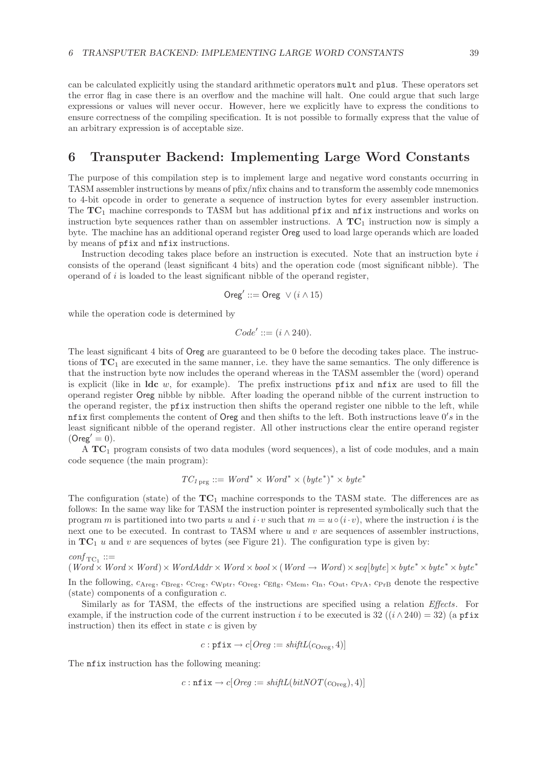can be calculated explicitly using the standard arithmetic operators `mult` and `plus`. These operators set the error flag in case there is an overflow and the machine will halt. One could argue that such large expressions or values will never occur. However, here we explicitly have to express the conditions to ensure correctness of the compiling specification. It is not possible to formally express that the value of an arbitrary expression is of acceptable size.

# 6 Transputer Backend: Implementing Large Word Constants

The purpose of this compilation step is to implement large and negative word constants occurring in TASM assembler instructions by means of pfix/nfix chains and to transform the assembly code mnemonics to 4-bit opcode in order to generate a sequence of instruction bytes for every assembler instruction. The $\mathbf{TC}_1$ machine corresponds to TASM but has additional `pfix` and `nfix` instructions and works on instruction byte sequences rather than on assembler instructions. A $\mathbf{TC}_1$ instruction now is simply a byte. The machine has an additional operand register Oreg used to load large operands which are loaded by means of `pfix` and `nfix` instructions.

Instruction decoding takes place before an instruction is executed. Note that an instruction byte $i$ consists of the operand (least significant 4 bits) and the operation code (most significant nibble). The operand of $i$ is loaded to the least significant nibble of the operand register,

$$\mathsf{Oreg}' ::= \mathsf{Oreg} \ \vee (i \wedge 15)$$

while the operation code is determined by

$$Code' ::= (i \wedge 240).$$

The least significant 4 bits of Oreg are guaranteed to be 0 before the decoding takes place. The instructions of $\mathbf{TC}_1$ are executed in the same manner, i.e. they have the same semantics. The only difference is that the instruction byte now includes the operand whereas in the TASM assembler the (word) operand is explicit (like in **ldc** $w$, for example). The prefix instructions `pfix` and `nfix` are used to fill the operand register Oreg nibble by nibble. After loading the operand nibble of the current instruction to the operand register, the `pfix` instruction then shifts the operand register one nibble to the left, while `nfix` first complements the content of Oreg and then shifts to the left. Both instructions leave $0's$ in the least significant nibble of the operand register. All other instructions clear the entire operand register ($\mathsf{Oreg}' = 0$).

A $\mathbf{TC}_1$ program consists of two data modules (word sequences), a list of code modules, and a main code sequence (the main program):

$$TC_{1\,\mathrm{prg}} ::= \ Word^* \times Word^* \times (byte^*)^* \times byte^*$$

The configuration (state) of the $\mathbf{TC}_1$ machine corresponds to the TASM state. The differences are as follows: In the same way like for TASM the instruction pointer is represented symbolically such that the program $m$ is partitioned into two parts $u$ and $i \cdot v$ such that $m = u \circ (i \cdot v)$, where the instruction $i$ is the next one to be executed. In contrast to TASM where $u$ and $v$ are sequences of assembler instructions, in $\mathbf{TC}_1$ $u$ and $v$ are sequences of bytes (see Figure 21). The configuration type is given by:

$conf_{\mathrm{TC}_1} ::=$
$(Word \times Word \times Word) \times WordAddr \times Word \times bool \times (Word \rightarrow Word) \times seq[byte] \times byte^* \times byte^* \times byte^*$

In the following, $c_{\mathrm{Areg}}$, $c_{\mathrm{Breg}}$, $c_{\mathrm{Creg}}$, $c_{\mathrm{Wptr}}$, $c_{\mathrm{Oreg}}$, $c_{\mathrm{Eflg}}$, $c_{\mathrm{Mem}}$, $c_{\mathrm{In}}$, $c_{\mathrm{Out}}$, $c_{\mathrm{PrA}}$, $c_{\mathrm{PrB}}$ denote the respective (state) components of a configuration $c$.

Similarly as for TASM, the effects of the instructions are specified using a relation *Effects*. For example, if the instruction code of the current instruction $i$ to be executed is 32 ($(i \wedge 240) = 32$) (a `pfix` instruction) then its effect in state $c$ is given by

$$c : \mathtt{pfix} \rightarrow c[Oreg := shiftL(c_{\mathrm{Oreg}}, 4)]$$

The `nfix` instruction has the following meaning:

$$c : \mathtt{nfix} \rightarrow c[Oreg := shiftL(bitNOT(c_{\mathrm{Oreg}}), 4)]$$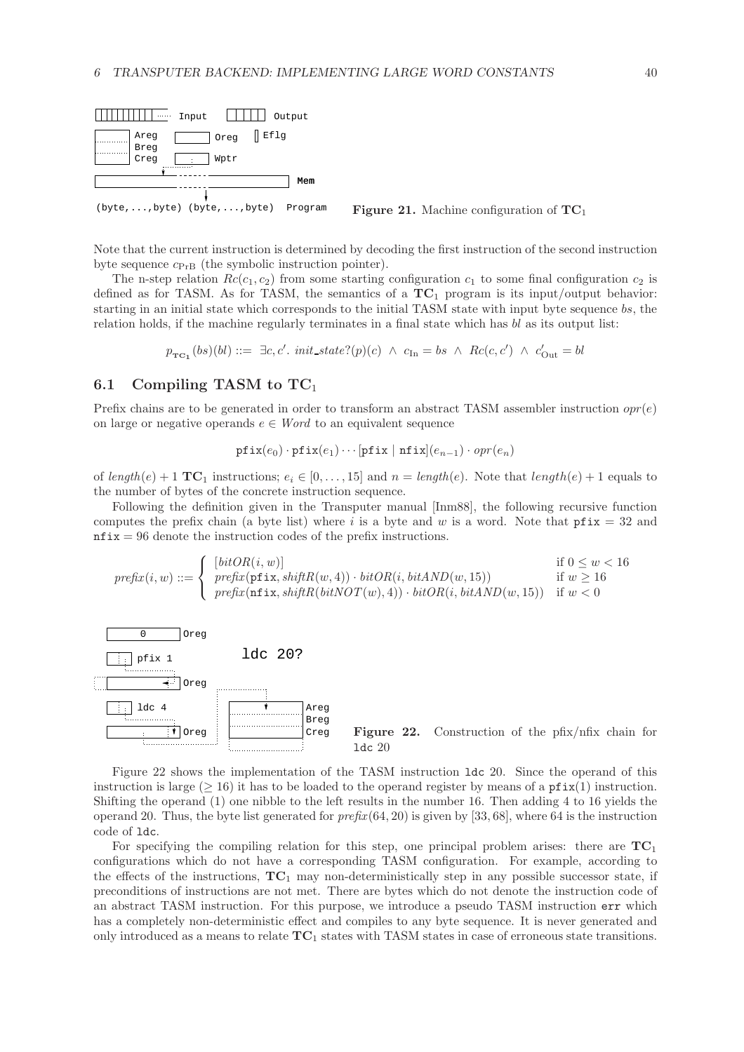Figure 21. Machine configuration of $\mathbf{TC}_1$

Note that the current instruction is determined by decoding the first instruction of the second instruction byte sequence $c_{\mathrm{PrB}}$ (the symbolic instruction pointer).

The n-step relation $Rc(c_1, c_2)$ from some starting configuration $c_1$ to some final configuration $c_2$ is defined as for TASM. As for TASM, the semantics of a $\mathbf{TC}_1$ program is its input/output behavior: starting in an initial state which corresponds to the initial TASM state with input byte sequence $bs$, the relation holds, if the machine regularly terminates in a final state which has $bl$ as its output list:

$$p_{\mathbf{TC}_1}(bs)(bl) ::= \exists c, c'.\ init\_state?(p)(c) \ \wedge\ c_{\mathrm{In}} = bs \ \wedge\ Rc(c, c') \ \wedge\ c'_{\mathrm{Out}} = bl$$

## 6.1 Compiling TASM to $\mathbf{TC}_1$

Prefix chains are to be generated in order to transform an abstract TASM assembler instruction $opr(e)$ on large or negative operands $e \in Word$ to an equivalent sequence

$$\mathtt{pfix}(e_0) \cdot \mathtt{pfix}(e_1) \cdots [\mathtt{pfix} \mid \mathtt{nfix}](e_{n-1}) \cdot opr(e_n)$$

of $length(e) + 1$ $\mathbf{TC}_1$ instructions; $e_i \in [0, \ldots, 15]$ and $n = length(e)$. Note that $length(e) + 1$ equals to the number of bytes of the concrete instruction sequence.

Following the definition given in the Transputer manual [Inm88], the following recursive function computes the prefix chain (a byte list) where $i$ is a byte and $w$ is a word. Note that $\mathtt{pfix} = 32$ and $\mathtt{nfix} = 96$ denote the instruction codes of the prefix instructions.

$$prefix(i, w) ::= \begin{cases} [bitOR(i, w)] & \text{if } 0 \le w < 16 \\ prefix(\mathtt{pfix}, shiftR(w, 4)) \cdot bitOR(i, bitAND(w, 15)) & \text{if } w \ge 16 \\ prefix(\mathtt{nfix}, shiftR(bitNOT(w), 4)) \cdot bitOR(i, bitAND(w, 15)) & \text{if } w < 0 \end{cases}$$

Figure 22. Construction of the pfix/nfix chain for ldc 20

Figure 22 shows the implementation of the TASM instruction ldc 20. Since the operand of this instruction is large ($\ge 16$) it has to be loaded to the operand register by means of a $\mathtt{pfix}(1)$ instruction. Shifting the operand (1) one nibble to the left results in the number 16. Then adding 4 to 16 yields the operand 20. Thus, the byte list generated for $prefix(64, 20)$ is given by $[33, 68]$, where 64 is the instruction code of ldc.

For specifying the compiling relation for this step, one principal problem arises: there are $\mathbf{TC}_1$ configurations which do not have a corresponding TASM configuration. For example, according to the effects of the instructions, $\mathbf{TC}_1$ may non-deterministically step in any possible successor state, if preconditions of instructions are not met. There are bytes which do not denote the instruction code of an abstract TASM instruction. For this purpose, we introduce a pseudo TASM instruction err which has a completely non-deterministic effect and compiles to any byte sequence. It is never generated and only introduced as a means to relate $\mathbf{TC}_1$ states with TASM states in case of erroneous state transitions.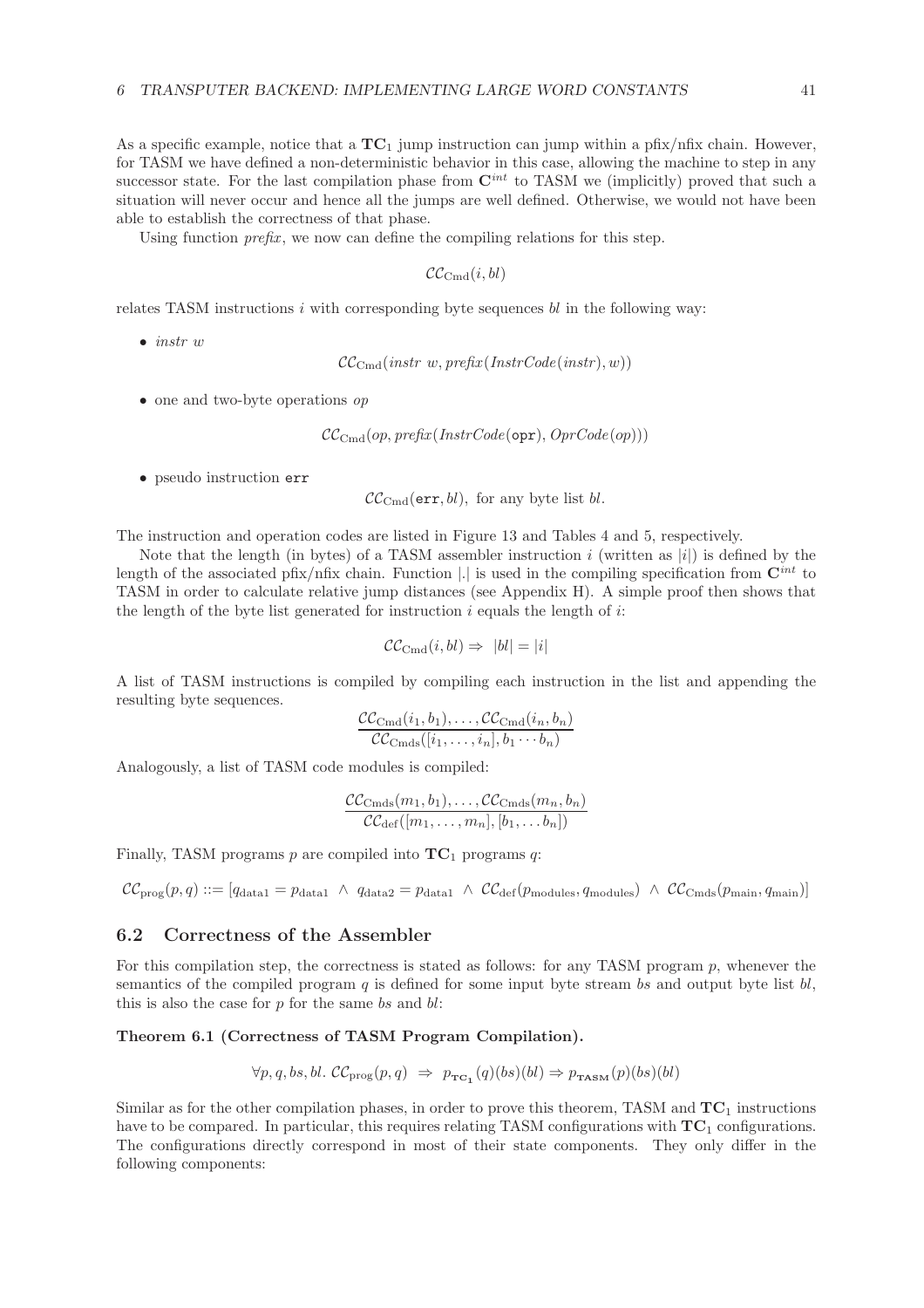As a specific example, notice that a $\mathbf{TC}_1$ jump instruction can jump within a pfix/nfix chain. However, for TASM we have defined a non-deterministic behavior in this case, allowing the machine to step in any successor state. For the last compilation phase from $\mathbf{C}^{int}$ to TASM we (implicitly) proved that such a situation will never occur and hence all the jumps are well defined. Otherwise, we would not have been able to establish the correctness of that phase.

Using function *prefix*, we now can define the compiling relations for this step.

$$\mathcal{CC}_{\mathrm{Cmd}}(i, bl)$$

relates TASM instructions $i$ with corresponding byte sequences $bl$ in the following way:

- *instr w*

$$\mathcal{CC}_{\mathrm{Cmd}}(instr\ w, prefix(InstrCode(instr), w))$$

- one and two-byte operations $op$

$$\mathcal{CC}_{\mathrm{Cmd}}(op, prefix(InstrCode(\texttt{opr}), OprCode(op)))$$

- pseudo instruction `err`

$$\mathcal{CC}_{\mathrm{Cmd}}(\texttt{err}, bl), \text{ for any byte list } bl.$$

The instruction and operation codes are listed in Figure 13 and Tables 4 and 5, respectively.

Note that the length (in bytes) of a TASM assembler instruction $i$ (written as $|i|$) is defined by the length of the associated pfix/nfix chain. Function $|.|$ is used in the compiling specification from $\mathbf{C}^{int}$ to TASM in order to calculate relative jump distances (see Appendix H). A simple proof then shows that the length of the byte list generated for instruction $i$ equals the length of $i$:

$$\mathcal{CC}_{\mathrm{Cmd}}(i, bl) \Rightarrow\ |bl| = |i|$$

A list of TASM instructions is compiled by compiling each instruction in the list and appending the resulting byte sequences.

$$\frac{\mathcal{CC}_{\mathrm{Cmd}}(i_1, b_1), \ldots, \mathcal{CC}_{\mathrm{Cmd}}(i_n, b_n)}{\mathcal{CC}_{\mathrm{Cmds}}([i_1, \ldots, i_n], b_1 \cdots b_n)}$$

Analogously, a list of TASM code modules is compiled:

$$\frac{\mathcal{CC}_{\mathrm{Cmds}}(m_1, b_1), \ldots, \mathcal{CC}_{\mathrm{Cmds}}(m_n, b_n)}{\mathcal{CC}_{\mathrm{def}}([m_1, \ldots, m_n], [b_1, \ldots b_n])}$$

Finally, TASM programs $p$ are compiled into $\mathbf{TC}_1$ programs $q$:

$$\mathcal{CC}_{\mathrm{prog}}(p, q) ::= [q_{\mathrm{data1}} = p_{\mathrm{data1}}\ \wedge\ q_{\mathrm{data2}} = p_{\mathrm{data1}}\ \wedge\ \mathcal{CC}_{\mathrm{def}}(p_{\mathrm{modules}}, q_{\mathrm{modules}})\ \wedge\ \mathcal{CC}_{\mathrm{Cmds}}(p_{\mathrm{main}}, q_{\mathrm{main}})]$$

## 6.2 Correctness of the Assembler

For this compilation step, the correctness is stated as follows: for any TASM program $p$, whenever the semantics of the compiled program $q$ is defined for some input byte stream $bs$ and output byte list $bl$, this is also the case for $p$ for the same $bs$ and $bl$:

**Theorem 6.1 (Correctness of TASM Program Compilation).**

$$\forall p, q, bs, bl.\ \mathcal{CC}_{\mathrm{prog}}(p, q)\ \Rightarrow\ p_{\mathbf{TC_1}}(q)(bs)(bl) \Rightarrow p_{\mathbf{TASM}}(p)(bs)(bl)$$

Similar as for the other compilation phases, in order to prove this theorem, TASM and $\mathbf{TC}_1$ instructions have to be compared. In particular, this requires relating TASM configurations with $\mathbf{TC}_1$ configurations. The configurations directly correspond in most of their state components. They only differ in the following components: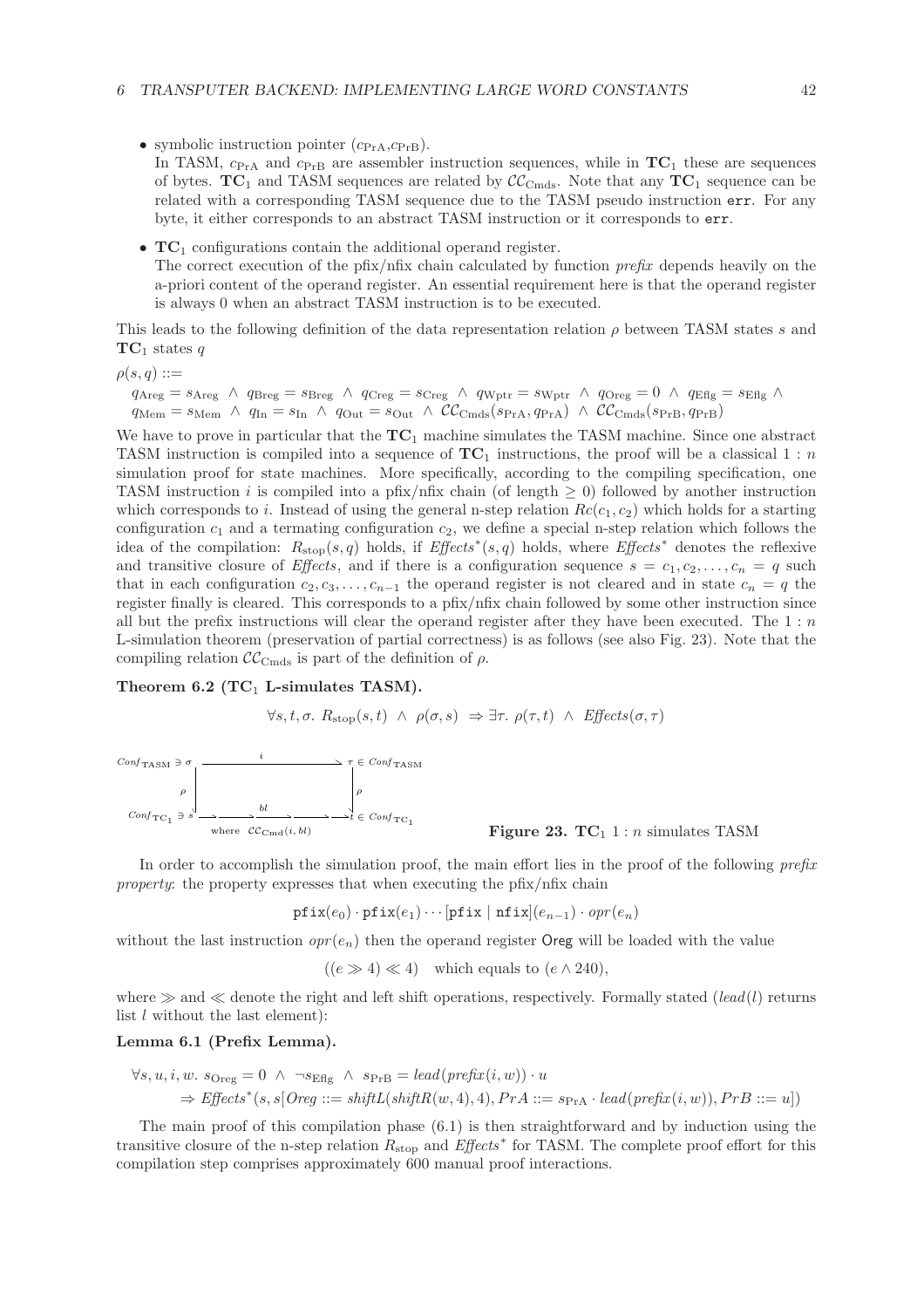- symbolic instruction pointer ($c_{\text{PrA}}$,$c_{\text{PrB}}$).
  In TASM, $c_{\text{PrA}}$ and $c_{\text{PrB}}$ are assembler instruction sequences, while in $\mathbf{TC}_1$ these are sequences of bytes. $\mathbf{TC}_1$ and TASM sequences are related by $\mathcal{CC}_{\text{Cmds}}$. Note that any $\mathbf{TC}_1$ sequence can be related with a corresponding TASM sequence due to the TASM pseudo instruction `err`. For any byte, it either corresponds to an abstract TASM instruction or it corresponds to `err`.

- $\mathbf{TC}_1$ configurations contain the additional operand register.
  The correct execution of the pfix/nfix chain calculated by function *prefix* depends heavily on the a-priori content of the operand register. An essential requirement here is that the operand register is always 0 when an abstract TASM instruction is to be executed.

This leads to the following definition of the data representation relation $\rho$ between TASM states $s$ and $\mathbf{TC}_1$ states $q$

$\rho(s, q) ::=$

$$q_{\text{Areg}} = s_{\text{Areg}} \;\wedge\; q_{\text{Breg}} = s_{\text{Breg}} \;\wedge\; q_{\text{Creg}} = s_{\text{Creg}} \;\wedge\; q_{\text{Wptr}} = s_{\text{Wptr}} \;\wedge\; q_{\text{Oreg}} = 0 \;\wedge\; q_{\text{Eflg}} = s_{\text{Eflg}} \;\wedge\; q_{\text{Mem}} = s_{\text{Mem}} \;\wedge\; q_{\text{In}} = s_{\text{In}} \;\wedge\; q_{\text{Out}} = s_{\text{Out}} \;\wedge\; \mathcal{CC}_{\text{Cmds}}(s_{\text{PrA}}, q_{\text{PrA}}) \;\wedge\; \mathcal{CC}_{\text{Cmds}}(s_{\text{PrB}}, q_{\text{PrB}})$$

We have to prove in particular that the $\mathbf{TC}_1$ machine simulates the TASM machine. Since one abstract TASM instruction is compiled into a sequence of $\mathbf{TC}_1$ instructions, the proof will be a classical $1 : n$ simulation proof for state machines. More specifically, according to the compiling specification, one TASM instruction $i$ is compiled into a pfix/nfix chain (of length $\geq 0$) followed by another instruction which corresponds to $i$. Instead of using the general n-step relation $Rc(c_1, c_2)$ which holds for a starting configuration $c_1$ and a termating configuration $c_2$, we define a special n-step relation which follows the idea of the compilation: $R_{\text{stop}}(s, q)$ holds, if $\mathit{Effects}^*(s, q)$ holds, where $\mathit{Effects}^*$ denotes the reflexive and transitive closure of *Effects*, and if there is a configuration sequence $s = c_1, c_2, \ldots, c_n = q$ such that in each configuration $c_2, c_3, \ldots, c_{n-1}$ the operand register is not cleared and in state $c_n = q$ the register finally is cleared. This corresponds to a pfix/nfix chain followed by some other instruction since all but the prefix instructions will clear the operand register after they have been executed. The $1 : n$ L-simulation theorem (preservation of partial correctness) is as follows (see also Fig. 23). Note that the compiling relation $\mathcal{CC}_{\text{Cmds}}$ is part of the definition of $\rho$.

**Theorem 6.2 ($\mathbf{TC}_1$ L-simulates TASM).**

$$\forall s, t, \sigma.\; R_{\text{stop}}(s, t) \;\wedge\; \rho(\sigma, s) \;\Rightarrow \exists \tau.\; \rho(\tau, t) \;\wedge\; \mathit{Effects}(\sigma, \tau)$$

$$\begin{array}{ccc} \mathit{Conf}_{\text{TASM}} \ni \sigma & \xrightarrow{\quad i \quad} & \tau \in \mathit{Conf}_{\text{TASM}} \\ \rho \big\downarrow & & \big\downarrow \rho \\ \mathit{Conf}_{\text{TC}_1} \ni s & \xrightarrow[\text{where } \mathcal{CC}_{\text{Cmd}}(i, bl)]{bl} & t \in \mathit{Conf}_{\text{TC}_1} \end{array}$$

**Figure 23.** $\mathbf{TC}_1$ $1 : n$ simulates TASM

In order to accomplish the simulation proof, the main effort lies in the proof of the following *prefix property*: the property expresses that when executing the pfix/nfix chain

$$\texttt{pfix}(e_0) \cdot \texttt{pfix}(e_1) \cdots [\texttt{pfix} \mid \texttt{nfix}](e_{n-1}) \cdot opr(e_n)$$

without the last instruction $opr(e_n)$ then the operand register Oreg will be loaded with the value

$$((e \gg 4) \ll 4) \quad \text{which equals to } (e \wedge 240),$$

where $\gg$ and $\ll$ denote the right and left shift operations, respectively. Formally stated ($lead(l)$ returns list $l$ without the last element):

**Lemma 6.1 (Prefix Lemma).**

$$\begin{aligned} &\forall s, u, i, w.\; s_{\text{Oreg}} = 0 \;\wedge\; \neg s_{\text{Eflg}} \;\wedge\; s_{\text{PrB}} = lead(prefix(i, w)) \cdot u \\ &\quad \Rightarrow \mathit{Effects}^*(s, s[Oreg ::= shiftL(shiftR(w, 4), 4), PrA ::= s_{\text{PrA}} \cdot lead(prefix(i, w)), PrB ::= u]) \end{aligned}$$

The main proof of this compilation phase (6.1) is then straightforward and by induction using the transitive closure of the n-step relation $R_{\text{stop}}$ and $\mathit{Effects}^*$ for TASM. The complete proof effort for this compilation step comprises approximately 600 manual proof interactions.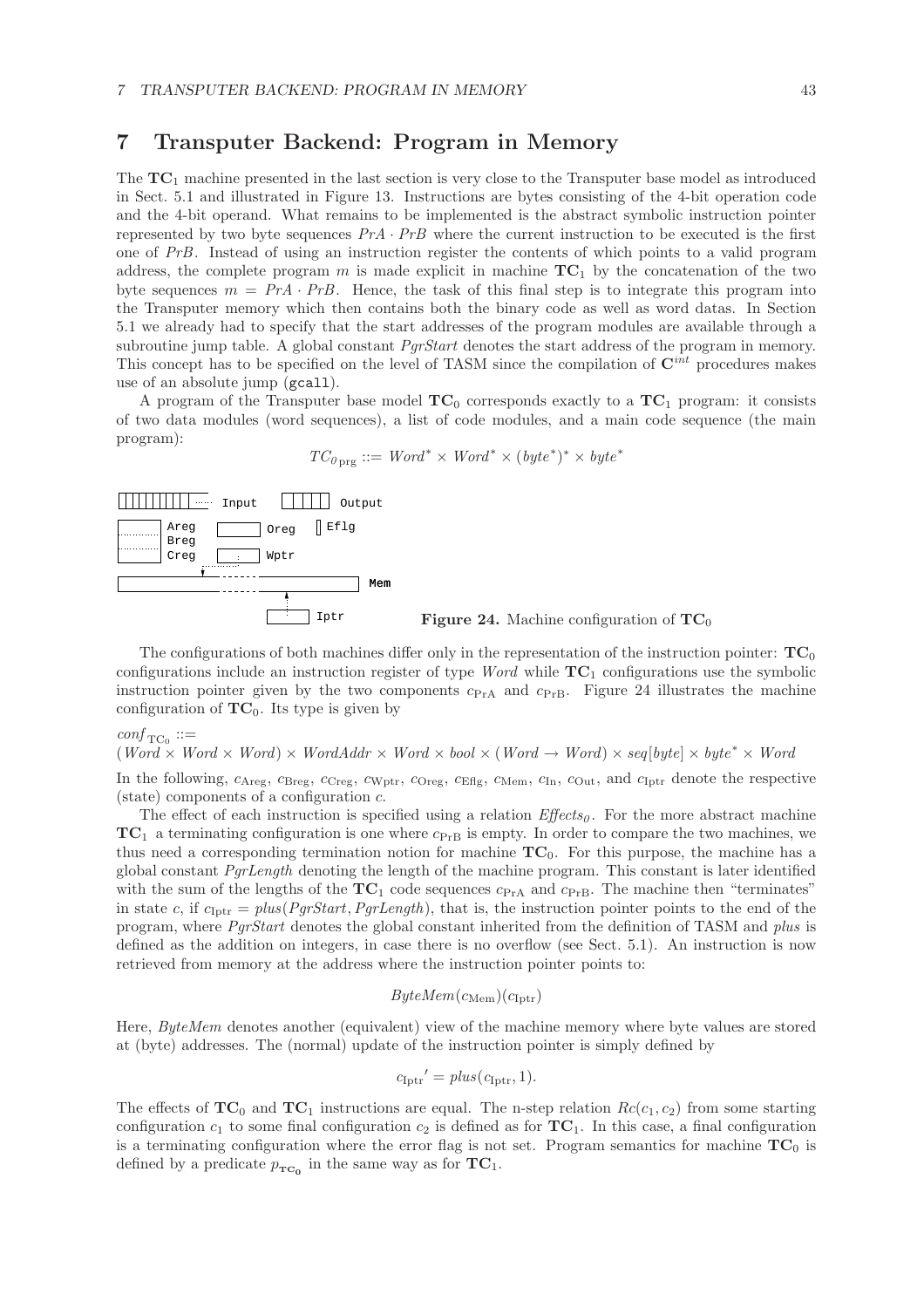# 7 Transputer Backend: Program in Memory

The $\mathbf{TC}_1$ machine presented in the last section is very close to the Transputer base model as introduced in Sect. 5.1 and illustrated in Figure 13. Instructions are bytes consisting of the 4-bit operation code and the 4-bit operand. What remains to be implemented is the abstract symbolic instruction pointer represented by two byte sequences $PrA \cdot PrB$ where the current instruction to be executed is the first one of $PrB$. Instead of using an instruction register the contents of which points to a valid program address, the complete program $m$ is made explicit in machine $\mathbf{TC}_1$ by the concatenation of the two byte sequences $m = PrA \cdot PrB$. Hence, the task of this final step is to integrate this program into the Transputer memory which then contains both the binary code as well as word datas. In Section 5.1 we already had to specify that the start addresses of the program modules are available through a subroutine jump table. A global constant *PgrStart* denotes the start address of the program in memory. This concept has to be specified on the level of TASM since the compilation of $\mathbf{C}^{int}$ procedures makes use of an absolute jump (`gcall`).

A program of the Transputer base model $\mathbf{TC}_0$ corresponds exactly to a $\mathbf{TC}_1$ program: it consists of two data modules (word sequences), a list of code modules, and a main code sequence (the main program):

$$TC_{0\,\mathrm{prg}} ::= Word^* \times Word^* \times (byte^*)^* \times byte^*$$

Input Output

Areg Breg Creg Oreg Eflg Wptr

Mem

Iptr

**Figure 24.** Machine configuration of $\mathbf{TC}_0$

The configurations of both machines differ only in the representation of the instruction pointer: $\mathbf{TC}_0$ configurations include an instruction register of type *Word* while $\mathbf{TC}_1$ configurations use the symbolic instruction pointer given by the two components $c_{\mathrm{PrA}}$ and $c_{\mathrm{PrB}}$. Figure 24 illustrates the machine configuration of $\mathbf{TC}_0$. Its type is given by

$conf_{\mathrm{TC}_0} ::=$
$(Word \times Word \times Word) \times WordAddr \times Word \times bool \times (Word \rightarrow Word) \times seq[byte] \times byte^* \times Word$

In the following, $c_{\mathrm{Areg}}$, $c_{\mathrm{Breg}}$, $c_{\mathrm{Creg}}$, $c_{\mathrm{Wptr}}$, $c_{\mathrm{Oreg}}$, $c_{\mathrm{Eflg}}$, $c_{\mathrm{Mem}}$, $c_{\mathrm{In}}$, $c_{\mathrm{Out}}$, and $c_{\mathrm{Iptr}}$ denote the respective (state) components of a configuration $c$.

The effect of each instruction is specified using a relation $Effects_0$. For the more abstract machine $\mathbf{TC}_1$ a terminating configuration is one where $c_{\mathrm{PrB}}$ is empty. In order to compare the two machines, we thus need a corresponding termination notion for machine $\mathbf{TC}_0$. For this purpose, the machine has a global constant *PgrLength* denoting the length of the machine program. This constant is later identified with the sum of the lengths of the $\mathbf{TC}_1$ code sequences $c_{\mathrm{PrA}}$ and $c_{\mathrm{PrB}}$. The machine then "terminates" in state $c$, if $c_{\mathrm{Iptr}} = plus(PgrStart, PgrLength)$, that is, the instruction pointer points to the end of the program, where *PgrStart* denotes the global constant inherited from the definition of TASM and *plus* is defined as the addition on integers, in case there is no overflow (see Sect. 5.1). An instruction is now retrieved from memory at the address where the instruction pointer points to:

$$ByteMem(c_{\mathrm{Mem}})(c_{\mathrm{Iptr}})$$

Here, *ByteMem* denotes another (equivalent) view of the machine memory where byte values are stored at (byte) addresses. The (normal) update of the instruction pointer is simply defined by

$$c_{\mathrm{Iptr}}{}' = plus(c_{\mathrm{Iptr}}, 1).$$

The effects of $\mathbf{TC}_0$ and $\mathbf{TC}_1$ instructions are equal. The n-step relation $Rc(c_1, c_2)$ from some starting configuration $c_1$ to some final configuration $c_2$ is defined as for $\mathbf{TC}_1$. In this case, a final configuration is a terminating configuration where the error flag is not set. Program semantics for machine $\mathbf{TC}_0$ is defined by a predicate $p_{\mathbf{TC_0}}$ in the same way as for $\mathbf{TC}_1$.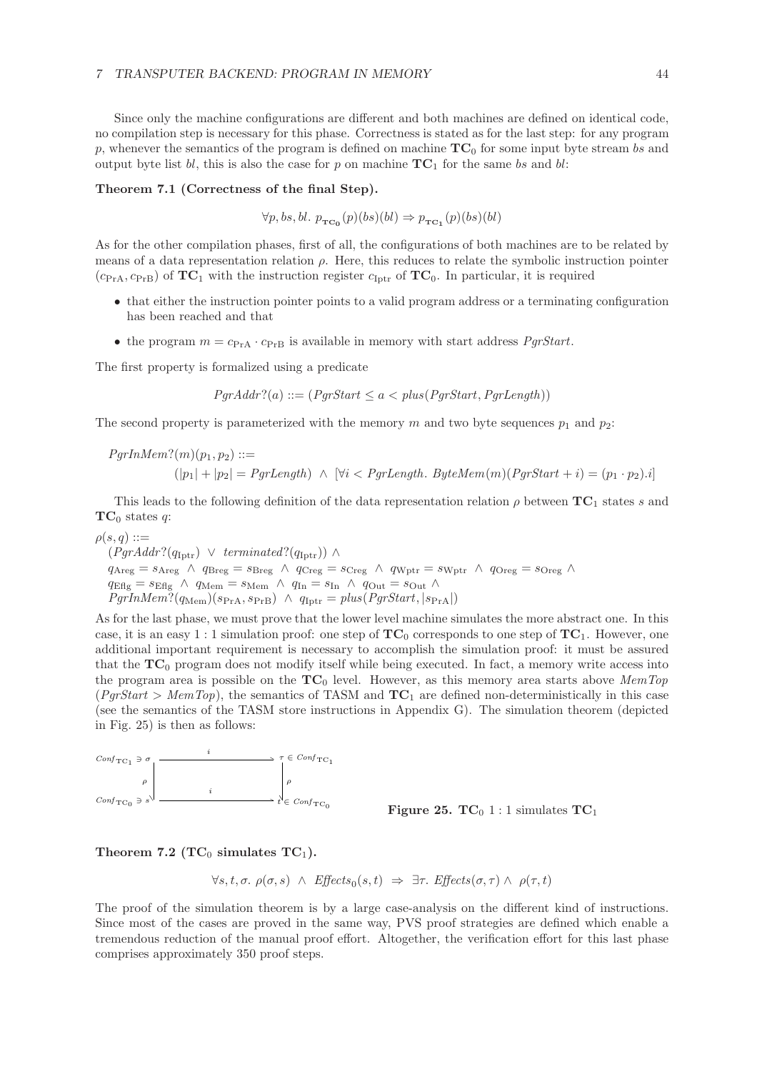Since only the machine configurations are different and both machines are defined on identical code, no compilation step is necessary for this phase. Correctness is stated as for the last step: for any program $p$, whenever the semantics of the program is defined on machine $\mathbf{TC}_0$ for some input byte stream $bs$ and output byte list $bl$, this is also the case for $p$ on machine $\mathbf{TC}_1$ for the same $bs$ and $bl$:

**Theorem 7.1 (Correctness of the final Step).**

$$\forall p, bs, bl.\ p_{\mathbf{TC_0}}(p)(bs)(bl) \Rightarrow p_{\mathbf{TC_1}}(p)(bs)(bl)$$

As for the other compilation phases, first of all, the configurations of both machines are to be related by means of a data representation relation $\rho$. Here, this reduces to relate the symbolic instruction pointer $(c_{\text{PrA}}, c_{\text{PrB}})$ of $\mathbf{TC}_1$ with the instruction register $c_{\text{Iptr}}$ of $\mathbf{TC}_0$. In particular, it is required

- that either the instruction pointer points to a valid program address or a terminating configuration has been reached and that
- the program $m = c_{\text{PrA}} \cdot c_{\text{PrB}}$ is available in memory with start address *PgrStart*.

The first property is formalized using a predicate

$$PgrAddr?(a) ::= (PgrStart \leq a < plus(PgrStart, PgrLength))$$

The second property is parameterized with the memory $m$ and two byte sequences $p_1$ and $p_2$:

$$\begin{aligned}&PgrInMem?(m)(p_1, p_2) ::= \\ &\qquad (|p_1| + |p_2| = PgrLength)\ \wedge\ [\forall i < PgrLength.\ ByteMem(m)(PgrStart + i) = (p_1 \cdot p_2).i]\end{aligned}$$

This leads to the following definition of the data representation relation $\rho$ between $\mathbf{TC}_1$ states $s$ and $\mathbf{TC}_0$ states $q$:

$$\begin{aligned}&\rho(s, q) ::= \\ &\quad (PgrAddr?(q_{\text{Iptr}})\ \vee\ terminated?(q_{\text{Iptr}}))\ \wedge \\ &\quad q_{\text{Areg}} = s_{\text{Areg}}\ \wedge\ q_{\text{Breg}} = s_{\text{Breg}}\ \wedge\ q_{\text{Creg}} = s_{\text{Creg}}\ \wedge\ q_{\text{Wptr}} = s_{\text{Wptr}}\ \wedge\ q_{\text{Oreg}} = s_{\text{Oreg}}\ \wedge \\ &\quad q_{\text{Eflg}} = s_{\text{Eflg}}\ \wedge\ q_{\text{Mem}} = s_{\text{Mem}}\ \wedge\ q_{\text{In}} = s_{\text{In}}\ \wedge\ q_{\text{Out}} = s_{\text{Out}}\ \wedge \\ &\quad PgrInMem?(q_{\text{Mem}})(s_{\text{PrA}}, s_{\text{PrB}})\ \wedge\ q_{\text{Iptr}} = plus(PgrStart, |s_{\text{PrA}}|)\end{aligned}$$

As for the last phase, we must prove that the lower level machine simulates the more abstract one. In this case, it is an easy 1 : 1 simulation proof: one step of $\mathbf{TC}_0$ corresponds to one step of $\mathbf{TC}_1$. However, one additional important requirement is necessary to accomplish the simulation proof: it must be assured that the $\mathbf{TC}_0$ program does not modify itself while being executed. In fact, a memory write access into the program area is possible on the $\mathbf{TC}_0$ level. However, as this memory area starts above *MemTop* (*PgrStart* > *MemTop*), the semantics of TASM and $\mathbf{TC}_1$ are defined non-deterministically in this case (see the semantics of the TASM store instructions in Appendix G). The simulation theorem (depicted in Fig. 25) is then as follows:

$$\begin{array}{ccc} Conf_{\text{TC}_1} \ni \sigma & \xrightarrow{\quad i \quad} & \tau \in Conf_{\text{TC}_1} \\ \rho \Big\uparrow & & \Big\uparrow \rho \\ Conf_{\text{TC}_0} \ni s & \xrightarrow{\quad i \quad} & t \in Conf_{\text{TC}_0} \end{array}$$

**Figure 25.** $\mathbf{TC}_0$ 1 : 1 simulates $\mathbf{TC}_1$

**Theorem 7.2 ($\mathbf{TC}_0$ simulates $\mathbf{TC}_1$).**

$$\forall s, t, \sigma.\ \rho(\sigma, s)\ \wedge\ Effects_0(s, t)\ \Rightarrow\ \exists \tau.\ Effects(\sigma, \tau) \wedge\ \rho(\tau, t)$$

The proof of the simulation theorem is by a large case-analysis on the different kind of instructions. Since most of the cases are proved in the same way, PVS proof strategies are defined which enable a tremendous reduction of the manual proof effort. Altogether, the verification effort for this last phase comprises approximately 350 proof steps.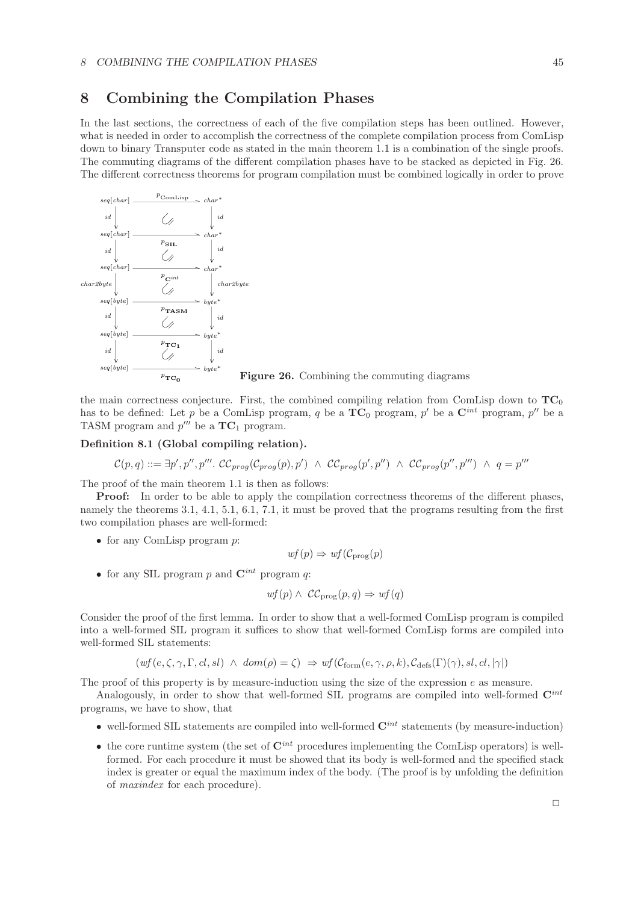# 8 Combining the Compilation Phases

In the last sections, the correctness of each of the five compilation steps has been outlined. However, what is needed in order to accomplish the correctness of the complete compilation process from ComLisp down to binary Transputer code as stated in the main theorem 1.1 is a combination of the single proofs. The commuting diagrams of the different compilation phases have to be stacked as depicted in Fig. 26. The different correctness theorems for program compilation must be combined logically in order to prove

$$
\begin{array}{ccc}
seq[char] & \xrightarrow{p_{\text{ComLisp}}} & char^* \\
\downarrow id & & \downarrow id \\
seq[char] & \xrightarrow{p_{\textbf{SIL}}} & char^* \\
\downarrow id & & \downarrow id \\
seq[char] & \xrightarrow{p_{\mathbf{C}^{int}}} & char^* \\
\downarrow char2byte & & \downarrow char2byte \\
seq[byte] & \xrightarrow{p_{\textbf{TASM}}} & byte^* \\
\downarrow id & & \downarrow id \\
seq[byte] & \xrightarrow{p_{\mathbf{TC_1}}} & byte^* \\
\downarrow id & & \downarrow id \\
seq[byte] & \xrightarrow{p_{\mathbf{TC_0}}} & byte^*
\end{array}
$$

**Figure 26.** Combining the commuting diagrams

the main correctness conjecture. First, the combined compiling relation from ComLisp down to $\mathbf{TC}_0$ has to be defined: Let $p$ be a ComLisp program, $q$ be a $\mathbf{TC}_0$ program, $p'$ be a $\mathbf{C}^{int}$ program, $p''$ be a TASM program and $p'''$ be a $\mathbf{TC}_1$ program.

**Definition 8.1 (Global compiling relation).**

$$\mathcal{C}(p,q) ::= \exists p', p'', p'''.\ \mathcal{CC}_{prog}(\mathcal{C}_{prog}(p), p') \ \wedge\ \mathcal{CC}_{prog}(p', p'') \ \wedge\ \mathcal{CC}_{prog}(p'', p''') \ \wedge\ q = p'''$$

The proof of the main theorem 1.1 is then as follows:

**Proof:** In order to be able to apply the compilation correctness theorems of the different phases, namely the theorems 3.1, 4.1, 5.1, 6.1, 7.1, it must be proved that the programs resulting from the first two compilation phases are well-formed:

- for any ComLisp program $p$:

$$wf(p) \Rightarrow wf(\mathcal{C}_{\text{prog}}(p)$$

- for any SIL program $p$ and $\mathbf{C}^{int}$ program $q$:

$$wf(p) \wedge\ \mathcal{CC}_{\text{prog}}(p,q) \Rightarrow wf(q)$$

Consider the proof of the first lemma. In order to show that a well-formed ComLisp program is compiled into a well-formed SIL program it suffices to show that well-formed ComLisp forms are compiled into well-formed SIL statements:

$$(wf(e,\zeta,\gamma,\Gamma,cl,sl) \ \wedge\ dom(\rho) = \zeta) \ \Rightarrow wf(\mathcal{C}_{\text{form}}(e,\gamma,\rho,k), \mathcal{C}_{\text{defs}}(\Gamma)(\gamma), sl, cl, |\gamma|)$$

The proof of this property is by measure-induction using the size of the expression $e$ as measure.

Analogously, in order to show that well-formed SIL programs are compiled into well-formed $\mathbf{C}^{int}$ programs, we have to show, that

- well-formed SIL statements are compiled into well-formed $\mathbf{C}^{int}$ statements (by measure-induction)
- the core runtime system (the set of $\mathbf{C}^{int}$ procedures implementing the ComLisp operators) is well-formed. For each procedure it must be showed that its body is well-formed and the specified stack index is greater or equal the maximum index of the body. (The proof is by unfolding the definition of *maxindex* for each procedure).

□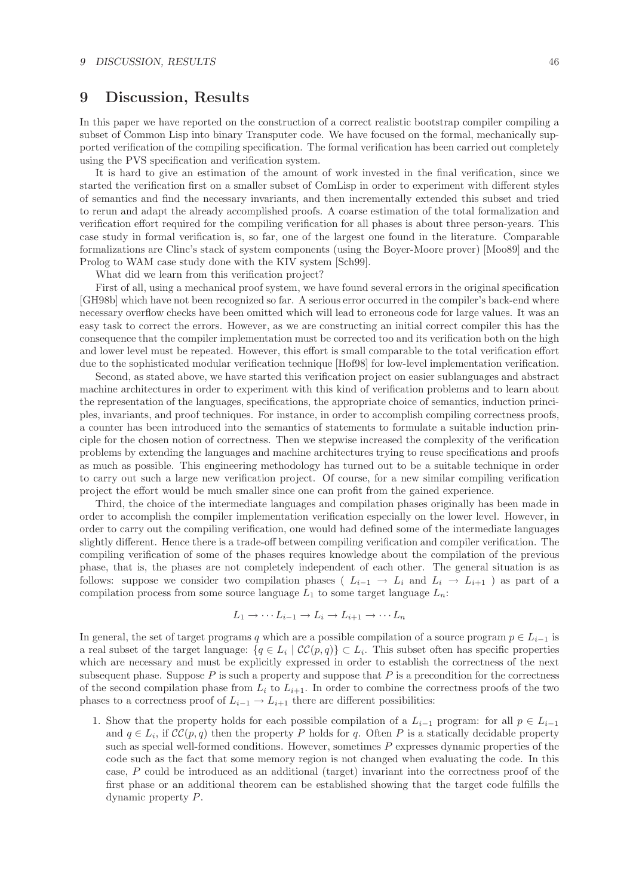# 9 Discussion, Results

In this paper we have reported on the construction of a correct realistic bootstrap compiler compiling a subset of Common Lisp into binary Transputer code. We have focused on the formal, mechanically supported verification of the compiling specification. The formal verification has been carried out completely using the PVS specification and verification system.

It is hard to give an estimation of the amount of work invested in the final verification, since we started the verification first on a smaller subset of ComLisp in order to experiment with different styles of semantics and find the necessary invariants, and then incrementally extended this subset and tried to rerun and adapt the already accomplished proofs. A coarse estimation of the total formalization and verification effort required for the compiling verification for all phases is about three person-years. This case study in formal verification is, so far, one of the largest one found in the literature. Comparable formalizations are Clinc's stack of system components (using the Boyer-Moore prover) [Moo89] and the Prolog to WAM case study done with the KIV system [Sch99].

What did we learn from this verification project?

First of all, using a mechanical proof system, we have found several errors in the original specification [GH98b] which have not been recognized so far. A serious error occurred in the compiler's back-end where necessary overflow checks have been omitted which will lead to erroneous code for large values. It was an easy task to correct the errors. However, as we are constructing an initial correct compiler this has the consequence that the compiler implementation must be corrected too and its verification both on the high and lower level must be repeated. However, this effort is small comparable to the total verification effort due to the sophisticated modular verification technique [Hof98] for low-level implementation verification.

Second, as stated above, we have started this verification project on easier sublanguages and abstract machine architectures in order to experiment with this kind of verification problems and to learn about the representation of the languages, specifications, the appropriate choice of semantics, induction principles, invariants, and proof techniques. For instance, in order to accomplish compiling correctness proofs, a counter has been introduced into the semantics of statements to formulate a suitable induction principle for the chosen notion of correctness. Then we stepwise increased the complexity of the verification problems by extending the languages and machine architectures trying to reuse specifications and proofs as much as possible. This engineering methodology has turned out to be a suitable technique in order to carry out such a large new verification project. Of course, for a new similar compiling verification project the effort would be much smaller since one can profit from the gained experience.

Third, the choice of the intermediate languages and compilation phases originally has been made in order to accomplish the compiler implementation verification especially on the lower level. However, in order to carry out the compiling verification, one would had defined some of the intermediate languages slightly different. Hence there is a trade-off between compiling verification and compiler verification. The compiling verification of some of the phases requires knowledge about the compilation of the previous phase, that is, the phases are not completely independent of each other. The general situation is as follows: suppose we consider two compilation phases ( $L_{i-1} \to L_i$ and $L_i \to L_{i+1}$ ) as part of a compilation process from some source language $L_1$ to some target language $L_n$:

$$L_1 \to \cdots L_{i-1} \to L_i \to L_{i+1} \to \cdots L_n$$

In general, the set of target programs $q$ which are a possible compilation of a source program $p \in L_{i-1}$ is a real subset of the target language: $\{q \in L_i \mid \mathcal{CC}(p,q)\} \subset L_i$. This subset often has specific properties which are necessary and must be explicitly expressed in order to establish the correctness of the next subsequent phase. Suppose $P$ is such a property and suppose that $P$ is a precondition for the correctness of the second compilation phase from $L_i$ to $L_{i+1}$. In order to combine the correctness proofs of the two phases to a correctness proof of $L_{i-1} \to L_{i+1}$ there are different possibilities:

1. Show that the property holds for each possible compilation of a $L_{i-1}$ program: for all $p \in L_{i-1}$ and $q \in L_i$, if $\mathcal{CC}(p,q)$ then the property $P$ holds for $q$. Often $P$ is a statically decidable property such as special well-formed conditions. However, sometimes $P$ expresses dynamic properties of the code such as the fact that some memory region is not changed when evaluating the code. In this case, $P$ could be introduced as an additional (target) invariant into the correctness proof of the first phase or an additional theorem can be established showing that the target code fulfills the dynamic property $P$.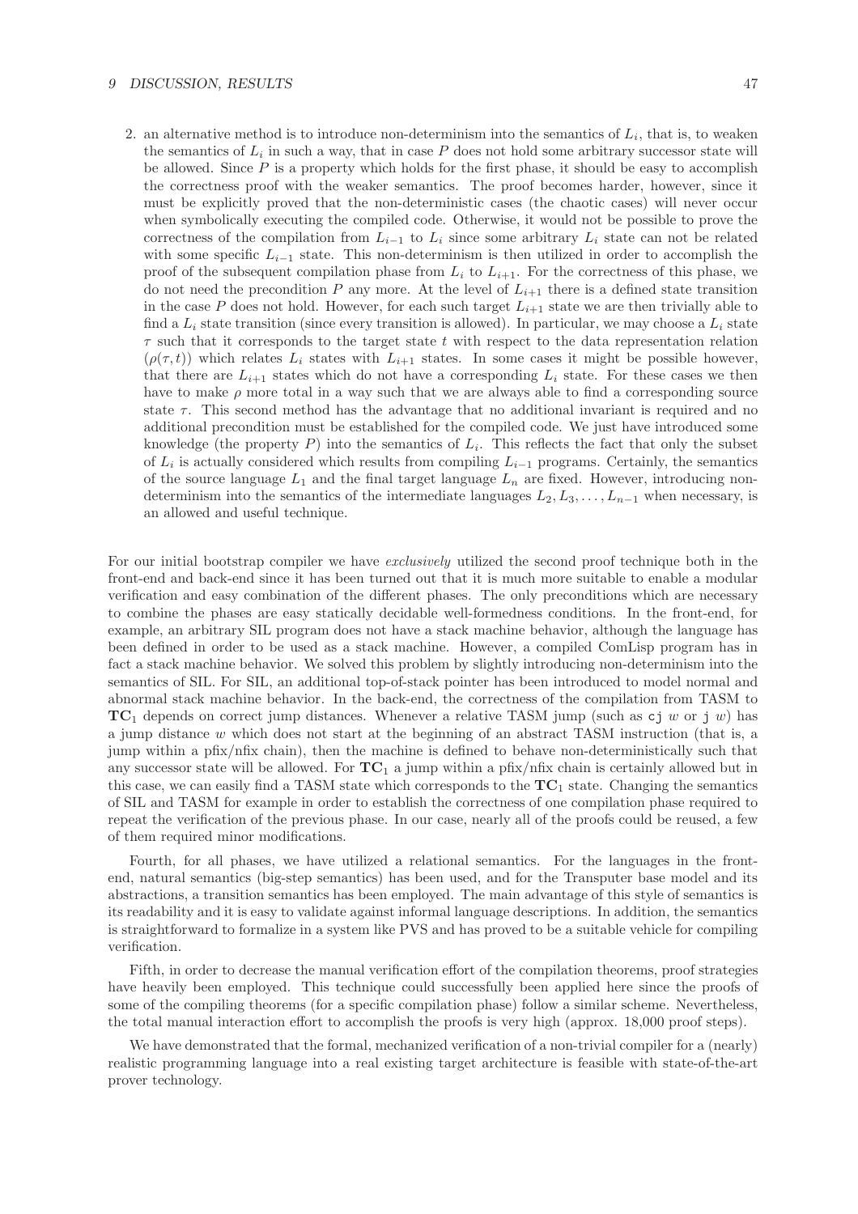2. an alternative method is to introduce non-determinism into the semantics of $L_i$, that is, to weaken the semantics of $L_i$ in such a way, that in case $P$ does not hold some arbitrary successor state will be allowed. Since $P$ is a property which holds for the first phase, it should be easy to accomplish the correctness proof with the weaker semantics. The proof becomes harder, however, since it must be explicitly proved that the non-deterministic cases (the chaotic cases) will never occur when symbolically executing the compiled code. Otherwise, it would not be possible to prove the correctness of the compilation from $L_{i-1}$ to $L_i$ since some arbitrary $L_i$ state can not be related with some specific $L_{i-1}$ state. This non-determinism is then utilized in order to accomplish the proof of the subsequent compilation phase from $L_i$ to $L_{i+1}$. For the correctness of this phase, we do not need the precondition $P$ any more. At the level of $L_{i+1}$ there is a defined state transition in the case $P$ does not hold. However, for each such target $L_{i+1}$ state we are then trivially able to find a $L_i$ state transition (since every transition is allowed). In particular, we may choose a $L_i$ state $\tau$ such that it corresponds to the target state $t$ with respect to the data representation relation ($\rho(\tau, t)$) which relates $L_i$ states with $L_{i+1}$ states. In some cases it might be possible however, that there are $L_{i+1}$ states which do not have a corresponding $L_i$ state. For these cases we then have to make $\rho$ more total in a way such that we are always able to find a corresponding source state $\tau$. This second method has the advantage that no additional invariant is required and no additional precondition must be established for the compiled code. We just have introduced some knowledge (the property $P$) into the semantics of $L_i$. This reflects the fact that only the subset of $L_i$ is actually considered which results from compiling $L_{i-1}$ programs. Certainly, the semantics of the source language $L_1$ and the final target language $L_n$ are fixed. However, introducing non-determinism into the semantics of the intermediate languages $L_2, L_3, \ldots, L_{n-1}$ when necessary, is an allowed and useful technique.

For our initial bootstrap compiler we have *exclusively* utilized the second proof technique both in the front-end and back-end since it has been turned out that it is much more suitable to enable a modular verification and easy combination of the different phases. The only preconditions which are necessary to combine the phases are easy statically decidable well-formedness conditions. In the front-end, for example, an arbitrary SIL program does not have a stack machine behavior, although the language has been defined in order to be used as a stack machine. However, a compiled ComLisp program has in fact a stack machine behavior. We solved this problem by slightly introducing non-determinism into the semantics of SIL. For SIL, an additional top-of-stack pointer has been introduced to model normal and abnormal stack machine behavior. In the back-end, the correctness of the compilation from TASM to $\mathbf{TC}_1$ depends on correct jump distances. Whenever a relative TASM jump (such as `cj` $w$ or `j` $w$) has a jump distance $w$ which does not start at the beginning of an abstract TASM instruction (that is, a jump within a pfix/nfix chain), then the machine is defined to behave non-deterministically such that any successor state will be allowed. For $\mathbf{TC}_1$ a jump within a pfix/nfix chain is certainly allowed but in this case, we can easily find a TASM state which corresponds to the $\mathbf{TC}_1$ state. Changing the semantics of SIL and TASM for example in order to establish the correctness of one compilation phase required to repeat the verification of the previous phase. In our case, nearly all of the proofs could be reused, a few of them required minor modifications.

Fourth, for all phases, we have utilized a relational semantics. For the languages in the front-end, natural semantics (big-step semantics) has been used, and for the Transputer base model and its abstractions, a transition semantics has been employed. The main advantage of this style of semantics is its readability and it is easy to validate against informal language descriptions. In addition, the semantics is straightforward to formalize in a system like PVS and has proved to be a suitable vehicle for compiling verification.

Fifth, in order to decrease the manual verification effort of the compilation theorems, proof strategies have heavily been employed. This technique could successfully been applied here since the proofs of some of the compiling theorems (for a specific compilation phase) follow a similar scheme. Nevertheless, the total manual interaction effort to accomplish the proofs is very high (approx. 18,000 proof steps).

We have demonstrated that the formal, mechanized verification of a non-trivial compiler for a (nearly) realistic programming language into a real existing target architecture is feasible with state-of-the-art prover technology.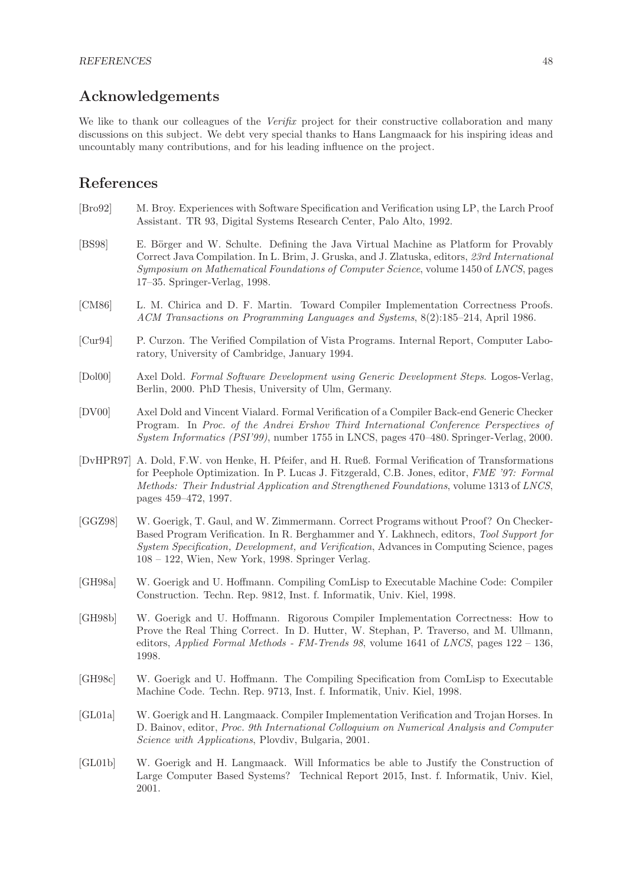## Acknowledgements

We like to thank our colleagues of the *Verifix* project for their constructive collaboration and many discussions on this subject. We debt very special thanks to Hans Langmaack for his inspiring ideas and uncountably many contributions, and for his leading influence on the project.

## References

[Bro92] M. Broy. Experiences with Software Specification and Verification using LP, the Larch Proof Assistant. TR 93, Digital Systems Research Center, Palo Alto, 1992.

[BS98] E. Börger and W. Schulte. Defining the Java Virtual Machine as Platform for Provably Correct Java Compilation. In L. Brim, J. Gruska, and J. Zlatuska, editors, *23rd International Symposium on Mathematical Foundations of Computer Science*, volume 1450 of *LNCS*, pages 17–35. Springer-Verlag, 1998.

[CM86] L. M. Chirica and D. F. Martin. Toward Compiler Implementation Correctness Proofs. *ACM Transactions on Programming Languages and Systems*, 8(2):185–214, April 1986.

[Cur94] P. Curzon. The Verified Compilation of Vista Programs. Internal Report, Computer Laboratory, University of Cambridge, January 1994.

[Dol00] Axel Dold. *Formal Software Development using Generic Development Steps*. Logos-Verlag, Berlin, 2000. PhD Thesis, University of Ulm, Germany.

[DV00] Axel Dold and Vincent Vialard. Formal Verification of a Compiler Back-end Generic Checker Program. In *Proc. of the Andrei Ershov Third International Conference Perspectives of System Informatics (PSI'99)*, number 1755 in LNCS, pages 470–480. Springer-Verlag, 2000.

[DvHPR97] A. Dold, F.W. von Henke, H. Pfeifer, and H. Rueß. Formal Verification of Transformations for Peephole Optimization. In P. Lucas J. Fitzgerald, C.B. Jones, editor, *FME '97: Formal Methods: Their Industrial Application and Strengthened Foundations*, volume 1313 of *LNCS*, pages 459–472, 1997.

[GGZ98] W. Goerigk, T. Gaul, and W. Zimmermann. Correct Programs without Proof? On Checker-Based Program Verification. In R. Berghammer and Y. Lakhnech, editors, *Tool Support for System Specification, Development, and Verification*, Advances in Computing Science, pages 108 – 122, Wien, New York, 1998. Springer Verlag.

[GH98a] W. Goerigk and U. Hoffmann. Compiling ComLisp to Executable Machine Code: Compiler Construction. Techn. Rep. 9812, Inst. f. Informatik, Univ. Kiel, 1998.

[GH98b] W. Goerigk and U. Hoffmann. Rigorous Compiler Implementation Correctness: How to Prove the Real Thing Correct. In D. Hutter, W. Stephan, P. Traverso, and M. Ullmann, editors, *Applied Formal Methods - FM-Trends 98*, volume 1641 of *LNCS*, pages 122 – 136, 1998.

[GH98c] W. Goerigk and U. Hoffmann. The Compiling Specification from ComLisp to Executable Machine Code. Techn. Rep. 9713, Inst. f. Informatik, Univ. Kiel, 1998.

[GL01a] W. Goerigk and H. Langmaack. Compiler Implementation Verification and Trojan Horses. In D. Bainov, editor, *Proc. 9th International Colloquium on Numerical Analysis and Computer Science with Applications*, Plovdiv, Bulgaria, 2001.

[GL01b] W. Goerigk and H. Langmaack. Will Informatics be able to Justify the Construction of Large Computer Based Systems? Technical Report 2015, Inst. f. Informatik, Univ. Kiel, 2001.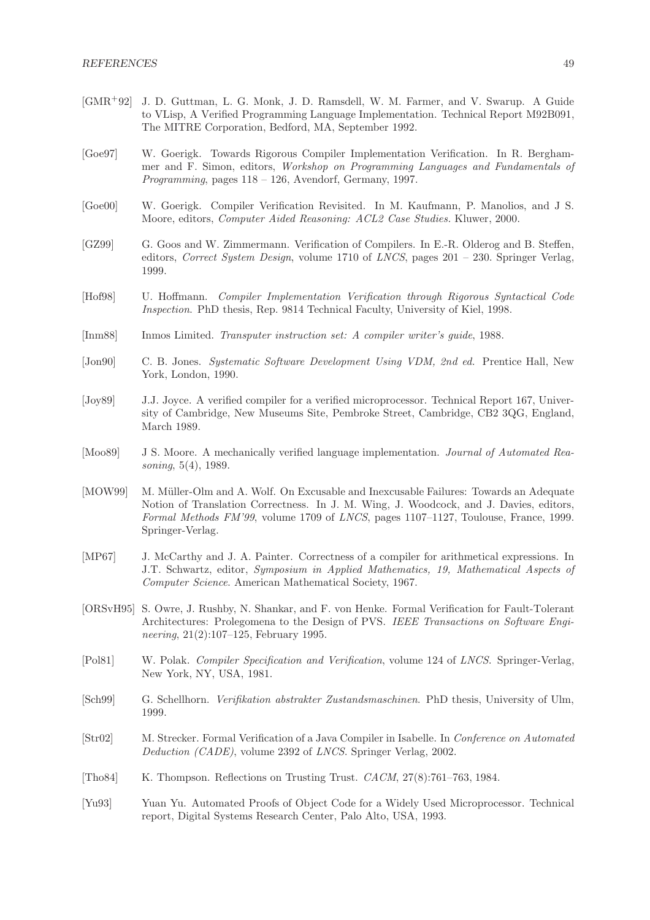[GMR+92] J. D. Guttman, L. G. Monk, J. D. Ramsdell, W. M. Farmer, and V. Swarup. A Guide to VLisp, A Verified Programming Language Implementation. Technical Report M92B091, The MITRE Corporation, Bedford, MA, September 1992.

[Goe97] W. Goerigk. Towards Rigorous Compiler Implementation Verification. In R. Berghammer and F. Simon, editors, *Workshop on Programming Languages and Fundamentals of Programming*, pages 118 – 126, Avendorf, Germany, 1997.

[Goe00] W. Goerigk. Compiler Verification Revisited. In M. Kaufmann, P. Manolios, and J S. Moore, editors, *Computer Aided Reasoning: ACL2 Case Studies.* Kluwer, 2000.

[GZ99] G. Goos and W. Zimmermann. Verification of Compilers. In E.-R. Olderog and B. Steffen, editors, *Correct System Design*, volume 1710 of *LNCS*, pages 201 – 230. Springer Verlag, 1999.

[Hof98] U. Hoffmann. *Compiler Implementation Verification through Rigorous Syntactical Code Inspection*. PhD thesis, Rep. 9814 Technical Faculty, University of Kiel, 1998.

[Inm88] Inmos Limited. *Transputer instruction set: A compiler writer's guide*, 1988.

[Jon90] C. B. Jones. *Systematic Software Development Using VDM, 2nd ed.* Prentice Hall, New York, London, 1990.

[Joy89] J.J. Joyce. A verified compiler for a verified microprocessor. Technical Report 167, University of Cambridge, New Museums Site, Pembroke Street, Cambridge, CB2 3QG, England, March 1989.

[Moo89] J S. Moore. A mechanically verified language implementation. *Journal of Automated Reasoning*, 5(4), 1989.

[MOW99] M. Müller-Olm and A. Wolf. On Excusable and Inexcusable Failures: Towards an Adequate Notion of Translation Correctness. In J. M. Wing, J. Woodcock, and J. Davies, editors, *Formal Methods FM'99*, volume 1709 of *LNCS*, pages 1107–1127, Toulouse, France, 1999. Springer-Verlag.

[MP67] J. McCarthy and J. A. Painter. Correctness of a compiler for arithmetical expressions. In J.T. Schwartz, editor, *Symposium in Applied Mathematics, 19, Mathematical Aspects of Computer Science*. American Mathematical Society, 1967.

[ORSvH95] S. Owre, J. Rushby, N. Shankar, and F. von Henke. Formal Verification for Fault-Tolerant Architectures: Prolegomena to the Design of PVS. *IEEE Transactions on Software Engineering*, 21(2):107–125, February 1995.

[Pol81] W. Polak. *Compiler Specification and Verification*, volume 124 of *LNCS*. Springer-Verlag, New York, NY, USA, 1981.

[Sch99] G. Schellhorn. *Verifikation abstrakter Zustandsmaschinen*. PhD thesis, University of Ulm, 1999.

[Str02] M. Strecker. Formal Verification of a Java Compiler in Isabelle. In *Conference on Automated Deduction (CADE)*, volume 2392 of *LNCS*. Springer Verlag, 2002.

[Tho84] K. Thompson. Reflections on Trusting Trust. *CACM*, 27(8):761–763, 1984.

[Yu93] Yuan Yu. Automated Proofs of Object Code for a Widely Used Microprocessor. Technical report, Digital Systems Research Center, Palo Alto, USA, 1993.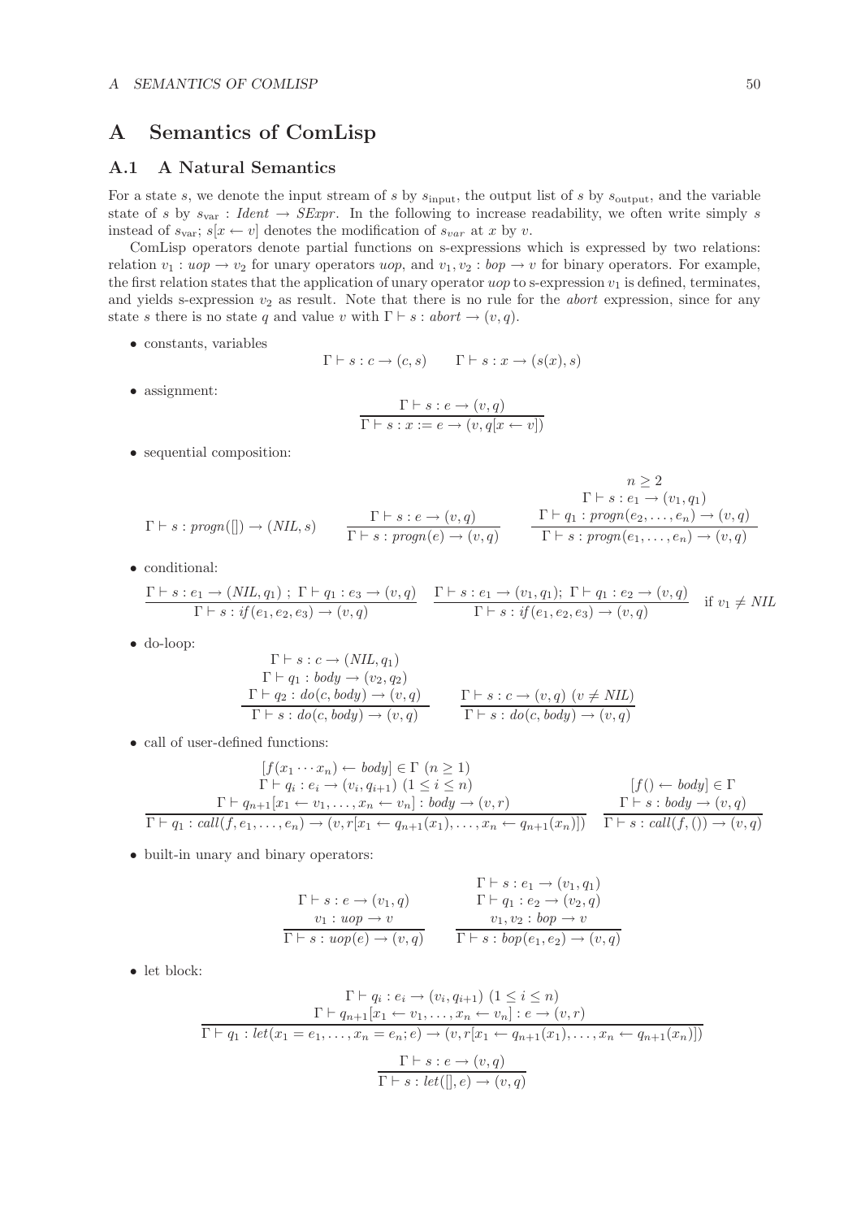# A Semantics of ComLisp

## A.1 A Natural Semantics

For a state $s$, we denote the input stream of $s$ by $s_{\text{input}}$, the output list of $s$ by $s_{\text{output}}$, and the variable state of $s$ by $s_{\text{var}} : \mathit{Ident} \to \mathit{SExpr}$. In the following to increase readability, we often write simply $s$ instead of $s_{\text{var}}$; $s[x \leftarrow v]$ denotes the modification of $s_{var}$ at $x$ by $v$.

ComLisp operators denote partial functions on s-expressions which is expressed by two relations: relation $v_1 : \mathit{uop} \to v_2$ for unary operators $\mathit{uop}$, and $v_1, v_2 : \mathit{bop} \to v$ for binary operators. For example, the first relation states that the application of unary operator $\mathit{uop}$ to s-expression $v_1$ is defined, terminates, and yields s-expression $v_2$ as result. Note that there is no rule for the *abort* expression, since for any state $s$ there is no state $q$ and value $v$ with $\Gamma \vdash s : \mathit{abort} \to (v, q)$.

- constants, variables

$$\Gamma \vdash s : c \to (c, s) \qquad \Gamma \vdash s : x \to (s(x), s)$$

- assignment:

$$\frac{\Gamma \vdash s : e \to (v, q)}{\Gamma \vdash s : x := e \to (v, q[x \leftarrow v])}$$

- sequential composition:

$$\Gamma \vdash s : \mathit{progn}([]) \to (\mathit{NIL}, s) \qquad \frac{\Gamma \vdash s : e \to (v, q)}{\Gamma \vdash s : \mathit{progn}(e) \to (v, q)} \qquad \frac{\begin{array}{c} n \geq 2 \\ \Gamma \vdash s : e_1 \to (v_1, q_1) \\ \Gamma \vdash q_1 : \mathit{progn}(e_2, \ldots, e_n) \to (v, q) \end{array}}{\Gamma \vdash s : \mathit{progn}(e_1, \ldots, e_n) \to (v, q)}$$

- conditional:

$$\frac{\Gamma \vdash s : e_1 \to (\mathit{NIL}, q_1) \; ; \; \Gamma \vdash q_1 : e_3 \to (v, q)}{\Gamma \vdash s : \mathit{if}(e_1, e_2, e_3) \to (v, q)} \qquad \frac{\Gamma \vdash s : e_1 \to (v_1, q_1); \; \Gamma \vdash q_1 : e_2 \to (v, q)}{\Gamma \vdash s : \mathit{if}(e_1, e_2, e_3) \to (v, q)} \quad \text{if } v_1 \neq \mathit{NIL}$$

- do-loop:

$$\frac{\begin{array}{c} \Gamma \vdash s : c \to (\mathit{NIL}, q_1) \\ \Gamma \vdash q_1 : \mathit{body} \to (v_2, q_2) \\ \Gamma \vdash q_2 : \mathit{do}(c, \mathit{body}) \to (v, q) \end{array}}{\Gamma \vdash s : \mathit{do}(c, \mathit{body}) \to (v, q)} \qquad \frac{\Gamma \vdash s : c \to (v, q) \; (v \neq \mathit{NIL})}{\Gamma \vdash s : \mathit{do}(c, \mathit{body}) \to (v, q)}$$

- call of user-defined functions:

$$\frac{\begin{array}{c} [f(x_1 \cdots x_n) \leftarrow \mathit{body}] \in \Gamma \; (n \geq 1) \\ \Gamma \vdash q_i : e_i \to (v_i, q_{i+1}) \; (1 \leq i \leq n) \\ \Gamma \vdash q_{n+1}[x_1 \leftarrow v_1, \ldots, x_n \leftarrow v_n] : \mathit{body} \to (v, r) \end{array}}{\Gamma \vdash q_1 : \mathit{call}(f, e_1, \ldots, e_n) \to (v, r[x_1 \leftarrow q_{n+1}(x_1), \ldots, x_n \leftarrow q_{n+1}(x_n)])} \qquad \frac{\begin{array}{c} [f() \leftarrow \mathit{body}] \in \Gamma \\ \Gamma \vdash s : \mathit{body} \to (v, q) \end{array}}{\Gamma \vdash s : \mathit{call}(f, ()) \to (v, q)}$$

- built-in unary and binary operators:

$$\frac{\begin{array}{c} \Gamma \vdash s : e \to (v_1, q) \\ v_1 : \mathit{uop} \to v \end{array}}{\Gamma \vdash s : \mathit{uop}(e) \to (v, q)} \qquad \frac{\begin{array}{c} \Gamma \vdash s : e_1 \to (v_1, q_1) \\ \Gamma \vdash q_1 : e_2 \to (v_2, q) \\ v_1, v_2 : \mathit{bop} \to v \end{array}}{\Gamma \vdash s : \mathit{bop}(e_1, e_2) \to (v, q)}$$

- let block:

$$\frac{\begin{array}{c} \Gamma \vdash q_i : e_i \to (v_i, q_{i+1}) \; (1 \leq i \leq n) \\ \Gamma \vdash q_{n+1}[x_1 \leftarrow v_1, \ldots, x_n \leftarrow v_n] : e \to (v, r) \end{array}}{\Gamma \vdash q_1 : \mathit{let}(x_1 = e_1, \ldots, x_n = e_n; e) \to (v, r[x_1 \leftarrow q_{n+1}(x_1), \ldots, x_n \leftarrow q_{n+1}(x_n)])}$$

$$\frac{\Gamma \vdash s : e \to (v, q)}{\Gamma \vdash s : \mathit{let}([], e) \to (v, q)}$$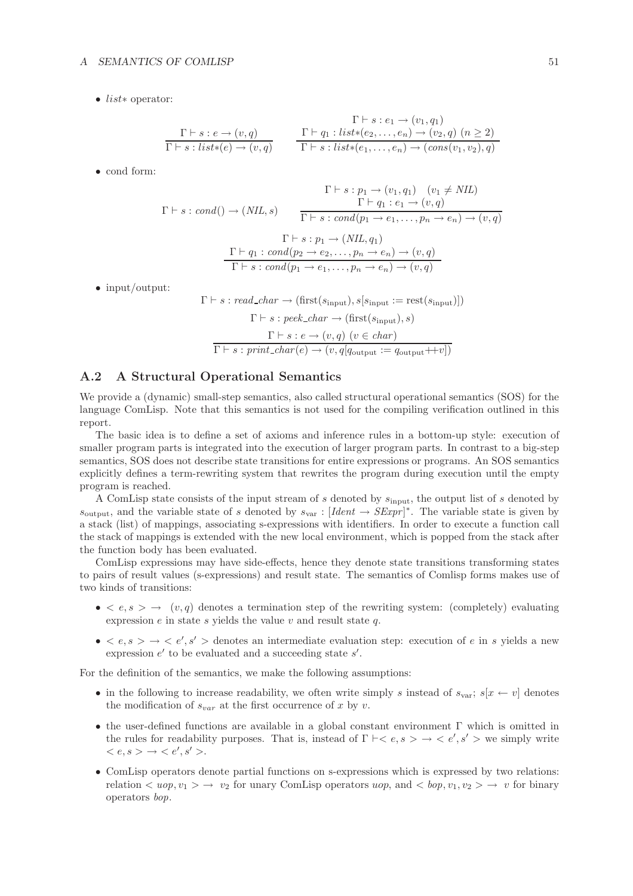- *list∗* operator:

$$\frac{\Gamma \vdash s : e \rightarrow (v,q)}{\Gamma \vdash s : \mathit{list}{*}(e) \rightarrow (v,q)} \qquad \frac{\Gamma \vdash s : e_1 \rightarrow (v_1,q_1) \quad \Gamma \vdash q_1 : \mathit{list}{*}(e_2,\ldots,e_n) \rightarrow (v_2,q)\ (n \geq 2)}{\Gamma \vdash s : \mathit{list}{*}(e_1,\ldots,e_n) \rightarrow (\mathit{cons}(v_1,v_2),q)}$$

- cond form:

$$\Gamma \vdash s : \mathit{cond}() \rightarrow (\mathit{NIL}, s) \qquad \frac{\Gamma \vdash s : p_1 \rightarrow (v_1,q_1) \quad (v_1 \neq \mathit{NIL}) \quad \Gamma \vdash q_1 : e_1 \rightarrow (v,q)}{\Gamma \vdash s : \mathit{cond}(p_1 \rightarrow e_1,\ldots,p_n \rightarrow e_n) \rightarrow (v,q)}$$

$$\frac{\Gamma \vdash s : p_1 \rightarrow (\mathit{NIL},q_1) \quad \Gamma \vdash q_1 : \mathit{cond}(p_2 \rightarrow e_2,\ldots,p_n \rightarrow e_n) \rightarrow (v,q)}{\Gamma \vdash s : \mathit{cond}(p_1 \rightarrow e_1,\ldots,p_n \rightarrow e_n) \rightarrow (v,q)}$$

- input/output:

$$\Gamma \vdash s : \mathit{read\_char} \rightarrow (\mathrm{first}(s_{\mathrm{input}}), s[s_{\mathrm{input}} := \mathrm{rest}(s_{\mathrm{input}})])$$

$$\Gamma \vdash s : \mathit{peek\_char} \rightarrow (\mathrm{first}(s_{\mathrm{input}}), s)$$

$$\frac{\Gamma \vdash s : e \rightarrow (v,q)\ (v \in \mathit{char})}{\Gamma \vdash s : \mathit{print\_char}(e) \rightarrow (v, q[q_{\mathrm{output}} := q_{\mathrm{output}}{+\!\!+}v])}$$

## A.2 A Structural Operational Semantics

We provide a (dynamic) small-step semantics, also called structural operational semantics (SOS) for the language ComLisp. Note that this semantics is not used for the compiling verification outlined in this report.

The basic idea is to define a set of axioms and inference rules in a bottom-up style: execution of smaller program parts is integrated into the execution of larger program parts. In contrast to a big-step semantics, SOS does not describe state transitions for entire expressions or programs. An SOS semantics explicitly defines a term-rewriting system that rewrites the program during execution until the empty program is reached.

A ComLisp state consists of the input stream of $s$ denoted by $s_{\mathrm{input}}$, the output list of $s$ denoted by $s_{\mathrm{output}}$, and the variable state of $s$ denoted by $s_{\mathrm{var}} : [\mathit{Ident} \rightarrow \mathit{SExpr}]^*$. The variable state is given by a stack (list) of mappings, associating s-expressions with identifiers. In order to execute a function call the stack of mappings is extended with the new local environment, which is popped from the stack after the function body has been evaluated.

ComLisp expressions may have side-effects, hence they denote state transitions transforming states to pairs of result values (s-expressions) and result state. The semantics of Comlisp forms makes use of two kinds of transitions:

- $< e, s > \rightarrow\ (v,q)$ denotes a termination step of the rewriting system: (completely) evaluating expression $e$ in state $s$ yields the value $v$ and result state $q$.
- $< e, s > \rightarrow < e', s' >$ denotes an intermediate evaluation step: execution of $e$ in $s$ yields a new expression $e'$ to be evaluated and a succeeding state $s'$.

For the definition of the semantics, we make the following assumptions:

- in the following to increase readability, we often write simply $s$ instead of $s_{\mathrm{var}}$; $s[x \leftarrow v]$ denotes the modification of $s_{var}$ at the first occurrence of $x$ by $v$.
- the user-defined functions are available in a global constant environment $\Gamma$ which is omitted in the rules for readability purposes. That is, instead of $\Gamma \vdash < e, s > \rightarrow < e', s' >$ we simply write $< e, s > \rightarrow < e', s' >$.
- ComLisp operators denote partial functions on s-expressions which is expressed by two relations: relation $< \mathit{uop}, v_1 > \rightarrow\ v_2$ for unary ComLisp operators *uop*, and $< \mathit{bop}, v_1, v_2 > \rightarrow\ v$ for binary operators *bop*.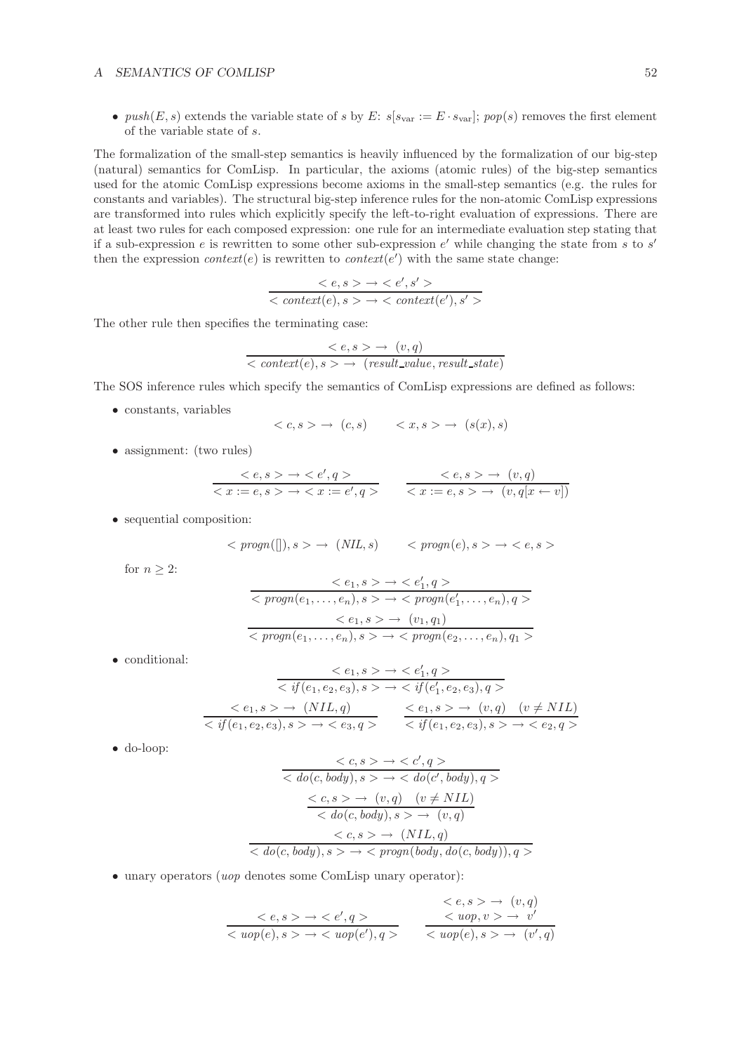- $push(E, s)$ extends the variable state of $s$ by $E$: $s[s_{\text{var}} := E \cdot s_{\text{var}}]$; $pop(s)$ removes the first element of the variable state of $s$.

The formalization of the small-step semantics is heavily influenced by the formalization of our big-step (natural) semantics for ComLisp. In particular, the axioms (atomic rules) of the big-step semantics used for the atomic ComLisp expressions become axioms in the small-step semantics (e.g. the rules for constants and variables). The structural big-step inference rules for the non-atomic ComLisp expressions are transformed into rules which explicitly specify the left-to-right evaluation of expressions. There are at least two rules for each composed expression: one rule for an intermediate evaluation step stating that if a sub-expression $e$ is rewritten to some other sub-expression $e'$ while changing the state from $s$ to $s'$ then the expression $context(e)$ is rewritten to $context(e')$ with the same state change:

$$\frac{< e, s > \rightarrow < e', s' >}{< context(e), s > \rightarrow < context(e'), s' >}$$

The other rule then specifies the terminating case:

$$\frac{< e, s > \rightarrow\ (v, q)}{< context(e), s > \rightarrow\ (result\_value, result\_state)}$$

The SOS inference rules which specify the semantics of ComLisp expressions are defined as follows:

- constants, variables

$$< c, s > \rightarrow\ (c, s) \qquad < x, s > \rightarrow\ (s(x), s)$$

- assignment: (two rules)

$$\frac{< e, s > \rightarrow < e', q >}{< x := e, s > \rightarrow < x := e', q >} \qquad \frac{< e, s > \rightarrow\ (v, q)}{< x := e, s > \rightarrow\ (v, q[x \leftarrow v])}$$

- sequential composition:

$$< progn([]), s > \rightarrow\ (NIL, s) \qquad < progn(e), s > \rightarrow < e, s >$$

for $n \geq 2$:

$$\frac{< e_1, s > \rightarrow < e_1', q >}{< progn(e_1, \ldots, e_n), s > \rightarrow < progn(e_1', \ldots, e_n), q >}$$

$$\frac{< e_1, s > \rightarrow\ (v_1, q_1)}{< progn(e_1, \ldots, e_n), s > \rightarrow < progn(e_2, \ldots, e_n), q_1 >}$$

- conditional:

$$\frac{< e_1, s > \rightarrow < e_1', q >}{< if(e_1, e_2, e_3), s > \rightarrow < if(e_1', e_2, e_3), q >}$$

$$\frac{< e_1, s > \rightarrow\ (NIL, q)}{< if(e_1, e_2, e_3), s > \rightarrow < e_3, q >} \qquad \frac{< e_1, s > \rightarrow\ (v, q) \quad (v \neq NIL)}{< if(e_1, e_2, e_3), s > \rightarrow < e_2, q >}$$

- do-loop:

$$\frac{< c, s > \rightarrow < c', q >}{< do(c, body), s > \rightarrow < do(c', body), q >}$$

$$\frac{< c, s > \rightarrow\ (v, q) \quad (v \neq NIL)}{< do(c, body), s > \rightarrow\ (v, q)}$$

$$\frac{< c, s > \rightarrow\ (NIL, q)}{< do(c, body), s > \rightarrow < progn(body, do(c, body)), q >}$$

- unary operators ($uop$ denotes some ComLisp unary operator):

$$\frac{< e, s > \rightarrow < e', q >}{< uop(e), s > \rightarrow < uop(e'), q >} \qquad \frac{\begin{array}{c} < e, s > \rightarrow\ (v, q) \\ < uop, v > \rightarrow\ v' \end{array}}{< uop(e), s > \rightarrow\ (v', q)}$$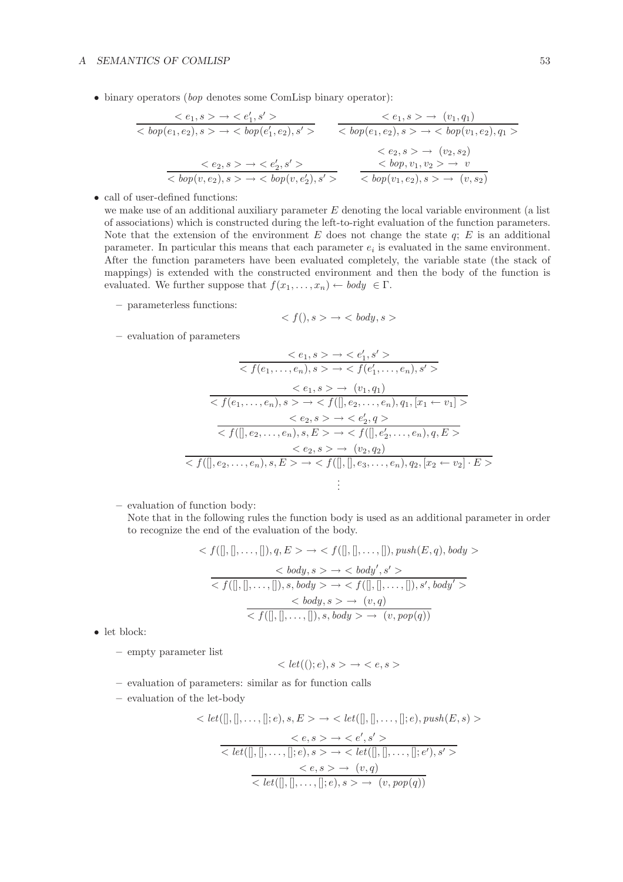- binary operators (*bop* denotes some ComLisp binary operator):

$$\frac{< e_1, s > \rightarrow < e_1', s' >}{< bop(e_1, e_2), s > \rightarrow < bop(e_1', e_2), s' >} \qquad \frac{< e_1, s > \rightarrow \ (v_1, q_1)}{< bop(e_1, e_2), s > \rightarrow < bop(v_1, e_2), q_1 >}$$

$$\frac{< e_2, s > \rightarrow < e_2', s' >}{< bop(v, e_2), s > \rightarrow < bop(v, e_2'), s' >} \qquad \frac{< e_2, s > \rightarrow \ (v_2, s_2) \quad < bop, v_1, v_2 > \rightarrow \ v}{< bop(v_1, e_2), s > \rightarrow \ (v, s_2)}$$

- call of user-defined functions:
  we make use of an additional auxiliary parameter $E$ denoting the local variable environment (a list of associations) which is constructed during the left-to-right evaluation of the function parameters. Note that the extension of the environment $E$ does not change the state $q$; $E$ is an additional parameter. In particular this means that each parameter $e_i$ is evaluated in the same environment. After the function parameters have been evaluated completely, the variable state (the stack of mappings) is extended with the constructed environment and then the body of the function is evaluated. We further suppose that $f(x_1, \ldots, x_n) \leftarrow body \ \in \Gamma$.

  – parameterless functions:

$$< f(), s > \rightarrow < body, s >$$

  – evaluation of parameters

$$\frac{< e_1, s > \rightarrow < e_1', s' >}{< f(e_1, \ldots, e_n), s > \rightarrow < f(e_1', \ldots, e_n), s' >}$$

$$\frac{< e_1, s > \rightarrow \ (v_1, q_1)}{< f(e_1, \ldots, e_n), s > \rightarrow < f([], e_2, \ldots, e_n), q_1, [x_1 \leftarrow v_1] >}$$

$$\frac{< e_2, s > \rightarrow < e_2', q >}{< f([], e_2, \ldots, e_n), s, E > \rightarrow < f([], e_2', \ldots, e_n), q, E >}$$

$$\frac{< e_2, s > \rightarrow \ (v_2, q_2)}{< f([], e_2, \ldots, e_n), s, E > \rightarrow < f([], [], e_3, \ldots, e_n), q_2, [x_2 \leftarrow v_2] \cdot E >}$$

$$\vdots$$

  – evaluation of function body:
    Note that in the following rules the function body is used as an additional parameter in order to recognize the end of the evaluation of the body.

$$< f([], [], \ldots, []), q, E > \rightarrow < f([], [], \ldots, []), push(E, q), body >$$

$$\frac{< body, s > \rightarrow < body', s' >}{< f([], [], \ldots, []), s, body > \rightarrow < f([], [], \ldots, []), s', body' >}$$

$$\frac{< body, s > \rightarrow \ (v, q)}{< f([], [], \ldots, []), s, body > \rightarrow \ (v, pop(q))}$$

- let block:

  – empty parameter list

$$< let((); e), s > \rightarrow < e, s >$$

  – evaluation of parameters: similar as for function calls

  – evaluation of the let-body

$$< let([], [], \ldots, []; e), s, E > \rightarrow < let([], [], \ldots, []; e), push(E, s) >$$

$$\frac{< e, s > \rightarrow < e', s' >}{< let([], [], \ldots, []; e), s > \rightarrow < let([], [], \ldots, []; e'), s' >}$$

$$\frac{< e, s > \rightarrow \ (v, q)}{< let([], [], \ldots, []; e), s > \rightarrow \ (v, pop(q))}$$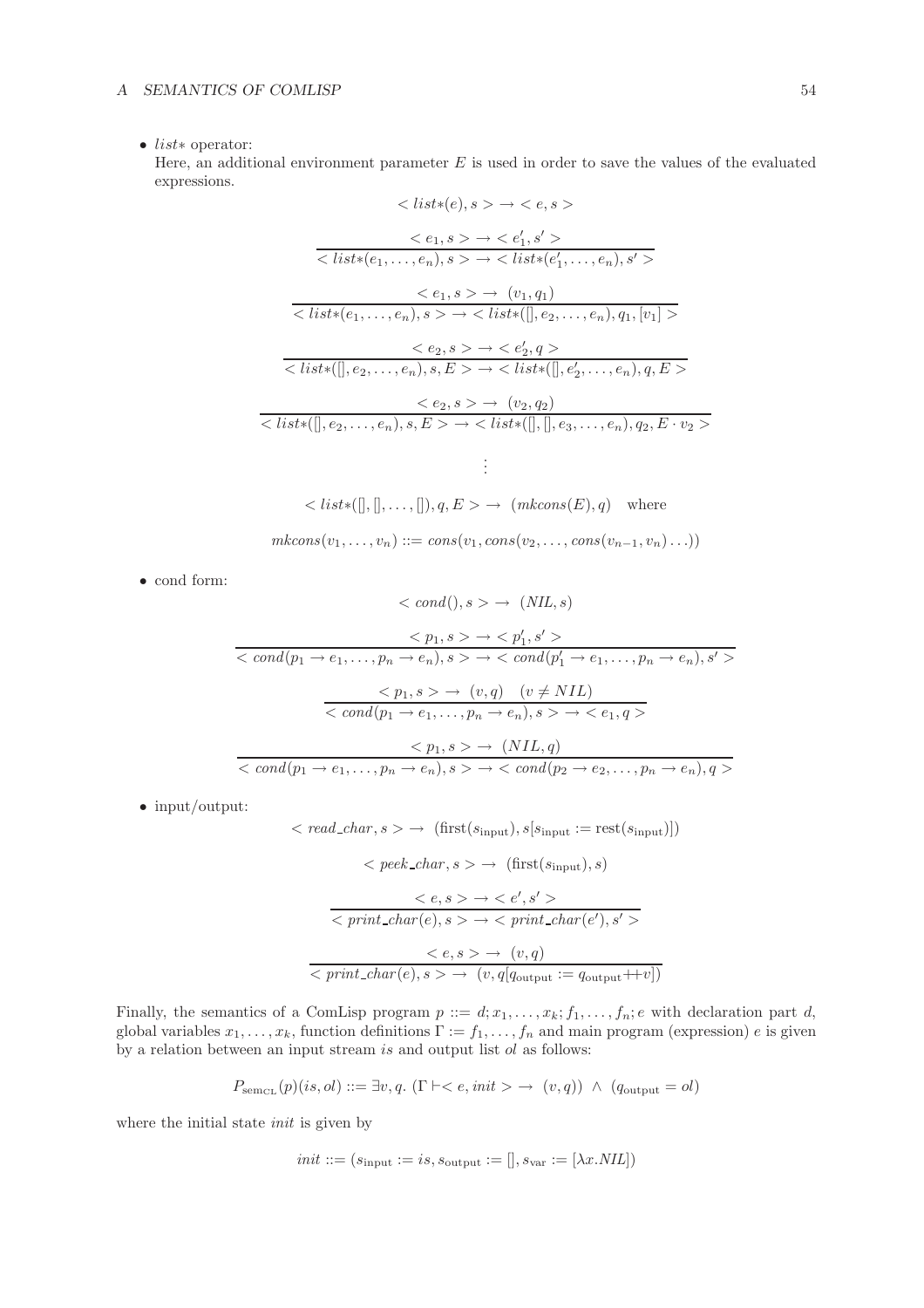- *list\** operator:
  Here, an additional environment parameter $E$ is used in order to save the values of the evaluated expressions.

$$< list*(e), s > \rightarrow < e, s >$$

$$\frac{< e_1, s > \rightarrow < e_1', s' >}{< list*(e_1, \ldots, e_n), s > \rightarrow < list*(e_1', \ldots, e_n), s' >}$$

$$\frac{< e_1, s > \rightarrow (v_1, q_1)}{< list*(e_1, \ldots, e_n), s > \rightarrow < list*([], e_2, \ldots, e_n), q_1, [v_1] >}$$

$$\frac{< e_2, s > \rightarrow < e_2', q >}{< list*([], e_2, \ldots, e_n), s, E > \rightarrow < list*([], e_2', \ldots, e_n), q, E >}$$

$$\frac{< e_2, s > \rightarrow (v_2, q_2)}{< list*([], e_2, \ldots, e_n), s, E > \rightarrow < list*([], [], e_3, \ldots, e_n), q_2, E \cdot v_2 >}$$

$$\vdots$$

$$< list*([], [], \ldots, []), q, E > \rightarrow (mkcons(E), q) \quad \text{where}$$

$$mkcons(v_1, \ldots, v_n) ::= cons(v_1, cons(v_2, \ldots, cons(v_{n-1}, v_n) \ldots))$$

- cond form:

$$< cond(), s > \rightarrow (NIL, s)$$

$$\frac{< p_1, s > \rightarrow < p_1', s' >}{< cond(p_1 \rightarrow e_1, \ldots, p_n \rightarrow e_n), s > \rightarrow < cond(p_1' \rightarrow e_1, \ldots, p_n \rightarrow e_n), s' >}$$

$$\frac{< p_1, s > \rightarrow (v, q) \quad (v \neq NIL)}{< cond(p_1 \rightarrow e_1, \ldots, p_n \rightarrow e_n), s > \rightarrow < e_1, q >}$$

$$\frac{< p_1, s > \rightarrow (NIL, q)}{< cond(p_1 \rightarrow e_1, \ldots, p_n \rightarrow e_n), s > \rightarrow < cond(p_2 \rightarrow e_2, \ldots, p_n \rightarrow e_n), q >}$$

- input/output:

$$< read\_char, s > \rightarrow (\text{first}(s_{\text{input}}), s[s_{\text{input}} := \text{rest}(s_{\text{input}})])$$

$$< peek\_char, s > \rightarrow (\text{first}(s_{\text{input}}), s)$$

$$\frac{< e, s > \rightarrow < e', s' >}{< print\_char(e), s > \rightarrow < print\_char(e'), s' >}$$

$$\frac{< e, s > \rightarrow (v, q)}{< print\_char(e), s > \rightarrow (v, q[q_{\text{output}} := q_{\text{output}} +\!\!+ v])}$$

Finally, the semantics of a ComLisp program $p ::= d; x_1, \ldots, x_k; f_1, \ldots, f_n; e$ with declaration part $d$, global variables $x_1, \ldots, x_k$, function definitions $\Gamma := f_1, \ldots, f_n$ and main program (expression) $e$ is given by a relation between an input stream $is$ and output list $ol$ as follows:

$$P_{\text{sem}_{\text{CL}}}(p)(is, ol) ::= \exists v, q.\ (\Gamma \vdash < e, init > \rightarrow (v, q)) \ \wedge \ (q_{\text{output}} = ol)$$

where the initial state $init$ is given by

$$init ::= (s_{\text{input}} := is, s_{\text{output}} := [], s_{\text{var}} := [\lambda x.NIL])$$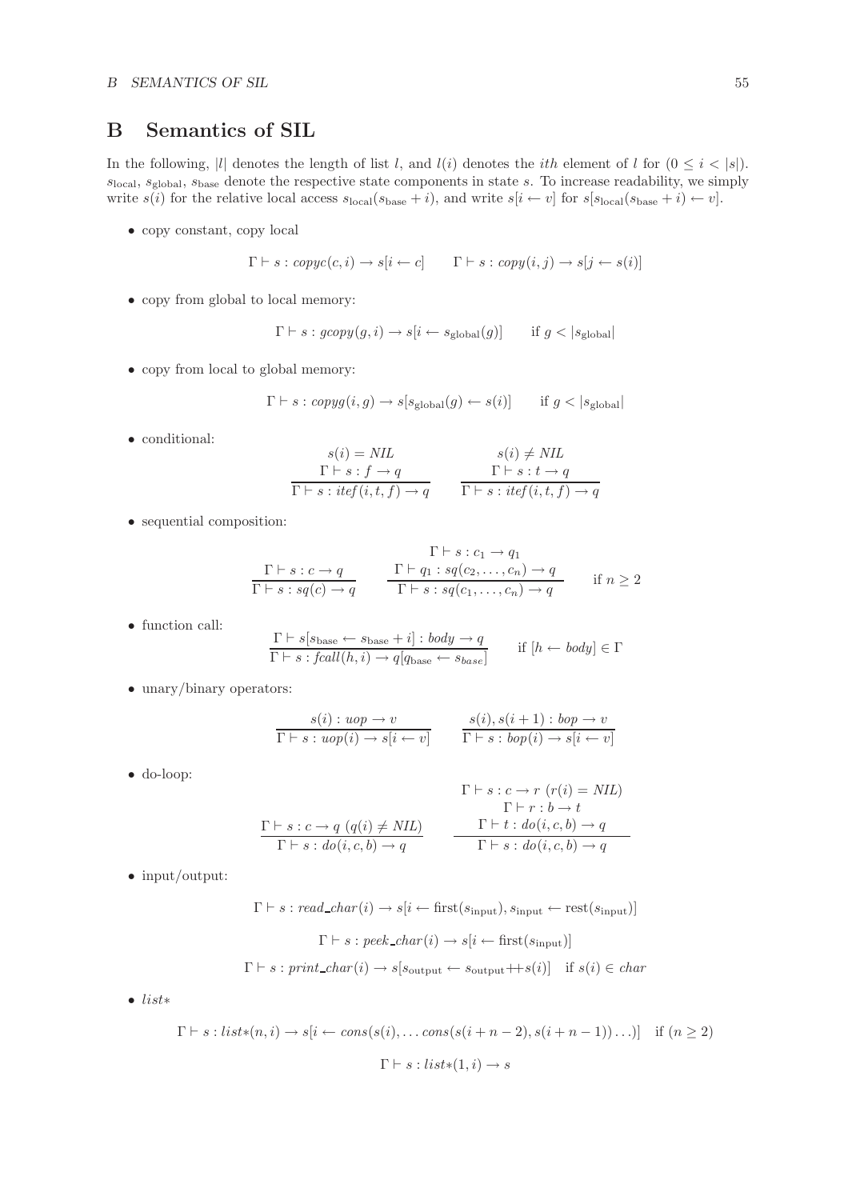## B Semantics of SIL

In the following, $|l|$ denotes the length of list $l$, and $l(i)$ denotes the $ith$ element of $l$ for $(0 \leq i < |s|)$. $s_{\text{local}}$, $s_{\text{global}}$, $s_{\text{base}}$ denote the respective state components in state $s$. To increase readability, we simply write $s(i)$ for the relative local access $s_{\text{local}}(s_{\text{base}} + i)$, and write $s[i \leftarrow v]$ for $s[s_{\text{local}}(s_{\text{base}} + i) \leftarrow v]$.

- copy constant, copy local

$$\Gamma \vdash s : \mathit{copyc}(c,i) \rightarrow s[i \leftarrow c] \qquad \Gamma \vdash s : \mathit{copy}(i,j) \rightarrow s[j \leftarrow s(i)]$$

- copy from global to local memory:

$$\Gamma \vdash s : \mathit{gcopy}(g,i) \rightarrow s[i \leftarrow s_{\text{global}}(g)] \qquad \text{if } g < |s_{\text{global}}|$$

- copy from local to global memory:

$$\Gamma \vdash s : \mathit{copyg}(i,g) \rightarrow s[s_{\text{global}}(g) \leftarrow s(i)] \qquad \text{if } g < |s_{\text{global}}|$$

- conditional:

$$\frac{\begin{array}{c} s(i) = \mathit{NIL} \\ \Gamma \vdash s : f \rightarrow q \end{array}}{\Gamma \vdash s : \mathit{itef}(i,t,f) \rightarrow q} \qquad \frac{\begin{array}{c} s(i) \neq \mathit{NIL} \\ \Gamma \vdash s : t \rightarrow q \end{array}}{\Gamma \vdash s : \mathit{itef}(i,t,f) \rightarrow q}$$

- sequential composition:

$$\frac{\Gamma \vdash s : c \rightarrow q}{\Gamma \vdash s : \mathit{sq}(c) \rightarrow q} \qquad \frac{\begin{array}{c} \Gamma \vdash s : c_1 \rightarrow q_1 \\ \Gamma \vdash q_1 : \mathit{sq}(c_2, \ldots, c_n) \rightarrow q \end{array}}{\Gamma \vdash s : \mathit{sq}(c_1, \ldots, c_n) \rightarrow q} \qquad \text{if } n \geq 2$$

- function call:

$$\frac{\Gamma \vdash s[s_{\text{base}} \leftarrow s_{\text{base}} + i] : \mathit{body} \rightarrow q}{\Gamma \vdash s : \mathit{fcall}(h,i) \rightarrow q[q_{\text{base}} \leftarrow s_{\mathit{base}}]} \qquad \text{if } [h \leftarrow \mathit{body}] \in \Gamma$$

- unary/binary operators:

$$\frac{s(i) : \mathit{uop} \rightarrow v}{\Gamma \vdash s : \mathit{uop}(i) \rightarrow s[i \leftarrow v]} \qquad \frac{s(i), s(i+1) : \mathit{bop} \rightarrow v}{\Gamma \vdash s : \mathit{bop}(i) \rightarrow s[i \leftarrow v]}$$

- do-loop:

$$\frac{\Gamma \vdash s : c \rightarrow q \ (q(i) \neq \mathit{NIL})}{\Gamma \vdash s : \mathit{do}(i,c,b) \rightarrow q} \qquad \frac{\begin{array}{c} \Gamma \vdash s : c \rightarrow r \ (r(i) = \mathit{NIL}) \\ \Gamma \vdash r : b \rightarrow t \\ \Gamma \vdash t : \mathit{do}(i,c,b) \rightarrow q \end{array}}{\Gamma \vdash s : \mathit{do}(i,c,b) \rightarrow q}$$

- input/output:

$$\Gamma \vdash s : \mathit{read\_char}(i) \rightarrow s[i \leftarrow \text{first}(s_{\text{input}}), s_{\text{input}} \leftarrow \text{rest}(s_{\text{input}})]$$

$$\Gamma \vdash s : \mathit{peek\_char}(i) \rightarrow s[i \leftarrow \text{first}(s_{\text{input}})]$$

$$\Gamma \vdash s : \mathit{print\_char}(i) \rightarrow s[s_{\text{output}} \leftarrow s_{\text{output}} {+\!\!+} s(i)] \quad \text{if } s(i) \in \mathit{char}$$

- *list∗*

$$\Gamma \vdash s : \mathit{list*}(n,i) \rightarrow s[i \leftarrow \mathit{cons}(s(i), \ldots \mathit{cons}(s(i+n-2), s(i+n-1))\ldots)] \quad \text{if } (n \geq 2)$$

$$\Gamma \vdash s : \mathit{list*}(1,i) \rightarrow s$$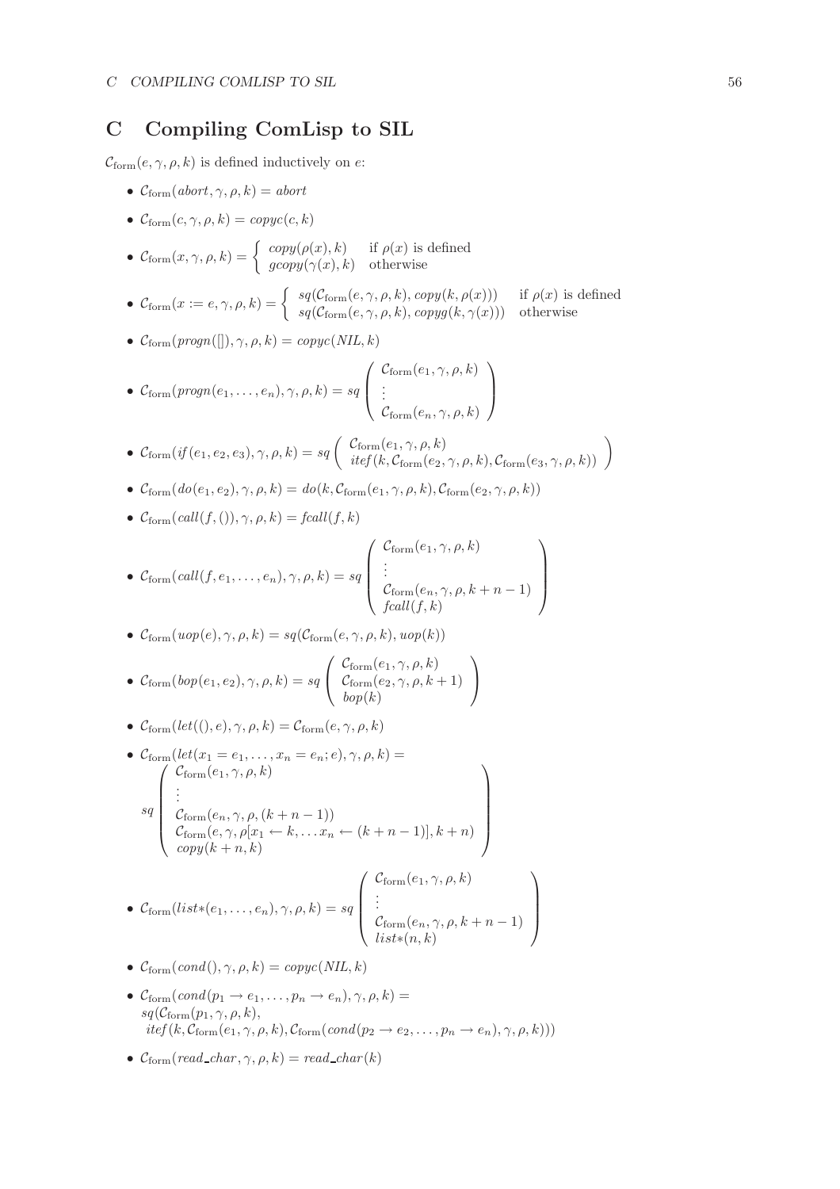## C Compiling ComLisp to SIL

$\mathcal{C}_{\text{form}}(e, \gamma, \rho, k)$ is defined inductively on $e$:

- $\mathcal{C}_{\text{form}}(abort, \gamma, \rho, k) = abort$
- $\mathcal{C}_{\text{form}}(c, \gamma, \rho, k) = copyc(c, k)$
- $\mathcal{C}_{\text{form}}(x, \gamma, \rho, k) = \begin{cases} copy(\rho(x), k) & \text{if } \rho(x) \text{ is defined} \\ gcopy(\gamma(x), k) & \text{otherwise} \end{cases}$
- $\mathcal{C}_{\text{form}}(x := e, \gamma, \rho, k) = \begin{cases} sq(\mathcal{C}_{\text{form}}(e, \gamma, \rho, k), copy(k, \rho(x))) & \text{if } \rho(x) \text{ is defined} \\ sq(\mathcal{C}_{\text{form}}(e, \gamma, \rho, k), copyg(k, \gamma(x))) & \text{otherwise} \end{cases}$
- $\mathcal{C}_{\text{form}}(progn([]), \gamma, \rho, k) = copyc(NIL, k)$
- $\mathcal{C}_{\text{form}}(progn(e_1, \ldots, e_n), \gamma, \rho, k) = sq \left( \begin{array}{l} \mathcal{C}_{\text{form}}(e_1, \gamma, \rho, k) \\ \vdots \\ \mathcal{C}_{\text{form}}(e_n, \gamma, \rho, k) \end{array} \right)$
- $\mathcal{C}_{\text{form}}(if(e_1, e_2, e_3), \gamma, \rho, k) = sq \left( \begin{array}{l} \mathcal{C}_{\text{form}}(e_1, \gamma, \rho, k) \\ itef(k, \mathcal{C}_{\text{form}}(e_2, \gamma, \rho, k), \mathcal{C}_{\text{form}}(e_3, \gamma, \rho, k)) \end{array} \right)$
- $\mathcal{C}_{\text{form}}(do(e_1, e_2), \gamma, \rho, k) = do(k, \mathcal{C}_{\text{form}}(e_1, \gamma, \rho, k), \mathcal{C}_{\text{form}}(e_2, \gamma, \rho, k))$
- $\mathcal{C}_{\text{form}}(call(f, ()), \gamma, \rho, k) = fcall(f, k)$
- $\mathcal{C}_{\text{form}}(call(f, e_1, \ldots, e_n), \gamma, \rho, k) = sq \left( \begin{array}{l} \mathcal{C}_{\text{form}}(e_1, \gamma, \rho, k) \\ \vdots \\ \mathcal{C}_{\text{form}}(e_n, \gamma, \rho, k+n-1) \\ fcall(f, k) \end{array} \right)$
- $\mathcal{C}_{\text{form}}(uop(e), \gamma, \rho, k) = sq(\mathcal{C}_{\text{form}}(e, \gamma, \rho, k), uop(k))$
- $\mathcal{C}_{\text{form}}(bop(e_1, e_2), \gamma, \rho, k) = sq \left( \begin{array}{l} \mathcal{C}_{\text{form}}(e_1, \gamma, \rho, k) \\ \mathcal{C}_{\text{form}}(e_2, \gamma, \rho, k+1) \\ bop(k) \end{array} \right)$
- $\mathcal{C}_{\text{form}}(let((), e), \gamma, \rho, k) = \mathcal{C}_{\text{form}}(e, \gamma, \rho, k)$
- $\mathcal{C}_{\text{form}}(let(x_1 = e_1, \ldots, x_n = e_n; e), \gamma, \rho, k) =$
  $$sq \left( \begin{array}{l} \mathcal{C}_{\text{form}}(e_1, \gamma, \rho, k) \\ \vdots \\ \mathcal{C}_{\text{form}}(e_n, \gamma, \rho, (k+n-1)) \\ \mathcal{C}_{\text{form}}(e, \gamma, \rho[x_1 \leftarrow k, \ldots x_n \leftarrow (k+n-1)], k+n) \\ copy(k+n, k) \end{array} \right)$$
- $\mathcal{C}_{\text{form}}(list*(e_1, \ldots, e_n), \gamma, \rho, k) = sq \left( \begin{array}{l} \mathcal{C}_{\text{form}}(e_1, \gamma, \rho, k) \\ \vdots \\ \mathcal{C}_{\text{form}}(e_n, \gamma, \rho, k+n-1) \\ list*(n, k) \end{array} \right)$
- $\mathcal{C}_{\text{form}}(cond(), \gamma, \rho, k) = copyc(NIL, k)$
- $\mathcal{C}_{\text{form}}(cond(p_1 \rightarrow e_1, \ldots, p_n \rightarrow e_n), \gamma, \rho, k) =$
  $sq(\mathcal{C}_{\text{form}}(p_1, \gamma, \rho, k),$
  $itef(k, \mathcal{C}_{\text{form}}(e_1, \gamma, \rho, k), \mathcal{C}_{\text{form}}(cond(p_2 \rightarrow e_2, \ldots, p_n \rightarrow e_n), \gamma, \rho, k)))$
- $\mathcal{C}_{\text{form}}(read\_char, \gamma, \rho, k) = read\_char(k)$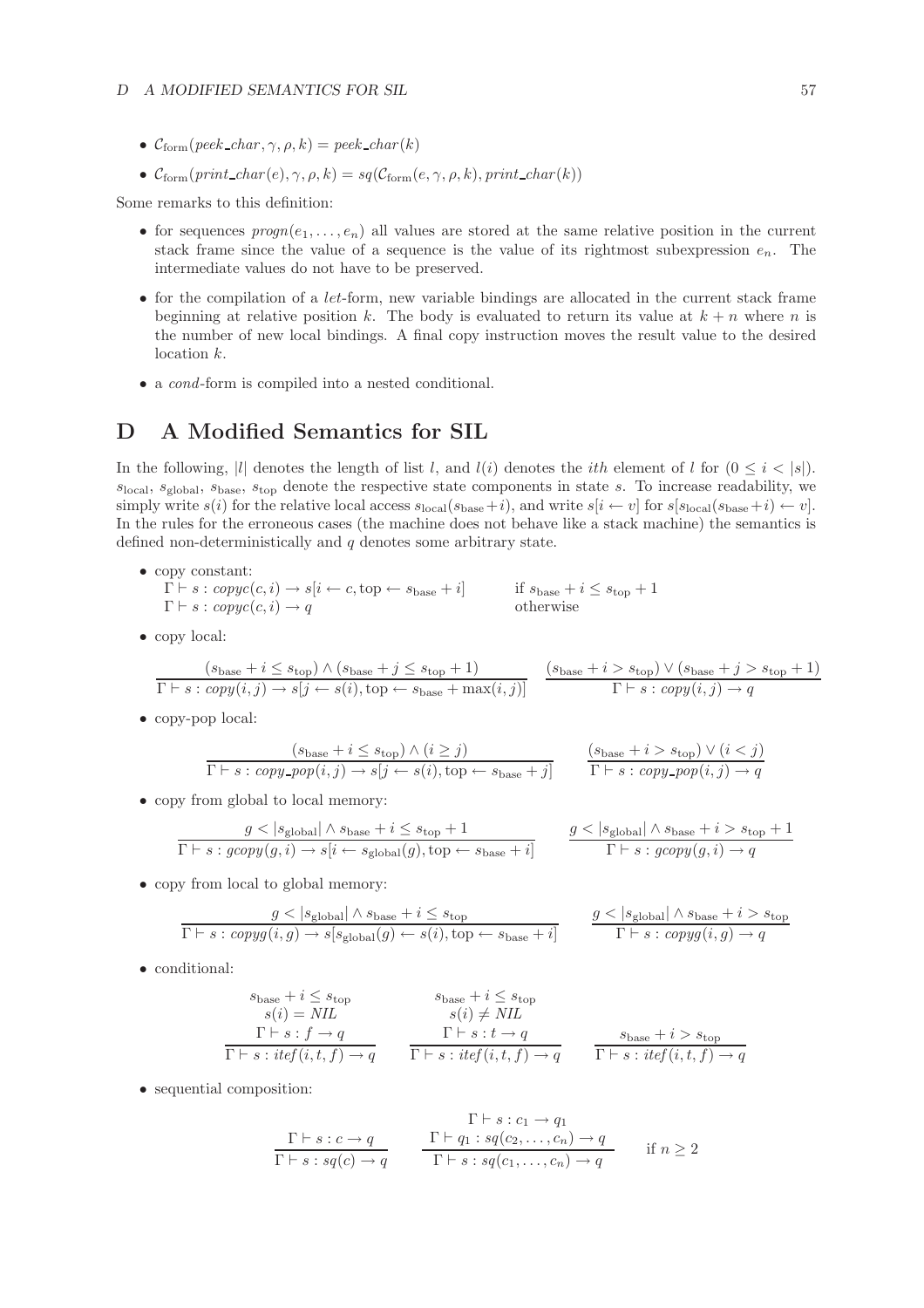- $\mathcal{C}_{\text{form}}(\mathit{peek\_char}, \gamma, \rho, k) = \mathit{peek\_char}(k)$
- $\mathcal{C}_{\text{form}}(\mathit{print\_char}(e), \gamma, \rho, k) = sq(\mathcal{C}_{\text{form}}(e, \gamma, \rho, k), \mathit{print\_char}(k))$

Some remarks to this definition:

- for sequences $\mathit{progn}(e_1, \ldots, e_n)$ all values are stored at the same relative position in the current stack frame since the value of a sequence is the value of its rightmost subexpression $e_n$. The intermediate values do not have to be preserved.
- for the compilation of a *let*-form, new variable bindings are allocated in the current stack frame beginning at relative position $k$. The body is evaluated to return its value at $k + n$ where $n$ is the number of new local bindings. A final copy instruction moves the result value to the desired location $k$.
- a *cond*-form is compiled into a nested conditional.

# D A Modified Semantics for SIL

In the following, $|l|$ denotes the length of list $l$, and $l(i)$ denotes the $ith$ element of $l$ for $(0 \leq i < |s|)$. $s_{\text{local}}$, $s_{\text{global}}$, $s_{\text{base}}$, $s_{\text{top}}$ denote the respective state components in state $s$. To increase readability, we simply write $s(i)$ for the relative local access $s_{\text{local}}(s_{\text{base}}+i)$, and write $s[i \leftarrow v]$ for $s[s_{\text{local}}(s_{\text{base}}+i) \leftarrow v]$. In the rules for the erroneous cases (the machine does not behave like a stack machine) the semantics is defined non-deterministically and $q$ denotes some arbitrary state.

- copy constant:
  $\Gamma \vdash s : \mathit{copyc}(c, i) \rightarrow s[i \leftarrow c, \text{top} \leftarrow s_{\text{base}} + i]$ &nbsp;&nbsp;&nbsp; if $s_{\text{base}} + i \leq s_{\text{top}} + 1$
  $\Gamma \vdash s : \mathit{copyc}(c, i) \rightarrow q$ &nbsp;&nbsp;&nbsp; otherwise

- copy local:

$$\frac{(s_{\text{base}} + i \leq s_{\text{top}}) \wedge (s_{\text{base}} + j \leq s_{\text{top}} + 1)}{\Gamma \vdash s : \mathit{copy}(i, j) \rightarrow s[j \leftarrow s(i), \text{top} \leftarrow s_{\text{base}} + \max(i, j)]} \qquad \frac{(s_{\text{base}} + i > s_{\text{top}}) \vee (s_{\text{base}} + j > s_{\text{top}} + 1)}{\Gamma \vdash s : \mathit{copy}(i, j) \rightarrow q}$$

- copy-pop local:

$$\frac{(s_{\text{base}} + i \leq s_{\text{top}}) \wedge (i \geq j)}{\Gamma \vdash s : \mathit{copy\_pop}(i, j) \rightarrow s[j \leftarrow s(i), \text{top} \leftarrow s_{\text{base}} + j]} \qquad \frac{(s_{\text{base}} + i > s_{\text{top}}) \vee (i < j)}{\Gamma \vdash s : \mathit{copy\_pop}(i, j) \rightarrow q}$$

- copy from global to local memory:

$$\frac{g < |s_{\text{global}}| \wedge s_{\text{base}} + i \leq s_{\text{top}} + 1}{\Gamma \vdash s : \mathit{gcopy}(g, i) \rightarrow s[i \leftarrow s_{\text{global}}(g), \text{top} \leftarrow s_{\text{base}} + i]} \qquad \frac{g < |s_{\text{global}}| \wedge s_{\text{base}} + i > s_{\text{top}} + 1}{\Gamma \vdash s : \mathit{gcopy}(g, i) \rightarrow q}$$

- copy from local to global memory:

$$\frac{g < |s_{\text{global}}| \wedge s_{\text{base}} + i \leq s_{\text{top}}}{\Gamma \vdash s : \mathit{copyg}(i, g) \rightarrow s[s_{\text{global}}(g) \leftarrow s(i), \text{top} \leftarrow s_{\text{base}} + i]} \qquad \frac{g < |s_{\text{global}}| \wedge s_{\text{base}} + i > s_{\text{top}}}{\Gamma \vdash s : \mathit{copyg}(i, g) \rightarrow q}$$

- conditional:

$$\frac{\begin{array}{c} s_{\text{base}} + i \leq s_{\text{top}} \\ s(i) = \mathit{NIL} \\ \Gamma \vdash s : f \rightarrow q \end{array}}{\Gamma \vdash s : \mathit{itef}(i, t, f) \rightarrow q} \qquad \frac{\begin{array}{c} s_{\text{base}} + i \leq s_{\text{top}} \\ s(i) \neq \mathit{NIL} \\ \Gamma \vdash s : t \rightarrow q \end{array}}{\Gamma \vdash s : \mathit{itef}(i, t, f) \rightarrow q} \qquad \frac{s_{\text{base}} + i > s_{\text{top}}}{\Gamma \vdash s : \mathit{itef}(i, t, f) \rightarrow q}$$

- sequential composition:

$$\frac{\Gamma \vdash s : c \rightarrow q}{\Gamma \vdash s : sq(c) \rightarrow q} \qquad \frac{\begin{array}{c} \Gamma \vdash s : c_1 \rightarrow q_1 \\ \Gamma \vdash q_1 : sq(c_2, \ldots, c_n) \rightarrow q \end{array}}{\Gamma \vdash s : sq(c_1, \ldots, c_n) \rightarrow q} \quad \text{if } n \geq 2$$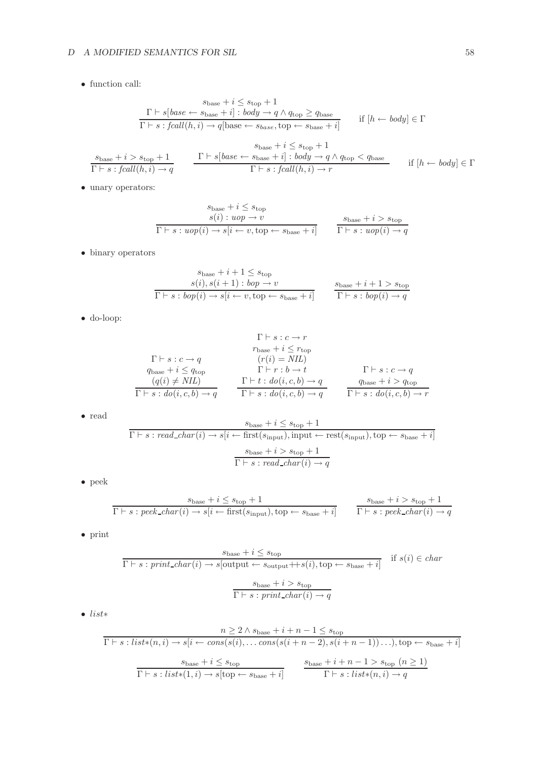- function call:

$$\frac{\begin{array}{c} s_{\text{base}} + i \leq s_{\text{top}} + 1 \\ \Gamma \vdash s[base \leftarrow s_{\text{base}} + i] : body \rightarrow q \wedge q_{\text{top}} \geq q_{\text{base}} \end{array}}{\Gamma \vdash s : fcall(h, i) \rightarrow q[\text{base} \leftarrow s_{base}, \text{top} \leftarrow s_{\text{base}} + i]} \quad \text{if } [h \leftarrow body] \in \Gamma$$

$$\frac{s_{\text{base}} + i > s_{\text{top}} + 1}{\Gamma \vdash s : fcall(h, i) \rightarrow q} \qquad \frac{\begin{array}{c} s_{\text{base}} + i \leq s_{\text{top}} + 1 \\ \Gamma \vdash s[base \leftarrow s_{\text{base}} + i] : body \rightarrow q \wedge q_{\text{top}} < q_{\text{base}} \end{array}}{\Gamma \vdash s : fcall(h, i) \rightarrow r} \quad \text{if } [h \leftarrow body] \in \Gamma$$

- unary operators:

$$\frac{\begin{array}{c} s_{\text{base}} + i \leq s_{\text{top}} \\ s(i) : uop \rightarrow v \end{array}}{\Gamma \vdash s : uop(i) \rightarrow s[i \leftarrow v, \text{top} \leftarrow s_{\text{base}} + i]} \qquad \frac{s_{\text{base}} + i > s_{\text{top}}}{\Gamma \vdash s : uop(i) \rightarrow q}$$

- binary operators

$$\frac{\begin{array}{c} s_{\text{base}} + i + 1 \leq s_{\text{top}} \\ s(i), s(i+1) : bop \rightarrow v \end{array}}{\Gamma \vdash s : bop(i) \rightarrow s[i \leftarrow v, \text{top} \leftarrow s_{\text{base}} + i]} \qquad \frac{s_{\text{base}} + i + 1 > s_{\text{top}}}{\Gamma \vdash s : bop(i) \rightarrow q}$$

- do-loop:

$$\frac{\begin{array}{c} \Gamma \vdash s : c \rightarrow q \\ q_{\text{base}} + i \leq q_{\text{top}} \\ (q(i) \neq NIL) \end{array}}{\Gamma \vdash s : do(i, c, b) \rightarrow q} \qquad \frac{\begin{array}{c} \Gamma \vdash s : c \rightarrow r \\ r_{\text{base}} + i \leq r_{\text{top}} \\ (r(i) = NIL) \\ \Gamma \vdash r : b \rightarrow t \\ \Gamma \vdash t : do(i, c, b) \rightarrow q \end{array}}{\Gamma \vdash s : do(i, c, b) \rightarrow q} \qquad \frac{\begin{array}{c} \Gamma \vdash s : c \rightarrow q \\ q_{\text{base}} + i > q_{\text{top}} \end{array}}{\Gamma \vdash s : do(i, c, b) \rightarrow r}$$

- read

$$\frac{s_{\text{base}} + i \leq s_{\text{top}} + 1}{\Gamma \vdash s : read\_char(i) \rightarrow s[i \leftarrow \text{first}(s_{\text{input}}), \text{input} \leftarrow \text{rest}(s_{\text{input}}), \text{top} \leftarrow s_{\text{base}} + i]}$$

$$\frac{s_{\text{base}} + i > s_{\text{top}} + 1}{\Gamma \vdash s : read\_char(i) \rightarrow q}$$

- peek

$$\frac{s_{\text{base}} + i \leq s_{\text{top}} + 1}{\Gamma \vdash s : peek\_char(i) \rightarrow s[i \leftarrow \text{first}(s_{\text{input}}), \text{top} \leftarrow s_{\text{base}} + i]} \qquad \frac{s_{\text{base}} + i > s_{\text{top}} + 1}{\Gamma \vdash s : peek\_char(i) \rightarrow q}$$

- print

$$\frac{s_{\text{base}} + i \leq s_{\text{top}}}{\Gamma \vdash s : print\_char(i) \rightarrow s[\text{output} \leftarrow s_{\text{output}} +\!\!+ s(i), \text{top} \leftarrow s_{\text{base}} + i]} \quad \text{if } s(i) \in char$$

$$\frac{s_{\text{base}} + i > s_{\text{top}}}{\Gamma \vdash s : print\_char(i) \rightarrow q}$$

- *list∗*

$$\frac{n \geq 2 \wedge s_{\text{base}} + i + n - 1 \leq s_{\text{top}}}{\Gamma \vdash s : list{*}(n, i) \rightarrow s[i \leftarrow cons(s(i), \ldots cons(s(i+n-2), s(i+n-1)) \ldots), \text{top} \leftarrow s_{\text{base}} + i]}$$

$$\frac{s_{\text{base}} + i \leq s_{\text{top}}}{\Gamma \vdash s : list{*}(1, i) \rightarrow s[\text{top} \leftarrow s_{\text{base}} + i]} \qquad \frac{s_{\text{base}} + i + n - 1 > s_{\text{top}} \ (n \geq 1)}{\Gamma \vdash s : list{*}(n, i) \rightarrow q}$$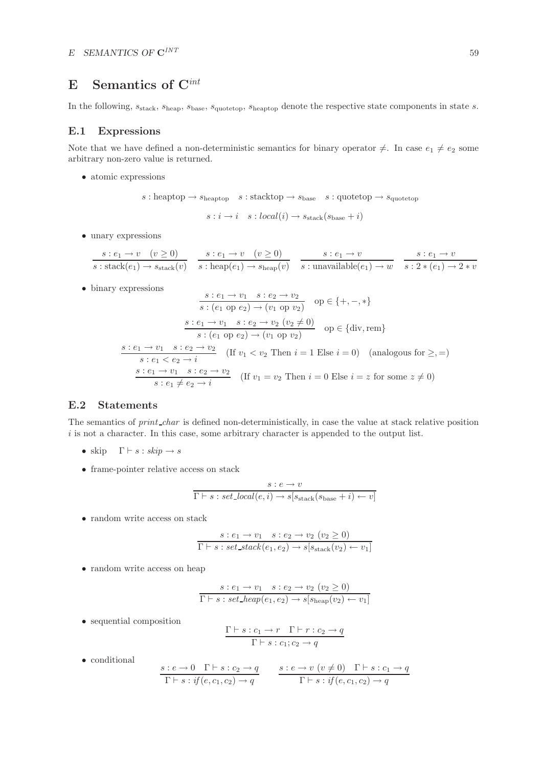# E Semantics of $\mathbf{C}^{int}$

In the following, $s_{\text{stack}}$, $s_{\text{heap}}$, $s_{\text{base}}$, $s_{\text{quotetop}}$, $s_{\text{heaptop}}$ denote the respective state components in state $s$.

## E.1 Expressions

Note that we have defined a non-deterministic semantics for binary operator $\neq$. In case $e_1 \neq e_2$ some arbitrary non-zero value is returned.

- atomic expressions

$$s : \text{heaptop} \rightarrow s_{\text{heaptop}} \quad s : \text{stacktop} \rightarrow s_{\text{base}} \quad s : \text{quotetop} \rightarrow s_{\text{quotetop}}$$

$$s : i \rightarrow i \quad s : \mathit{local}(i) \rightarrow s_{\text{stack}}(s_{\text{base}} + i)$$

- unary expressions

$$\frac{s : e_1 \rightarrow v \quad (v \geq 0)}{s : \text{stack}(e_1) \rightarrow s_{\text{stack}}(v)} \quad \frac{s : e_1 \rightarrow v \quad (v \geq 0)}{s : \text{heap}(e_1) \rightarrow s_{\text{heap}}(v)} \quad \frac{s : e_1 \rightarrow v}{s : \text{unavailable}(e_1) \rightarrow w} \quad \frac{s : e_1 \rightarrow v}{s : 2 * (e_1) \rightarrow 2 * v}$$

- binary expressions

$$\frac{s : e_1 \rightarrow v_1 \quad s : e_2 \rightarrow v_2}{s : (e_1 \text{ op } e_2) \rightarrow (v_1 \text{ op } v_2)} \quad \text{op} \in \{+, -, *\}$$

$$\frac{s : e_1 \rightarrow v_1 \quad s : e_2 \rightarrow v_2 \ (v_2 \neq 0)}{s : (e_1 \text{ op } e_2) \rightarrow (v_1 \text{ op } v_2)} \quad \text{op} \in \{\text{div}, \text{rem}\}$$

$$\frac{s : e_1 \rightarrow v_1 \quad s : e_2 \rightarrow v_2}{s : e_1 < e_2 \rightarrow i} \quad (\text{If } v_1 < v_2 \text{ Then } i = 1 \text{ Else } i = 0) \quad (\text{analogous for } \geq, =)$$

$$\frac{s : e_1 \rightarrow v_1 \quad s : e_2 \rightarrow v_2}{s : e_1 \neq e_2 \rightarrow i} \quad (\text{If } v_1 = v_2 \text{ Then } i = 0 \text{ Else } i = z \text{ for some } z \neq 0)$$

## E.2 Statements

The semantics of *print_char* is defined non-deterministically, in case the value at stack relative position $i$ is not a character. In this case, some arbitrary character is appended to the output list.

- skip $\quad \Gamma \vdash s : \mathit{skip} \rightarrow s$

- frame-pointer relative access on stack

$$\frac{s : e \rightarrow v}{\Gamma \vdash s : \mathit{set\_local}(e, i) \rightarrow s[s_{\text{stack}}(s_{\text{base}} + i) \leftarrow v]}$$

- random write access on stack

$$\frac{s : e_1 \rightarrow v_1 \quad s : e_2 \rightarrow v_2 \ (v_2 \geq 0)}{\Gamma \vdash s : \mathit{set\_stack}(e_1, e_2) \rightarrow s[s_{\text{stack}}(v_2) \leftarrow v_1]}$$

- random write access on heap

$$\frac{s : e_1 \rightarrow v_1 \quad s : e_2 \rightarrow v_2 \ (v_2 \geq 0)}{\Gamma \vdash s : \mathit{set\_heap}(e_1, e_2) \rightarrow s[s_{\text{heap}}(v_2) \leftarrow v_1]}$$

- sequential composition

$$\frac{\Gamma \vdash s : c_1 \rightarrow r \quad \Gamma \vdash r : c_2 \rightarrow q}{\Gamma \vdash s : c_1 ; c_2 \rightarrow q}$$

- conditional

$$\frac{s : e \rightarrow 0 \quad \Gamma \vdash s : c_2 \rightarrow q}{\Gamma \vdash s : \mathit{if}(e, c_1, c_2) \rightarrow q} \qquad \frac{s : e \rightarrow v \ (v \neq 0) \quad \Gamma \vdash s : c_1 \rightarrow q}{\Gamma \vdash s : \mathit{if}(e, c_1, c_2) \rightarrow q}$$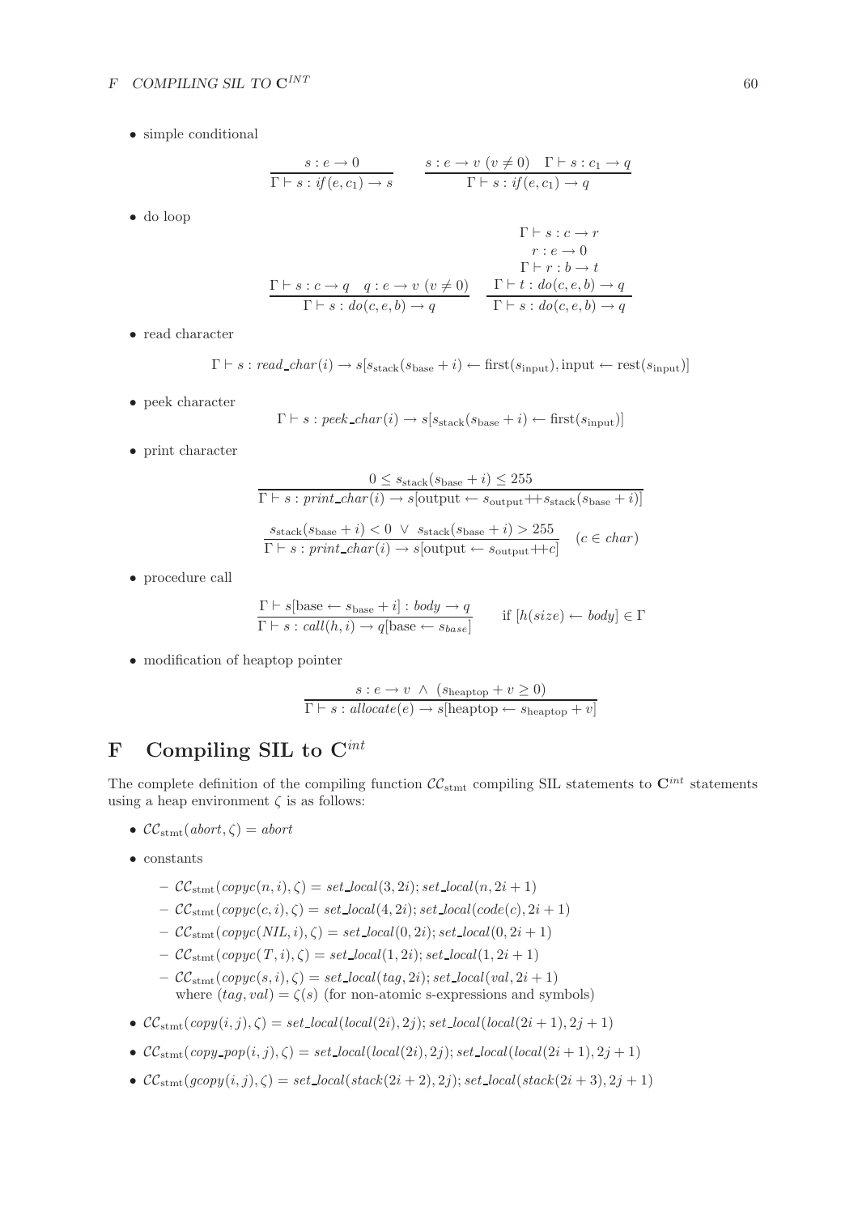- simple conditional

$$\frac{s : e \to 0}{\Gamma \vdash s : \mathit{if}(e, c_1) \to s} \qquad \frac{s : e \to v \ (v \neq 0) \quad \Gamma \vdash s : c_1 \to q}{\Gamma \vdash s : \mathit{if}(e, c_1) \to q}$$

- do loop

$$\frac{\Gamma \vdash s : c \to q \quad q : e \to v \ (v \neq 0)}{\Gamma \vdash s : \mathit{do}(c, e, b) \to q} \qquad \frac{\begin{array}{c}\Gamma \vdash s : c \to r \\ r : e \to 0 \\ \Gamma \vdash r : b \to t \\ \Gamma \vdash t : \mathit{do}(c, e, b) \to q\end{array}}{\Gamma \vdash s : \mathit{do}(c, e, b) \to q}$$

- read character

$$\Gamma \vdash s : \mathit{read\_char}(i) \to s[s_{\text{stack}}(s_{\text{base}} + i) \leftarrow \text{first}(s_{\text{input}}), \text{input} \leftarrow \text{rest}(s_{\text{input}})]$$

- peek character

$$\Gamma \vdash s : \mathit{peek\_char}(i) \to s[s_{\text{stack}}(s_{\text{base}} + i) \leftarrow \text{first}(s_{\text{input}})]$$

- print character

$$\frac{0 \leq s_{\text{stack}}(s_{\text{base}} + i) \leq 255}{\Gamma \vdash s : \mathit{print\_char}(i) \to s[\text{output} \leftarrow s_{\text{output}} +\!\!+ s_{\text{stack}}(s_{\text{base}} + i)]}$$

$$\frac{s_{\text{stack}}(s_{\text{base}} + i) < 0 \ \vee \ s_{\text{stack}}(s_{\text{base}} + i) > 255}{\Gamma \vdash s : \mathit{print\_char}(i) \to s[\text{output} \leftarrow s_{\text{output}} +\!\!+ c]} \quad (c \in \mathit{char})$$

- procedure call

$$\frac{\Gamma \vdash s[\text{base} \leftarrow s_{\text{base}} + i] : \mathit{body} \to q}{\Gamma \vdash s : \mathit{call}(h, i) \to q[\text{base} \leftarrow s_{\mathit{base}}]} \qquad \text{if } [h(\mathit{size}) \leftarrow \mathit{body}] \in \Gamma$$

- modification of heaptop pointer

$$\frac{s : e \to v \ \wedge \ (s_{\text{heaptop}} + v \geq 0)}{\Gamma \vdash s : \mathit{allocate}(e) \to s[\text{heaptop} \leftarrow s_{\text{heaptop}} + v]}$$

# F Compiling SIL to $\mathbf{C}^{int}$

The complete definition of the compiling function $\mathcal{CC}_{\text{stmt}}$ compiling SIL statements to $\mathbf{C}^{int}$ statements using a heap environment $\zeta$ is as follows:

- $\mathcal{CC}_{\text{stmt}}(\mathit{abort}, \zeta) = \mathit{abort}$
- constants
  - $\mathcal{CC}_{\text{stmt}}(\mathit{copyc}(n, i), \zeta) = \mathit{set\_local}(3, 2i); \mathit{set\_local}(n, 2i + 1)$
  - $\mathcal{CC}_{\text{stmt}}(\mathit{copyc}(c, i), \zeta) = \mathit{set\_local}(4, 2i); \mathit{set\_local}(\mathit{code}(c), 2i + 1)$
  - $\mathcal{CC}_{\text{stmt}}(\mathit{copyc}(\mathit{NIL}, i), \zeta) = \mathit{set\_local}(0, 2i); \mathit{set\_local}(0, 2i + 1)$
  - $\mathcal{CC}_{\text{stmt}}(\mathit{copyc}(T, i), \zeta) = \mathit{set\_local}(1, 2i); \mathit{set\_local}(1, 2i + 1)$
  - $\mathcal{CC}_{\text{stmt}}(\mathit{copyc}(s, i), \zeta) = \mathit{set\_local}(\mathit{tag}, 2i); \mathit{set\_local}(\mathit{val}, 2i + 1)$
    where $(\mathit{tag}, \mathit{val}) = \zeta(s)$ (for non-atomic s-expressions and symbols)
- $\mathcal{CC}_{\text{stmt}}(\mathit{copy}(i, j), \zeta) = \mathit{set\_local}(\mathit{local}(2i), 2j); \mathit{set\_local}(\mathit{local}(2i + 1), 2j + 1)$
- $\mathcal{CC}_{\text{stmt}}(\mathit{copy\_pop}(i, j), \zeta) = \mathit{set\_local}(\mathit{local}(2i), 2j); \mathit{set\_local}(\mathit{local}(2i + 1), 2j + 1)$
- $\mathcal{CC}_{\text{stmt}}(\mathit{gcopy}(i, j), \zeta) = \mathit{set\_local}(\mathit{stack}(2i + 2), 2j); \mathit{set\_local}(\mathit{stack}(2i + 3), 2j + 1)$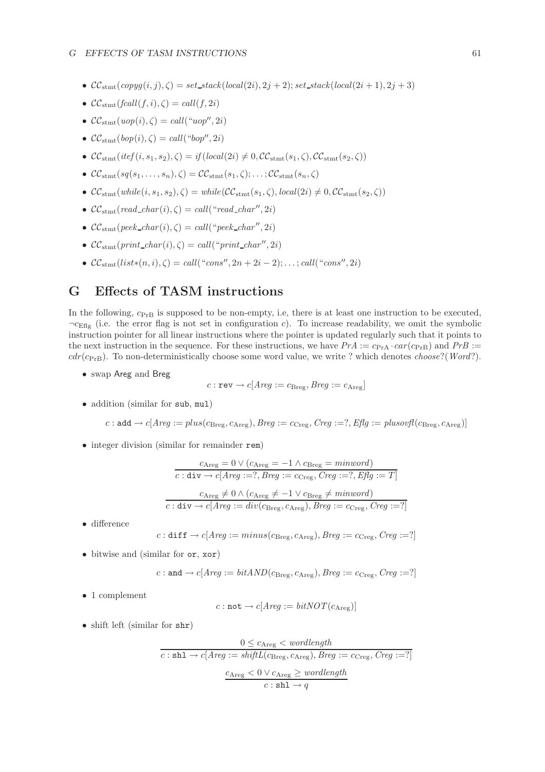- $\mathcal{CC}_{\mathrm{stmt}}(copyg(i,j),\zeta) = set\_stack(local(2i), 2j+2); set\_stack(local(2i+1), 2j+3)$
- $\mathcal{CC}_{\mathrm{stmt}}(fcall(f,i),\zeta) = call(f, 2i)$
- $\mathcal{CC}_{\mathrm{stmt}}(uop(i),\zeta) = call(\text{“}uop\text{''}, 2i)$
- $\mathcal{CC}_{\mathrm{stmt}}(bop(i),\zeta) = call(\text{“}bop\text{''}, 2i)$
- $\mathcal{CC}_{\mathrm{stmt}}(itef(i,s_1,s_2),\zeta) = if(local(2i) \neq 0, \mathcal{CC}_{\mathrm{stmt}}(s_1,\zeta), \mathcal{CC}_{\mathrm{stmt}}(s_2,\zeta))$
- $\mathcal{CC}_{\mathrm{stmt}}(sq(s_1,\ldots,s_n),\zeta) = \mathcal{CC}_{\mathrm{stmt}}(s_1,\zeta); \ldots; \mathcal{CC}_{\mathrm{stmt}}(s_n,\zeta)$
- $\mathcal{CC}_{\mathrm{stmt}}(while(i,s_1,s_2),\zeta) = while(\mathcal{CC}_{\mathrm{stmt}}(s_1,\zeta), local(2i) \neq 0, \mathcal{CC}_{\mathrm{stmt}}(s_2,\zeta))$
- $\mathcal{CC}_{\mathrm{stmt}}(read\_char(i),\zeta) = call(\text{“}read\_char\text{''}, 2i)$
- $\mathcal{CC}_{\mathrm{stmt}}(peek\_char(i),\zeta) = call(\text{“}peek\_char\text{''}, 2i)$
- $\mathcal{CC}_{\mathrm{stmt}}(print\_char(i),\zeta) = call(\text{“}print\_char\text{''}, 2i)$
- $\mathcal{CC}_{\mathrm{stmt}}(list{*}(n,i),\zeta) = call(\text{“}cons\text{''}, 2n+2i-2); \ldots; call(\text{“}cons\text{''}, 2i)$

# G Effects of TASM instructions

In the following, $c_{\mathrm{PrB}}$ is supposed to be non-empty, i.e, there is at least one instruction to be executed, $\neg c_{\mathrm{Eflg}}$ (i.e. the error flag is not set in configuration $c$). To increase readability, we omit the symbolic instruction pointer for all linear instructions where the pointer is updated regularly such that it points to the next instruction in the sequence. For these instructions, we have $PrA := c_{\mathrm{PrA}} \cdot car(c_{\mathrm{PrB}})$ and $PrB := cdr(c_{\mathrm{PrB}})$. To non-deterministically choose some word value, we write ? which denotes $choose?(Word?)$.

- swap Areg and Breg

$$c : \texttt{rev} \rightarrow c[Areg := c_{\mathrm{Breg}}, Breg := c_{\mathrm{Areg}}]$$

- addition (similar for `sub`, `mul`)

$$c : \texttt{add} \rightarrow c[Areg := plus(c_{\mathrm{Breg}}, c_{\mathrm{Areg}}), Breg := c_{\mathrm{Creg}}, Creg := ?, Eflg := plusovfl(c_{\mathrm{Breg}}, c_{\mathrm{Areg}})]$$

- integer division (similar for remainder `rem`)

$$\frac{c_{\mathrm{Areg}} = 0 \lor (c_{\mathrm{Areg}} = -1 \land c_{\mathrm{Breg}} = minword)}{c : \texttt{div} \rightarrow c[Areg := ?, Breg := c_{\mathrm{Creg}}, Creg := ?, Eflg := T]}$$

$$\frac{c_{\mathrm{Areg}} \neq 0 \land (c_{\mathrm{Areg}} \neq -1 \lor c_{\mathrm{Breg}} \neq minword)}{c : \texttt{div} \rightarrow c[Areg := div(c_{\mathrm{Breg}}, c_{\mathrm{Areg}}), Breg := c_{\mathrm{Creg}}, Creg := ?]}$$

- difference

$$c : \texttt{diff} \rightarrow c[Areg := minus(c_{\mathrm{Breg}}, c_{\mathrm{Areg}}), Breg := c_{\mathrm{Creg}}, Creg := ?]$$

- bitwise and (similar for `or`, `xor`)

$$c : \texttt{and} \rightarrow c[Areg := bitAND(c_{\mathrm{Breg}}, c_{\mathrm{Areg}}), Breg := c_{\mathrm{Creg}}, Creg := ?]$$

- 1 complement

$$c : \texttt{not} \rightarrow c[Areg := bitNOT(c_{\mathrm{Areg}})]$$

- shift left (similar for `shr`)

$$\frac{0 \leq c_{\mathrm{Areg}} < wordlength}{c : \texttt{shl} \rightarrow c[Areg := shiftL(c_{\mathrm{Breg}}, c_{\mathrm{Areg}}), Breg := c_{\mathrm{Creg}}, Creg := ?]}$$

$$\frac{c_{\mathrm{Areg}} < 0 \lor c_{\mathrm{Areg}} \geq wordlength}{c : \texttt{shl} \rightarrow q}$$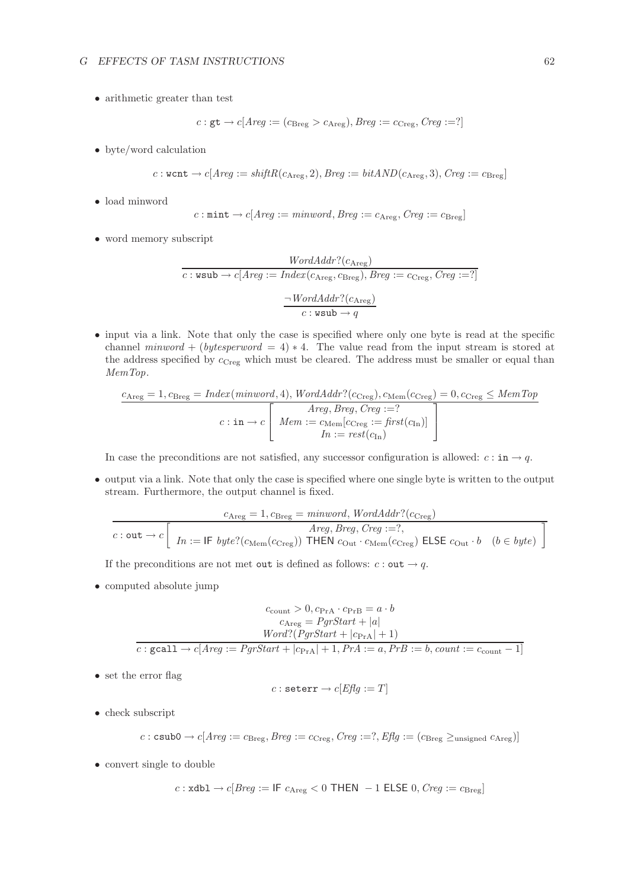- arithmetic greater than test

$$c : \texttt{gt} \rightarrow c[\mathit{Areg} := (c_{\mathrm{Breg}} > c_{\mathrm{Areg}}), \mathit{Breg} := c_{\mathrm{Creg}}, \mathit{Creg} :=?]$$

- byte/word calculation

$$c : \texttt{wcnt} \rightarrow c[\mathit{Areg} := \mathit{shiftR}(c_{\mathrm{Areg}}, 2), \mathit{Breg} := \mathit{bitAND}(c_{\mathrm{Areg}}, 3), \mathit{Creg} := c_{\mathrm{Breg}}]$$

- load minword

$$c : \texttt{mint} \rightarrow c[\mathit{Areg} := \mathit{minword}, \mathit{Breg} := c_{\mathrm{Areg}}, \mathit{Creg} := c_{\mathrm{Breg}}]$$

- word memory subscript

$$\frac{\mathit{WordAddr?}(c_{\mathrm{Areg}})}{c : \texttt{wsub} \rightarrow c[\mathit{Areg} := \mathit{Index}(c_{\mathrm{Areg}}, c_{\mathrm{Breg}}), \mathit{Breg} := c_{\mathrm{Creg}}, \mathit{Creg} :=?]}$$

$$\frac{\neg \mathit{WordAddr?}(c_{\mathrm{Areg}})}{c : \texttt{wsub} \rightarrow q}$$

- input via a link. Note that only the case is specified where only one byte is read at the specific channel $\mathit{minword} + (\mathit{bytesperword} = 4) * 4$. The value read from the input stream is stored at the address specified by $c_{\mathrm{Creg}}$ which must be cleared. The address must be smaller or equal than $\mathit{MemTop}$.

$$\frac{c_{\mathrm{Areg}} = 1, c_{\mathrm{Breg}} = \mathit{Index}(\mathit{minword}, 4), \mathit{WordAddr?}(c_{\mathrm{Creg}}), c_{\mathrm{Mem}}(c_{\mathrm{Creg}}) = 0, c_{\mathrm{Creg}} \leq \mathit{MemTop}}{c : \texttt{in} \rightarrow c \left[ \begin{array}{c} \mathit{Areg}, \mathit{Breg}, \mathit{Creg} :=? \\ \mathit{Mem} := c_{\mathrm{Mem}}[c_{\mathrm{Creg}} := \mathit{first}(c_{\mathrm{In}})] \\ \mathit{In} := \mathit{rest}(c_{\mathrm{In}}) \end{array} \right]}$$

In case the preconditions are not satisfied, any successor configuration is allowed: $c : \texttt{in} \rightarrow q$.

- output via a link. Note that only the case is specified where one single byte is written to the output stream. Furthermore, the output channel is fixed.

$$\frac{c_{\mathrm{Areg}} = 1, c_{\mathrm{Breg}} = \mathit{minword}, \mathit{WordAddr?}(c_{\mathrm{Creg}})}{c : \texttt{out} \rightarrow c \left[ \begin{array}{c} \mathit{Areg}, \mathit{Breg}, \mathit{Creg} :=?, \\ \mathit{In} := \textsf{IF } \mathit{byte?}(c_{\mathrm{Mem}}(c_{\mathrm{Creg}})) \textsf{ THEN } c_{\mathrm{Out}} \cdot c_{\mathrm{Mem}}(c_{\mathrm{Creg}}) \textsf{ ELSE } c_{\mathrm{Out}} \cdot b \quad (b \in \mathit{byte}) \end{array} \right]}$$

If the preconditions are not met `out` is defined as follows: $c : \texttt{out} \rightarrow q$.

- computed absolute jump

$$\frac{\begin{array}{c} c_{\mathrm{count}} > 0, c_{\mathrm{PrA}} \cdot c_{\mathrm{PrB}} = a \cdot b \\ c_{\mathrm{Areg}} = \mathit{PgrStart} + |a| \\ \mathit{Word?}(\mathit{PgrStart} + |c_{\mathrm{PrA}}| + 1) \end{array}}{c : \texttt{gcall} \rightarrow c[\mathit{Areg} := \mathit{PgrStart} + |c_{\mathrm{PrA}}| + 1, \mathit{PrA} := a, \mathit{PrB} := b, \mathit{count} := c_{\mathrm{count}} - 1]}$$

- set the error flag

$$c : \texttt{seterr} \rightarrow c[\mathit{Eflg} := T]$$

- check subscript

$$c : \texttt{csub0} \rightarrow c[\mathit{Areg} := c_{\mathrm{Breg}}, \mathit{Breg} := c_{\mathrm{Creg}}, \mathit{Creg} :=?, \mathit{Eflg} := (c_{\mathrm{Breg}} \geq_{\mathrm{unsigned}} c_{\mathrm{Areg}})]$$

- convert single to double

$$c : \texttt{xdbl} \rightarrow c[\mathit{Breg} := \textsf{IF } c_{\mathrm{Areg}} < 0 \textsf{ THEN } -1 \textsf{ ELSE } 0, \mathit{Creg} := c_{\mathrm{Breg}}]$$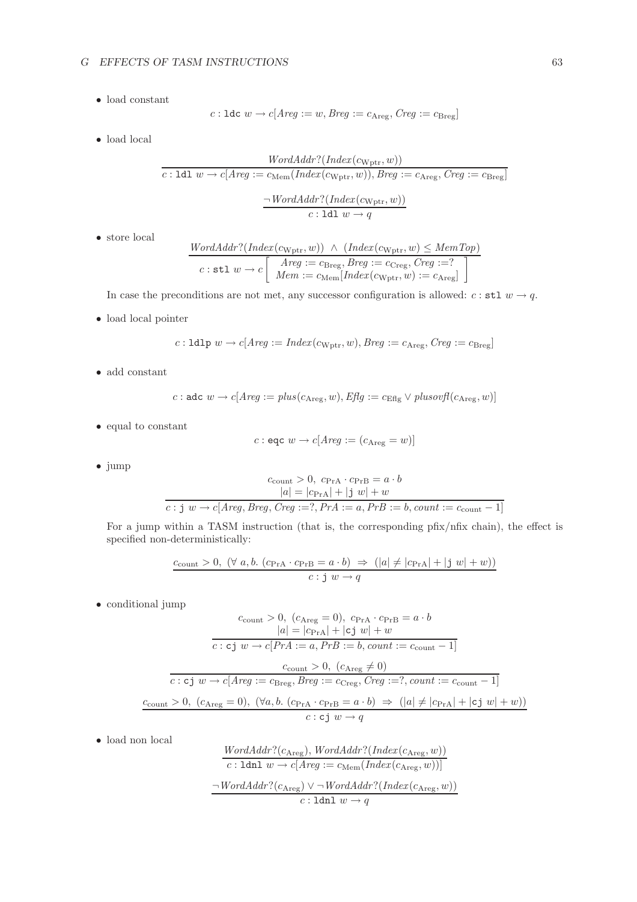- load constant

$$c : \texttt{ldc}\ w \rightarrow c[\mathit{Areg} := w, \mathit{Breg} := c_{\mathrm{Areg}}, \mathit{Creg} := c_{\mathrm{Breg}}]$$

- load local

$$\frac{\mathit{WordAddr?}(\mathit{Index}(c_{\mathrm{Wptr}}, w))}{c : \texttt{ldl}\ w \rightarrow c[\mathit{Areg} := c_{\mathrm{Mem}}(\mathit{Index}(c_{\mathrm{Wptr}}, w)), \mathit{Breg} := c_{\mathrm{Areg}}, \mathit{Creg} := c_{\mathrm{Breg}}]}$$

$$\frac{\neg \mathit{WordAddr?}(\mathit{Index}(c_{\mathrm{Wptr}}, w))}{c : \texttt{ldl}\ w \rightarrow q}$$

- store local

$$\frac{\mathit{WordAddr?}(\mathit{Index}(c_{\mathrm{Wptr}}, w)) \ \wedge \ (\mathit{Index}(c_{\mathrm{Wptr}}, w) \leq \mathit{MemTop})}{c : \texttt{stl}\ w \rightarrow c \left[ \begin{array}{c} \mathit{Areg} := c_{\mathrm{Breg}}, \mathit{Breg} := c_{\mathrm{Creg}}, \mathit{Creg} := ? \\ \mathit{Mem} := c_{\mathrm{Mem}}[\mathit{Index}(c_{\mathrm{Wptr}}, w) := c_{\mathrm{Areg}}] \end{array} \right]}$$

In case the preconditions are not met, any successor configuration is allowed: $c : \texttt{stl}\ w \rightarrow q$.

- load local pointer

$$c : \texttt{ldlp}\ w \rightarrow c[\mathit{Areg} := \mathit{Index}(c_{\mathrm{Wptr}}, w), \mathit{Breg} := c_{\mathrm{Areg}}, \mathit{Creg} := c_{\mathrm{Breg}}]$$

- add constant

$$c : \texttt{adc}\ w \rightarrow c[\mathit{Areg} := \mathit{plus}(c_{\mathrm{Areg}}, w), \mathit{Eflg} := c_{\mathrm{Eflg}} \vee \mathit{plusovfl}(c_{\mathrm{Areg}}, w)]$$

- equal to constant

$$c : \texttt{eqc}\ w \rightarrow c[\mathit{Areg} := (c_{\mathrm{Areg}} = w)]$$

- jump

$$\frac{\begin{array}{c} c_{\mathrm{count}} > 0,\ c_{\mathrm{PrA}} \cdot c_{\mathrm{PrB}} = a \cdot b \\ |a| = |c_{\mathrm{PrA}}| + |\texttt{j}\ w| + w \end{array}}{c : \texttt{j}\ w \rightarrow c[\mathit{Areg}, \mathit{Breg}, \mathit{Creg} := ?, \mathit{PrA} := a, \mathit{PrB} := b, \mathit{count} := c_{\mathrm{count}} - 1]}$$

For a jump within a TASM instruction (that is, the corresponding pfix/nfix chain), the effect is specified non-deterministically:

$$\frac{c_{\mathrm{count}} > 0,\ (\forall\ a, b.\ (c_{\mathrm{PrA}} \cdot c_{\mathrm{PrB}} = a \cdot b) \ \Rightarrow \ (|a| \neq |c_{\mathrm{PrA}}| + |\texttt{j}\ w| + w))}{c : \texttt{j}\ w \rightarrow q}$$

- conditional jump

$$\frac{\begin{array}{c} c_{\mathrm{count}} > 0,\ (c_{\mathrm{Areg}} = 0),\ c_{\mathrm{PrA}} \cdot c_{\mathrm{PrB}} = a \cdot b \\ |a| = |c_{\mathrm{PrA}}| + |\texttt{cj}\ w| + w \end{array}}{c : \texttt{cj}\ w \rightarrow c[\mathit{PrA} := a, \mathit{PrB} := b, \mathit{count} := c_{\mathrm{count}} - 1]}$$

$$\frac{c_{\mathrm{count}} > 0,\ (c_{\mathrm{Areg}} \neq 0)}{c : \texttt{cj}\ w \rightarrow c[\mathit{Areg} := c_{\mathrm{Breg}}, \mathit{Breg} := c_{\mathrm{Creg}}, \mathit{Creg} := ?, \mathit{count} := c_{\mathrm{count}} - 1]}$$

$$\frac{c_{\mathrm{count}} > 0,\ (c_{\mathrm{Areg}} = 0),\ (\forall a, b.\ (c_{\mathrm{PrA}} \cdot c_{\mathrm{PrB}} = a \cdot b) \ \Rightarrow \ (|a| \neq |c_{\mathrm{PrA}}| + |\texttt{cj}\ w| + w))}{c : \texttt{cj}\ w \rightarrow q}$$

- load non local

$$\frac{\mathit{WordAddr?}(c_{\mathrm{Areg}}),\ \mathit{WordAddr?}(\mathit{Index}(c_{\mathrm{Areg}}, w))}{c : \texttt{ldnl}\ w \rightarrow c[\mathit{Areg} := c_{\mathrm{Mem}}(\mathit{Index}(c_{\mathrm{Areg}}, w))]}$$

$$\frac{\neg \mathit{WordAddr?}(c_{\mathrm{Areg}}) \vee \neg \mathit{WordAddr?}(\mathit{Index}(c_{\mathrm{Areg}}, w))}{c : \texttt{ldnl}\ w \rightarrow q}$$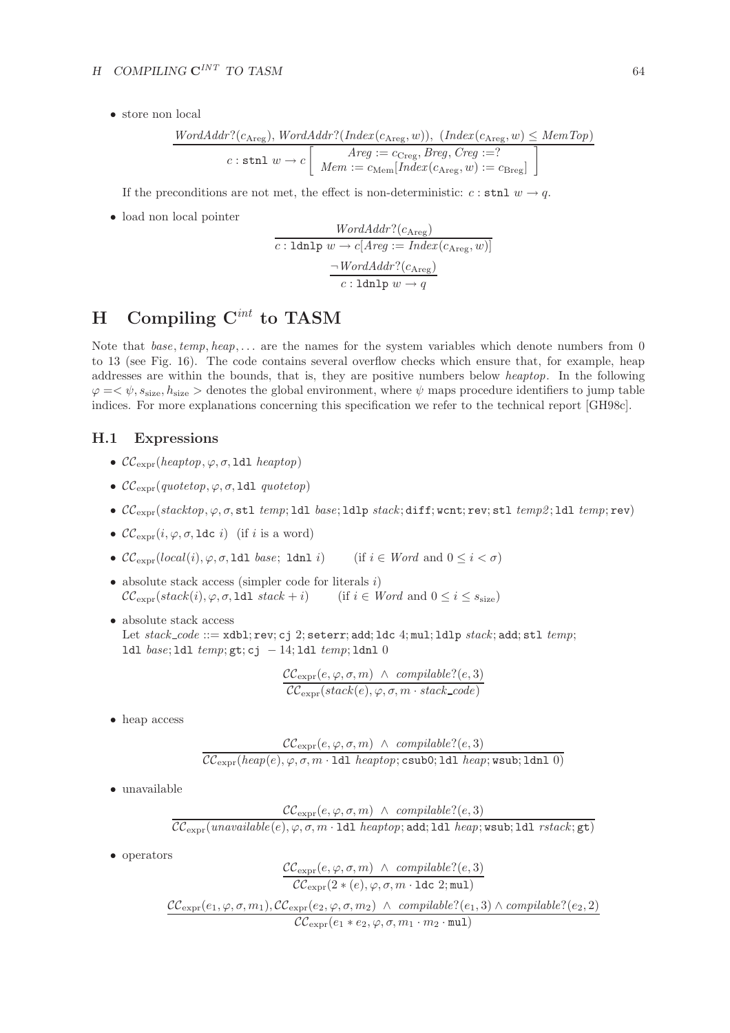- store non local

$$\frac{WordAddr?(c_{\text{Areg}}),\ WordAddr?(Index(c_{\text{Areg}}, w)),\ (Index(c_{\text{Areg}}, w) \leq MemTop)}{c : \texttt{stnl}\ w \rightarrow c\left[\begin{array}{c} Areg := c_{\text{Creg}}, Breg, Creg :=? \\ Mem := c_{\text{Mem}}[Index(c_{\text{Areg}}, w) := c_{\text{Breg}}] \end{array}\right]}$$

If the preconditions are not met, the effect is non-deterministic: $c : \texttt{stnl}\ w \rightarrow q$.

- load non local pointer

$$\frac{WordAddr?(c_{\text{Areg}})}{c : \texttt{ldnlp}\ w \rightarrow c[Areg := Index(c_{\text{Areg}}, w)]}$$

$$\frac{\neg WordAddr?(c_{\text{Areg}})}{c : \texttt{ldnlp}\ w \rightarrow q}$$

# H Compiling $\mathbf{C}^{int}$ to TASM

Note that *base*, *temp*, *heap*, ... are the names for the system variables which denote numbers from 0 to 13 (see Fig. 16). The code contains several overflow checks which ensure that, for example, heap addresses are within the bounds, that is, they are positive numbers below *heaptop*. In the following $\varphi = <\psi, s_{\text{size}}, h_{\text{size}}>$ denotes the global environment, where $\psi$ maps procedure identifiers to jump table indices. For more explanations concerning this specification we refer to the technical report [GH98c].

## H.1 Expressions

- $\mathcal{CC}_{\text{expr}}(heaptop, \varphi, \sigma, \texttt{ldl}\ heaptop)$
- $\mathcal{CC}_{\text{expr}}(quotetop, \varphi, \sigma, \texttt{ldl}\ quotetop)$
- $\mathcal{CC}_{\text{expr}}(stacktop, \varphi, \sigma, \texttt{stl}\ temp; \texttt{ldl}\ base; \texttt{ldlp}\ stack; \texttt{diff}; \texttt{wcnt}; \texttt{rev}; \texttt{stl}\ temp2; \texttt{ldl}\ temp; \texttt{rev})$
- $\mathcal{CC}_{\text{expr}}(i, \varphi, \sigma, \texttt{ldc}\ i)$ (if $i$ is a word)
- $\mathcal{CC}_{\text{expr}}(local(i), \varphi, \sigma, \texttt{ldl}\ base;\ \texttt{ldnl}\ i)$ (if $i \in Word$ and $0 \leq i < \sigma$)
- absolute stack access (simpler code for literals $i$)
  $\mathcal{CC}_{\text{expr}}(stack(i), \varphi, \sigma, \texttt{ldl}\ stack + i)$ (if $i \in Word$ and $0 \leq i \leq s_{\text{size}}$)
- absolute stack access
  Let $stack\_code ::=$ `xdbl; rev; cj 2; seterr; add; ldc 4; mul; ldlp` *stack*`; add; stl` *temp*; `ldl` *base*`; ldl` *temp*`; gt; cj −14; ldl` *temp*`; ldnl 0`

$$\frac{\mathcal{CC}_{\text{expr}}(e, \varphi, \sigma, m)\ \wedge\ compilable?(e, 3)}{\mathcal{CC}_{\text{expr}}(stack(e), \varphi, \sigma, m \cdot stack\_code)}$$

- heap access

$$\frac{\mathcal{CC}_{\text{expr}}(e, \varphi, \sigma, m)\ \wedge\ compilable?(e, 3)}{\mathcal{CC}_{\text{expr}}(heap(e), \varphi, \sigma, m \cdot \texttt{ldl}\ heaptop; \texttt{csub0}; \texttt{ldl}\ heap; \texttt{wsub}; \texttt{ldnl}\ 0)}$$

- unavailable

$$\frac{\mathcal{CC}_{\text{expr}}(e, \varphi, \sigma, m)\ \wedge\ compilable?(e, 3)}{\mathcal{CC}_{\text{expr}}(unavailable(e), \varphi, \sigma, m \cdot \texttt{ldl}\ heaptop; \texttt{add}; \texttt{ldl}\ heap; \texttt{wsub}; \texttt{ldl}\ rstack; \texttt{gt})}$$

- operators

$$\frac{\mathcal{CC}_{\text{expr}}(e, \varphi, \sigma, m)\ \wedge\ compilable?(e, 3)}{\mathcal{CC}_{\text{expr}}(2 * (e), \varphi, \sigma, m \cdot \texttt{ldc}\ 2; \texttt{mul})}$$

$$\frac{\mathcal{CC}_{\text{expr}}(e_1, \varphi, \sigma, m_1), \mathcal{CC}_{\text{expr}}(e_2, \varphi, \sigma, m_2)\ \wedge\ compilable?(e_1, 3) \wedge compilable?(e_2, 2)}{\mathcal{CC}_{\text{expr}}(e_1 * e_2, \varphi, \sigma, m_1 \cdot m_2 \cdot \texttt{mul})}$$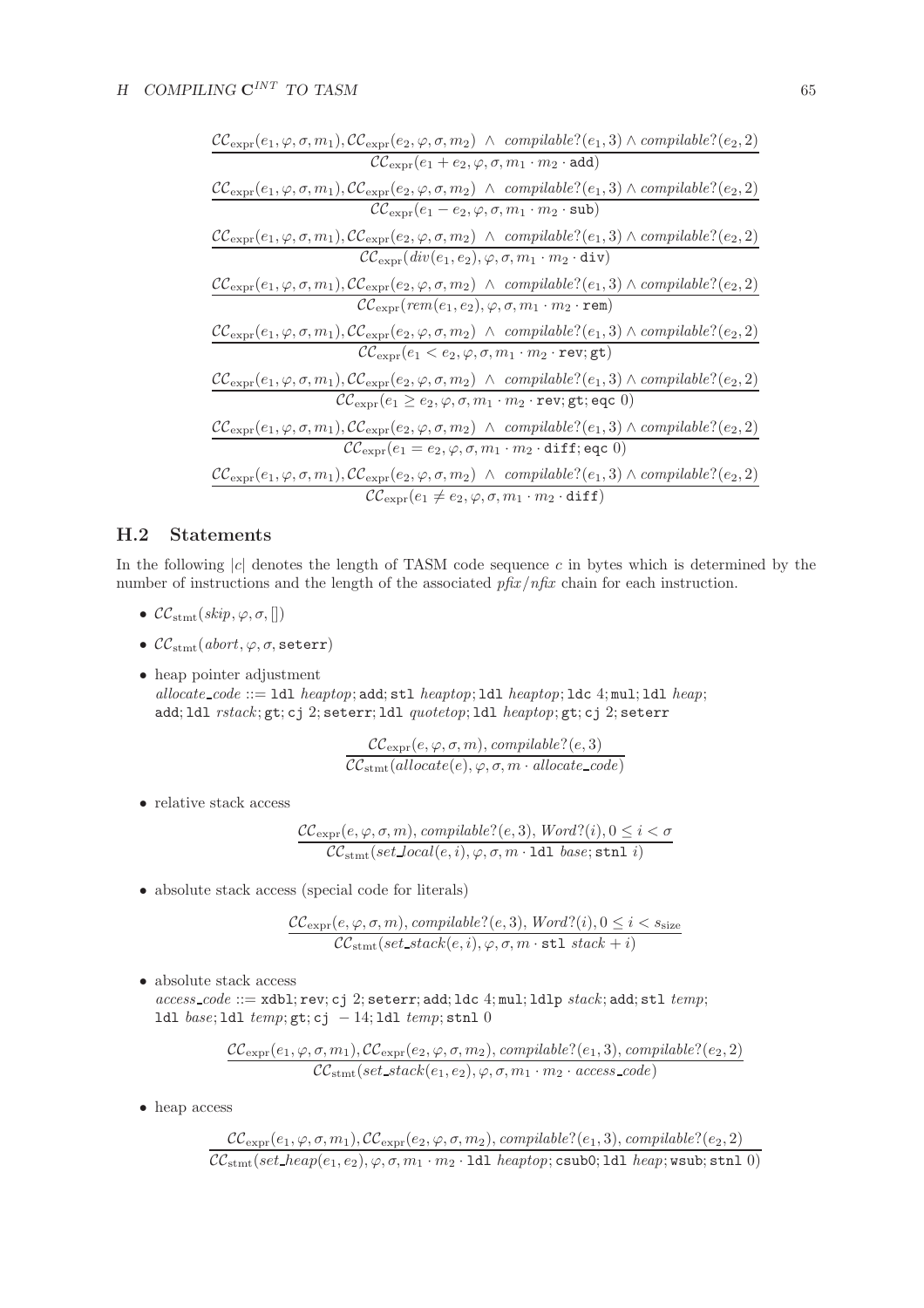$$\frac{\mathcal{CC}_{\text{expr}}(e_1, \varphi, \sigma, m_1), \mathcal{CC}_{\text{expr}}(e_2, \varphi, \sigma, m_2) \ \wedge \ \textit{compilable?}(e_1, 3) \wedge \textit{compilable?}(e_2, 2)}{\mathcal{CC}_{\text{expr}}(e_1 + e_2, \varphi, \sigma, m_1 \cdot m_2 \cdot \texttt{add})}$$

$$\frac{\mathcal{CC}_{\text{expr}}(e_1, \varphi, \sigma, m_1), \mathcal{CC}_{\text{expr}}(e_2, \varphi, \sigma, m_2) \ \wedge \ \textit{compilable?}(e_1, 3) \wedge \textit{compilable?}(e_2, 2)}{\mathcal{CC}_{\text{expr}}(e_1 - e_2, \varphi, \sigma, m_1 \cdot m_2 \cdot \texttt{sub})}$$

$$\frac{\mathcal{CC}_{\text{expr}}(e_1, \varphi, \sigma, m_1), \mathcal{CC}_{\text{expr}}(e_2, \varphi, \sigma, m_2) \ \wedge \ \textit{compilable?}(e_1, 3) \wedge \textit{compilable?}(e_2, 2)}{\mathcal{CC}_{\text{expr}}(\textit{div}(e_1, e_2), \varphi, \sigma, m_1 \cdot m_2 \cdot \texttt{div})}$$

$$\frac{\mathcal{CC}_{\text{expr}}(e_1, \varphi, \sigma, m_1), \mathcal{CC}_{\text{expr}}(e_2, \varphi, \sigma, m_2) \ \wedge \ \textit{compilable?}(e_1, 3) \wedge \textit{compilable?}(e_2, 2)}{\mathcal{CC}_{\text{expr}}(\textit{rem}(e_1, e_2), \varphi, \sigma, m_1 \cdot m_2 \cdot \texttt{rem})}$$

$$\frac{\mathcal{CC}_{\text{expr}}(e_1, \varphi, \sigma, m_1), \mathcal{CC}_{\text{expr}}(e_2, \varphi, \sigma, m_2) \ \wedge \ \textit{compilable?}(e_1, 3) \wedge \textit{compilable?}(e_2, 2)}{\mathcal{CC}_{\text{expr}}(e_1 < e_2, \varphi, \sigma, m_1 \cdot m_2 \cdot \texttt{rev}; \texttt{gt})}$$

$$\frac{\mathcal{CC}_{\text{expr}}(e_1, \varphi, \sigma, m_1), \mathcal{CC}_{\text{expr}}(e_2, \varphi, \sigma, m_2) \ \wedge \ \textit{compilable?}(e_1, 3) \wedge \textit{compilable?}(e_2, 2)}{\mathcal{CC}_{\text{expr}}(e_1 \geq e_2, \varphi, \sigma, m_1 \cdot m_2 \cdot \texttt{rev}; \texttt{gt}; \texttt{eqc}\ 0)}$$

$$\frac{\mathcal{CC}_{\text{expr}}(e_1, \varphi, \sigma, m_1), \mathcal{CC}_{\text{expr}}(e_2, \varphi, \sigma, m_2) \ \wedge \ \textit{compilable?}(e_1, 3) \wedge \textit{compilable?}(e_2, 2)}{\mathcal{CC}_{\text{expr}}(e_1 = e_2, \varphi, \sigma, m_1 \cdot m_2 \cdot \texttt{diff}; \texttt{eqc}\ 0)}$$

$$\frac{\mathcal{CC}_{\text{expr}}(e_1, \varphi, \sigma, m_1), \mathcal{CC}_{\text{expr}}(e_2, \varphi, \sigma, m_2) \ \wedge \ \textit{compilable?}(e_1, 3) \wedge \textit{compilable?}(e_2, 2)}{\mathcal{CC}_{\text{expr}}(e_1 \neq e_2, \varphi, \sigma, m_1 \cdot m_2 \cdot \texttt{diff})}$$

### H.2 Statements

In the following $|c|$ denotes the length of TASM code sequence $c$ in bytes which is determined by the number of instructions and the length of the associated *pfix*/*nfix* chain for each instruction.

- $\mathcal{CC}_{\text{stmt}}(\textit{skip}, \varphi, \sigma, [])$
- $\mathcal{CC}_{\text{stmt}}(\textit{abort}, \varphi, \sigma, \texttt{seterr})$
- heap pointer adjustment
  *allocate_code* ::= `ldl` *heaptop*; `add`; `stl` *heaptop*; `ldl` *heaptop*; `ldc` 4; `mul`; `ldl` *heap*; `add`; `ldl` *rstack*; `gt`; `cj` 2; `seterr`; `ldl` *quotetop*; `ldl` *heaptop*; `gt`; `cj` 2; `seterr`

$$\frac{\mathcal{CC}_{\text{expr}}(e, \varphi, \sigma, m), \textit{compilable?}(e, 3)}{\mathcal{CC}_{\text{stmt}}(\textit{allocate}(e), \varphi, \sigma, m \cdot \textit{allocate\_code})}$$

- relative stack access

$$\frac{\mathcal{CC}_{\text{expr}}(e, \varphi, \sigma, m), \textit{compilable?}(e, 3),\ \textit{Word?}(i), 0 \leq i < \sigma}{\mathcal{CC}_{\text{stmt}}(\textit{set\_local}(e, i), \varphi, \sigma, m \cdot \texttt{ldl}\ \textit{base}; \texttt{stnl}\ i)}$$

- absolute stack access (special code for literals)

$$\frac{\mathcal{CC}_{\text{expr}}(e, \varphi, \sigma, m), \textit{compilable?}(e, 3),\ \textit{Word?}(i), 0 \leq i < s_{\text{size}}}{\mathcal{CC}_{\text{stmt}}(\textit{set\_stack}(e, i), \varphi, \sigma, m \cdot \texttt{stl}\ \textit{stack} + i)}$$

- absolute stack access
  *access_code* ::= `xdbl`; `rev`; `cj` 2; `seterr`; `add`; `ldc` 4; `mul`; `ldlp` *stack*; `add`; `stl` *temp*; `ldl` *base*; `ldl` *temp*; `gt`; `cj` $-14$; `ldl` *temp*; `stnl` 0

$$\frac{\mathcal{CC}_{\text{expr}}(e_1, \varphi, \sigma, m_1), \mathcal{CC}_{\text{expr}}(e_2, \varphi, \sigma, m_2), \textit{compilable?}(e_1, 3), \textit{compilable?}(e_2, 2)}{\mathcal{CC}_{\text{stmt}}(\textit{set\_stack}(e_1, e_2), \varphi, \sigma, m_1 \cdot m_2 \cdot \textit{access\_code})}$$

- heap access

$$\frac{\mathcal{CC}_{\text{expr}}(e_1, \varphi, \sigma, m_1), \mathcal{CC}_{\text{expr}}(e_2, \varphi, \sigma, m_2), \textit{compilable?}(e_1, 3), \textit{compilable?}(e_2, 2)}{\mathcal{CC}_{\text{stmt}}(\textit{set\_heap}(e_1, e_2), \varphi, \sigma, m_1 \cdot m_2 \cdot \texttt{ldl}\ \textit{heaptop}; \texttt{csub0}; \texttt{ldl}\ \textit{heap}; \texttt{wsub}; \texttt{stnl}\ 0)}$$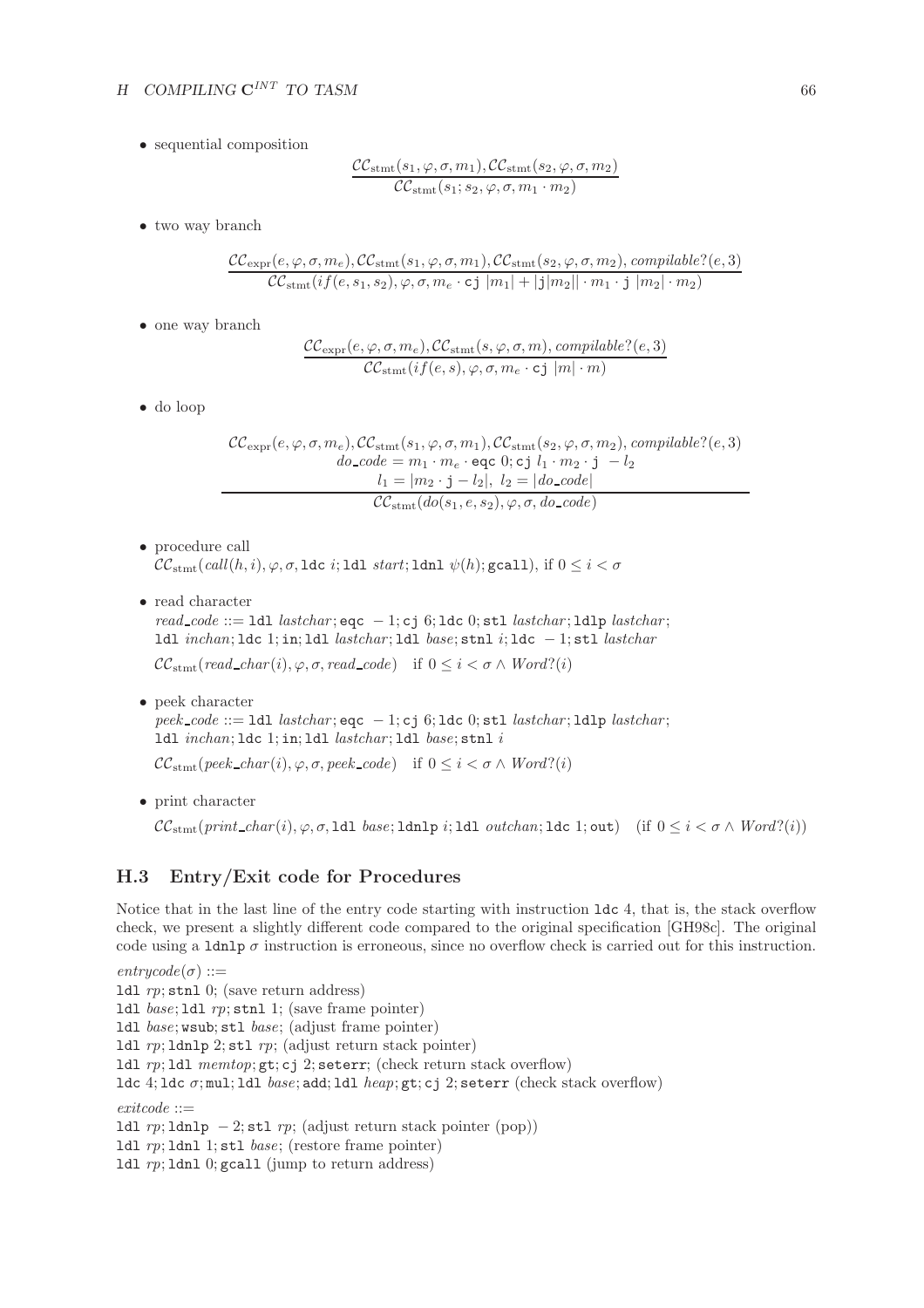- sequential composition

$$\frac{\mathcal{CC}_{\text{stmt}}(s_1, \varphi, \sigma, m_1), \mathcal{CC}_{\text{stmt}}(s_2, \varphi, \sigma, m_2)}{\mathcal{CC}_{\text{stmt}}(s_1; s_2, \varphi, \sigma, m_1 \cdot m_2)}$$

- two way branch

$$\frac{\mathcal{CC}_{\text{expr}}(e, \varphi, \sigma, m_e), \mathcal{CC}_{\text{stmt}}(s_1, \varphi, \sigma, m_1), \mathcal{CC}_{\text{stmt}}(s_2, \varphi, \sigma, m_2),\ compilable?(e, 3)}{\mathcal{CC}_{\text{stmt}}(if(e, s_1, s_2), \varphi, \sigma, m_e \cdot \texttt{cj}\ |m_1| + |\texttt{j}|m_2|| \cdot m_1 \cdot \texttt{j}\ |m_2| \cdot m_2)}$$

- one way branch

$$\frac{\mathcal{CC}_{\text{expr}}(e, \varphi, \sigma, m_e), \mathcal{CC}_{\text{stmt}}(s, \varphi, \sigma, m),\ compilable?(e, 3)}{\mathcal{CC}_{\text{stmt}}(if(e, s), \varphi, \sigma, m_e \cdot \texttt{cj}\ |m| \cdot m)}$$

- do loop

$$\frac{\begin{array}{c}\mathcal{CC}_{\text{expr}}(e, \varphi, \sigma, m_e), \mathcal{CC}_{\text{stmt}}(s_1, \varphi, \sigma, m_1), \mathcal{CC}_{\text{stmt}}(s_2, \varphi, \sigma, m_2),\ compilable?(e, 3)\\ do\_code = m_1 \cdot m_e \cdot \texttt{eqc}\ 0; \texttt{cj}\ l_1 \cdot m_2 \cdot \texttt{j}\ -l_2 \\ l_1 = |m_2 \cdot \texttt{j} - l_2|,\ l_2 = |do\_code|\end{array}}{\mathcal{CC}_{\text{stmt}}(do(s_1, e, s_2), \varphi, \sigma, do\_code)}$$

- procedure call
  $\mathcal{CC}_{\text{stmt}}(call(h, i), \varphi, \sigma, \texttt{ldc}\ i; \texttt{ldl}\ start; \texttt{ldnl}\ \psi(h); \texttt{gcall})$, if $0 \leq i < \sigma$

- read character
  $read\_code ::= \texttt{ldl}\ lastchar; \texttt{eqc}\ -1; \texttt{cj}\ 6; \texttt{ldc}\ 0; \texttt{stl}\ lastchar; \texttt{ldlp}\ lastchar;$
  $\texttt{ldl}\ inchan; \texttt{ldc}\ 1; \texttt{in}; \texttt{ldl}\ lastchar; \texttt{ldl}\ base; \texttt{stnl}\ i; \texttt{ldc}\ -1; \texttt{stl}\ lastchar$

  $\mathcal{CC}_{\text{stmt}}(read\_char(i), \varphi, \sigma, read\_code)$ if $0 \leq i < \sigma \wedge Word?(i)$

- peek character
  $peek\_code ::= \texttt{ldl}\ lastchar; \texttt{eqc}\ -1; \texttt{cj}\ 6; \texttt{ldc}\ 0; \texttt{stl}\ lastchar; \texttt{ldlp}\ lastchar;$
  $\texttt{ldl}\ inchan; \texttt{ldc}\ 1; \texttt{in}; \texttt{ldl}\ lastchar; \texttt{ldl}\ base; \texttt{stnl}\ i$

  $\mathcal{CC}_{\text{stmt}}(peek\_char(i), \varphi, \sigma, peek\_code)$ if $0 \leq i < \sigma \wedge Word?(i)$

- print character

  $\mathcal{CC}_{\text{stmt}}(print\_char(i), \varphi, \sigma, \texttt{ldl}\ base; \texttt{ldnlp}\ i; \texttt{ldl}\ outchan; \texttt{ldc}\ 1; \texttt{out})$ (if $0 \leq i < \sigma \wedge Word?(i)$)

## H.3 Entry/Exit code for Procedures

Notice that in the last line of the entry code starting with instruction `ldc 4`, that is, the stack overflow check, we present a slightly different code compared to the original specification [GH98c]. The original code using a `ldnlp` $\sigma$ instruction is erroneous, since no overflow check is carried out for this instruction.

$entrycode(\sigma) ::=$
$\texttt{ldl}\ rp; \texttt{stnl}\ 0;$ (save return address)
$\texttt{ldl}\ base; \texttt{ldl}\ rp; \texttt{stnl}\ 1;$ (save frame pointer)
$\texttt{ldl}\ base; \texttt{wsub}; \texttt{stl}\ base;$ (adjust frame pointer)
$\texttt{ldl}\ rp; \texttt{ldnlp}\ 2; \texttt{stl}\ rp;$ (adjust return stack pointer)
$\texttt{ldl}\ rp; \texttt{ldl}\ memtop; \texttt{gt}; \texttt{cj}\ 2; \texttt{seterr};$ (check return stack overflow)
$\texttt{ldc}\ 4; \texttt{ldc}\ \sigma; \texttt{mul}; \texttt{ldl}\ base; \texttt{add}; \texttt{ldl}\ heap; \texttt{gt}; \texttt{cj}\ 2; \texttt{seterr}$ (check stack overflow)

$exitcode ::=$
$\texttt{ldl}\ rp; \texttt{ldnlp}\ -2; \texttt{stl}\ rp;$ (adjust return stack pointer (pop))
$\texttt{ldl}\ rp; \texttt{ldnl}\ 1; \texttt{stl}\ base;$ (restore frame pointer)
$\texttt{ldl}\ rp; \texttt{ldnl}\ 0; \texttt{gcall}$ (jump to return address)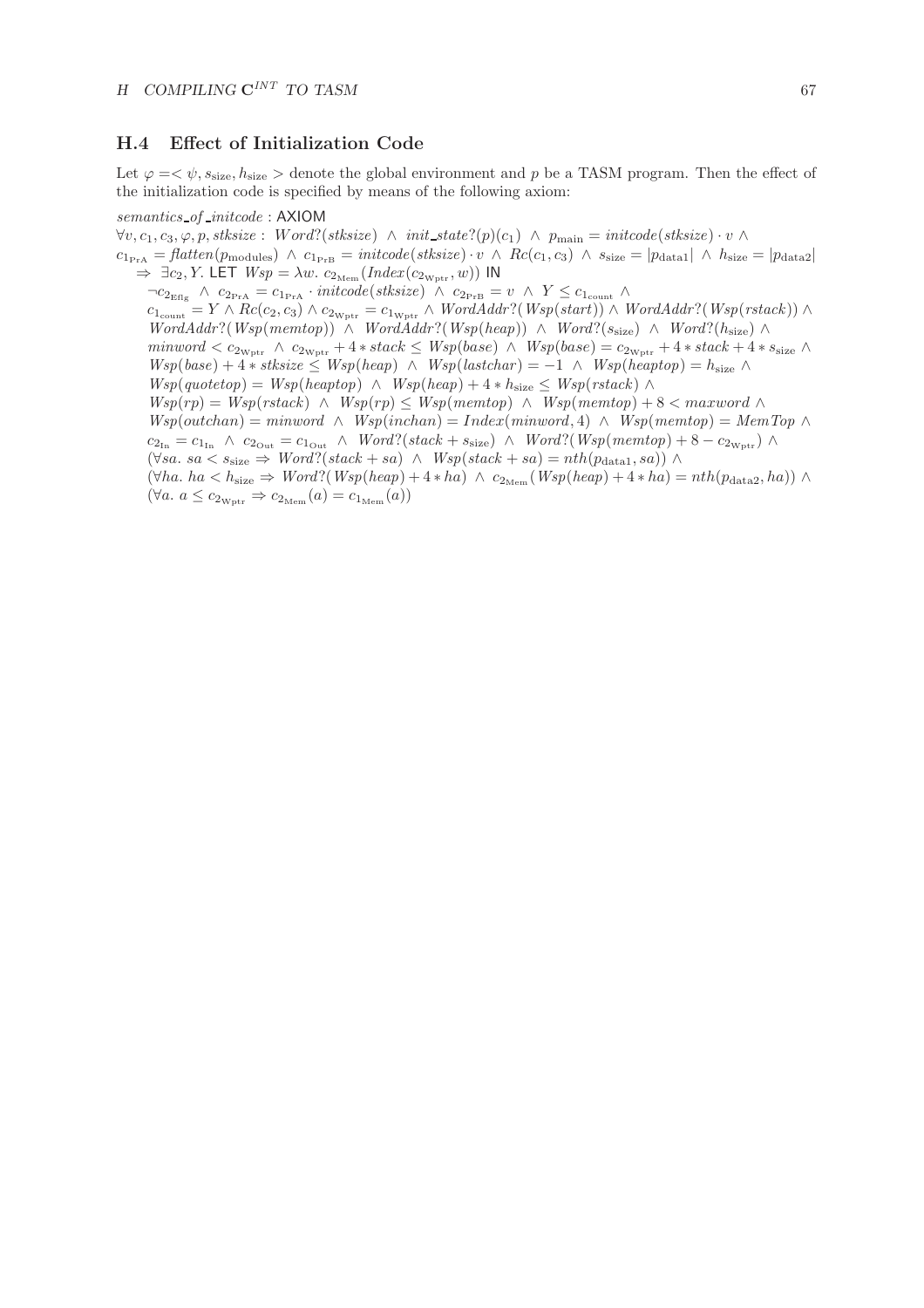### H.4 Effect of Initialization Code

Let $\varphi =< \psi, s_{\text{size}}, h_{\text{size}} >$ denote the global environment and $p$ be a TASM program. Then the effect of the initialization code is specified by means of the following axiom:

$$
\begin{array}{l}
\textit{semantics\_of\_initcode} : \textsf{AXIOM} \\
\forall v, c_1, c_3, \varphi, p, \textit{stksize} :\ \textit{Word?}(\textit{stksize}) \ \wedge\ \textit{init\_state?}(p)(c_1) \ \wedge\ p_{\text{main}} = \textit{initcode}(\textit{stksize}) \cdot v \ \wedge \\
c_{1_{\text{PrA}}} = \textit{flatten}(p_{\text{modules}}) \ \wedge\ c_{1_{\text{PrB}}} = \textit{initcode}(\textit{stksize}) \cdot v \ \wedge\ \textit{Rc}(c_1, c_3) \ \wedge\ s_{\text{size}} = |p_{\text{data1}}| \ \wedge\ h_{\text{size}} = |p_{\text{data2}}| \\
\quad \Rightarrow\ \exists c_2, Y.\ \textsf{LET}\ \textit{Wsp} = \lambda w.\ c_{2_{\text{Mem}}}(\textit{Index}(c_{2_{\text{Wptr}}}, w))\ \textsf{IN} \\
\quad \neg c_{2_{\text{Eflg}}} \ \wedge\ c_{2_{\text{PrA}}} = c_{1_{\text{PrA}}} \cdot \textit{initcode}(\textit{stksize}) \ \wedge\ c_{2_{\text{PrB}}} = v \ \wedge\ Y \leq c_{1_{\text{count}}} \ \wedge \\
\quad c_{1_{\text{count}}} = Y \wedge \textit{Rc}(c_2, c_3) \wedge c_{2_{\text{Wptr}}} = c_{1_{\text{Wptr}}} \wedge \textit{WordAddr?}(\textit{Wsp}(\textit{start})) \wedge \textit{WordAddr?}(\textit{Wsp}(\textit{rstack})) \wedge \\
\quad \textit{WordAddr?}(\textit{Wsp}(\textit{memtop})) \ \wedge\ \textit{WordAddr?}(\textit{Wsp}(\textit{heap})) \ \wedge\ \textit{Word?}(s_{\text{size}}) \ \wedge\ \textit{Word?}(h_{\text{size}}) \ \wedge \\
\quad \textit{minword} < c_{2_{\text{Wptr}}} \ \wedge\ c_{2_{\text{Wptr}}} + 4 * \textit{stack} \leq \textit{Wsp}(\textit{base}) \ \wedge\ \textit{Wsp}(\textit{base}) = c_{2_{\text{Wptr}}} + 4 * \textit{stack} + 4 * s_{\text{size}} \ \wedge \\
\quad \textit{Wsp}(\textit{base}) + 4 * \textit{stksize} \leq \textit{Wsp}(\textit{heap}) \ \wedge\ \textit{Wsp}(\textit{lastchar}) = -1 \ \wedge\ \textit{Wsp}(\textit{heaptop}) = h_{\text{size}} \ \wedge \\
\quad \textit{Wsp}(\textit{quotetop}) = \textit{Wsp}(\textit{heaptop}) \ \wedge\ \textit{Wsp}(\textit{heap}) + 4 * h_{\text{size}} \leq \textit{Wsp}(\textit{rstack}) \ \wedge \\
\quad \textit{Wsp}(\textit{rp}) = \textit{Wsp}(\textit{rstack}) \ \wedge\ \textit{Wsp}(\textit{rp}) \leq \textit{Wsp}(\textit{memtop}) \ \wedge\ \textit{Wsp}(\textit{memtop}) + 8 < \textit{maxword} \ \wedge \\
\quad \textit{Wsp}(\textit{outchan}) = \textit{minword} \ \wedge\ \textit{Wsp}(\textit{inchan}) = \textit{Index}(\textit{minword}, 4) \ \wedge\ \textit{Wsp}(\textit{memtop}) = \textit{MemTop} \ \wedge \\
\quad c_{2_{\text{In}}} = c_{1_{\text{In}}} \ \wedge\ c_{2_{\text{Out}}} = c_{1_{\text{Out}}} \ \wedge\ \textit{Word?}(\textit{stack} + s_{\text{size}}) \ \wedge\ \textit{Word?}(\textit{Wsp}(\textit{memtop}) + 8 - c_{2_{\text{Wptr}}}) \ \wedge \\
\quad (\forall sa.\ sa < s_{\text{size}} \Rightarrow \textit{Word?}(\textit{stack} + sa) \ \wedge\ \textit{Wsp}(\textit{stack} + sa) = \textit{nth}(p_{\text{data1}}, sa)) \ \wedge \\
\quad (\forall ha.\ ha < h_{\text{size}} \Rightarrow \textit{Word?}(\textit{Wsp}(\textit{heap}) + 4 * ha) \ \wedge\ c_{2_{\text{Mem}}}(\textit{Wsp}(\textit{heap}) + 4 * ha) = \textit{nth}(p_{\text{data2}}, ha)) \ \wedge \\
\quad (\forall a.\ a \leq c_{2_{\text{Wptr}}} \Rightarrow c_{2_{\text{Mem}}}(a) = c_{1_{\text{Mem}}}(a))
\end{array}
$$